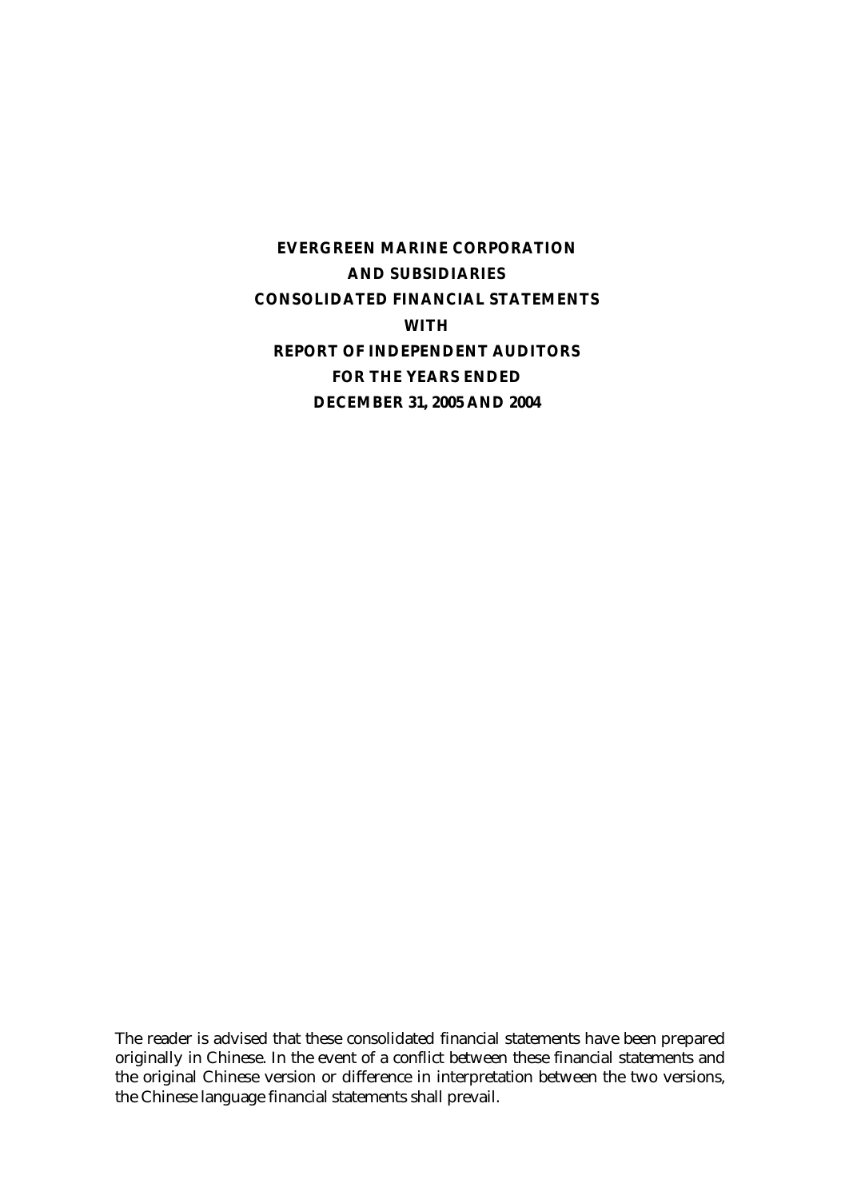# EVERGREEN MARINE CORPORATION
# AND SUBSIDIARIES
# CONSOLIDATED FINANCIAL STATEMENTS
# WITH
# REPORT OF INDEPENDENT AUDITORS
# FOR THE YEARS ENDED
# DECEMBER 31, 2005 AND 2004

The reader is advised that these consolidated financial statements have been prepared originally in Chinese. In the event of a conflict between these financial statements and the original Chinese version or difference in interpretation between the two versions, the Chinese language financial statements shall prevail.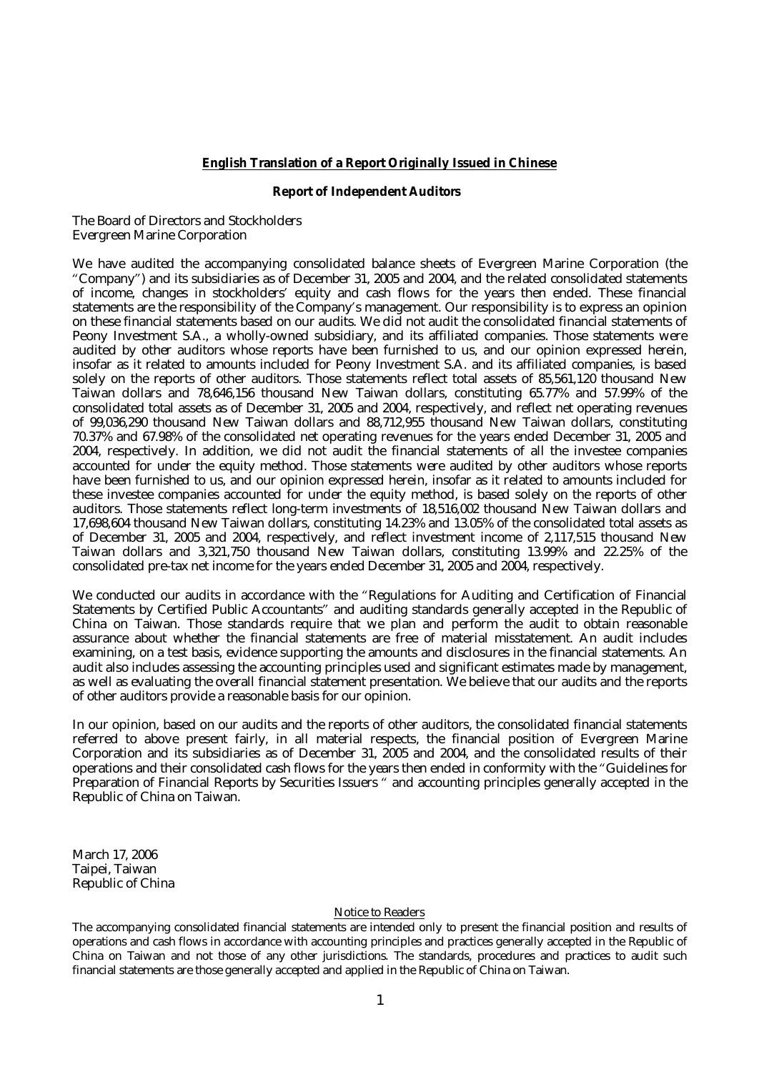**English Translation of a Report Originally Issued in Chinese**

**Report of Independent Auditors**

The Board of Directors and Stockholders
Evergreen Marine Corporation

We have audited the accompanying consolidated balance sheets of Evergreen Marine Corporation (the "Company") and its subsidiaries as of December 31, 2005 and 2004, and the related consolidated statements of income, changes in stockholders' equity and cash flows for the years then ended. These financial statements are the responsibility of the Company's management. Our responsibility is to express an opinion on these financial statements based on our audits. We did not audit the consolidated financial statements of Peony Investment S.A., a wholly-owned subsidiary, and its affiliated companies. Those statements were audited by other auditors whose reports have been furnished to us, and our opinion expressed herein, insofar as it related to amounts included for Peony Investment S.A. and its affiliated companies, is based solely on the reports of other auditors. Those statements reflect total assets of 85,561,120 thousand New Taiwan dollars and 78,646,156 thousand New Taiwan dollars, constituting 65.77% and 57.99% of the consolidated total assets as of December 31, 2005 and 2004, respectively, and reflect net operating revenues of 99,036,290 thousand New Taiwan dollars and 88,712,955 thousand New Taiwan dollars, constituting 70.37% and 67.98% of the consolidated net operating revenues for the years ended December 31, 2005 and 2004, respectively. In addition, we did not audit the financial statements of all the investee companies accounted for under the equity method. Those statements were audited by other auditors whose reports have been furnished to us, and our opinion expressed herein, insofar as it related to amounts included for these investee companies accounted for under the equity method, is based solely on the reports of other auditors. Those statements reflect long-term investments of 18,516,002 thousand New Taiwan dollars and 17,698,604 thousand New Taiwan dollars, constituting 14.23% and 13.05% of the consolidated total assets as of December 31, 2005 and 2004, respectively, and reflect investment income of 2,117,515 thousand New Taiwan dollars and 3,321,750 thousand New Taiwan dollars, constituting 13.99% and 22.25% of the consolidated pre-tax net income for the years ended December 31, 2005 and 2004, respectively.

We conducted our audits in accordance with the "Regulations for Auditing and Certification of Financial Statements by Certified Public Accountants" and auditing standards generally accepted in the Republic of China on Taiwan. Those standards require that we plan and perform the audit to obtain reasonable assurance about whether the financial statements are free of material misstatement. An audit includes examining, on a test basis, evidence supporting the amounts and disclosures in the financial statements. An audit also includes assessing the accounting principles used and significant estimates made by management, as well as evaluating the overall financial statement presentation. We believe that our audits and the reports of other auditors provide a reasonable basis for our opinion.

In our opinion, based on our audits and the reports of other auditors, the consolidated financial statements referred to above present fairly, in all material respects, the financial position of Evergreen Marine Corporation and its subsidiaries as of December 31, 2005 and 2004, and the consolidated results of their operations and their consolidated cash flows for the years then ended in conformity with the "Guidelines for Preparation of Financial Reports by Securities Issuers " and accounting principles generally accepted in the Republic of China on Taiwan.

March 17, 2006
Taipei, Taiwan
Republic of China

Notice to Readers

The accompanying consolidated financial statements are intended only to present the financial position and results of operations and cash flows in accordance with accounting principles and practices generally accepted in the Republic of China on Taiwan and not those of any other jurisdictions. The standards, procedures and practices to audit such financial statements are those generally accepted and applied in the Republic of China on Taiwan.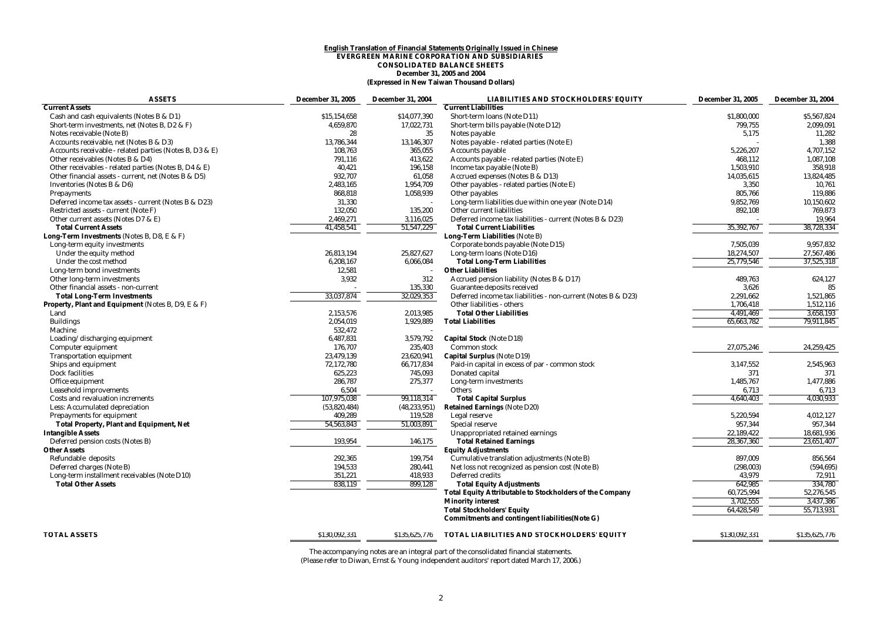**English Translation of Financial Statements Originally Issued in Chinese**

**EVERGREEN MARINE CORPORATION AND SUBSIDIARIES**

**CONSOLIDATED BALANCE SHEETS**

**December 31, 2005 and 2004**

**(Expressed in New Taiwan Thousand Dollars)**

| ASSETS | December 31, 2005 | December 31, 2004 |
|---|---|---|
| **Current Assets** | | |
| Cash and cash equivalents (Notes B & D1) | $15,154,658 | $14,077,390 |
| Short-term investments, net (Notes B, D2 & F) | 4,659,870 | 17,022,731 |
| Notes receivable (Note B) | 28 | 35 |
| Accounts receivable, net (Notes B & D3) | 13,786,344 | 13,146,307 |
| Accounts receivable - related parties (Notes B, D3 & E) | 108,763 | 365,055 |
| Other receivables (Notes B & D4) | 791,116 | 413,622 |
| Other receivables - related parties (Notes B, D4 & E) | 40,421 | 196,158 |
| Other financial assets - current, net (Notes B & D5) | 932,707 | 61,058 |
| Inventories (Notes B & D6) | 2,483,165 | 1,954,709 |
| Prepayments | 868,818 | 1,058,939 |
| Deferred income tax assets - current (Notes B & D23) | 31,330 | - |
| Restricted assets - current (Note F) | 132,050 | 135,200 |
| Other current assets (Notes D7 & E) | 2,469,271 | 3,116,025 |
| **Total Current Assets** | 41,458,541 | 51,547,229 |
| **Long-Term Investments** (Notes B, D8, E & F) | | |
| Long-term equity investments | | |
| Under the equity method | 26,813,194 | 25,827,627 |
| Under the cost method | 6,208,167 | 6,066,084 |
| Long-term bond investments | 12,581 | - |
| Other long-term investments | 3,932 | 312 |
| Other financial assets - non-current | - | 135,330 |
| **Total Long-Term Investments** | 33,037,874 | 32,029,353 |
| **Property, Plant and Equipment** (Notes B, D9, E & F) | | |
| Land | 2,153,576 | 2,013,985 |
| Buildings | 2,054,019 | 1,929,889 |
| Machine | 532,472 | - |
| Loading/discharging equipment | 6,487,831 | 3,579,792 |
| Computer equipment | 176,707 | 235,403 |
| Transportation equipment | 23,479,139 | 23,620,941 |
| Ships and equipment | 72,172,780 | 66,717,834 |
| Dock facilities | 625,223 | 745,093 |
| Office equipment | 286,787 | 275,377 |
| Leasehold improvements | 6,504 | - |
| Costs and revaluation increments | 107,975,038 | 99,118,314 |
| Less: Accumulated depreciation | (53,820,484) | (48,233,951) |
| Prepayments for equipment | 409,289 | 119,528 |
| **Total Property, Plant and Equipment, Net** | 54,563,843 | 51,003,891 |
| **Intangible Assets** | | |
| Deferred pension costs (Notes B) | 193,954 | 146,175 |
| **Other Assets** | | |
| Refundable deposits | 292,365 | 199,754 |
| Deferred charges (Note B) | 194,533 | 280,441 |
| Long-term installment receivables (Note D10) | 351,221 | 418,933 |
| **Total Other Assets** | 838,119 | 899,128 |
| **TOTAL ASSETS** | $130,092,331 | $135,625,776 |

| LIABILITIES AND STOCKHOLDERS' EQUITY | December 31, 2005 | December 31, 2004 |
|---|---|---|
| **Current Liabilities** | | |
| Short-term loans (Note D11) | $1,800,000 | $5,567,824 |
| Short-term bills payable (Note D12) | 799,755 | 2,099,091 |
| Notes payable | 5,175 | 11,282 |
| Notes payable - related parties (Note E) | - | 1,388 |
| Accounts payable | 5,226,207 | 4,707,152 |
| Accounts payable - related parties (Note E) | 468,112 | 1,087,108 |
| Income tax payable (Note B) | 1,503,910 | 358,918 |
| Accrued expenses (Notes B & D13) | 14,035,615 | 13,824,485 |
| Other payables - related parties (Note E) | 3,350 | 10,761 |
| Other payables | 805,766 | 119,886 |
| Long-term liabilities due within one year (Note D14) | 9,852,769 | 10,150,602 |
| Other current liabilities | 892,108 | 769,873 |
| Deferred income tax liabilities - current (Notes B & D23) | - | 19,964 |
| **Total Current Liabilities** | 35,392,767 | 38,728,334 |
| **Long-Term Liabilities** (Note B) | | |
| Corporate bonds payable (Note D15) | 7,505,039 | 9,957,832 |
| Long-term loans (Note D16) | 18,274,507 | 27,567,486 |
| **Total Long-Term Liabilities** | 25,779,546 | 37,525,318 |
| **Other Liabilities** | | |
| Accrued pension liability (Notes B & D17) | 489,763 | 624,127 |
| Guarantee deposits received | 3,626 | 85 |
| Deferred income tax liabilities - non-current (Notes B & D23) | 2,291,662 | 1,521,865 |
| Other liabilities - others | 1,706,418 | 1,512,116 |
| **Total Other Liabilities** | 4,491,469 | 3,658,193 |
| **Total Liabilities** | 65,663,782 | 79,911,845 |
| **Capital Stock** (Note D18) | | |
| Common stock | 27,075,246 | 24,259,425 |
| **Capital Surplus** (Note D19) | | |
| Paid-in capital in excess of par - common stock | 3,147,552 | 2,545,963 |
| Donated capital | 371 | 371 |
| Long-term investments | 1,485,767 | 1,477,886 |
| Others | 6,713 | 6,713 |
| **Total Capital Surplus** | 4,640,403 | 4,030,933 |
| **Retained Earnings** (Note D20) | | |
| Legal reserve | 5,220,594 | 4,012,127 |
| Special reserve | 957,344 | 957,344 |
| Unappropriated retained earnings | 22,189,422 | 18,681,936 |
| **Total Retained Earnings** | 28,367,360 | 23,651,407 |
| **Equity Adjustments** | | |
| Cumulative translation adjustments (Note B) | 897,009 | 856,564 |
| Net loss not recognized as pension cost (Note B) | (298,003) | (594,695) |
| Deferred credits | 43,979 | 72,911 |
| **Total Equity Adjustments** | 642,985 | 334,780 |
| **Total Equity Attributable to Stockholders of the Company** | 60,725,994 | 52,276,545 |
| **Minority interest** | 3,702,555 | 3,437,386 |
| **Total Stockholders' Equity** | 64,428,549 | 55,713,931 |
| **Commitments and contingent liabilities(Note G)** | | |
| **TOTAL LIABILITIES AND STOCKHOLDERS' EQUITY** | $130,092,331 | $135,625,776 |

The accompanying notes are an integral part of the consolidated financial statements.
(Please refer to Diwan, Ernst & Young independent auditors' report dated March 17, 2006.)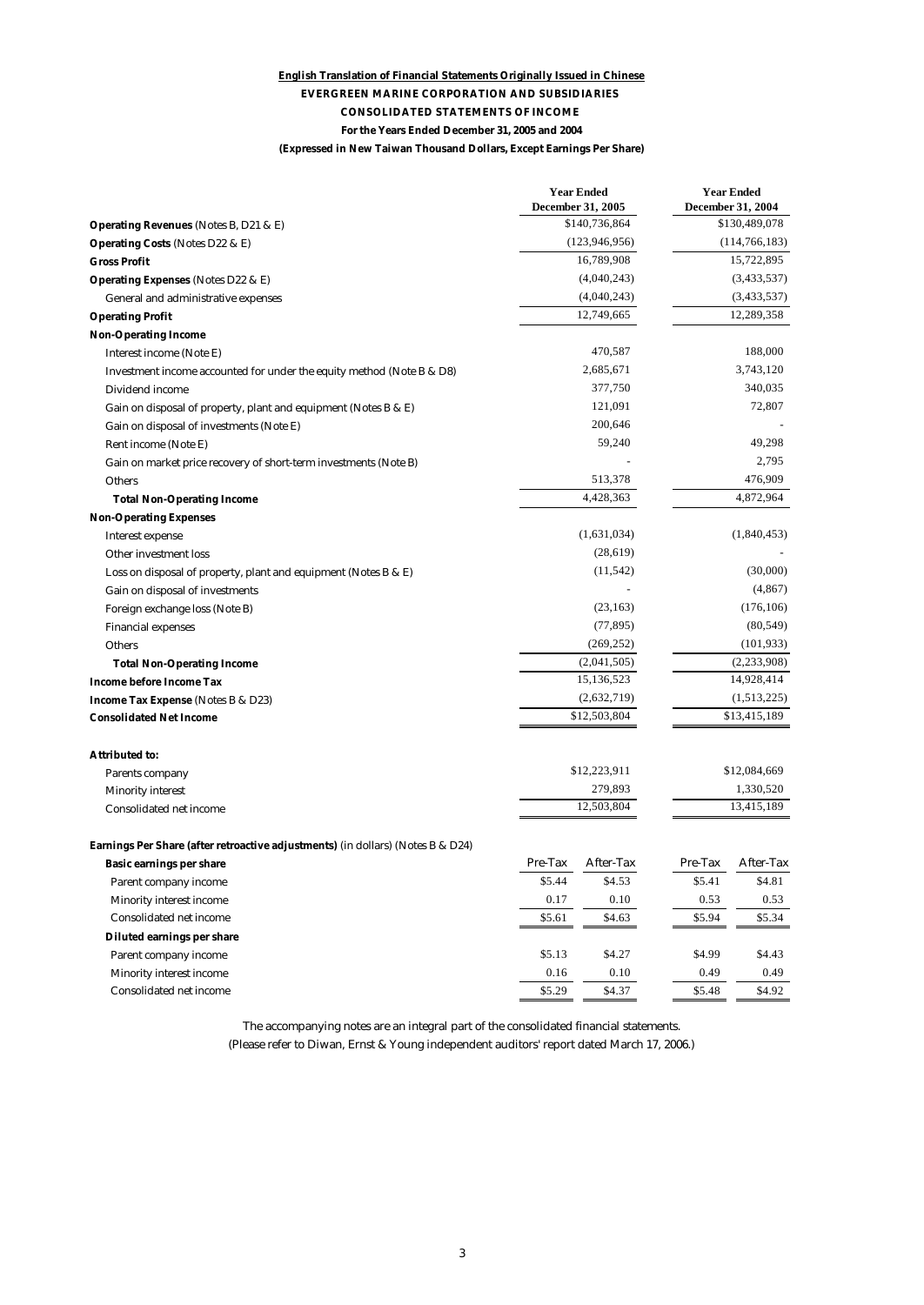**English Translation of Financial Statements Originally Issued in Chinese**

**EVERGREEN MARINE CORPORATION AND SUBSIDIARIES**

**CONSOLIDATED STATEMENTS OF INCOME**

**For the Years Ended December 31, 2005 and 2004**

**(Expressed in New Taiwan Thousand Dollars, Except Earnings Per Share)**

| | Year Ended December 31, 2005 | Year Ended December 31, 2004 |
|---|---|---|
| **Operating Revenues** (Notes B, D21 & E) | $140,736,864 | $130,489,078 |
| **Operating Costs** (Notes D22 & E) | (123,946,956) | (114,766,183) |
| **Gross Profit** | 16,789,908 | 15,722,895 |
| **Operating Expenses** (Notes D22 & E) | (4,040,243) | (3,433,537) |
| General and administrative expenses | (4,040,243) | (3,433,537) |
| **Operating Profit** | 12,749,665 | 12,289,358 |
| **Non-Operating Income** | | |
| Interest income (Note E) | 470,587 | 188,000 |
| Investment income accounted for under the equity method (Note B & D8) | 2,685,671 | 3,743,120 |
| Dividend income | 377,750 | 340,035 |
| Gain on disposal of property, plant and equipment (Notes B & E) | 121,091 | 72,807 |
| Gain on disposal of investments (Note E) | 200,646 | - |
| Rent income (Note E) | 59,240 | 49,298 |
| Gain on market price recovery of short-term investments (Note B) | - | 2,795 |
| Others | 513,378 | 476,909 |
| **Total Non-Operating Income** | 4,428,363 | 4,872,964 |
| **Non-Operating Expenses** | | |
| Interest expense | (1,631,034) | (1,840,453) |
| Other investment loss | (28,619) | - |
| Loss on disposal of property, plant and equipment (Notes B & E) | (11,542) | (30,000) |
| Gain on disposal of investments | - | (4,867) |
| Foreign exchange loss (Note B) | (23,163) | (176,106) |
| Financial expenses | (77,895) | (80,549) |
| Others | (269,252) | (101,933) |
| **Total Non-Operating Income** | (2,041,505) | (2,233,908) |
| **Income before Income Tax** | 15,136,523 | 14,928,414 |
| **Income Tax Expense** (Notes B & D23) | (2,632,719) | (1,513,225) |
| **Consolidated Net Income** | $12,503,804 | $13,415,189 |
| | | |
| **Attributed to:** | | |
| Parents company | $12,223,911 | $12,084,669 |
| Minority interest | 279,893 | 1,330,520 |
| Consolidated net income | 12,503,804 | 13,415,189 |

| **Earnings Per Share (after retroactive adjustments)** (in dollars) (Notes B & D24) | 2005 Pre-Tax | 2005 After-Tax | 2004 Pre-Tax | 2004 After-Tax |
|---|---|---|---|---|
| **Basic earnings per share** | | | | |
| Parent company income | $5.44 | $4.53 | $5.41 | $4.81 |
| Minority interest income | 0.17 | 0.10 | 0.53 | 0.53 |
| Consolidated net income | $5.61 | $4.63 | $5.94 | $5.34 |
| **Diluted earnings per share** | | | | |
| Parent company income | $5.13 | $4.27 | $4.99 | $4.43 |
| Minority interest income | 0.16 | 0.10 | 0.49 | 0.49 |
| Consolidated net income | $5.29 | $4.37 | $5.48 | $4.92 |

The accompanying notes are an integral part of the consolidated financial statements.

(Please refer to Diwan, Ernst & Young independent auditors' report dated March 17, 2006.)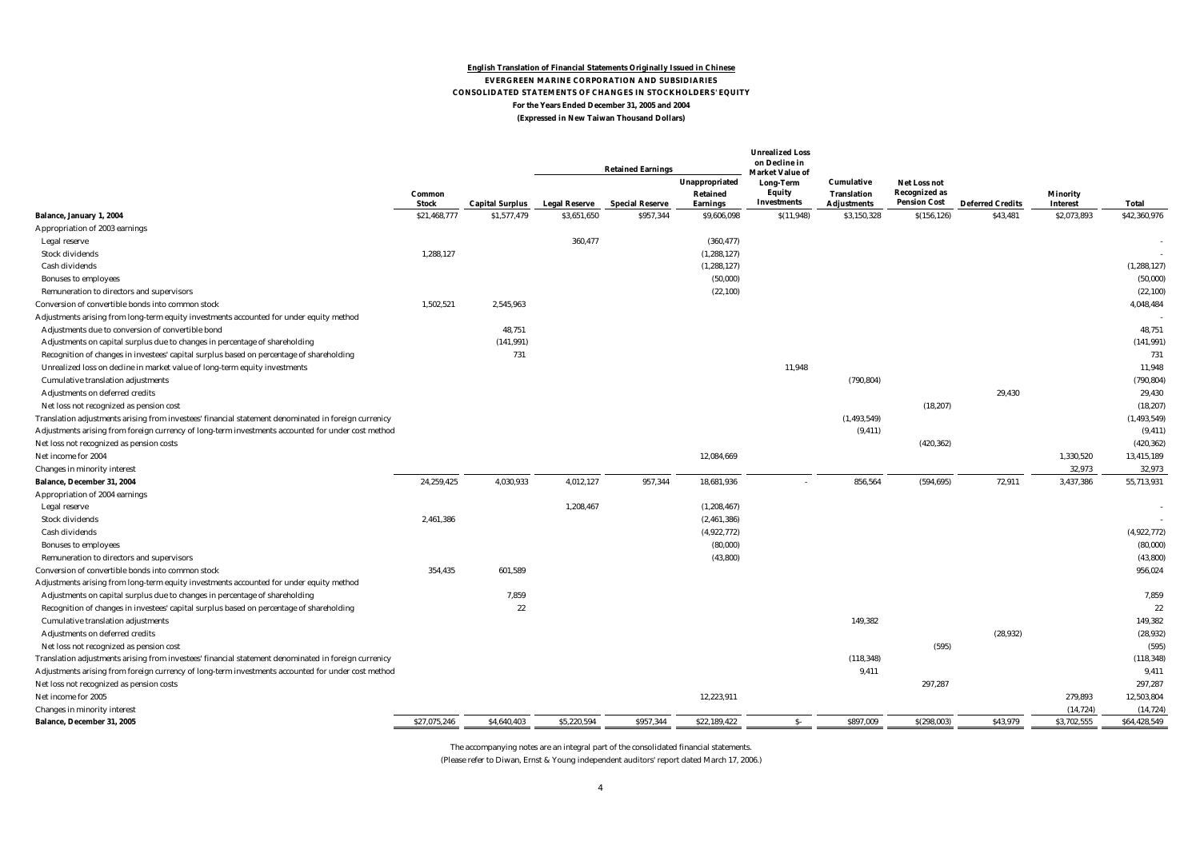**English Translation of Financial Statements Originally Issued in Chinese**

**EVERGREEN MARINE CORPORATION AND SUBSIDIARIES**

**CONSOLIDATED STATEMENTS OF CHANGES IN STOCKHOLDERS' EQUITY**

**For the Years Ended December 31, 2005 and 2004**

**(Expressed in New Taiwan Thousand Dollars)**

| | Common Stock | Capital Surplus | Retained Earnings | | | Unrealized Loss on Decline in Market Value of Long-Term Equity Investments | Cumulative Translation Adjustments | Net Loss not Recognized as Pension Cost | Deferred Credits | Minority Interest | Total |
|---|---|---|---|---|---|---|---|---|---|---|---|
| | | | Legal Reserve | Special Reserve | Unappropriated Retained Earnings | | | | | | |
| **Balance, January 1, 2004** | $21,468,777 | $1,577,479 | $3,651,650 | $957,344 | $9,606,098 | $(11,948) | $3,150,328 | $(156,126) | $43,481 | $2,073,893 | $42,360,976 |
| Appropriation of 2003 earnings | | | | | | | | | | | |
| Legal reserve | | | 360,477 | | (360,477) | | | | | | - |
| Stock dividends | 1,288,127 | | | | (1,288,127) | | | | | | - |
| Cash dividends | | | | | (1,288,127) | | | | | | (1,288,127) |
| Bonuses to employees | | | | | (50,000) | | | | | | (50,000) |
| Remuneration to directors and supervisors | | | | | (22,100) | | | | | | (22,100) |
| Conversion of convertible bonds into common stock | 1,502,521 | 2,545,963 | | | | | | | | | 4,048,484 |
| Adjustments arising from long-term equity investments accounted for under equity method | | | | | | | | | | | - |
| Adjustments due to conversion of convertible bond | | 48,751 | | | | | | | | | 48,751 |
| Adjustments on capital surplus due to changes in percentage of shareholding | | (141,991) | | | | | | | | | (141,991) |
| Recognition of changes in investees' capital surplus based on percentage of shareholding | | 731 | | | | | | | | | 731 |
| Unrealized loss on decline in market value of long-term equity investments | | | | | | 11,948 | | | | | 11,948 |
| Cumulative translation adjustments | | | | | | | (790,804) | | | | (790,804) |
| Adjustments on deferred credits | | | | | | | | | 29,430 | | 29,430 |
| Net loss not recognized as pension cost | | | | | | | | (18,207) | | | (18,207) |
| Translation adjustments arising from investees' financial statement denominated in foreign currency | | | | | | | (1,493,549) | | | | (1,493,549) |
| Adjustments arising from foreign currency of long-term investments accounted for under cost method | | | | | | | (9,411) | | | | (9,411) |
| Net loss not recognized as pension costs | | | | | | | | (420,362) | | | (420,362) |
| Net income for 2004 | | | | | 12,084,669 | | | | | 1,330,520 | 13,415,189 |
| Changes in minority interest | | | | | | | | | | 32,973 | 32,973 |
| **Balance, December 31, 2004** | 24,259,425 | 4,030,933 | 4,012,127 | 957,344 | 18,681,936 | - | 856,564 | (594,695) | 72,911 | 3,437,386 | 55,713,931 |
| Appropriation of 2004 earnings | | | | | | | | | | | |
| Legal reserve | | | 1,208,467 | | (1,208,467) | | | | | | - |
| Stock dividends | 2,461,386 | | | | (2,461,386) | | | | | | - |
| Cash dividends | | | | | (4,922,772) | | | | | | (4,922,772) |
| Bonuses to employees | | | | | (80,000) | | | | | | (80,000) |
| Remuneration to directors and supervisors | | | | | (43,800) | | | | | | (43,800) |
| Conversion of convertible bonds into common stock | 354,435 | 601,589 | | | | | | | | | 956,024 |
| Adjustments arising from long-term equity investments accounted for under equity method | | | | | | | | | | | |
| Adjustments on capital surplus due to changes in percentage of shareholding | | 7,859 | | | | | | | | | 7,859 |
| Recognition of changes in investees' capital surplus based on percentage of shareholding | | 22 | | | | | | | | | 22 |
| Cumulative translation adjustments | | | | | | | 149,382 | | | | 149,382 |
| Adjustments on deferred credits | | | | | | | | | (28,932) | | (28,932) |
| Net loss not recognized as pension cost | | | | | | | | (595) | | | (595) |
| Translation adjustments arising from investees' financial statement denominated in foreign currency | | | | | | | (118,348) | | | | (118,348) |
| Adjustments arising from foreign currency of long-term investments accounted for under cost method | | | | | | | 9,411 | | | | 9,411 |
| Net loss not recognized as pension costs | | | | | | | | 297,287 | | | 297,287 |
| Net income for 2005 | | | | | 12,223,911 | | | | | 279,893 | 12,503,804 |
| Changes in minority interest | | | | | | | | | | (14,724) | (14,724) |
| **Balance, December 31, 2005** | $27,075,246 | $4,640,403 | $5,220,594 | $957,344 | $22,189,422 | $- | $897,009 | $(298,003) | $43,979 | $3,702,555 | $64,428,549 |

The accompanying notes are an integral part of the consolidated financial statements.

(Please refer to Diwan, Ernst & Young independent auditors' report dated March 17, 2006.)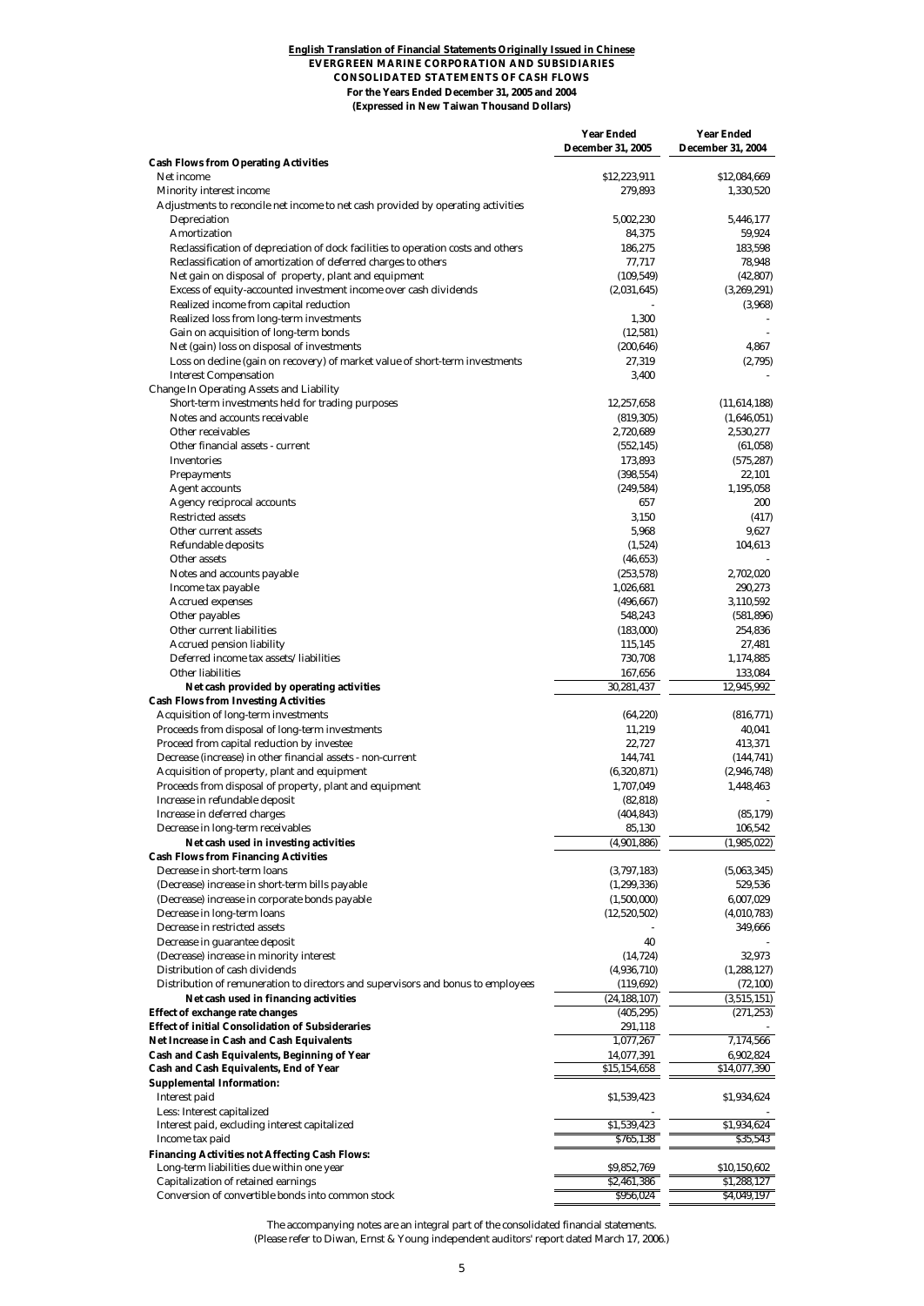**English Translation of Financial Statements Originally Issued in Chinese**

**EVERGREEN MARINE CORPORATION AND SUBSIDIARIES**

**CONSOLIDATED STATEMENTS OF CASH FLOWS**

**For the Years Ended December 31, 2005 and 2004**

**(Expressed in New Taiwan Thousand Dollars)**

| | Year Ended December 31, 2005 | Year Ended December 31, 2004 |
|---|---|---|
| **Cash Flows from Operating Activities** | | |
| Net income | $12,223,911 | $12,084,669 |
| Minority interest income | 279,893 | 1,330,520 |
| Adjustments to reconcile net income to net cash provided by operating activities | | |
| Depreciation | 5,002,230 | 5,446,177 |
| Amortization | 84,375 | 59,924 |
| Reclassification of depreciation of dock facilities to operation costs and others | 186,275 | 183,598 |
| Reclassification of amortization of deferred charges to others | 77,717 | 78,948 |
| Net gain on disposal of property, plant and equipment | (109,549) | (42,807) |
| Excess of equity-accounted investment income over cash dividends | (2,031,645) | (3,269,291) |
| Realized income from capital reduction | - | (3,968) |
| Realized loss from long-term investments | 1,300 | - |
| Gain on acquisition of long-term bonds | (12,581) | - |
| Net (gain) loss on disposal of investments | (200,646) | 4,867 |
| Loss on decline (gain on recovery) of market value of short-term investments | 27,319 | (2,795) |
| Interest Compensation | 3,400 | - |
| Change In Operating Assets and Liability | | |
| Short-term investments held for trading purposes | 12,257,658 | (11,614,188) |
| Notes and accounts receivable | (819,305) | (1,646,051) |
| Other receivables | 2,720,689 | 2,530,277 |
| Other financial assets - current | (552,145) | (61,058) |
| Inventories | 173,893 | (575,287) |
| Prepayments | (398,554) | 22,101 |
| Agent accounts | (249,584) | 1,195,058 |
| Agency reciprocal accounts | 657 | 200 |
| Restricted assets | 3,150 | (417) |
| Other current assets | 5,968 | 9,627 |
| Refundable deposits | (1,524) | 104,613 |
| Other assets | (46,653) | - |
| Notes and accounts payable | (253,578) | 2,702,020 |
| Income tax payable | 1,026,681 | 290,273 |
| Accrued expenses | (496,667) | 3,110,592 |
| Other payables | 548,243 | (581,896) |
| Other current liabilities | (183,000) | 254,836 |
| Accrued pension liability | 115,145 | 27,481 |
| Deferred income tax assets/liabilities | 730,708 | 1,174,885 |
| Other liabilities | 167,656 | 133,084 |
| **Net cash provided by operating activities** | 30,281,437 | 12,945,992 |
| **Cash Flows from Investing Activities** | | |
| Acquisition of long-term investments | (64,220) | (816,771) |
| Proceeds from disposal of long-term investments | 11,219 | 40,041 |
| Proceed from capital reduction by investee | 22,727 | 413,371 |
| Decrease (increase) in other financial assets - non-current | 144,741 | (144,741) |
| Acquisition of property, plant and equipment | (6,320,871) | (2,946,748) |
| Proceeds from disposal of property, plant and equipment | 1,707,049 | 1,448,463 |
| Increase in refundable deposit | (82,818) | - |
| Increase in deferred charges | (404,843) | (85,179) |
| Decrease in long-term receivables | 85,130 | 106,542 |
| **Net cash used in investing activities** | (4,901,886) | (1,985,022) |
| **Cash Flows from Financing Activities** | | |
| Decrease in short-term loans | (3,797,183) | (5,063,345) |
| (Decrease) increase in short-term bills payable | (1,299,336) | 529,536 |
| (Decrease) increase in corporate bonds payable | (1,500,000) | 6,007,029 |
| Decrease in long-term loans | (12,520,502) | (4,010,783) |
| Decrease in restricted assets | - | 349,666 |
| Decrease in guarantee deposit | 40 | - |
| (Decrease) increase in minority interest | (14,724) | 32,973 |
| Distribution of cash dividends | (4,936,710) | (1,288,127) |
| Distribution of remuneration to directors and supervisors and bonus to employees | (119,692) | (72,100) |
| **Net cash used in financing activities** | (24,188,107) | (3,515,151) |
| **Effect of exchange rate changes** | (405,295) | (271,253) |
| **Effect of initial Consolidation of Subsideraries** | 291,118 | - |
| **Net Increase in Cash and Cash Equivalents** | 1,077,267 | 7,174,566 |
| **Cash and Cash Equivalents, Beginning of Year** | 14,077,391 | 6,902,824 |
| **Cash and Cash Equivalents, End of Year** | $15,154,658 | $14,077,390 |
| **Supplemental Information:** | | |
| Interest paid | $1,539,423 | $1,934,624 |
| Less: Interest capitalized | - | - |
| Interest paid, excluding interest capitalized | $1,539,423 | $1,934,624 |
| Income tax paid | $765,138 | $35,543 |
| **Financing Activities not Affecting Cash Flows:** | | |
| Long-term liabilities due within one year | $9,852,769 | $10,150,602 |
| Capitalization of retained earnings | $2,461,386 | $1,288,127 |
| Conversion of convertible bonds into common stock | $956,024 | $4,049,197 |

The accompanying notes are an integral part of the consolidated financial statements.
(Please refer to Diwan, Ernst & Young independent auditors' report dated March 17, 2006.)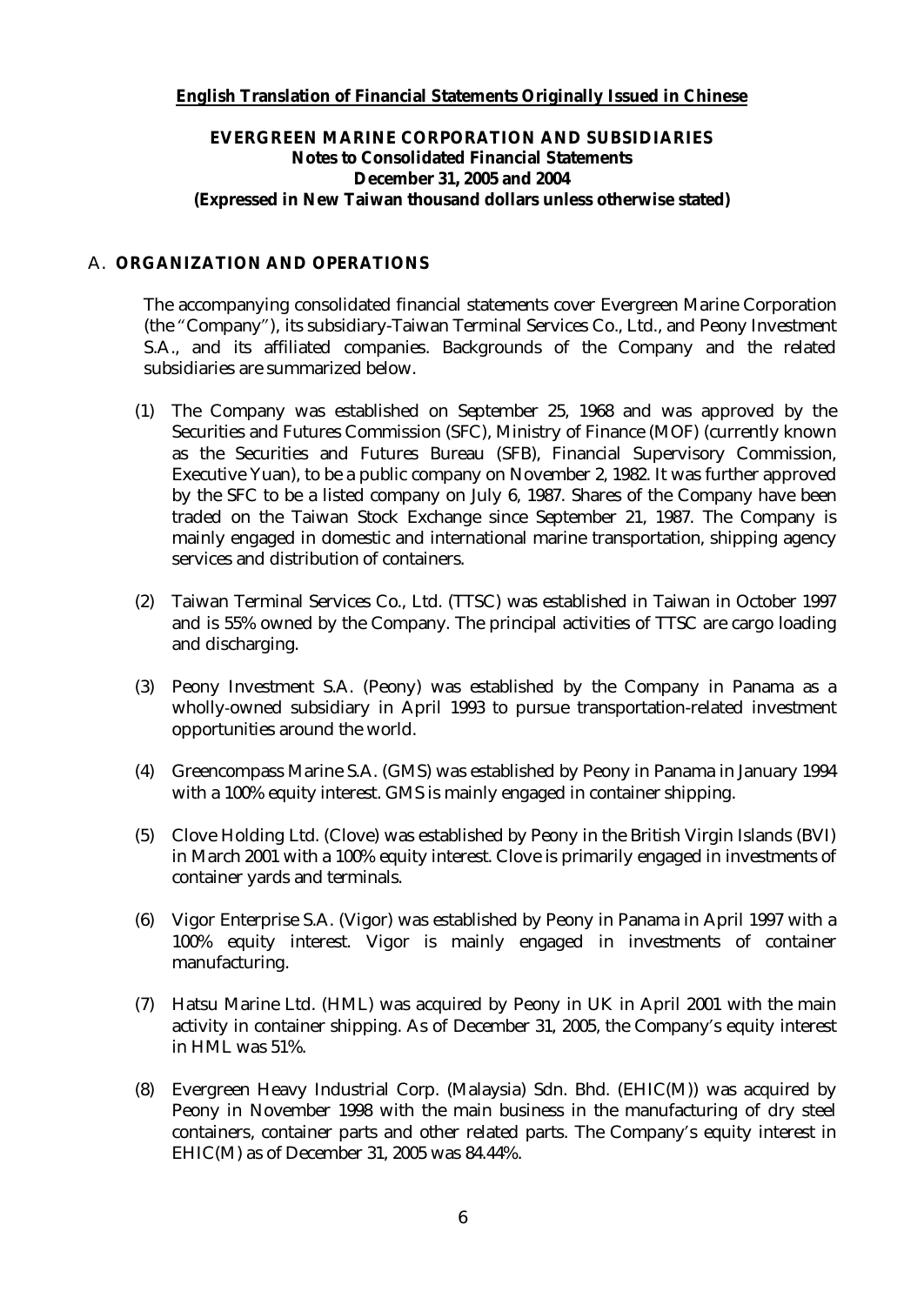**English Translation of Financial Statements Originally Issued in Chinese**

**EVERGREEN MARINE CORPORATION AND SUBSIDIARIES**
**Notes to Consolidated Financial Statements**
**December 31, 2005 and 2004**
**(Expressed in New Taiwan thousand dollars unless otherwise stated)**

## A. ORGANIZATION AND OPERATIONS

The accompanying consolidated financial statements cover Evergreen Marine Corporation (the "Company"), its subsidiary-Taiwan Terminal Services Co., Ltd., and Peony Investment S.A., and its affiliated companies. Backgrounds of the Company and the related subsidiaries are summarized below.

(1) The Company was established on September 25, 1968 and was approved by the Securities and Futures Commission (SFC), Ministry of Finance (MOF) (currently known as the Securities and Futures Bureau (SFB), Financial Supervisory Commission, Executive Yuan), to be a public company on November 2, 1982. It was further approved by the SFC to be a listed company on July 6, 1987. Shares of the Company have been traded on the Taiwan Stock Exchange since September 21, 1987. The Company is mainly engaged in domestic and international marine transportation, shipping agency services and distribution of containers.

(2) Taiwan Terminal Services Co., Ltd. (TTSC) was established in Taiwan in October 1997 and is 55% owned by the Company. The principal activities of TTSC are cargo loading and discharging.

(3) Peony Investment S.A. (Peony) was established by the Company in Panama as a wholly-owned subsidiary in April 1993 to pursue transportation-related investment opportunities around the world.

(4) Greencompass Marine S.A. (GMS) was established by Peony in Panama in January 1994 with a 100% equity interest. GMS is mainly engaged in container shipping.

(5) Clove Holding Ltd. (Clove) was established by Peony in the British Virgin Islands (BVI) in March 2001 with a 100% equity interest. Clove is primarily engaged in investments of container yards and terminals.

(6) Vigor Enterprise S.A. (Vigor) was established by Peony in Panama in April 1997 with a 100% equity interest. Vigor is mainly engaged in investments of container manufacturing.

(7) Hatsu Marine Ltd. (HML) was acquired by Peony in UK in April 2001 with the main activity in container shipping. As of December 31, 2005, the Company's equity interest in HML was 51%.

(8) Evergreen Heavy Industrial Corp. (Malaysia) Sdn. Bhd. (EHIC(M)) was acquired by Peony in November 1998 with the main business in the manufacturing of dry steel containers, container parts and other related parts. The Company's equity interest in EHIC(M) as of December 31, 2005 was 84.44%.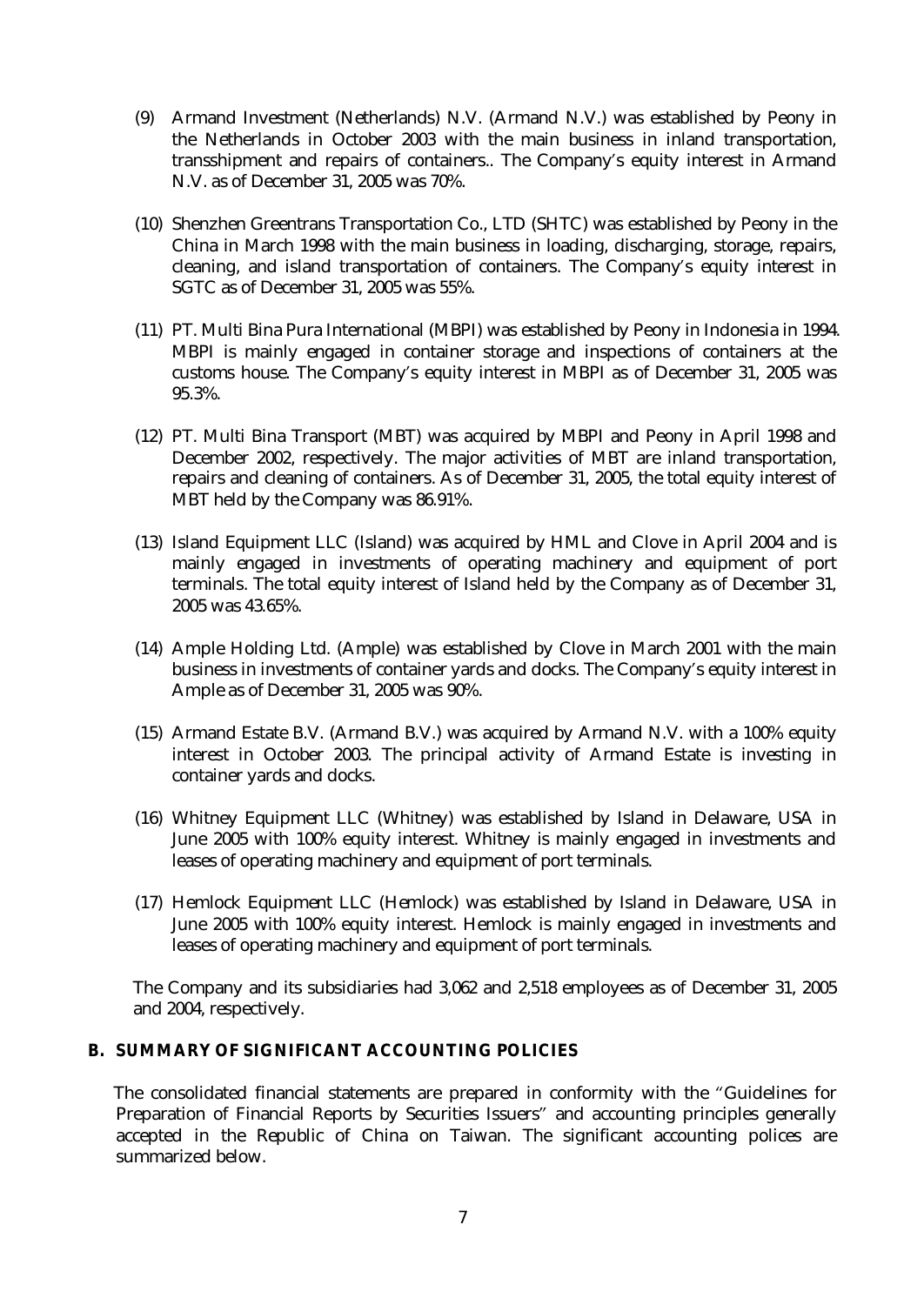(9) Armand Investment (Netherlands) N.V. (Armand N.V.) was established by Peony in the Netherlands in October 2003 with the main business in inland transportation, transshipment and repairs of containers.. The Company's equity interest in Armand N.V. as of December 31, 2005 was 70%.

(10) Shenzhen Greentrans Transportation Co., LTD (SHTC) was established by Peony in the China in March 1998 with the main business in loading, discharging, storage, repairs, cleaning, and island transportation of containers. The Company's equity interest in SGTC as of December 31, 2005 was 55%.

(11) PT. Multi Bina Pura International (MBPI) was established by Peony in Indonesia in 1994. MBPI is mainly engaged in container storage and inspections of containers at the customs house. The Company's equity interest in MBPI as of December 31, 2005 was 95.3%.

(12) PT. Multi Bina Transport (MBT) was acquired by MBPI and Peony in April 1998 and December 2002, respectively. The major activities of MBT are inland transportation, repairs and cleaning of containers. As of December 31, 2005, the total equity interest of MBT held by the Company was 86.91%.

(13) Island Equipment LLC (Island) was acquired by HML and Clove in April 2004 and is mainly engaged in investments of operating machinery and equipment of port terminals. The total equity interest of Island held by the Company as of December 31, 2005 was 43.65%.

(14) Ample Holding Ltd. (Ample) was established by Clove in March 2001 with the main business in investments of container yards and docks. The Company's equity interest in Ample as of December 31, 2005 was 90%.

(15) Armand Estate B.V. (Armand B.V.) was acquired by Armand N.V. with a 100% equity interest in October 2003. The principal activity of Armand Estate is investing in container yards and docks.

(16) Whitney Equipment LLC (Whitney) was established by Island in Delaware, USA in June 2005 with 100% equity interest. Whitney is mainly engaged in investments and leases of operating machinery and equipment of port terminals.

(17) Hemlock Equipment LLC (Hemlock) was established by Island in Delaware, USA in June 2005 with 100% equity interest. Hemlock is mainly engaged in investments and leases of operating machinery and equipment of port terminals.

The Company and its subsidiaries had 3,062 and 2,518 employees as of December 31, 2005 and 2004, respectively.

## B. SUMMARY OF SIGNIFICANT ACCOUNTING POLICIES

The consolidated financial statements are prepared in conformity with the "Guidelines for Preparation of Financial Reports by Securities Issuers" and accounting principles generally accepted in the Republic of China on Taiwan. The significant accounting polices are summarized below.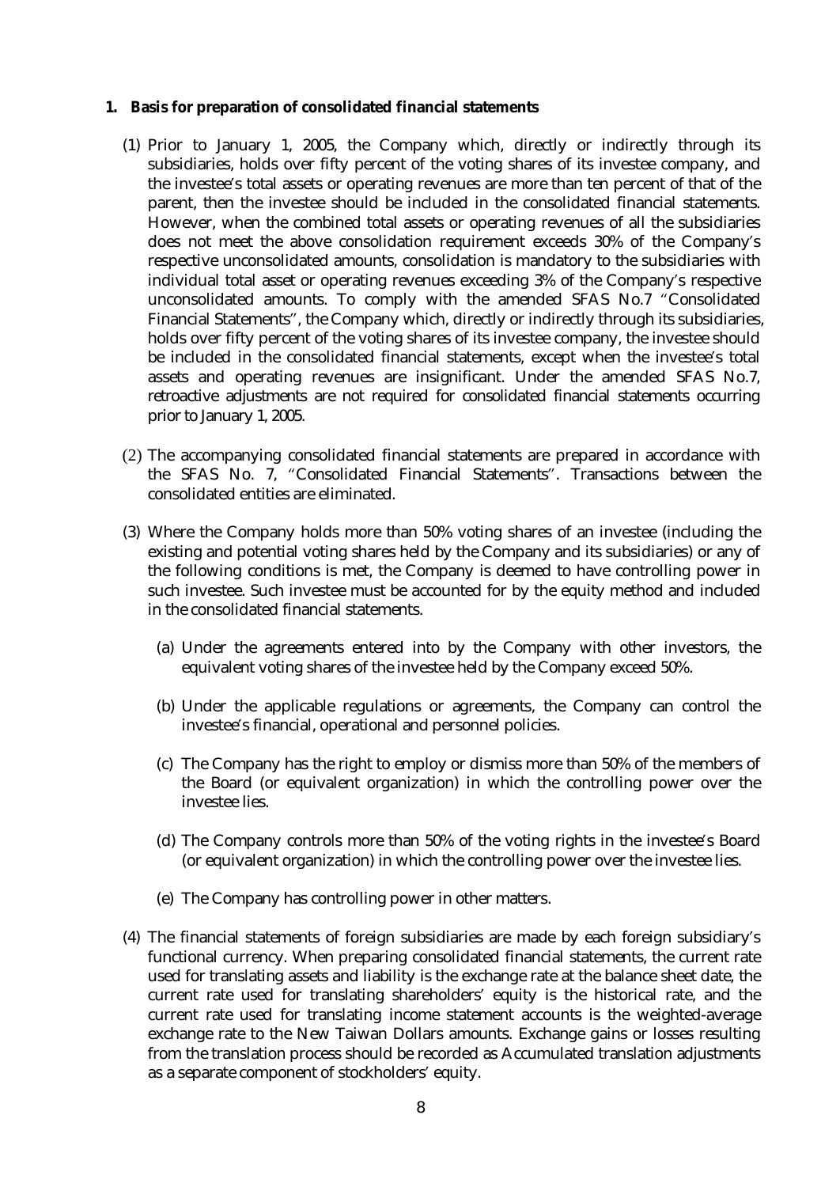**1. Basis for preparation of consolidated financial statements**

(1) Prior to January 1, 2005, the Company which, directly or indirectly through its subsidiaries, holds over fifty percent of the voting shares of its investee company, and the investee's total assets or operating revenues are more than ten percent of that of the parent, then the investee should be included in the consolidated financial statements. However, when the combined total assets or operating revenues of all the subsidiaries does not meet the above consolidation requirement exceeds 30% of the Company's respective unconsolidated amounts, consolidation is mandatory to the subsidiaries with individual total asset or operating revenues exceeding 3% of the Company's respective unconsolidated amounts. To comply with the amended SFAS No.7 "Consolidated Financial Statements", the Company which, directly or indirectly through its subsidiaries, holds over fifty percent of the voting shares of its investee company, the investee should be included in the consolidated financial statements, except when the investee's total assets and operating revenues are insignificant. Under the amended SFAS No.7, retroactive adjustments are not required for consolidated financial statements occurring prior to January 1, 2005.

(2) The accompanying consolidated financial statements are prepared in accordance with the SFAS No. 7, "Consolidated Financial Statements". Transactions between the consolidated entities are eliminated.

(3) Where the Company holds more than 50% voting shares of an investee (including the existing and potential voting shares held by the Company and its subsidiaries) or any of the following conditions is met, the Company is deemed to have controlling power in such investee. Such investee must be accounted for by the equity method and included in the consolidated financial statements.

   (a) Under the agreements entered into by the Company with other investors, the equivalent voting shares of the investee held by the Company exceed 50%.

   (b) Under the applicable regulations or agreements, the Company can control the investee's financial, operational and personnel policies.

   (c) The Company has the right to employ or dismiss more than 50% of the members of the Board (or equivalent organization) in which the controlling power over the investee lies.

   (d) The Company controls more than 50% of the voting rights in the investee's Board (or equivalent organization) in which the controlling power over the investee lies.

   (e) The Company has controlling power in other matters.

(4) The financial statements of foreign subsidiaries are made by each foreign subsidiary's functional currency. When preparing consolidated financial statements, the current rate used for translating assets and liability is the exchange rate at the balance sheet date, the current rate used for translating shareholders' equity is the historical rate, and the current rate used for translating income statement accounts is the weighted-average exchange rate to the New Taiwan Dollars amounts. Exchange gains or losses resulting from the translation process should be recorded as Accumulated translation adjustments as a separate component of stockholders' equity.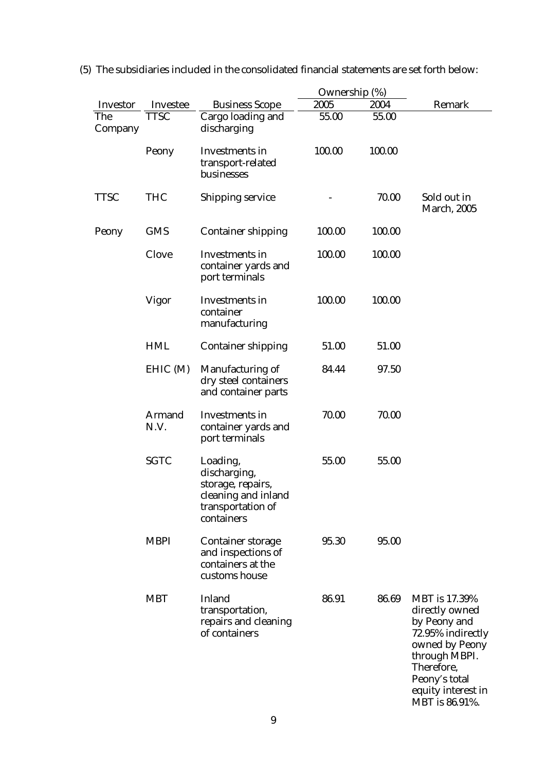(5) The subsidiaries included in the consolidated financial statements are set forth below:

| Investor | Investee | Business Scope | Ownership (%) | | Remark |
|---|---|---|---|---|---|
| | | | 2005 | 2004 | |
| The Company | TTSC | Cargo loading and discharging | 55.00 | 55.00 | |
| | Peony | Investments in transport-related businesses | 100.00 | 100.00 | |
| TTSC | THC | Shipping service | - | 70.00 | Sold out in March, 2005 |
| Peony | GMS | Container shipping | 100.00 | 100.00 | |
| | Clove | Investments in container yards and port terminals | 100.00 | 100.00 | |
| | Vigor | Investments in container manufacturing | 100.00 | 100.00 | |
| | HML | Container shipping | 51.00 | 51.00 | |
| | EHIC (M) | Manufacturing of dry steel containers and container parts | 84.44 | 97.50 | |
| | Armand N.V. | Investments in container yards and port terminals | 70.00 | 70.00 | |
| | SGTC | Loading, discharging, storage, repairs, cleaning and inland transportation of containers | 55.00 | 55.00 | |
| | MBPI | Container storage and inspections of containers at the customs house | 95.30 | 95.00 | |
| | MBT | Inland transportation, repairs and cleaning of containers | 86.91 | 86.69 | MBT is 17.39% directly owned by Peony and 72.95% indirectly owned by Peony through MBPI. Therefore, Peony's total equity interest in MBT is 86.91%. |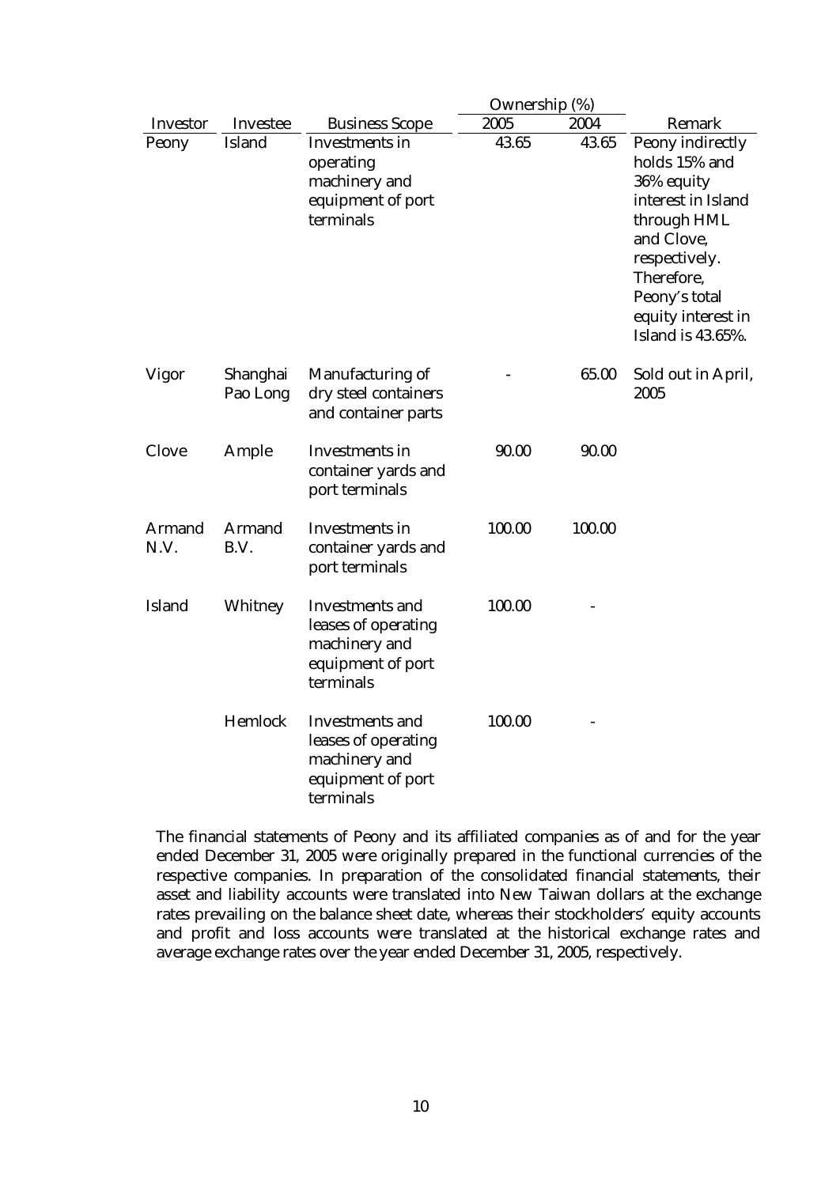| Investor | Investee | Business Scope | Ownership (%) 2005 | 2004 | Remark |
|---|---|---|---|---|---|
| Peony | Island | Investments in operating machinery and equipment of port terminals | 43.65 | 43.65 | Peony indirectly holds 15% and 36% equity interest in Island through HML and Clove, respectively. Therefore, Peony's total equity interest in Island is 43.65%. |
| Vigor | Shanghai Pao Long | Manufacturing of dry steel containers and container parts | - | 65.00 | Sold out in April, 2005 |
| Clove | Ample | Investments in container yards and port terminals | 90.00 | 90.00 | |
| Armand N.V. | Armand B.V. | Investments in container yards and port terminals | 100.00 | 100.00 | |
| Island | Whitney | Investments and leases of operating machinery and equipment of port terminals | 100.00 | - | |
| | Hemlock | Investments and leases of operating machinery and equipment of port terminals | 100.00 | - | |

The financial statements of Peony and its affiliated companies as of and for the year ended December 31, 2005 were originally prepared in the functional currencies of the respective companies. In preparation of the consolidated financial statements, their asset and liability accounts were translated into New Taiwan dollars at the exchange rates prevailing on the balance sheet date, whereas their stockholders' equity accounts and profit and loss accounts were translated at the historical exchange rates and average exchange rates over the year ended December 31, 2005, respectively.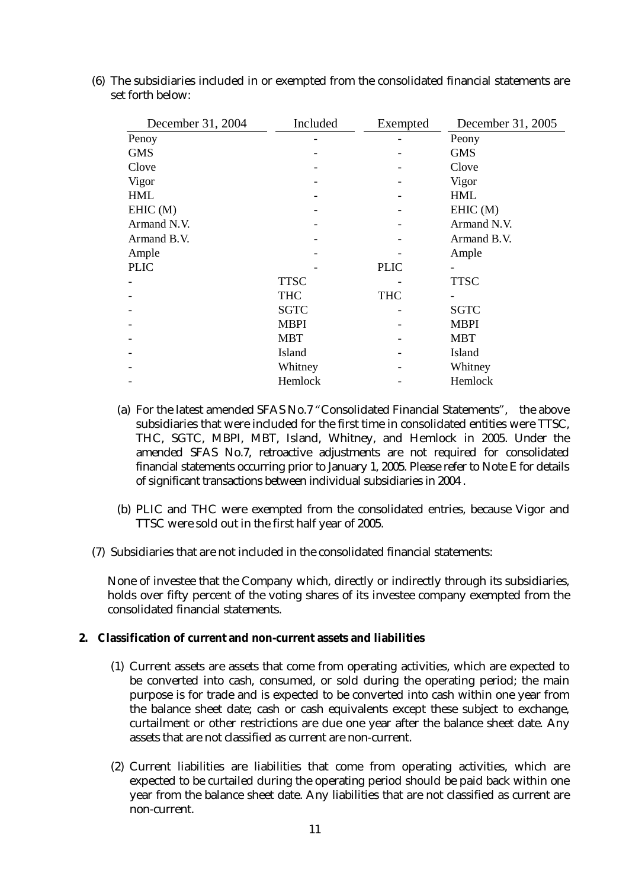(6) The subsidiaries included in or exempted from the consolidated financial statements are set forth below:

| December 31, 2004 | Included | Exempted | December 31, 2005 |
|---|---|---|---|
| Penoy | - | - | Peony |
| GMS | - | - | GMS |
| Clove | - | - | Clove |
| Vigor | - | - | Vigor |
| HML | - | - | HML |
| EHIC (M) | - | - | EHIC (M) |
| Armand N.V. | - | - | Armand N.V. |
| Armand B.V. | - | - | Armand B.V. |
| Ample | - | - | Ample |
| PLIC | - | PLIC | - |
| - | TTSC | - | TTSC |
| - | THC | THC | - |
| - | SGTC | - | SGTC |
| - | MBPI | - | MBPI |
| - | MBT | - | MBT |
| - | Island | - | Island |
| - | Whitney | - | Whitney |
| - | Hemlock | - | Hemlock |

(a) For the latest amended SFAS No.7 "Consolidated Financial Statements", the above subsidiaries that were included for the first time in consolidated entities were TTSC, THC, SGTC, MBPI, MBT, Island, Whitney, and Hemlock in 2005. Under the amended SFAS No.7, retroactive adjustments are not required for consolidated financial statements occurring prior to January 1, 2005. Please refer to Note E for details of significant transactions between individual subsidiaries in 2004 .

(b) PLIC and THC were exempted from the consolidated entries, because Vigor and TTSC were sold out in the first half year of 2005.

(7) Subsidiaries that are not included in the consolidated financial statements:

None of investee that the Company which, directly or indirectly through its subsidiaries, holds over fifty percent of the voting shares of its investee company exempted from the consolidated financial statements.

**2. Classification of current and non-current assets and liabilities**

(1) Current assets are assets that come from operating activities, which are expected to be converted into cash, consumed, or sold during the operating period; the main purpose is for trade and is expected to be converted into cash within one year from the balance sheet date; cash or cash equivalents except these subject to exchange, curtailment or other restrictions are due one year after the balance sheet date. Any assets that are not classified as current are non-current.

(2) Current liabilities are liabilities that come from operating activities, which are expected to be curtailed during the operating period should be paid back within one year from the balance sheet date. Any liabilities that are not classified as current are non-current.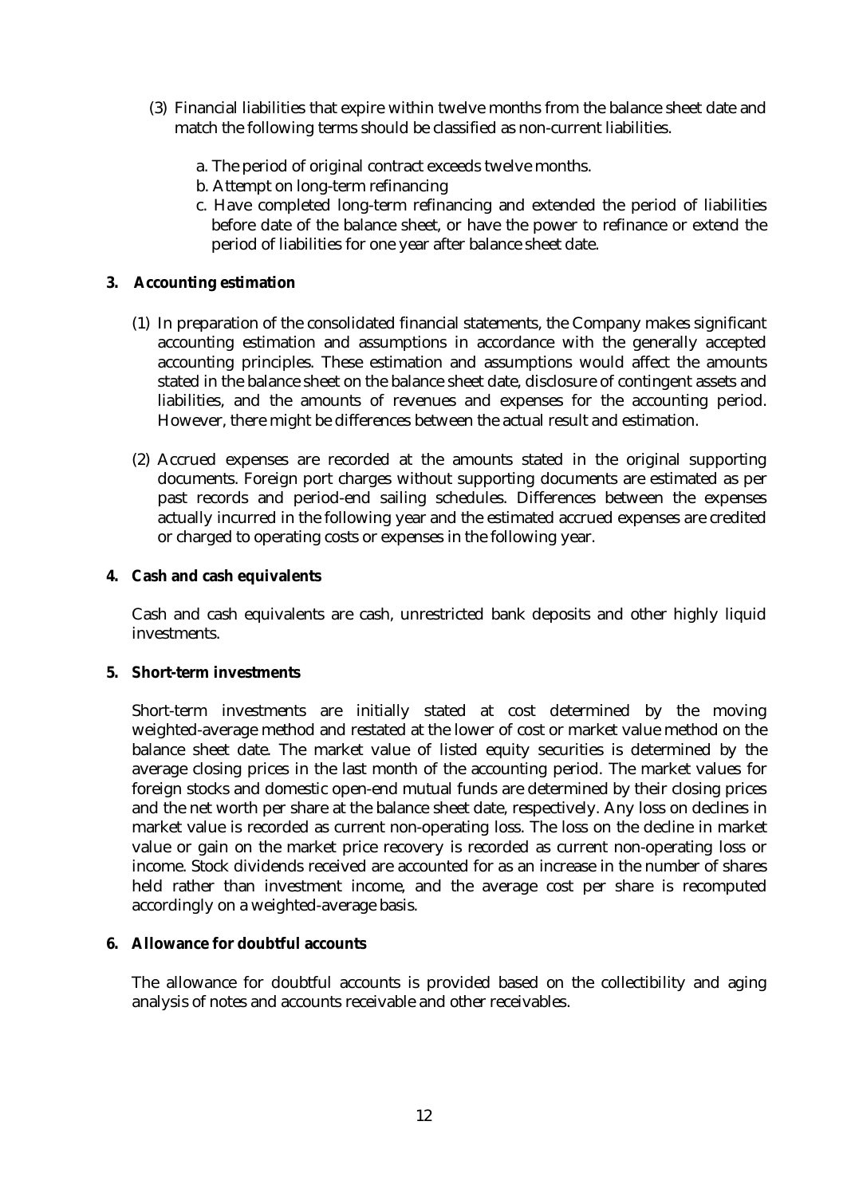(3) Financial liabilities that expire within twelve months from the balance sheet date and match the following terms should be classified as non-current liabilities.

a. The period of original contract exceeds twelve months.
b. Attempt on long-term refinancing
c. Have completed long-term refinancing and extended the period of liabilities before date of the balance sheet, or have the power to refinance or extend the period of liabilities for one year after balance sheet date.

**3. Accounting estimation**

(1) In preparation of the consolidated financial statements, the Company makes significant accounting estimation and assumptions in accordance with the generally accepted accounting principles. These estimation and assumptions would affect the amounts stated in the balance sheet on the balance sheet date, disclosure of contingent assets and liabilities, and the amounts of revenues and expenses for the accounting period. However, there might be differences between the actual result and estimation.

(2) Accrued expenses are recorded at the amounts stated in the original supporting documents. Foreign port charges without supporting documents are estimated as per past records and period-end sailing schedules. Differences between the expenses actually incurred in the following year and the estimated accrued expenses are credited or charged to operating costs or expenses in the following year.

**4. Cash and cash equivalents**

Cash and cash equivalents are cash, unrestricted bank deposits and other highly liquid investments.

**5. Short-term investments**

Short-term investments are initially stated at cost determined by the moving weighted-average method and restated at the lower of cost or market value method on the balance sheet date. The market value of listed equity securities is determined by the average closing prices in the last month of the accounting period. The market values for foreign stocks and domestic open-end mutual funds are determined by their closing prices and the net worth per share at the balance sheet date, respectively. Any loss on declines in market value is recorded as current non-operating loss. The loss on the decline in market value or gain on the market price recovery is recorded as current non-operating loss or income. Stock dividends received are accounted for as an increase in the number of shares held rather than investment income, and the average cost per share is recomputed accordingly on a weighted-average basis.

**6. Allowance for doubtful accounts**

The allowance for doubtful accounts is provided based on the collectibility and aging analysis of notes and accounts receivable and other receivables.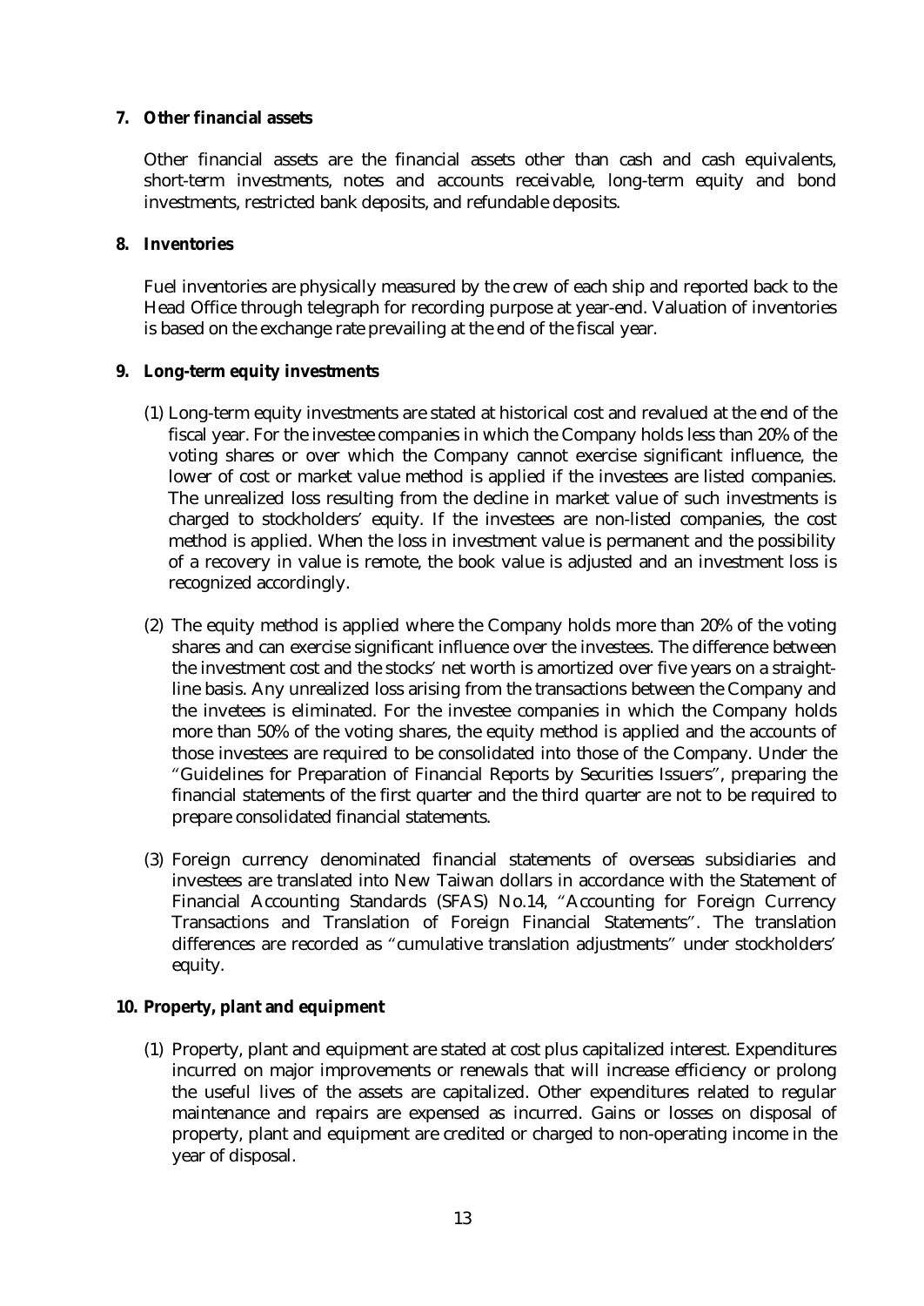**7. Other financial assets**

Other financial assets are the financial assets other than cash and cash equivalents, short-term investments, notes and accounts receivable, long-term equity and bond investments, restricted bank deposits, and refundable deposits.

**8. Inventories**

Fuel inventories are physically measured by the crew of each ship and reported back to the Head Office through telegraph for recording purpose at year-end. Valuation of inventories is based on the exchange rate prevailing at the end of the fiscal year.

**9. Long-term equity investments**

(1) Long-term equity investments are stated at historical cost and revalued at the end of the fiscal year. For the investee companies in which the Company holds less than 20% of the voting shares or over which the Company cannot exercise significant influence, the lower of cost or market value method is applied if the investees are listed companies. The unrealized loss resulting from the decline in market value of such investments is charged to stockholders' equity. If the investees are non-listed companies, the cost method is applied. When the loss in investment value is permanent and the possibility of a recovery in value is remote, the book value is adjusted and an investment loss is recognized accordingly.

(2) The equity method is applied where the Company holds more than 20% of the voting shares and can exercise significant influence over the investees. The difference between the investment cost and the stocks' net worth is amortized over five years on a straight-line basis. Any unrealized loss arising from the transactions between the Company and the invetees is eliminated. For the investee companies in which the Company holds more than 50% of the voting shares, the equity method is applied and the accounts of those investees are required to be consolidated into those of the Company. Under the "Guidelines for Preparation of Financial Reports by Securities Issuers", preparing the financial statements of the first quarter and the third quarter are not to be required to prepare consolidated financial statements.

(3) Foreign currency denominated financial statements of overseas subsidiaries and investees are translated into New Taiwan dollars in accordance with the Statement of Financial Accounting Standards (SFAS) No.14, "Accounting for Foreign Currency Transactions and Translation of Foreign Financial Statements". The translation differences are recorded as "cumulative translation adjustments" under stockholders' equity.

**10. Property, plant and equipment**

(1) Property, plant and equipment are stated at cost plus capitalized interest. Expenditures incurred on major improvements or renewals that will increase efficiency or prolong the useful lives of the assets are capitalized. Other expenditures related to regular maintenance and repairs are expensed as incurred. Gains or losses on disposal of property, plant and equipment are credited or charged to non-operating income in the year of disposal.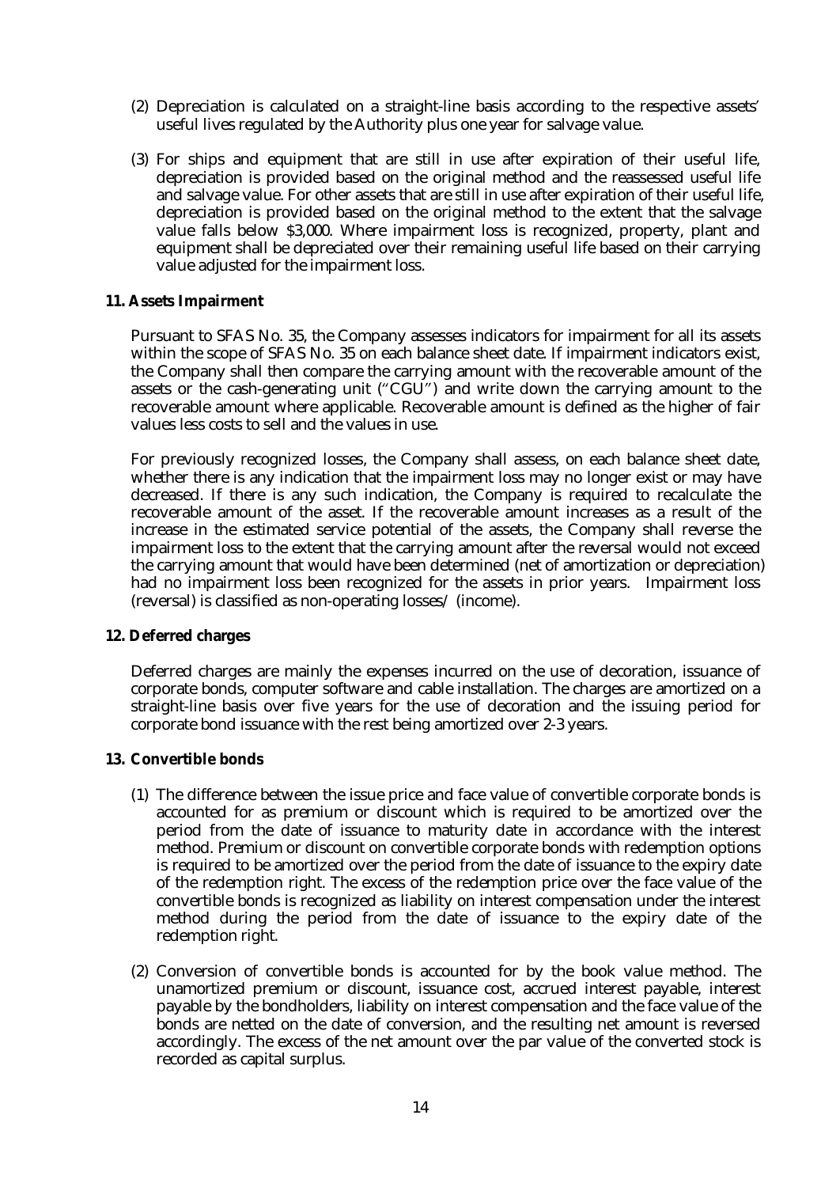(2) Depreciation is calculated on a straight-line basis according to the respective assets' useful lives regulated by the Authority plus one year for salvage value.

(3) For ships and equipment that are still in use after expiration of their useful life, depreciation is provided based on the original method and the reassessed useful life and salvage value. For other assets that are still in use after expiration of their useful life, depreciation is provided based on the original method to the extent that the salvage value falls below $3,000. Where impairment loss is recognized, property, plant and equipment shall be depreciated over their remaining useful life based on their carrying value adjusted for the impairment loss.

**11. Assets Impairment**

Pursuant to SFAS No. 35, the Company assesses indicators for impairment for all its assets within the scope of SFAS No. 35 on each balance sheet date. If impairment indicators exist, the Company shall then compare the carrying amount with the recoverable amount of the assets or the cash-generating unit ("CGU") and write down the carrying amount to the recoverable amount where applicable. Recoverable amount is defined as the higher of fair values less costs to sell and the values in use.

For previously recognized losses, the Company shall assess, on each balance sheet date, whether there is any indication that the impairment loss may no longer exist or may have decreased. If there is any such indication, the Company is required to recalculate the recoverable amount of the asset. If the recoverable amount increases as a result of the increase in the estimated service potential of the assets, the Company shall reverse the impairment loss to the extent that the carrying amount after the reversal would not exceed the carrying amount that would have been determined (net of amortization or depreciation) had no impairment loss been recognized for the assets in prior years. Impairment loss (reversal) is classified as non-operating losses/ (income).

**12. Deferred charges**

Deferred charges are mainly the expenses incurred on the use of decoration, issuance of corporate bonds, computer software and cable installation. The charges are amortized on a straight-line basis over five years for the use of decoration and the issuing period for corporate bond issuance with the rest being amortized over 2-3 years.

**13. Convertible bonds**

(1) The difference between the issue price and face value of convertible corporate bonds is accounted for as premium or discount which is required to be amortized over the period from the date of issuance to maturity date in accordance with the interest method. Premium or discount on convertible corporate bonds with redemption options is required to be amortized over the period from the date of issuance to the expiry date of the redemption right. The excess of the redemption price over the face value of the convertible bonds is recognized as liability on interest compensation under the interest method during the period from the date of issuance to the expiry date of the redemption right.

(2) Conversion of convertible bonds is accounted for by the book value method. The unamortized premium or discount, issuance cost, accrued interest payable, interest payable by the bondholders, liability on interest compensation and the face value of the bonds are netted on the date of conversion, and the resulting net amount is reversed accordingly. The excess of the net amount over the par value of the converted stock is recorded as capital surplus.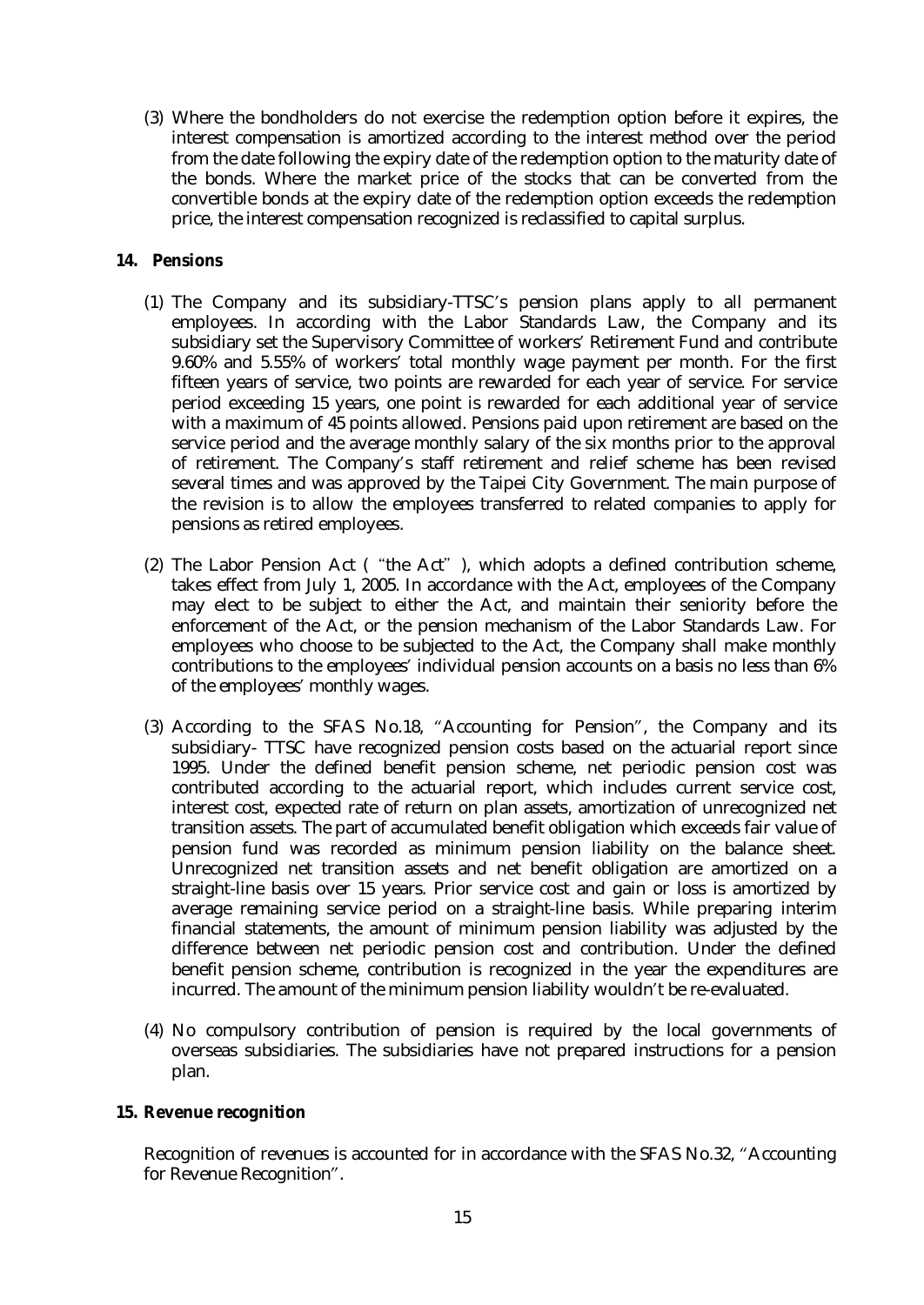(3) Where the bondholders do not exercise the redemption option before it expires, the interest compensation is amortized according to the interest method over the period from the date following the expiry date of the redemption option to the maturity date of the bonds. Where the market price of the stocks that can be converted from the convertible bonds at the expiry date of the redemption option exceeds the redemption price, the interest compensation recognized is reclassified to capital surplus.

## 14. Pensions

(1) The Company and its subsidiary-TTSC's pension plans apply to all permanent employees. In according with the Labor Standards Law, the Company and its subsidiary set the Supervisory Committee of workers' Retirement Fund and contribute 9.60% and 5.55% of workers' total monthly wage payment per month. For the first fifteen years of service, two points are rewarded for each year of service. For service period exceeding 15 years, one point is rewarded for each additional year of service with a maximum of 45 points allowed. Pensions paid upon retirement are based on the service period and the average monthly salary of the six months prior to the approval of retirement. The Company's staff retirement and relief scheme has been revised several times and was approved by the Taipei City Government. The main purpose of the revision is to allow the employees transferred to related companies to apply for pensions as retired employees.

(2) The Labor Pension Act ("the Act"), which adopts a defined contribution scheme, takes effect from July 1, 2005. In accordance with the Act, employees of the Company may elect to be subject to either the Act, and maintain their seniority before the enforcement of the Act, or the pension mechanism of the Labor Standards Law. For employees who choose to be subjected to the Act, the Company shall make monthly contributions to the employees' individual pension accounts on a basis no less than 6% of the employees' monthly wages.

(3) According to the SFAS No.18, "Accounting for Pension", the Company and its subsidiary- TTSC have recognized pension costs based on the actuarial report since 1995. Under the defined benefit pension scheme, net periodic pension cost was contributed according to the actuarial report, which includes current service cost, interest cost, expected rate of return on plan assets, amortization of unrecognized net transition assets. The part of accumulated benefit obligation which exceeds fair value of pension fund was recorded as minimum pension liability on the balance sheet. Unrecognized net transition assets and net benefit obligation are amortized on a straight-line basis over 15 years. Prior service cost and gain or loss is amortized by average remaining service period on a straight-line basis. While preparing interim financial statements, the amount of minimum pension liability was adjusted by the difference between net periodic pension cost and contribution. Under the defined benefit pension scheme, contribution is recognized in the year the expenditures are incurred. The amount of the minimum pension liability wouldn't be re-evaluated.

(4) No compulsory contribution of pension is required by the local governments of overseas subsidiaries. The subsidiaries have not prepared instructions for a pension plan.

## 15. Revenue recognition

Recognition of revenues is accounted for in accordance with the SFAS No.32, "Accounting for Revenue Recognition".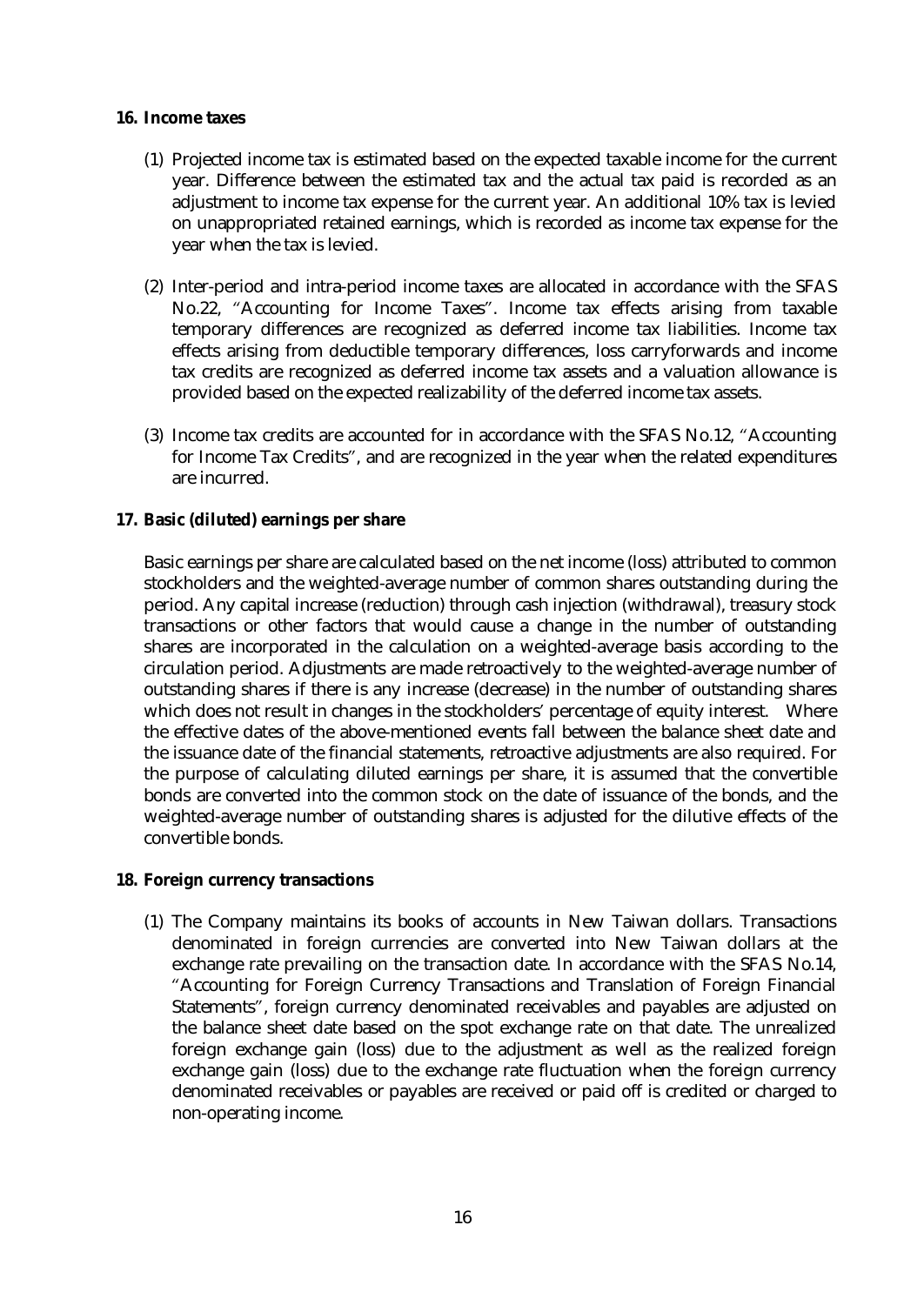**16. Income taxes**

(1) Projected income tax is estimated based on the expected taxable income for the current year. Difference between the estimated tax and the actual tax paid is recorded as an adjustment to income tax expense for the current year. An additional 10% tax is levied on unappropriated retained earnings, which is recorded as income tax expense for the year when the tax is levied.

(2) Inter-period and intra-period income taxes are allocated in accordance with the SFAS No.22, "Accounting for Income Taxes". Income tax effects arising from taxable temporary differences are recognized as deferred income tax liabilities. Income tax effects arising from deductible temporary differences, loss carryforwards and income tax credits are recognized as deferred income tax assets and a valuation allowance is provided based on the expected realizability of the deferred income tax assets.

(3) Income tax credits are accounted for in accordance with the SFAS No.12, "Accounting for Income Tax Credits", and are recognized in the year when the related expenditures are incurred.

**17. Basic (diluted) earnings per share**

Basic earnings per share are calculated based on the net income (loss) attributed to common stockholders and the weighted-average number of common shares outstanding during the period. Any capital increase (reduction) through cash injection (withdrawal), treasury stock transactions or other factors that would cause a change in the number of outstanding shares are incorporated in the calculation on a weighted-average basis according to the circulation period. Adjustments are made retroactively to the weighted-average number of outstanding shares if there is any increase (decrease) in the number of outstanding shares which does not result in changes in the stockholders' percentage of equity interest. Where the effective dates of the above-mentioned events fall between the balance sheet date and the issuance date of the financial statements, retroactive adjustments are also required. For the purpose of calculating diluted earnings per share, it is assumed that the convertible bonds are converted into the common stock on the date of issuance of the bonds, and the weighted-average number of outstanding shares is adjusted for the dilutive effects of the convertible bonds.

**18. Foreign currency transactions**

(1) The Company maintains its books of accounts in New Taiwan dollars. Transactions denominated in foreign currencies are converted into New Taiwan dollars at the exchange rate prevailing on the transaction date. In accordance with the SFAS No.14, "Accounting for Foreign Currency Transactions and Translation of Foreign Financial Statements", foreign currency denominated receivables and payables are adjusted on the balance sheet date based on the spot exchange rate on that date. The unrealized foreign exchange gain (loss) due to the adjustment as well as the realized foreign exchange gain (loss) due to the exchange rate fluctuation when the foreign currency denominated receivables or payables are received or paid off is credited or charged to non-operating income.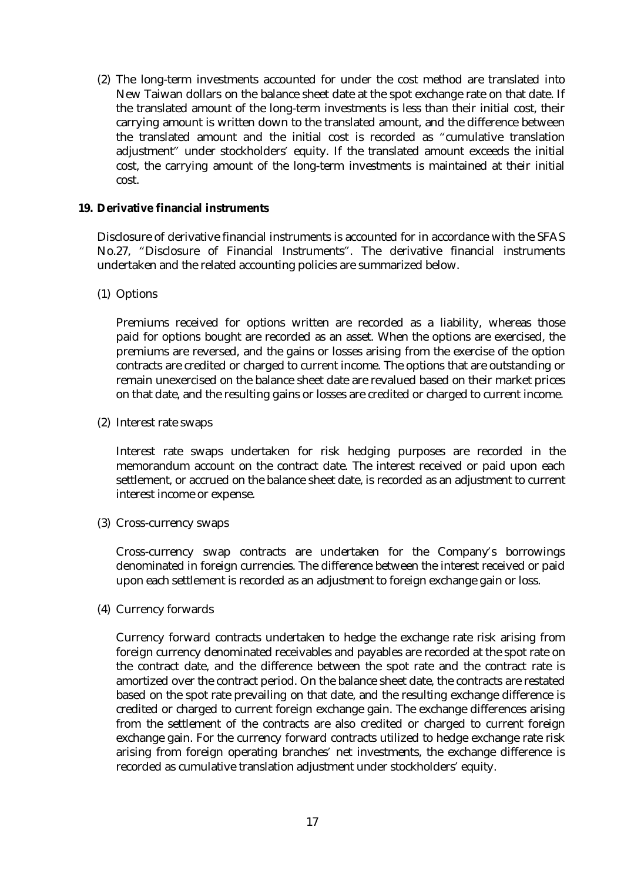(2) The long-term investments accounted for under the cost method are translated into New Taiwan dollars on the balance sheet date at the spot exchange rate on that date. If the translated amount of the long-term investments is less than their initial cost, their carrying amount is written down to the translated amount, and the difference between the translated amount and the initial cost is recorded as "cumulative translation adjustment" under stockholders' equity. If the translated amount exceeds the initial cost, the carrying amount of the long-term investments is maintained at their initial cost.

**19. Derivative financial instruments**

Disclosure of derivative financial instruments is accounted for in accordance with the SFAS No.27, "Disclosure of Financial Instruments". The derivative financial instruments undertaken and the related accounting policies are summarized below.

(1) Options

Premiums received for options written are recorded as a liability, whereas those paid for options bought are recorded as an asset. When the options are exercised, the premiums are reversed, and the gains or losses arising from the exercise of the option contracts are credited or charged to current income. The options that are outstanding or remain unexercised on the balance sheet date are revalued based on their market prices on that date, and the resulting gains or losses are credited or charged to current income.

(2) Interest rate swaps

Interest rate swaps undertaken for risk hedging purposes are recorded in the memorandum account on the contract date. The interest received or paid upon each settlement, or accrued on the balance sheet date, is recorded as an adjustment to current interest income or expense.

(3) Cross-currency swaps

Cross-currency swap contracts are undertaken for the Company's borrowings denominated in foreign currencies. The difference between the interest received or paid upon each settlement is recorded as an adjustment to foreign exchange gain or loss.

(4) Currency forwards

Currency forward contracts undertaken to hedge the exchange rate risk arising from foreign currency denominated receivables and payables are recorded at the spot rate on the contract date, and the difference between the spot rate and the contract rate is amortized over the contract period. On the balance sheet date, the contracts are restated based on the spot rate prevailing on that date, and the resulting exchange difference is credited or charged to current foreign exchange gain. The exchange differences arising from the settlement of the contracts are also credited or charged to current foreign exchange gain. For the currency forward contracts utilized to hedge exchange rate risk arising from foreign operating branches' net investments, the exchange difference is recorded as cumulative translation adjustment under stockholders' equity.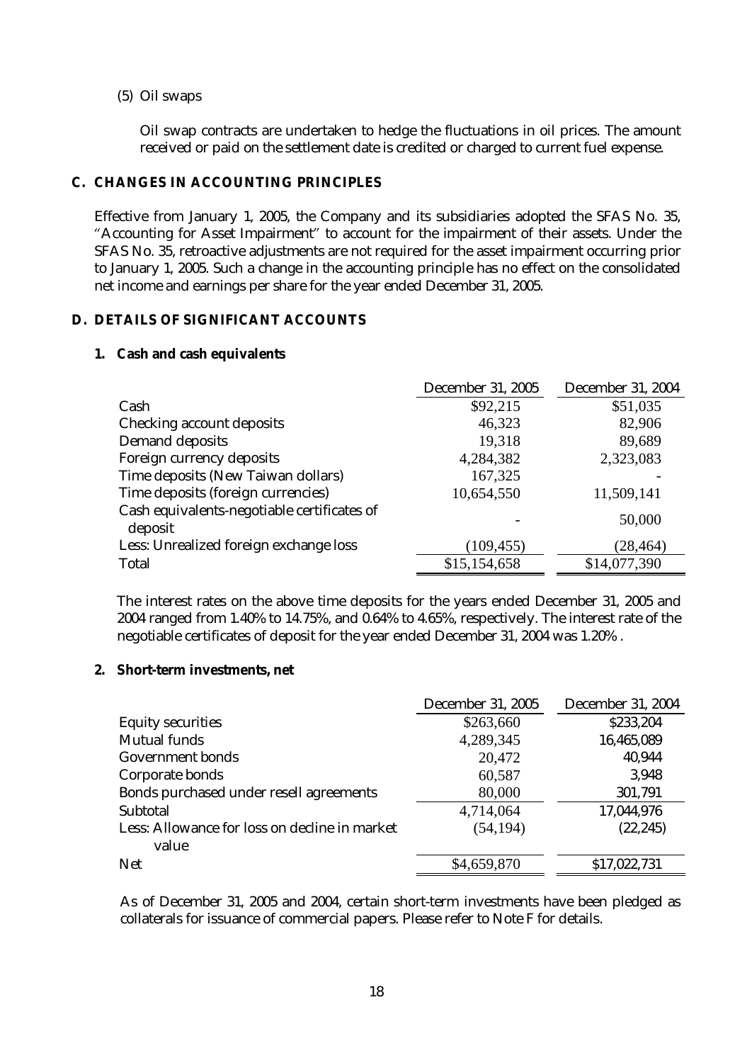(5) Oil swaps

Oil swap contracts are undertaken to hedge the fluctuations in oil prices. The amount received or paid on the settlement date is credited or charged to current fuel expense.

## C. CHANGES IN ACCOUNTING PRINCIPLES

Effective from January 1, 2005, the Company and its subsidiaries adopted the SFAS No. 35, "Accounting for Asset Impairment" to account for the impairment of their assets. Under the SFAS No. 35, retroactive adjustments are not required for the asset impairment occurring prior to January 1, 2005. Such a change in the accounting principle has no effect on the consolidated net income and earnings per share for the year ended December 31, 2005.

## D. DETAILS OF SIGNIFICANT ACCOUNTS

### 1. Cash and cash equivalents

| | December 31, 2005 | December 31, 2004 |
|---|---|---|
| Cash | $92,215 | $51,035 |
| Checking account deposits | 46,323 | 82,906 |
| Demand deposits | 19,318 | 89,689 |
| Foreign currency deposits | 4,284,382 | 2,323,083 |
| Time deposits (New Taiwan dollars) | 167,325 | - |
| Time deposits (foreign currencies) | 10,654,550 | 11,509,141 |
| Cash equivalents-negotiable certificates of deposit | - | 50,000 |
| Less: Unrealized foreign exchange loss | (109,455) | (28,464) |
| Total | $15,154,658 | $14,077,390 |

The interest rates on the above time deposits for the years ended December 31, 2005 and 2004 ranged from 1.40% to 14.75%, and 0.64% to 4.65%, respectively. The interest rate of the negotiable certificates of deposit for the year ended December 31, 2004 was 1.20% .

### 2. Short-term investments, net

| | December 31, 2005 | December 31, 2004 |
|---|---|---|
| Equity securities | $263,660 | $233,204 |
| Mutual funds | 4,289,345 | 16,465,089 |
| Government bonds | 20,472 | 40,944 |
| Corporate bonds | 60,587 | 3,948 |
| Bonds purchased under resell agreements | 80,000 | 301,791 |
| Subtotal | 4,714,064 | 17,044,976 |
| Less: Allowance for loss on decline in market value | (54,194) | (22,245) |
| Net | $4,659,870 | $17,022,731 |

As of December 31, 2005 and 2004, certain short-term investments have been pledged as collaterals for issuance of commercial papers. Please refer to Note F for details.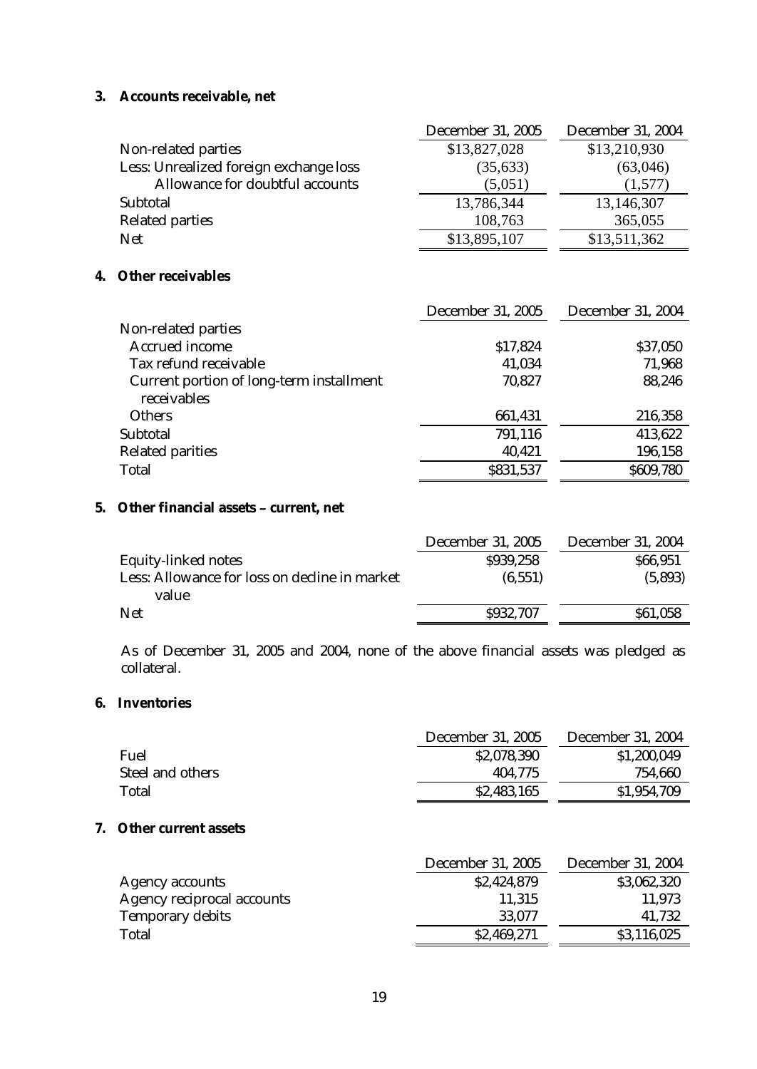### 3. Accounts receivable, net

| | December 31, 2005 | December 31, 2004 |
|---|---|---|
| Non-related parties | $13,827,028 | $13,210,930 |
| Less: Unrealized foreign exchange loss | (35,633) | (63,046) |
| Allowance for doubtful accounts | (5,051) | (1,577) |
| Subtotal | 13,786,344 | 13,146,307 |
| Related parties | 108,763 | 365,055 |
| Net | $13,895,107 | $13,511,362 |

### 4. Other receivables

| | December 31, 2005 | December 31, 2004 |
|---|---|---|
| Non-related parties | | |
| Accrued income | $17,824 | $37,050 |
| Tax refund receivable | 41,034 | 71,968 |
| Current portion of long-term installment receivables | 70,827 | 88,246 |
| Others | 661,431 | 216,358 |
| Subtotal | 791,116 | 413,622 |
| Related parities | 40,421 | 196,158 |
| Total | $831,537 | $609,780 |

### 5. Other financial assets – current, net

| | December 31, 2005 | December 31, 2004 |
|---|---|---|
| Equity-linked notes | $939,258 | $66,951 |
| Less: Allowance for loss on decline in market value | (6,551) | (5,893) |
| Net | $932,707 | $61,058 |

As of December 31, 2005 and 2004, none of the above financial assets was pledged as collateral.

### 6. Inventories

| | December 31, 2005 | December 31, 2004 |
|---|---|---|
| Fuel | $2,078,390 | $1,200,049 |
| Steel and others | 404,775 | 754,660 |
| Total | $2,483,165 | $1,954,709 |

### 7. Other current assets

| | December 31, 2005 | December 31, 2004 |
|---|---|---|
| Agency accounts | $2,424,879 | $3,062,320 |
| Agency reciprocal accounts | 11,315 | 11,973 |
| Temporary debits | 33,077 | 41,732 |
| Total | $2,469,271 | $3,116,025 |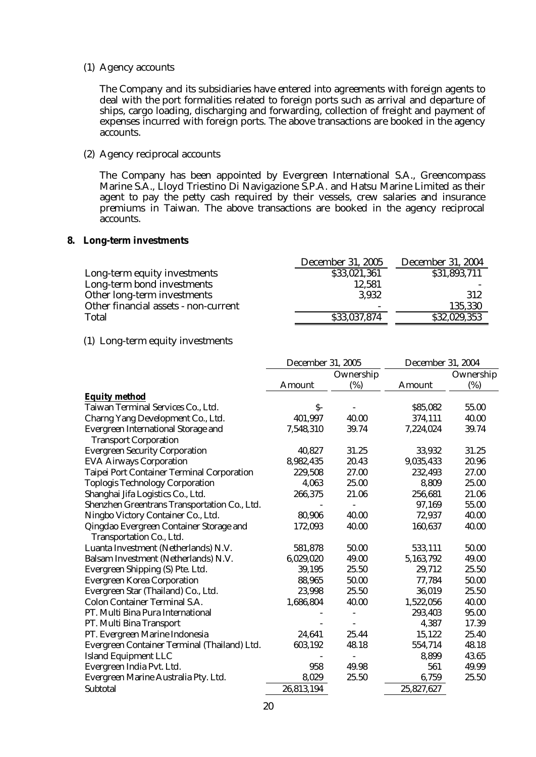(1) Agency accounts

The Company and its subsidiaries have entered into agreements with foreign agents to deal with the port formalities related to foreign ports such as arrival and departure of ships, cargo loading, discharging and forwarding, collection of freight and payment of expenses incurred with foreign ports. The above transactions are booked in the agency accounts.

(2) Agency reciprocal accounts

The Company has been appointed by Evergreen International S.A., Greencompass Marine S.A., Lloyd Triestino Di Navigazione S.P.A. and Hatsu Marine Limited as their agent to pay the petty cash required by their vessels, crew salaries and insurance premiums in Taiwan. The above transactions are booked in the agency reciprocal accounts.

## 8. Long-term investments

| | December 31, 2005 | December 31, 2004 |
|---|---|---|
| Long-term equity investments | $33,021,361 | $31,893,711 |
| Long-term bond investments | 12,581 | - |
| Other long-term investments | 3,932 | 312 |
| Other financial assets - non-current | - | 135,330 |
| Total | $33,037,874 | $32,029,353 |

(1) Long-term equity investments

| | December 31, 2005 | | December 31, 2004 | |
|---|---|---|---|---|
| | Amount | Ownership (%) | Amount | Ownership (%) |
| ***Equity method*** | | | | |
| Taiwan Terminal Services Co., Ltd. | $- | - | $85,082 | 55.00 |
| Charng Yang Development Co., Ltd. | 401,997 | 40.00 | 374,111 | 40.00 |
| Evergreen International Storage and Transport Corporation | 7,548,310 | 39.74 | 7,224,024 | 39.74 |
| Evergreen Security Corporation | 40,827 | 31.25 | 33,932 | 31.25 |
| EVA Airways Corporation | 8,982,435 | 20.43 | 9,035,433 | 20.96 |
| Taipei Port Container Terminal Corporation | 229,508 | 27.00 | 232,493 | 27.00 |
| Toplogis Technology Corporation | 4,063 | 25.00 | 8,809 | 25.00 |
| Shanghai Jifa Logistics Co., Ltd. | 266,375 | 21.06 | 256,681 | 21.06 |
| Shenzhen Greentrans Transportation Co., Ltd. | - | - | 97,169 | 55.00 |
| Ningbo Victory Container Co., Ltd. | 80,906 | 40.00 | 72,937 | 40.00 |
| Qingdao Evergreen Container Storage and Transportation Co., Ltd. | 172,093 | 40.00 | 160,637 | 40.00 |
| Luanta Investment (Netherlands) N.V. | 581,878 | 50.00 | 533,111 | 50.00 |
| Balsam Investment (Netherlands) N.V. | 6,029,020 | 49.00 | 5,163,792 | 49.00 |
| Evergreen Shipping (S) Pte. Ltd. | 39,195 | 25.50 | 29,712 | 25.50 |
| Evergreen Korea Corporation | 88,965 | 50.00 | 77,784 | 50.00 |
| Evergreen Star (Thailand) Co., Ltd. | 23,998 | 25.50 | 36,019 | 25.50 |
| Colon Container Terminal S.A. | 1,686,804 | 40.00 | 1,522,056 | 40.00 |
| PT. Multi Bina Pura International | - | - | 293,403 | 95.00 |
| PT. Multi Bina Transport | - | - | 4,387 | 17.39 |
| PT. Evergreen Marine Indonesia | 24,641 | 25.44 | 15,122 | 25.40 |
| Evergreen Container Terminal (Thailand) Ltd. | 603,192 | 48.18 | 554,714 | 48.18 |
| Island Equipment LLC | - | - | 8,899 | 43.65 |
| Evergreen India Pvt. Ltd. | 958 | 49.98 | 561 | 49.99 |
| Evergreen Marine Australia Pty. Ltd. | 8,029 | 25.50 | 6,759 | 25.50 |
| Subtotal | 26,813,194 | | 25,827,627 | |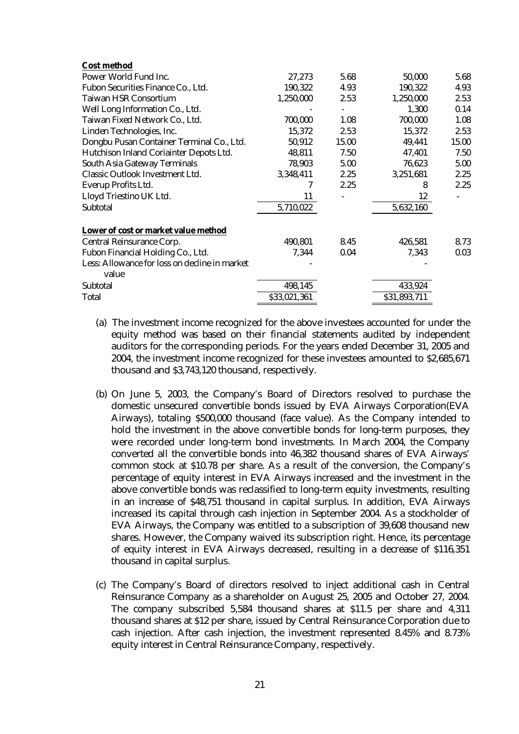| | | | | |
|---|---|---|---|---|
| **Cost method** | | | | |
| Power World Fund Inc. | 27,273 | 5.68 | 50,000 | 5.68 |
| Fubon Securities Finance Co., Ltd. | 190,322 | 4.93 | 190,322 | 4.93 |
| Taiwan HSR Consortium | 1,250,000 | 2.53 | 1,250,000 | 2.53 |
| Well Long Information Co., Ltd. | - | - | 1,300 | 0.14 |
| Taiwan Fixed Network Co., Ltd. | 700,000 | 1.08 | 700,000 | 1.08 |
| Linden Technologies, Inc. | 15,372 | 2.53 | 15,372 | 2.53 |
| Dongbu Pusan Container Terminal Co., Ltd. | 50,912 | 15.00 | 49,441 | 15.00 |
| Hutchison Inland Coriainter Depots Ltd. | 48,811 | 7.50 | 47,401 | 7.50 |
| South Asia Gateway Terminals | 78,903 | 5.00 | 76,623 | 5.00 |
| Classic Outlook Investment Ltd. | 3,348,411 | 2.25 | 3,251,681 | 2.25 |
| Everup Profits Ltd. | 7 | 2.25 | 8 | 2.25 |
| Lloyd Triestino UK Ltd. | 11 | - | 12 | - |
| Subtotal | 5,710,022 | | 5,632,160 | |
| **Lower of cost or market value method** | | | | |
| Central Reinsurance Corp. | 490,801 | 8.45 | 426,581 | 8.73 |
| Fubon Financial Holding Co., Ltd. | 7,344 | 0.04 | 7,343 | 0.03 |
| Less: Allowance for loss on decline in market value | - | | - | |
| Subtotal | 498,145 | | 433,924 | |
| Total | $33,021,361 | | $31,893,711 | |

(a) The investment income recognized for the above investees accounted for under the equity method was based on their financial statements audited by independent auditors for the corresponding periods. For the years ended December 31, 2005 and 2004, the investment income recognized for these investees amounted to $2,685,671 thousand and $3,743,120 thousand, respectively.

(b) On June 5, 2003, the Company's Board of Directors resolved to purchase the domestic unsecured convertible bonds issued by EVA Airways Corporation(EVA Airways), totaling $500,000 thousand (face value). As the Company intended to hold the investment in the above convertible bonds for long-term purposes, they were recorded under long-term bond investments. In March 2004, the Company converted all the convertible bonds into 46,382 thousand shares of EVA Airways' common stock at $10.78 per share. As a result of the conversion, the Company's percentage of equity interest in EVA Airways increased and the investment in the above convertible bonds was reclassified to long-term equity investments, resulting in an increase of $48,751 thousand in capital surplus. In addition, EVA Airways increased its capital through cash injection in September 2004. As a stockholder of EVA Airways, the Company was entitled to a subscription of 39,608 thousand new shares. However, the Company waived its subscription right. Hence, its percentage of equity interest in EVA Airways decreased, resulting in a decrease of $116,351 thousand in capital surplus.

(c) The Company's Board of directors resolved to inject additional cash in Central Reinsurance Company as a shareholder on August 25, 2005 and October 27, 2004. The company subscribed 5,584 thousand shares at $11.5 per share and 4,311 thousand shares at $12 per share, issued by Central Reinsurance Corporation due to cash injection. After cash injection, the investment represented 8.45% and 8.73% equity interest in Central Reinsurance Company, respectively.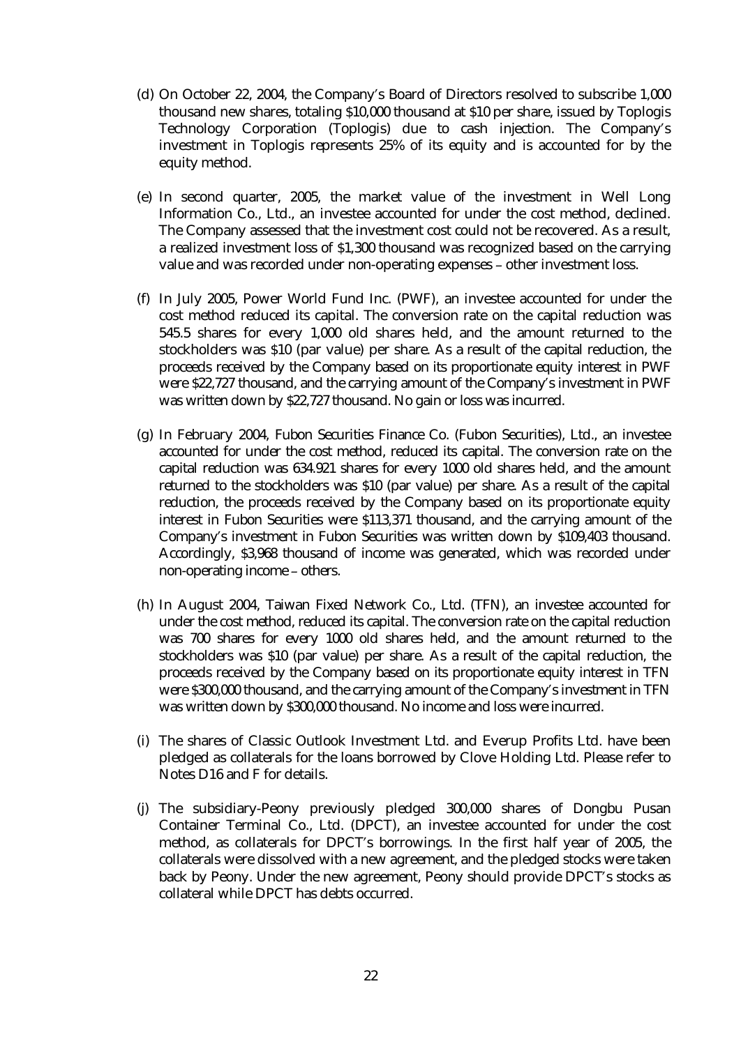(d) On October 22, 2004, the Company's Board of Directors resolved to subscribe 1,000 thousand new shares, totaling $10,000 thousand at $10 per share, issued by Toplogis Technology Corporation (Toplogis) due to cash injection. The Company's investment in Toplogis represents 25% of its equity and is accounted for by the equity method.

(e) In second quarter, 2005, the market value of the investment in Well Long Information Co., Ltd., an investee accounted for under the cost method, declined. The Company assessed that the investment cost could not be recovered. As a result, a realized investment loss of $1,300 thousand was recognized based on the carrying value and was recorded under non-operating expenses – other investment loss.

(f) In July 2005, Power World Fund Inc. (PWF), an investee accounted for under the cost method reduced its capital. The conversion rate on the capital reduction was 545.5 shares for every 1,000 old shares held, and the amount returned to the stockholders was $10 (par value) per share. As a result of the capital reduction, the proceeds received by the Company based on its proportionate equity interest in PWF were $22,727 thousand, and the carrying amount of the Company's investment in PWF was written down by $22,727 thousand. No gain or loss was incurred.

(g) In February 2004, Fubon Securities Finance Co. (Fubon Securities), Ltd., an investee accounted for under the cost method, reduced its capital. The conversion rate on the capital reduction was 634.921 shares for every 1000 old shares held, and the amount returned to the stockholders was $10 (par value) per share. As a result of the capital reduction, the proceeds received by the Company based on its proportionate equity interest in Fubon Securities were $113,371 thousand, and the carrying amount of the Company's investment in Fubon Securities was written down by $109,403 thousand. Accordingly, $3,968 thousand of income was generated, which was recorded under non-operating income – others.

(h) In August 2004, Taiwan Fixed Network Co., Ltd. (TFN), an investee accounted for under the cost method, reduced its capital. The conversion rate on the capital reduction was 700 shares for every 1000 old shares held, and the amount returned to the stockholders was $10 (par value) per share. As a result of the capital reduction, the proceeds received by the Company based on its proportionate equity interest in TFN were $300,000 thousand, and the carrying amount of the Company's investment in TFN was written down by $300,000 thousand. No income and loss were incurred.

(i) The shares of Classic Outlook Investment Ltd. and Everup Profits Ltd. have been pledged as collaterals for the loans borrowed by Clove Holding Ltd. Please refer to Notes D16 and F for details.

(j) The subsidiary-Peony previously pledged 300,000 shares of Dongbu Pusan Container Terminal Co., Ltd. (DPCT), an investee accounted for under the cost method, as collaterals for DPCT's borrowings. In the first half year of 2005, the collaterals were dissolved with a new agreement, and the pledged stocks were taken back by Peony. Under the new agreement, Peony should provide DPCT's stocks as collateral while DPCT has debts occurred.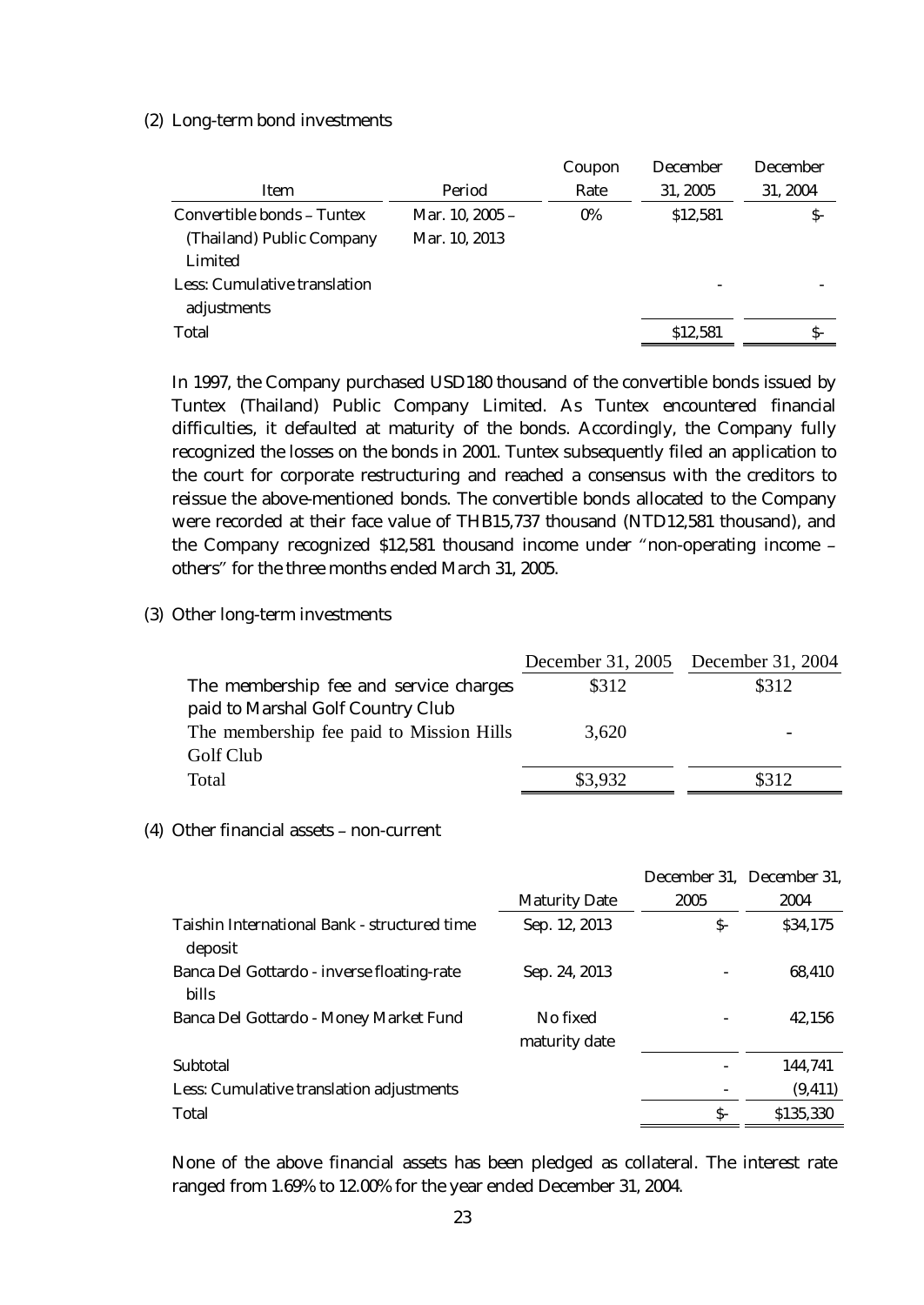(2) Long-term bond investments

| Item | Period | Coupon Rate | December 31, 2005 | December 31, 2004 |
|---|---|---|---|---|
| Convertible bonds – Tuntex (Thailand) Public Company Limited | Mar. 10, 2005 – Mar. 10, 2013 | 0% | $12,581 | $- |
| Less: Cumulative translation adjustments | | | - | - |
| Total | | | $12,581 | $- |

In 1997, the Company purchased USD180 thousand of the convertible bonds issued by Tuntex (Thailand) Public Company Limited. As Tuntex encountered financial difficulties, it defaulted at maturity of the bonds. Accordingly, the Company fully recognized the losses on the bonds in 2001. Tuntex subsequently filed an application to the court for corporate restructuring and reached a consensus with the creditors to reissue the above-mentioned bonds. The convertible bonds allocated to the Company were recorded at their face value of THB15,737 thousand (NTD12,581 thousand), and the Company recognized $12,581 thousand income under "non-operating income – others" for the three months ended March 31, 2005.

(3) Other long-term investments

| | December 31, 2005 | December 31, 2004 |
|---|---|---|
| The membership fee and service charges paid to Marshal Golf Country Club | $312 | $312 |
| The membership fee paid to Mission Hills Golf Club | 3,620 | - |
| Total | $3,932 | $312 |

(4) Other financial assets – non-current

| | Maturity Date | December 31, 2005 | December 31, 2004 |
|---|---|---|---|
| Taishin International Bank - structured time deposit | Sep. 12, 2013 | $- | $34,175 |
| Banca Del Gottardo - inverse floating-rate bills | Sep. 24, 2013 | - | 68,410 |
| Banca Del Gottardo - Money Market Fund | No fixed maturity date | - | 42,156 |
| Subtotal | | - | 144,741 |
| Less: Cumulative translation adjustments | | - | (9,411) |
| Total | | $- | $135,330 |

None of the above financial assets has been pledged as collateral. The interest rate ranged from 1.69% to 12.00% for the year ended December 31, 2004.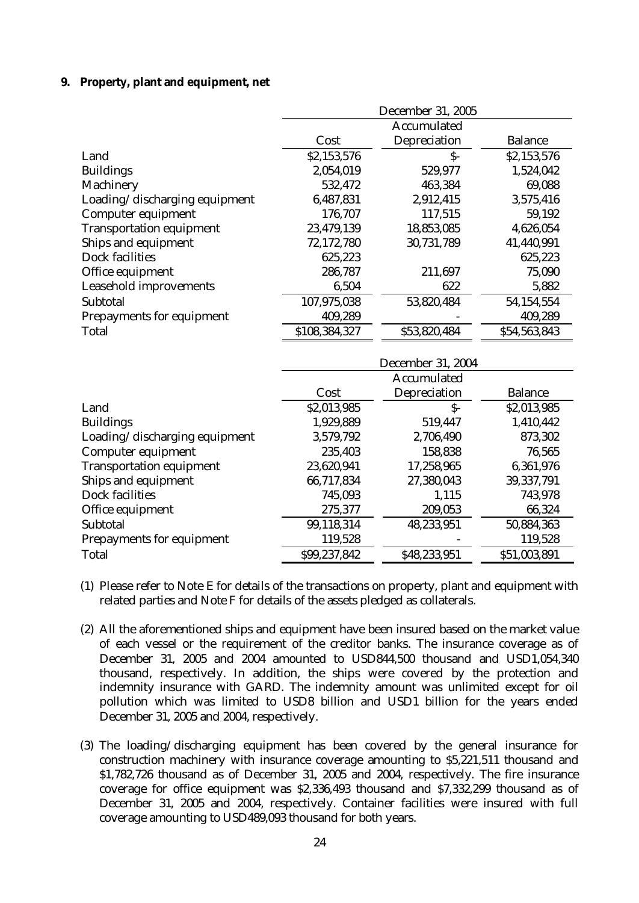**9. Property, plant and equipment, net**

| | December 31, 2005 | | |
|---|---|---|---|
| | Cost | Accumulated Depreciation | Balance |
| Land | $2,153,576 | $- | $2,153,576 |
| Buildings | 2,054,019 | 529,977 | 1,524,042 |
| Machinery | 532,472 | 463,384 | 69,088 |
| Loading/discharging equipment | 6,487,831 | 2,912,415 | 3,575,416 |
| Computer equipment | 176,707 | 117,515 | 59,192 |
| Transportation equipment | 23,479,139 | 18,853,085 | 4,626,054 |
| Ships and equipment | 72,172,780 | 30,731,789 | 41,440,991 |
| Dock facilities | 625,223 | | 625,223 |
| Office equipment | 286,787 | 211,697 | 75,090 |
| Leasehold improvements | 6,504 | 622 | 5,882 |
| Subtotal | 107,975,038 | 53,820,484 | 54,154,554 |
| Prepayments for equipment | 409,289 | - | 409,289 |
| Total | $108,384,327 | $53,820,484 | $54,563,843 |

| | December 31, 2004 | | |
|---|---|---|---|
| | Cost | Accumulated Depreciation | Balance |
| Land | $2,013,985 | $- | $2,013,985 |
| Buildings | 1,929,889 | 519,447 | 1,410,442 |
| Loading/discharging equipment | 3,579,792 | 2,706,490 | 873,302 |
| Computer equipment | 235,403 | 158,838 | 76,565 |
| Transportation equipment | 23,620,941 | 17,258,965 | 6,361,976 |
| Ships and equipment | 66,717,834 | 27,380,043 | 39,337,791 |
| Dock facilities | 745,093 | 1,115 | 743,978 |
| Office equipment | 275,377 | 209,053 | 66,324 |
| Subtotal | 99,118,314 | 48,233,951 | 50,884,363 |
| Prepayments for equipment | 119,528 | - | 119,528 |
| Total | $99,237,842 | $48,233,951 | $51,003,891 |

(1) Please refer to Note E for details of the transactions on property, plant and equipment with related parties and Note F for details of the assets pledged as collaterals.

(2) All the aforementioned ships and equipment have been insured based on the market value of each vessel or the requirement of the creditor banks. The insurance coverage as of December 31, 2005 and 2004 amounted to USD844,500 thousand and USD1,054,340 thousand, respectively. In addition, the ships were covered by the protection and indemnity insurance with GARD. The indemnity amount was unlimited except for oil pollution which was limited to USD8 billion and USD1 billion for the years ended December 31, 2005 and 2004, respectively.

(3) The loading/discharging equipment has been covered by the general insurance for construction machinery with insurance coverage amounting to $5,221,511 thousand and $1,782,726 thousand as of December 31, 2005 and 2004, respectively. The fire insurance coverage for office equipment was $2,336,493 thousand and $7,332,299 thousand as of December 31, 2005 and 2004, respectively. Container facilities were insured with full coverage amounting to USD489,093 thousand for both years.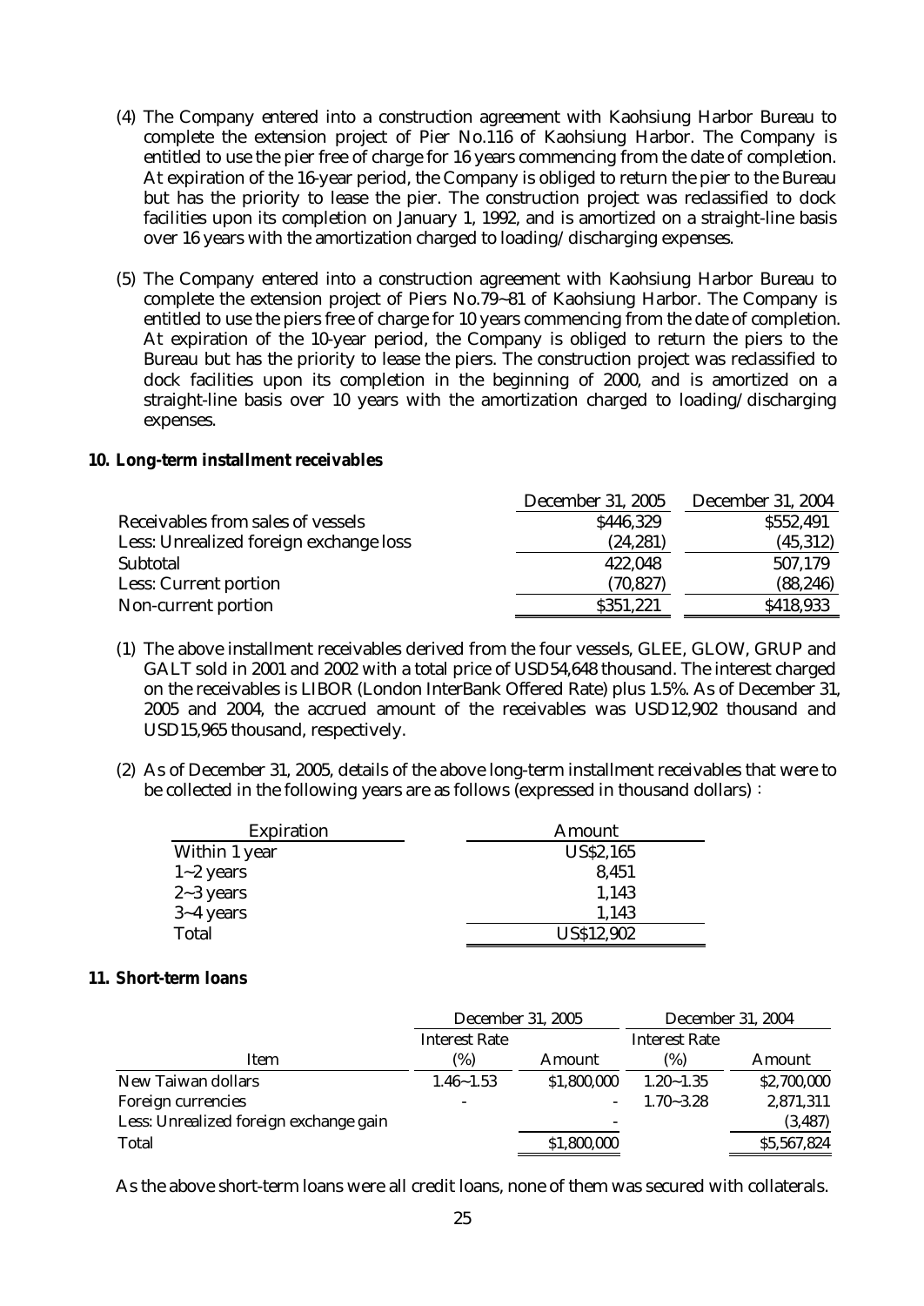(4) The Company entered into a construction agreement with Kaohsiung Harbor Bureau to complete the extension project of Pier No.116 of Kaohsiung Harbor. The Company is entitled to use the pier free of charge for 16 years commencing from the date of completion. At expiration of the 16-year period, the Company is obliged to return the pier to the Bureau but has the priority to lease the pier. The construction project was reclassified to dock facilities upon its completion on January 1, 1992, and is amortized on a straight-line basis over 16 years with the amortization charged to loading/discharging expenses.

(5) The Company entered into a construction agreement with Kaohsiung Harbor Bureau to complete the extension project of Piers No.79~81 of Kaohsiung Harbor. The Company is entitled to use the piers free of charge for 10 years commencing from the date of completion. At expiration of the 10-year period, the Company is obliged to return the piers to the Bureau but has the priority to lease the piers. The construction project was reclassified to dock facilities upon its completion in the beginning of 2000, and is amortized on a straight-line basis over 10 years with the amortization charged to loading/discharging expenses.

**10. Long-term installment receivables**

| | December 31, 2005 | December 31, 2004 |
|---|---|---|
| Receivables from sales of vessels | $446,329 | $552,491 |
| Less: Unrealized foreign exchange loss | (24,281) | (45,312) |
| Subtotal | 422,048 | 507,179 |
| Less: Current portion | (70,827) | (88,246) |
| Non-current portion | $351,221 | $418,933 |

(1) The above installment receivables derived from the four vessels, GLEE, GLOW, GRUP and GALT sold in 2001 and 2002 with a total price of USD54,648 thousand. The interest charged on the receivables is LIBOR (London InterBank Offered Rate) plus 1.5%. As of December 31, 2005 and 2004, the accrued amount of the receivables was USD12,902 thousand and USD15,965 thousand, respectively.

(2) As of December 31, 2005, details of the above long-term installment receivables that were to be collected in the following years are as follows (expressed in thousand dollars)：

| Expiration | Amount |
|---|---|
| Within 1 year | US$2,165 |
| 1~2 years | 8,451 |
| 2~3 years | 1,143 |
| 3~4 years | 1,143 |
| Total | US$12,902 |

**11. Short-term loans**

| | December 31, 2005 | | December 31, 2004 | |
|---|---|---|---|---|
| Item | Interest Rate (%) | Amount | Interest Rate (%) | Amount |
| New Taiwan dollars | 1.46~1.53 | $1,800,000 | 1.20~1.35 | $2,700,000 |
| Foreign currencies | - | - | 1.70~3.28 | 2,871,311 |
| Less: Unrealized foreign exchange gain | | - | | (3,487) |
| Total | | $1,800,000 | | $5,567,824 |

As the above short-term loans were all credit loans, none of them was secured with collaterals.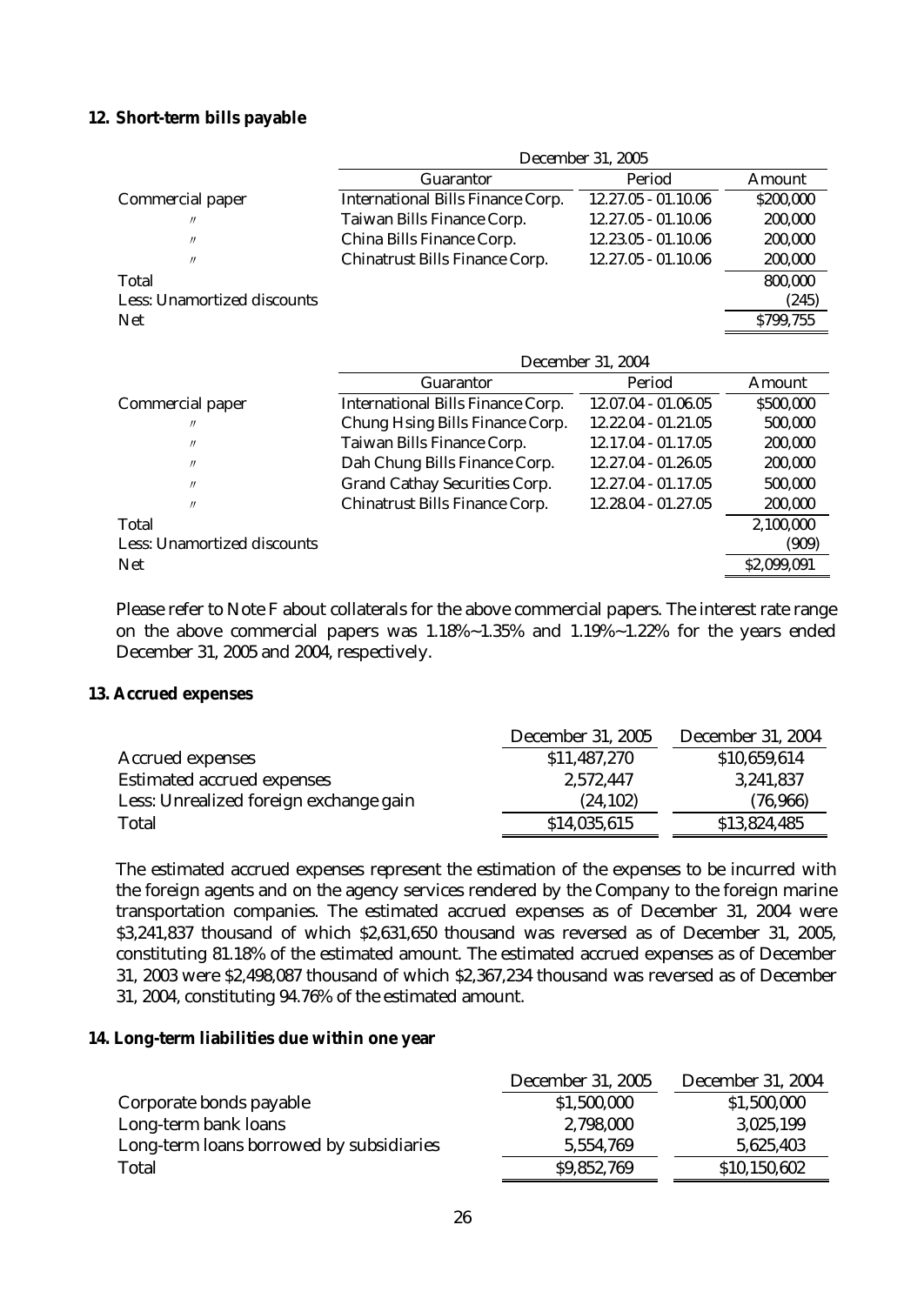## 12. Short-term bills payable

| | December 31, 2005 | | |
|---|---|---|---|
| | Guarantor | Period | Amount |
| Commercial paper | International Bills Finance Corp. | 12.27.05 - 01.10.06 | $200,000 |
| 〃 | Taiwan Bills Finance Corp. | 12.27.05 - 01.10.06 | 200,000 |
| 〃 | China Bills Finance Corp. | 12.23.05 - 01.10.06 | 200,000 |
| 〃 | Chinatrust Bills Finance Corp. | 12.27.05 - 01.10.06 | 200,000 |
| Total | | | 800,000 |
| Less: Unamortized discounts | | | (245) |
| Net | | | $799,755 |

| | December 31, 2004 | | |
|---|---|---|---|
| | Guarantor | Period | Amount |
| Commercial paper | International Bills Finance Corp. | 12.07.04 - 01.06.05 | $500,000 |
| 〃 | Chung Hsing Bills Finance Corp. | 12.22.04 - 01.21.05 | 500,000 |
| 〃 | Taiwan Bills Finance Corp. | 12.17.04 - 01.17.05 | 200,000 |
| 〃 | Dah Chung Bills Finance Corp. | 12.27.04 - 01.26.05 | 200,000 |
| 〃 | Grand Cathay Securities Corp. | 12.27.04 - 01.17.05 | 500,000 |
| 〃 | Chinatrust Bills Finance Corp. | 12.28.04 - 01.27.05 | 200,000 |
| Total | | | 2,100,000 |
| Less: Unamortized discounts | | | (909) |
| Net | | | $2,099,091 |

Please refer to Note F about collaterals for the above commercial papers. The interest rate range on the above commercial papers was 1.18%~1.35% and 1.19%~1.22% for the years ended December 31, 2005 and 2004, respectively.

## 13. Accrued expenses

| | December 31, 2005 | December 31, 2004 |
|---|---|---|
| Accrued expenses | $11,487,270 | $10,659,614 |
| Estimated accrued expenses | 2,572,447 | 3,241,837 |
| Less: Unrealized foreign exchange gain | (24,102) | (76,966) |
| Total | $14,035,615 | $13,824,485 |

The estimated accrued expenses represent the estimation of the expenses to be incurred with the foreign agents and on the agency services rendered by the Company to the foreign marine transportation companies. The estimated accrued expenses as of December 31, 2004 were $3,241,837 thousand of which $2,631,650 thousand was reversed as of December 31, 2005, constituting 81.18% of the estimated amount. The estimated accrued expenses as of December 31, 2003 were $2,498,087 thousand of which $2,367,234 thousand was reversed as of December 31, 2004, constituting 94.76% of the estimated amount.

## 14. Long-term liabilities due within one year

| | December 31, 2005 | December 31, 2004 |
|---|---|---|
| Corporate bonds payable | $1,500,000 | $1,500,000 |
| Long-term bank loans | 2,798,000 | 3,025,199 |
| Long-term loans borrowed by subsidiaries | 5,554,769 | 5,625,403 |
| Total | $9,852,769 | $10,150,602 |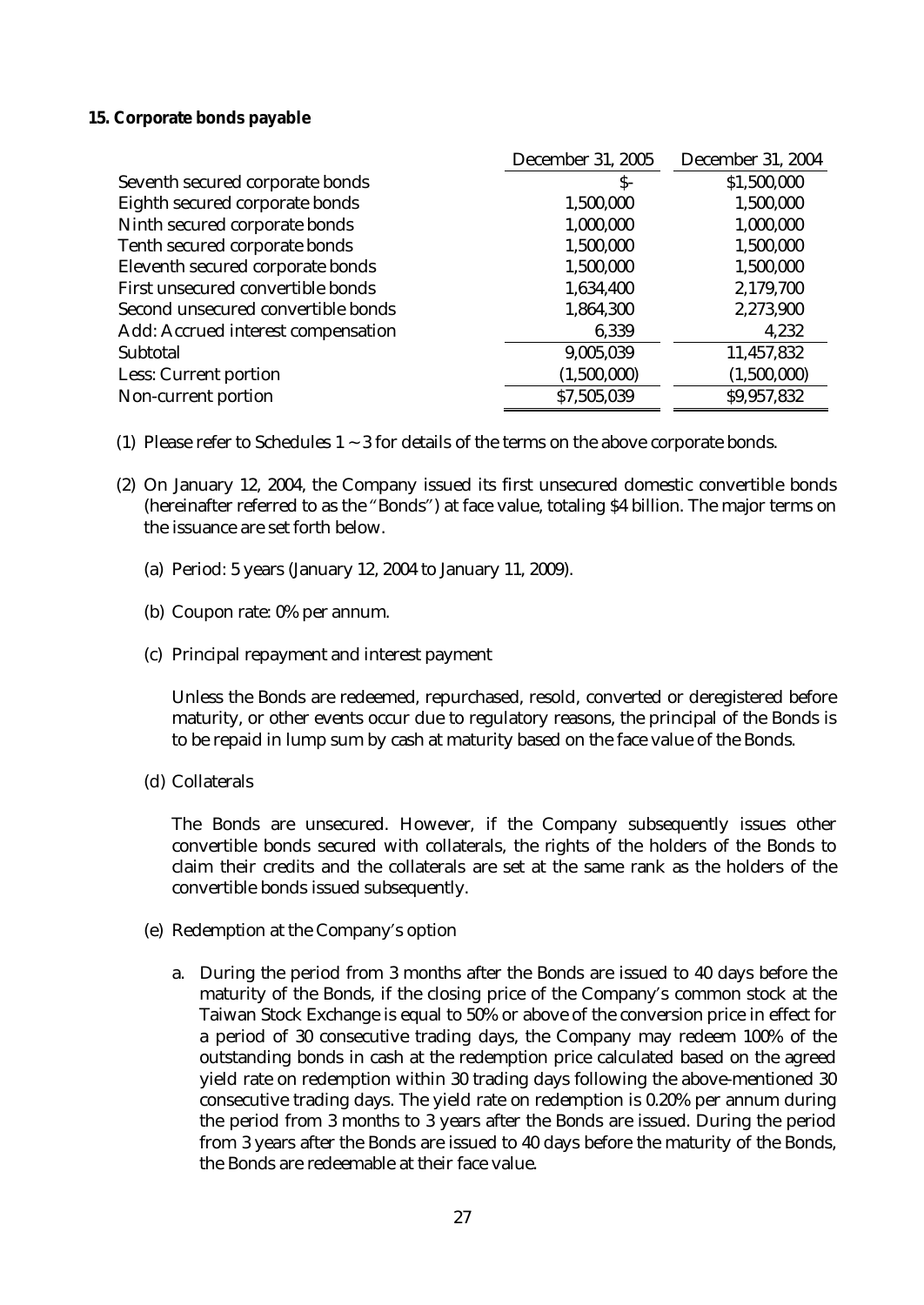### 15. Corporate bonds payable

| | December 31, 2005 | December 31, 2004 |
|---|---|---|
| Seventh secured corporate bonds | $- | $1,500,000 |
| Eighth secured corporate bonds | 1,500,000 | 1,500,000 |
| Ninth secured corporate bonds | 1,000,000 | 1,000,000 |
| Tenth secured corporate bonds | 1,500,000 | 1,500,000 |
| Eleventh secured corporate bonds | 1,500,000 | 1,500,000 |
| First unsecured convertible bonds | 1,634,400 | 2,179,700 |
| Second unsecured convertible bonds | 1,864,300 | 2,273,900 |
| Add: Accrued interest compensation | 6,339 | 4,232 |
| Subtotal | 9,005,039 | 11,457,832 |
| Less: Current portion | (1,500,000) | (1,500,000) |
| Non-current portion | $7,505,039 | $9,957,832 |

(1) Please refer to Schedules 1 ~ 3 for details of the terms on the above corporate bonds.

(2) On January 12, 2004, the Company issued its first unsecured domestic convertible bonds (hereinafter referred to as the "Bonds") at face value, totaling $4 billion. The major terms on the issuance are set forth below.

(a) Period: 5 years (January 12, 2004 to January 11, 2009).

(b) Coupon rate: 0% per annum.

(c) Principal repayment and interest payment

Unless the Bonds are redeemed, repurchased, resold, converted or deregistered before maturity, or other events occur due to regulatory reasons, the principal of the Bonds is to be repaid in lump sum by cash at maturity based on the face value of the Bonds.

(d) Collaterals

The Bonds are unsecured. However, if the Company subsequently issues other convertible bonds secured with collaterals, the rights of the holders of the Bonds to claim their credits and the collaterals are set at the same rank as the holders of the convertible bonds issued subsequently.

(e) Redemption at the Company's option

a. During the period from 3 months after the Bonds are issued to 40 days before the maturity of the Bonds, if the closing price of the Company's common stock at the Taiwan Stock Exchange is equal to 50% or above of the conversion price in effect for a period of 30 consecutive trading days, the Company may redeem 100% of the outstanding bonds in cash at the redemption price calculated based on the agreed yield rate on redemption within 30 trading days following the above-mentioned 30 consecutive trading days. The yield rate on redemption is 0.20% per annum during the period from 3 months to 3 years after the Bonds are issued. During the period from 3 years after the Bonds are issued to 40 days before the maturity of the Bonds, the Bonds are redeemable at their face value.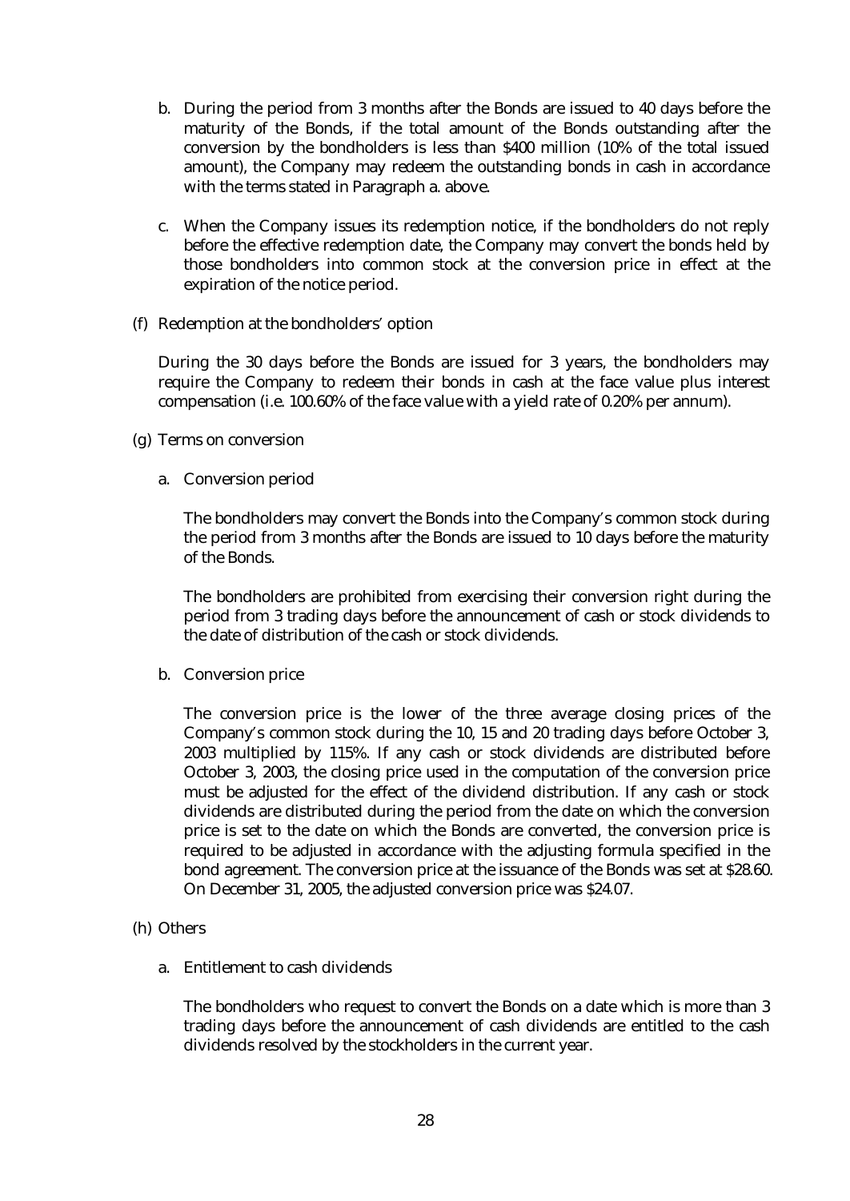b. During the period from 3 months after the Bonds are issued to 40 days before the maturity of the Bonds, if the total amount of the Bonds outstanding after the conversion by the bondholders is less than $400 million (10% of the total issued amount), the Company may redeem the outstanding bonds in cash in accordance with the terms stated in Paragraph a. above.

c. When the Company issues its redemption notice, if the bondholders do not reply before the effective redemption date, the Company may convert the bonds held by those bondholders into common stock at the conversion price in effect at the expiration of the notice period.

(f) Redemption at the bondholders' option

During the 30 days before the Bonds are issued for 3 years, the bondholders may require the Company to redeem their bonds in cash at the face value plus interest compensation (i.e. 100.60% of the face value with a yield rate of 0.20% per annum).

(g) Terms on conversion

a. Conversion period

The bondholders may convert the Bonds into the Company's common stock during the period from 3 months after the Bonds are issued to 10 days before the maturity of the Bonds.

The bondholders are prohibited from exercising their conversion right during the period from 3 trading days before the announcement of cash or stock dividends to the date of distribution of the cash or stock dividends.

b. Conversion price

The conversion price is the lower of the three average closing prices of the Company's common stock during the 10, 15 and 20 trading days before October 3, 2003 multiplied by 115%. If any cash or stock dividends are distributed before October 3, 2003, the closing price used in the computation of the conversion price must be adjusted for the effect of the dividend distribution. If any cash or stock dividends are distributed during the period from the date on which the conversion price is set to the date on which the Bonds are converted, the conversion price is required to be adjusted in accordance with the adjusting formula specified in the bond agreement. The conversion price at the issuance of the Bonds was set at $28.60. On December 31, 2005, the adjusted conversion price was $24.07.

(h) Others

a. Entitlement to cash dividends

The bondholders who request to convert the Bonds on a date which is more than 3 trading days before the announcement of cash dividends are entitled to the cash dividends resolved by the stockholders in the current year.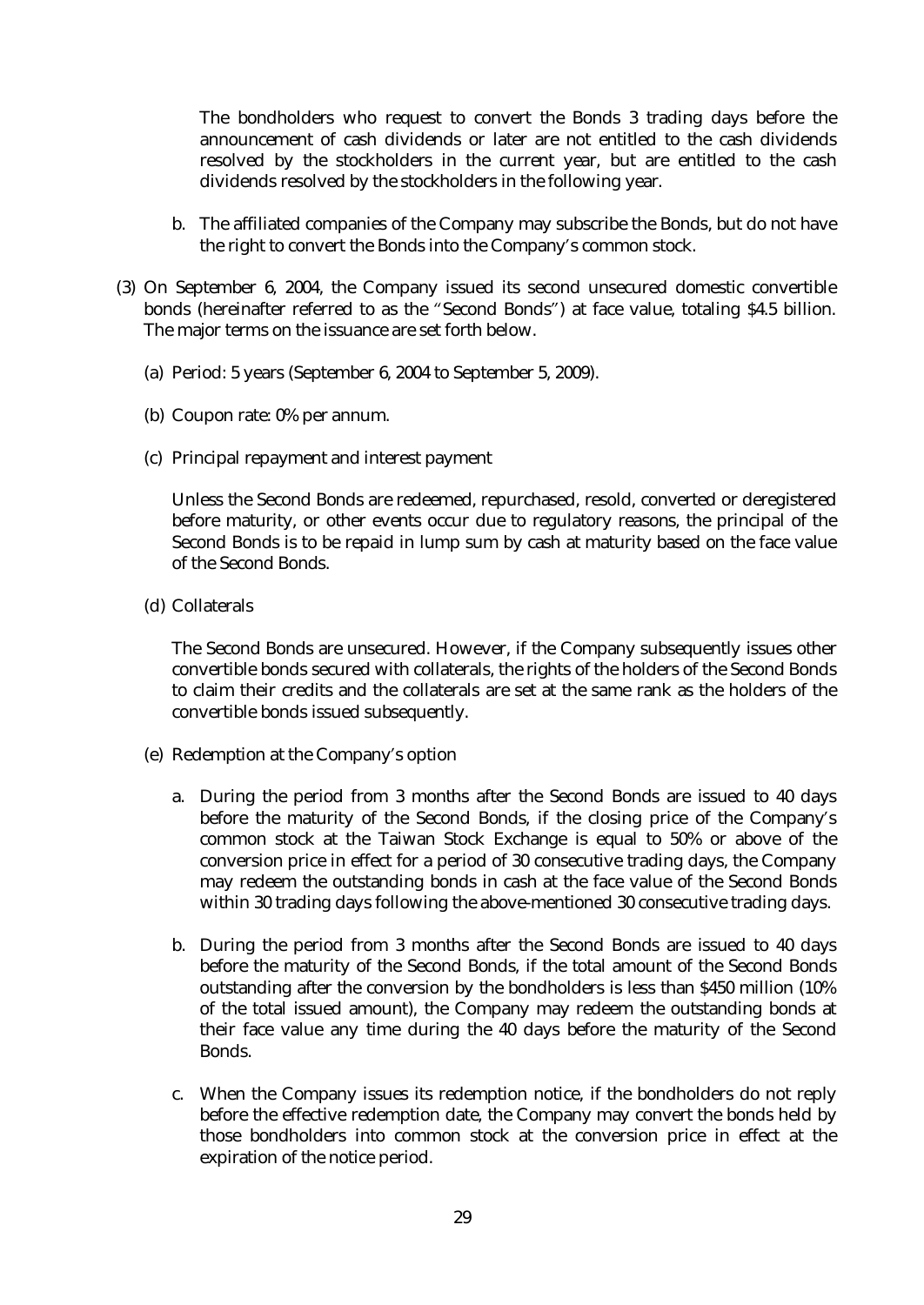The bondholders who request to convert the Bonds 3 trading days before the announcement of cash dividends or later are not entitled to the cash dividends resolved by the stockholders in the current year, but are entitled to the cash dividends resolved by the stockholders in the following year.

b. The affiliated companies of the Company may subscribe the Bonds, but do not have the right to convert the Bonds into the Company's common stock.

(3) On September 6, 2004, the Company issued its second unsecured domestic convertible bonds (hereinafter referred to as the "Second Bonds") at face value, totaling $4.5 billion. The major terms on the issuance are set forth below.

(a) Period: 5 years (September 6, 2004 to September 5, 2009).

(b) Coupon rate: 0% per annum.

(c) Principal repayment and interest payment

Unless the Second Bonds are redeemed, repurchased, resold, converted or deregistered before maturity, or other events occur due to regulatory reasons, the principal of the Second Bonds is to be repaid in lump sum by cash at maturity based on the face value of the Second Bonds.

(d) Collaterals

The Second Bonds are unsecured. However, if the Company subsequently issues other convertible bonds secured with collaterals, the rights of the holders of the Second Bonds to claim their credits and the collaterals are set at the same rank as the holders of the convertible bonds issued subsequently.

(e) Redemption at the Company's option

a. During the period from 3 months after the Second Bonds are issued to 40 days before the maturity of the Second Bonds, if the closing price of the Company's common stock at the Taiwan Stock Exchange is equal to 50% or above of the conversion price in effect for a period of 30 consecutive trading days, the Company may redeem the outstanding bonds in cash at the face value of the Second Bonds within 30 trading days following the above-mentioned 30 consecutive trading days.

b. During the period from 3 months after the Second Bonds are issued to 40 days before the maturity of the Second Bonds, if the total amount of the Second Bonds outstanding after the conversion by the bondholders is less than $450 million (10% of the total issued amount), the Company may redeem the outstanding bonds at their face value any time during the 40 days before the maturity of the Second Bonds.

c. When the Company issues its redemption notice, if the bondholders do not reply before the effective redemption date, the Company may convert the bonds held by those bondholders into common stock at the conversion price in effect at the expiration of the notice period.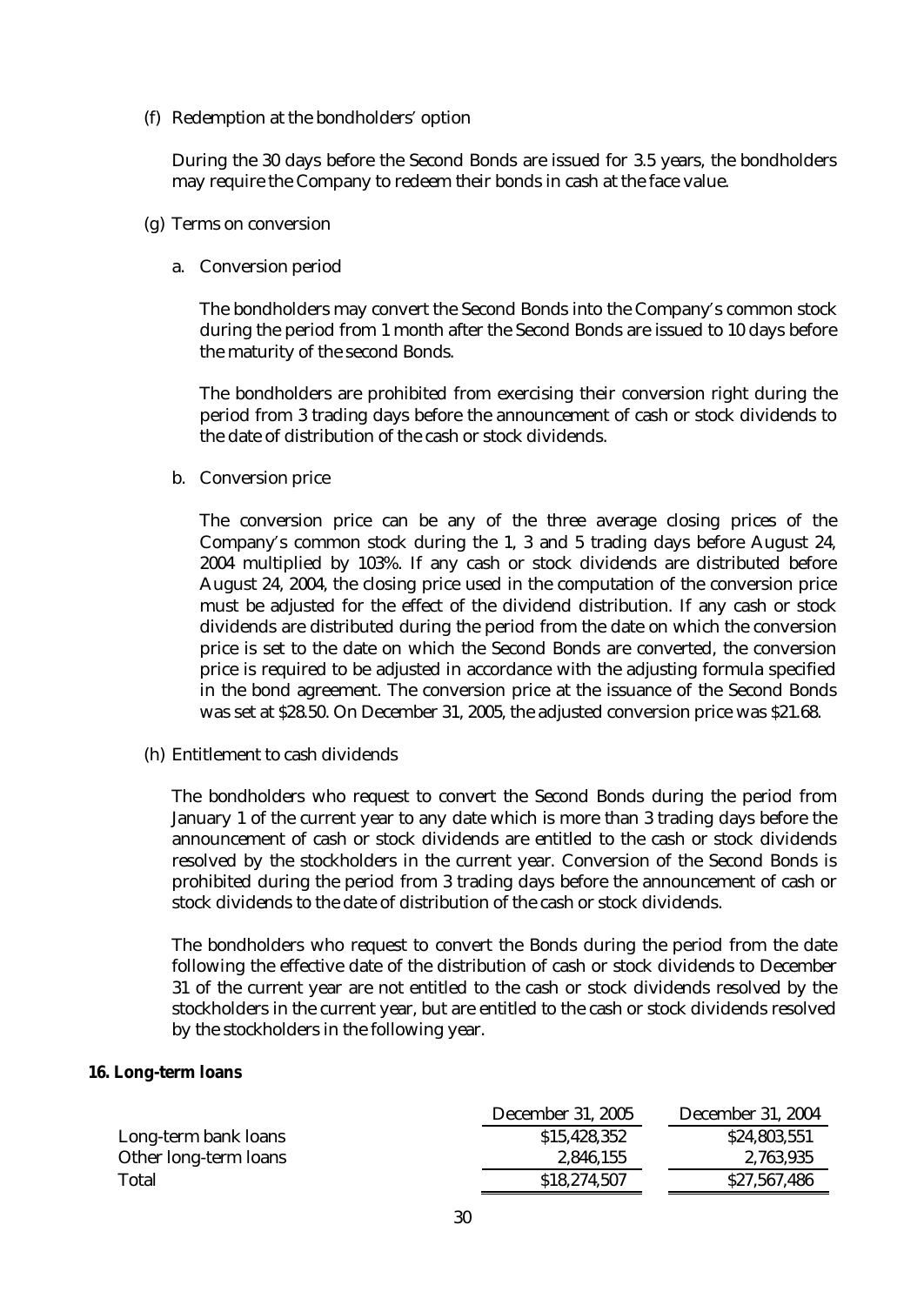(f) Redemption at the bondholders' option

During the 30 days before the Second Bonds are issued for 3.5 years, the bondholders may require the Company to redeem their bonds in cash at the face value.

(g) Terms on conversion

a. Conversion period

The bondholders may convert the Second Bonds into the Company's common stock during the period from 1 month after the Second Bonds are issued to 10 days before the maturity of the second Bonds.

The bondholders are prohibited from exercising their conversion right during the period from 3 trading days before the announcement of cash or stock dividends to the date of distribution of the cash or stock dividends.

b. Conversion price

The conversion price can be any of the three average closing prices of the Company's common stock during the 1, 3 and 5 trading days before August 24, 2004 multiplied by 103%. If any cash or stock dividends are distributed before August 24, 2004, the closing price used in the computation of the conversion price must be adjusted for the effect of the dividend distribution. If any cash or stock dividends are distributed during the period from the date on which the conversion price is set to the date on which the Second Bonds are converted, the conversion price is required to be adjusted in accordance with the adjusting formula specified in the bond agreement. The conversion price at the issuance of the Second Bonds was set at $28.50. On December 31, 2005, the adjusted conversion price was $21.68.

(h) Entitlement to cash dividends

The bondholders who request to convert the Second Bonds during the period from January 1 of the current year to any date which is more than 3 trading days before the announcement of cash or stock dividends are entitled to the cash or stock dividends resolved by the stockholders in the current year. Conversion of the Second Bonds is prohibited during the period from 3 trading days before the announcement of cash or stock dividends to the date of distribution of the cash or stock dividends.

The bondholders who request to convert the Bonds during the period from the date following the effective date of the distribution of cash or stock dividends to December 31 of the current year are not entitled to the cash or stock dividends resolved by the stockholders in the current year, but are entitled to the cash or stock dividends resolved by the stockholders in the following year.

**16. Long-term loans**

| | December 31, 2005 | December 31, 2004 |
|---|---|---|
| Long-term bank loans | $15,428,352 | $24,803,551 |
| Other long-term loans | 2,846,155 | 2,763,935 |
| Total | $18,274,507 | $27,567,486 |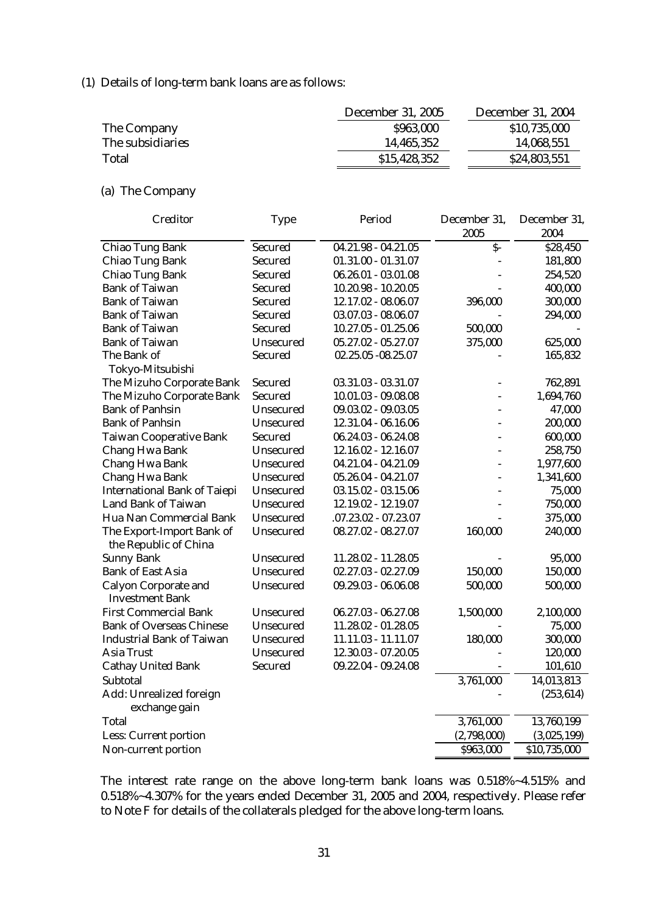(1) Details of long-term bank loans are as follows:

| | December 31, 2005 | December 31, 2004 |
|---|---|---|
| The Company | $963,000 | $10,735,000 |
| The subsidiaries | 14,465,352 | 14,068,551 |
| Total | $15,428,352 | $24,803,551 |

(a) The Company

| Creditor | Type | Period | December 31, 2005 | December 31, 2004 |
|---|---|---|---|---|
| Chiao Tung Bank | Secured | 04.21.98 - 04.21.05 | $- | $28,450 |
| Chiao Tung Bank | Secured | 01.31.00 - 01.31.07 | - | 181,800 |
| Chiao Tung Bank | Secured | 06.26.01 - 03.01.08 | - | 254,520 |
| Bank of Taiwan | Secured | 10.20.98 - 10.20.05 | - | 400,000 |
| Bank of Taiwan | Secured | 12.17.02 - 08.06.07 | 396,000 | 300,000 |
| Bank of Taiwan | Secured | 03.07.03 - 08.06.07 | - | 294,000 |
| Bank of Taiwan | Secured | 10.27.05 - 01.25.06 | 500,000 | - |
| Bank of Taiwan | Unsecured | 05.27.02 - 05.27.07 | 375,000 | 625,000 |
| The Bank of Tokyo-Mitsubishi | Secured | 02.25.05 -08.25.07 | - | 165,832 |
| The Mizuho Corporate Bank | Secured | 03.31.03 - 03.31.07 | - | 762,891 |
| The Mizuho Corporate Bank | Secured | 10.01.03 - 09.08.08 | - | 1,694,760 |
| Bank of Panhsin | Unsecured | 09.03.02 - 09.03.05 | - | 47,000 |
| Bank of Panhsin | Unsecured | 12.31.04 - 06.16.06 | - | 200,000 |
| Taiwan Cooperative Bank | Secured | 06.24.03 - 06.24.08 | - | 600,000 |
| Chang Hwa Bank | Unsecured | 12.16.02 - 12.16.07 | - | 258,750 |
| Chang Hwa Bank | Unsecured | 04.21.04 - 04.21.09 | - | 1,977,600 |
| Chang Hwa Bank | Unsecured | 05.26.04 - 04.21.07 | - | 1,341,600 |
| International Bank of Taiepi | Unsecured | 03.15.02 - 03.15.06 | - | 75,000 |
| Land Bank of Taiwan | Unsecured | 12.19.02 - 12.19.07 | - | 750,000 |
| Hua Nan Commercial Bank | Unsecured | .07.23.02 - 07.23.07 | - | 375,000 |
| The Export-Import Bank of the Republic of China | Unsecured | 08.27.02 - 08.27.07 | 160,000 | 240,000 |
| Sunny Bank | Unsecured | 11.28.02 - 11.28.05 | - | 95,000 |
| Bank of East Asia | Unsecured | 02.27.03 - 02.27.09 | 150,000 | 150,000 |
| Calyon Corporate and Investment Bank | Unsecured | 09.29.03 - 06.06.08 | 500,000 | 500,000 |
| First Commercial Bank | Unsecured | 06.27.03 - 06.27.08 | 1,500,000 | 2,100,000 |
| Bank of Overseas Chinese | Unsecured | 11.28.02 - 01.28.05 | - | 75,000 |
| Industrial Bank of Taiwan | Unsecured | 11.11.03 - 11.11.07 | 180,000 | 300,000 |
| Asia Trust | Unsecured | 12.30.03 - 07.20.05 | - | 120,000 |
| Cathay United Bank | Secured | 09.22.04 - 09.24.08 | - | 101,610 |
| Subtotal | | | 3,761,000 | 14,013,813 |
| Add: Unrealized foreign exchange gain | | | - | (253,614) |
| Total | | | 3,761,000 | 13,760,199 |
| Less: Current portion | | | (2,798,000) | (3,025,199) |
| Non-current portion | | | $963,000 | $10,735,000 |

The interest rate range on the above long-term bank loans was 0.518%~4.515% and 0.518%~4.307% for the years ended December 31, 2005 and 2004, respectively. Please refer to Note F for details of the collaterals pledged for the above long-term loans.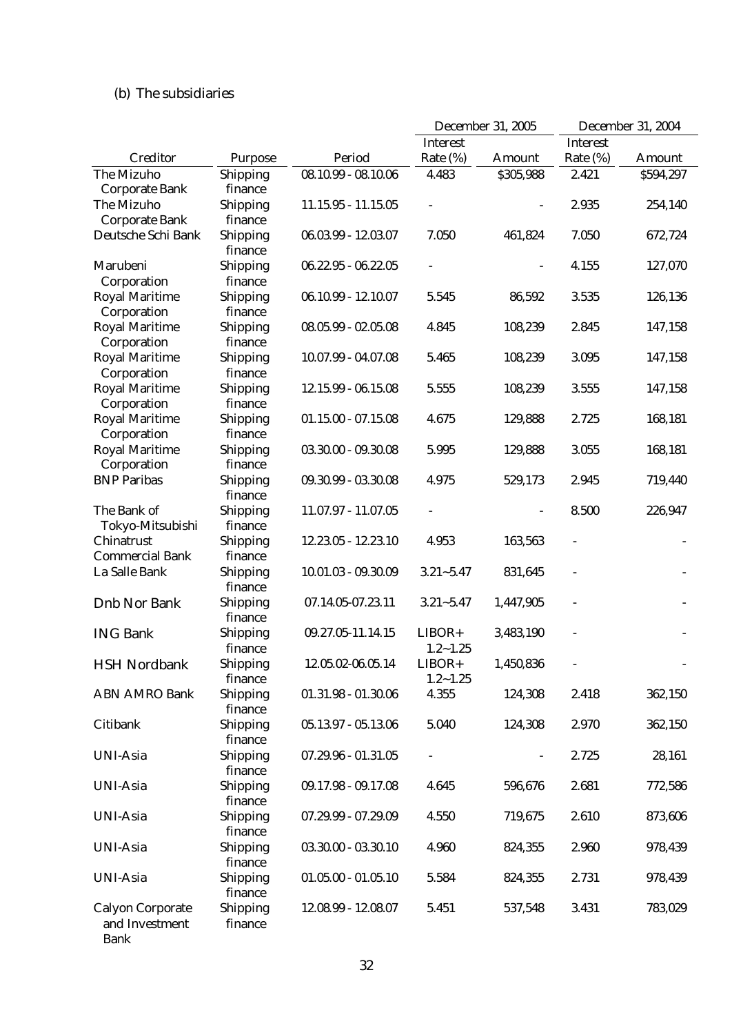(b) The subsidiaries

| Creditor | Purpose | Period | December 31, 2005 | | December 31, 2004 | |
|---|---|---|---|---|---|---|
| | | | Interest Rate (%) | Amount | Interest Rate (%) | Amount |
| The Mizuho Corporate Bank | Shipping finance | 08.10.99 - 08.10.06 | 4.483 | $305,988 | 2.421 | $594,297 |
| The Mizuho Corporate Bank | Shipping finance | 11.15.95 - 11.15.05 | - | - | 2.935 | 254,140 |
| Deutsche Schi Bank | Shipping finance | 06.03.99 - 12.03.07 | 7.050 | 461,824 | 7.050 | 672,724 |
| Marubeni Corporation | Shipping finance | 06.22.95 - 06.22.05 | - | - | 4.155 | 127,070 |
| Royal Maritime Corporation | Shipping finance | 06.10.99 - 12.10.07 | 5.545 | 86,592 | 3.535 | 126,136 |
| Royal Maritime Corporation | Shipping finance | 08.05.99 - 02.05.08 | 4.845 | 108,239 | 2.845 | 147,158 |
| Royal Maritime Corporation | Shipping finance | 10.07.99 - 04.07.08 | 5.465 | 108,239 | 3.095 | 147,158 |
| Royal Maritime Corporation | Shipping finance | 12.15.99 - 06.15.08 | 5.555 | 108,239 | 3.555 | 147,158 |
| Royal Maritime Corporation | Shipping finance | 01.15.00 - 07.15.08 | 4.675 | 129,888 | 2.725 | 168,181 |
| Royal Maritime Corporation | Shipping finance | 03.30.00 - 09.30.08 | 5.995 | 129,888 | 3.055 | 168,181 |
| BNP Paribas | Shipping finance | 09.30.99 - 03.30.08 | 4.975 | 529,173 | 2.945 | 719,440 |
| The Bank of Tokyo-Mitsubishi | Shipping finance | 11.07.97 - 11.07.05 | - | - | 8.500 | 226,947 |
| Chinatrust Commercial Bank | Shipping finance | 12.23.05 - 12.23.10 | 4.953 | 163,563 | - | - |
| La Salle Bank | Shipping finance | 10.01.03 - 09.30.09 | 3.21~5.47 | 831,645 | - | - |
| Dnb Nor Bank | Shipping finance | 07.14.05-07.23.11 | 3.21~5.47 | 1,447,905 | - | - |
| ING Bank | Shipping finance | 09.27.05-11.14.15 | LIBOR+ 1.2~1.25 | 3,483,190 | - | - |
| HSH Nordbank | Shipping finance | 12.05.02-06.05.14 | LIBOR+ 1.2~1.25 | 1,450,836 | - | - |
| ABN AMRO Bank | Shipping finance | 01.31.98 - 01.30.06 | 4.355 | 124,308 | 2.418 | 362,150 |
| Citibank | Shipping finance | 05.13.97 - 05.13.06 | 5.040 | 124,308 | 2.970 | 362,150 |
| UNI-Asia | Shipping finance | 07.29.96 - 01.31.05 | - | - | 2.725 | 28,161 |
| UNI-Asia | Shipping finance | 09.17.98 - 09.17.08 | 4.645 | 596,676 | 2.681 | 772,586 |
| UNI-Asia | Shipping finance | 07.29.99 - 07.29.09 | 4.550 | 719,675 | 2.610 | 873,606 |
| UNI-Asia | Shipping finance | 03.30.00 - 03.30.10 | 4.960 | 824,355 | 2.960 | 978,439 |
| UNI-Asia | Shipping finance | 01.05.00 - 01.05.10 | 5.584 | 824,355 | 2.731 | 978,439 |
| Calyon Corporate and Investment Bank | Shipping finance | 12.08.99 - 12.08.07 | 5.451 | 537,548 | 3.431 | 783,029 |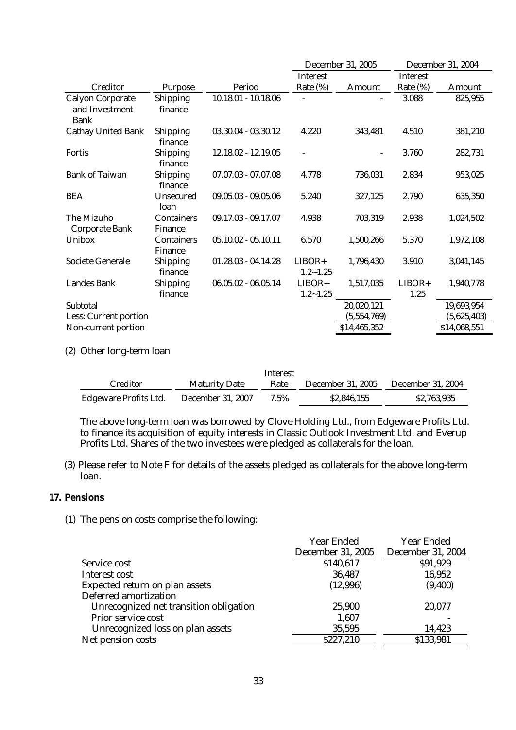| Creditor | Purpose | Period | December 31, 2005 | | December 31, 2004 | |
|---|---|---|---|---|---|---|
| | | | Interest Rate (%) | Amount | Interest Rate (%) | Amount |
| Calyon Corporate and Investment Bank | Shipping finance | 10.18.01 - 10.18.06 | - | - | 3.088 | 825,955 |
| Cathay United Bank | Shipping finance | 03.30.04 - 03.30.12 | 4.220 | 343,481 | 4.510 | 381,210 |
| Fortis | Shipping finance | 12.18.02 - 12.19.05 | - | - | 3.760 | 282,731 |
| Bank of Taiwan | Shipping finance | 07.07.03 - 07.07.08 | 4.778 | 736,031 | 2.834 | 953,025 |
| BEA | Unsecured loan | 09.05.03 - 09.05.06 | 5.240 | 327,125 | 2.790 | 635,350 |
| The Mizuho Corporate Bank | Containers Finance | 09.17.03 - 09.17.07 | 4.938 | 703,319 | 2.938 | 1,024,502 |
| Unibox | Containers Finance | 05.10.02 - 05.10.11 | 6.570 | 1,500,266 | 5.370 | 1,972,108 |
| Societe Generale | Shipping finance | 01.28.03 - 04.14.28 | LIBOR+ 1.2~1.25 | 1,796,430 | 3.910 | 3,041,145 |
| Landes Bank | Shipping finance | 06.05.02 - 06.05.14 | LIBOR+ 1.2~1.25 | 1,517,035 | LIBOR+ 1.25 | 1,940,778 |
| Subtotal | | | | 20,020,121 | | 19,693,954 |
| Less: Current portion | | | | (5,554,769) | | (5,625,403) |
| Non-current portion | | | | $14,465,352 | | $14,068,551 |

(2) Other long-term loan

| Creditor | Maturity Date | Interest Rate | December 31, 2005 | December 31, 2004 |
|---|---|---|---|---|
| Edgeware Profits Ltd. | December 31, 2007 | 7.5% | $2,846,155 | $2,763,935 |

The above long-term loan was borrowed by Clove Holding Ltd., from Edgeware Profits Ltd. to finance its acquisition of equity interests in Classic Outlook Investment Ltd. and Everup Profits Ltd. Shares of the two investees were pledged as collaterals for the loan.

(3) Please refer to Note F for details of the assets pledged as collaterals for the above long-term loan.

## 17. Pensions

(1) The pension costs comprise the following:

| | Year Ended December 31, 2005 | Year Ended December 31, 2004 |
|---|---|---|
| Service cost | $140,617 | $91,929 |
| Interest cost | 36,487 | 16,952 |
| Expected return on plan assets | (12,996) | (9,400) |
| Deferred amortization | | |
| Unrecognized net transition obligation | 25,900 | 20,077 |
| Prior service cost | 1,607 | - |
| Unrecognized loss on plan assets | 35,595 | 14,423 |
| Net pension costs | $227,210 | $133,981 |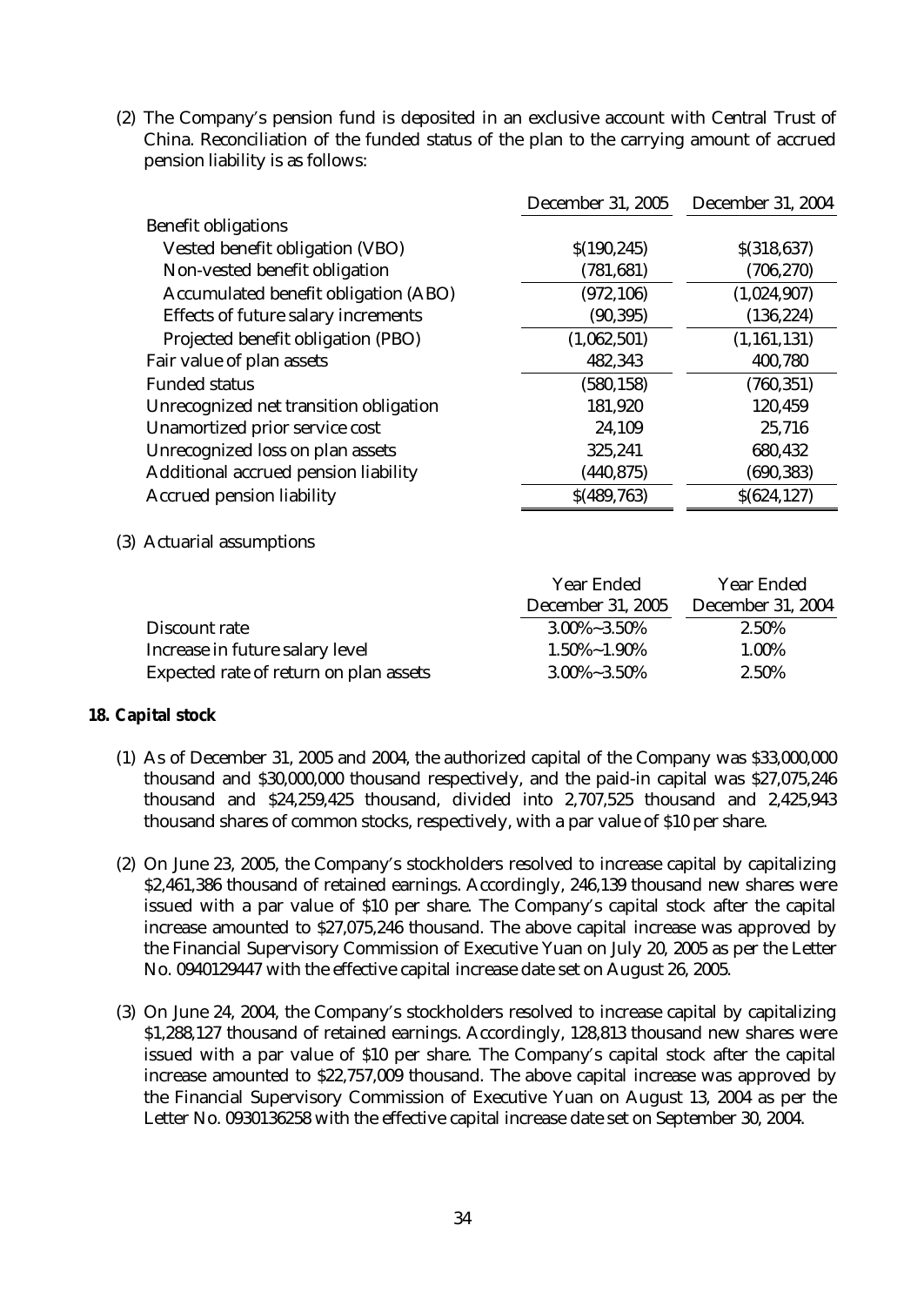(2) The Company's pension fund is deposited in an exclusive account with Central Trust of China. Reconciliation of the funded status of the plan to the carrying amount of accrued pension liability is as follows:

| | December 31, 2005 | December 31, 2004 |
|---|---|---|
| Benefit obligations | | |
| Vested benefit obligation (VBO) | $(190,245) | $(318,637) |
| Non-vested benefit obligation | (781,681) | (706,270) |
| Accumulated benefit obligation (ABO) | (972,106) | (1,024,907) |
| Effects of future salary increments | (90,395) | (136,224) |
| Projected benefit obligation (PBO) | (1,062,501) | (1,161,131) |
| Fair value of plan assets | 482,343 | 400,780 |
| Funded status | (580,158) | (760,351) |
| Unrecognized net transition obligation | 181,920 | 120,459 |
| Unamortized prior service cost | 24,109 | 25,716 |
| Unrecognized loss on plan assets | 325,241 | 680,432 |
| Additional accrued pension liability | (440,875) | (690,383) |
| Accrued pension liability | $(489,763) | $(624,127) |

(3) Actuarial assumptions

| | Year Ended December 31, 2005 | Year Ended December 31, 2004 |
|---|---|---|
| Discount rate | 3.00%~3.50% | 2.50% |
| Increase in future salary level | 1.50%~1.90% | 1.00% |
| Expected rate of return on plan assets | 3.00%~3.50% | 2.50% |

**18. Capital stock**

(1) As of December 31, 2005 and 2004, the authorized capital of the Company was $33,000,000 thousand and $30,000,000 thousand respectively, and the paid-in capital was $27,075,246 thousand and $24,259,425 thousand, divided into 2,707,525 thousand and 2,425,943 thousand shares of common stocks, respectively, with a par value of $10 per share.

(2) On June 23, 2005, the Company's stockholders resolved to increase capital by capitalizing $2,461,386 thousand of retained earnings. Accordingly, 246,139 thousand new shares were issued with a par value of $10 per share. The Company's capital stock after the capital increase amounted to $27,075,246 thousand. The above capital increase was approved by the Financial Supervisory Commission of Executive Yuan on July 20, 2005 as per the Letter No. 0940129447 with the effective capital increase date set on August 26, 2005.

(3) On June 24, 2004, the Company's stockholders resolved to increase capital by capitalizing $1,288,127 thousand of retained earnings. Accordingly, 128,813 thousand new shares were issued with a par value of $10 per share. The Company's capital stock after the capital increase amounted to $22,757,009 thousand. The above capital increase was approved by the Financial Supervisory Commission of Executive Yuan on August 13, 2004 as per the Letter No. 0930136258 with the effective capital increase date set on September 30, 2004.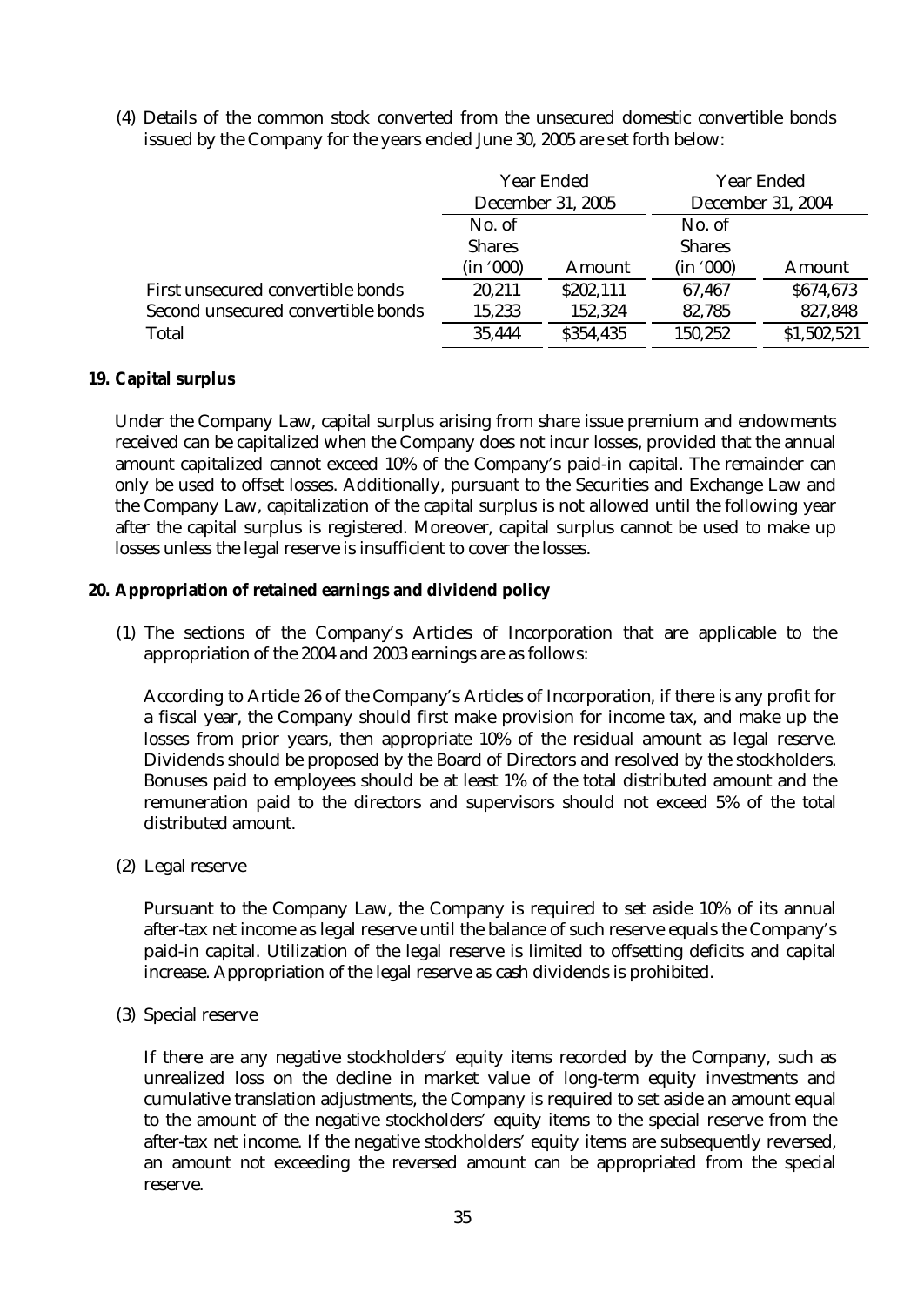(4) Details of the common stock converted from the unsecured domestic convertible bonds issued by the Company for the years ended June 30, 2005 are set forth below:

| | Year Ended December 31, 2005 | | Year Ended December 31, 2004 | |
|---|---|---|---|---|
| | No. of Shares (in '000) | Amount | No. of Shares (in '000) | Amount |
| First unsecured convertible bonds | 20,211 | $202,111 | 67,467 | $674,673 |
| Second unsecured convertible bonds | 15,233 | 152,324 | 82,785 | 827,848 |
| Total | 35,444 | $354,435 | 150,252 | $1,502,521 |

**19. Capital surplus**

Under the Company Law, capital surplus arising from share issue premium and endowments received can be capitalized when the Company does not incur losses, provided that the annual amount capitalized cannot exceed 10% of the Company's paid-in capital. The remainder can only be used to offset losses. Additionally, pursuant to the Securities and Exchange Law and the Company Law, capitalization of the capital surplus is not allowed until the following year after the capital surplus is registered. Moreover, capital surplus cannot be used to make up losses unless the legal reserve is insufficient to cover the losses.

**20. Appropriation of retained earnings and dividend policy**

(1) The sections of the Company's Articles of Incorporation that are applicable to the appropriation of the 2004 and 2003 earnings are as follows:

According to Article 26 of the Company's Articles of Incorporation, if there is any profit for a fiscal year, the Company should first make provision for income tax, and make up the losses from prior years, then appropriate 10% of the residual amount as legal reserve. Dividends should be proposed by the Board of Directors and resolved by the stockholders. Bonuses paid to employees should be at least 1% of the total distributed amount and the remuneration paid to the directors and supervisors should not exceed 5% of the total distributed amount.

(2) Legal reserve

Pursuant to the Company Law, the Company is required to set aside 10% of its annual after-tax net income as legal reserve until the balance of such reserve equals the Company's paid-in capital. Utilization of the legal reserve is limited to offsetting deficits and capital increase. Appropriation of the legal reserve as cash dividends is prohibited.

(3) Special reserve

If there are any negative stockholders' equity items recorded by the Company, such as unrealized loss on the decline in market value of long-term equity investments and cumulative translation adjustments, the Company is required to set aside an amount equal to the amount of the negative stockholders' equity items to the special reserve from the after-tax net income. If the negative stockholders' equity items are subsequently reversed, an amount not exceeding the reversed amount can be appropriated from the special reserve.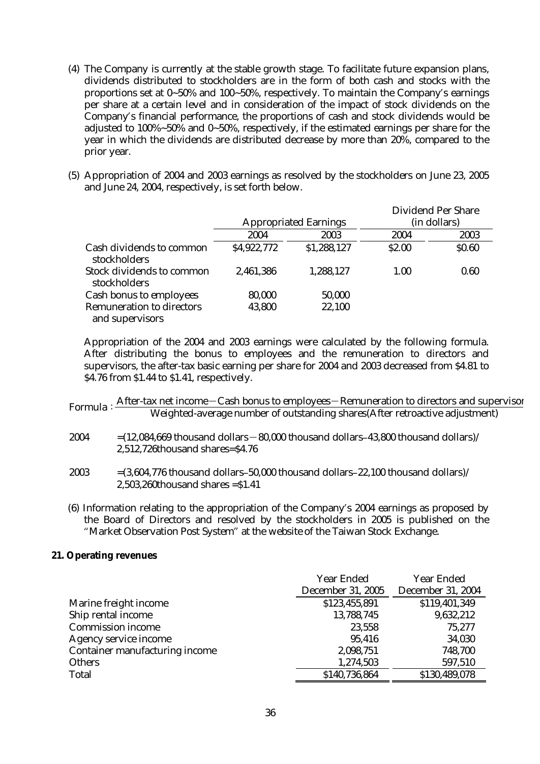(4) The Company is currently at the stable growth stage. To facilitate future expansion plans, dividends distributed to stockholders are in the form of both cash and stocks with the proportions set at 0~50% and 100~50%, respectively. To maintain the Company's earnings per share at a certain level and in consideration of the impact of stock dividends on the Company's financial performance, the proportions of cash and stock dividends would be adjusted to 100%~50% and 0~50%, respectively, if the estimated earnings per share for the year in which the dividends are distributed decrease by more than 20%, compared to the prior year.

(5) Appropriation of 2004 and 2003 earnings as resolved by the stockholders on June 23, 2005 and June 24, 2004, respectively, is set forth below.

| | Appropriated Earnings | | Dividend Per Share (in dollars) | |
|---|---|---|---|---|
| | 2004 | 2003 | 2004 | 2003 |
| Cash dividends to common stockholders | $4,922,772 | $1,288,127 | $2.00 | $0.60 |
| Stock dividends to common stockholders | 2,461,386 | 1,288,127 | 1.00 | 0.60 |
| Cash bonus to employees | 80,000 | 50,000 | | |
| Remuneration to directors and supervisors | 43,800 | 22,100 | | |

Appropriation of the 2004 and 2003 earnings were calculated by the following formula. After distributing the bonus to employees and the remuneration to directors and supervisors, the after-tax basic earning per share for 2004 and 2003 decreased from $4.81 to $4.76 from $1.44 to $1.41, respectively.

$$\text{Formula}: \frac{\text{After-tax net income} - \text{Cash bonus to employees} - \text{Remuneration to directors and supervisors}}{\text{Weighted-average number of outstanding shares(After retroactive adjustment)}}$$

2004 =(12,084,669 thousand dollars－80,000 thousand dollars–43,800 thousand dollars)/ 2,512,726thousand shares=$4.76

2003 =(3,604,776 thousand dollars–50,000 thousand dollars–22,100 thousand dollars)/ 2,503,260thousand shares =$1.41

(6) Information relating to the appropriation of the Company's 2004 earnings as proposed by the Board of Directors and resolved by the stockholders in 2005 is published on the "Market Observation Post System" at the website of the Taiwan Stock Exchange.

**21. Operating revenues**

| | Year Ended December 31, 2005 | Year Ended December 31, 2004 |
|---|---|---|
| Marine freight income | $123,455,891 | $119,401,349 |
| Ship rental income | 13,788,745 | 9,632,212 |
| Commission income | 23,558 | 75,277 |
| Agency service income | 95,416 | 34,030 |
| Container manufacturing income | 2,098,751 | 748,700 |
| Others | 1,274,503 | 597,510 |
| Total | $140,736,864 | $130,489,078 |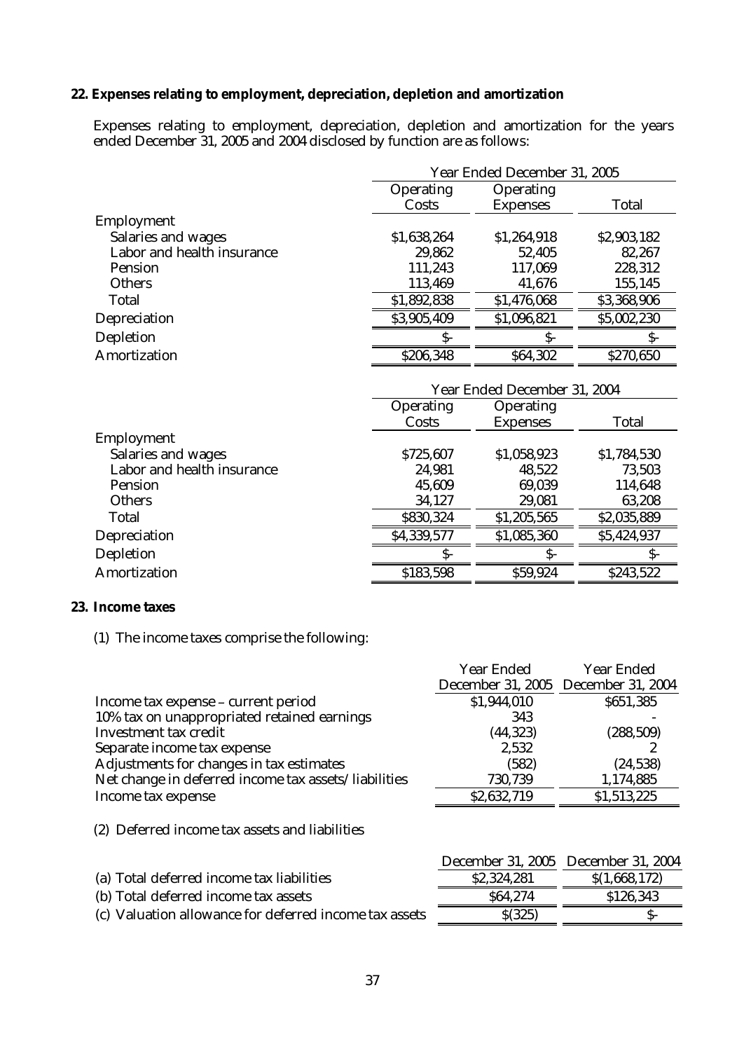## 22. Expenses relating to employment, depreciation, depletion and amortization

Expenses relating to employment, depreciation, depletion and amortization for the years ended December 31, 2005 and 2004 disclosed by function are as follows:

| | Year Ended December 31, 2005 | | |
|---|---|---|---|
| | Operating Costs | Operating Expenses | Total |
| Employment | | | |
| Salaries and wages | $1,638,264 | $1,264,918 | $2,903,182 |
| Labor and health insurance | 29,862 | 52,405 | 82,267 |
| Pension | 111,243 | 117,069 | 228,312 |
| Others | 113,469 | 41,676 | 155,145 |
| Total | $1,892,838 | $1,476,068 | $3,368,906 |
| Depreciation | $3,905,409 | $1,096,821 | $5,002,230 |
| Depletion | $- | $- | $- |
| Amortization | $206,348 | $64,302 | $270,650 |

| | Year Ended December 31, 2004 | | |
|---|---|---|---|
| | Operating Costs | Operating Expenses | Total |
| Employment | | | |
| Salaries and wages | $725,607 | $1,058,923 | $1,784,530 |
| Labor and health insurance | 24,981 | 48,522 | 73,503 |
| Pension | 45,609 | 69,039 | 114,648 |
| Others | 34,127 | 29,081 | 63,208 |
| Total | $830,324 | $1,205,565 | $2,035,889 |
| Depreciation | $4,339,577 | $1,085,360 | $5,424,937 |
| Depletion | $- | $- | $- |
| Amortization | $183,598 | $59,924 | $243,522 |

## 23. Income taxes

(1) The income taxes comprise the following:

| | Year Ended December 31, 2005 | Year Ended December 31, 2004 |
|---|---|---|
| Income tax expense – current period | $1,944,010 | $651,385 |
| 10% tax on unappropriated retained earnings | 343 | - |
| Investment tax credit | (44,323) | (288,509) |
| Separate income tax expense | 2,532 | 2 |
| Adjustments for changes in tax estimates | (582) | (24,538) |
| Net change in deferred income tax assets/liabilities | 730,739 | 1,174,885 |
| Income tax expense | $2,632,719 | $1,513,225 |

(2) Deferred income tax assets and liabilities

| | December 31, 2005 | December 31, 2004 |
|---|---|---|
| (a) Total deferred income tax liabilities | $2,324,281 | $(1,668,172) |
| (b) Total deferred income tax assets | $64,274 | $126,343 |
| (c) Valuation allowance for deferred income tax assets | $(325) | $- |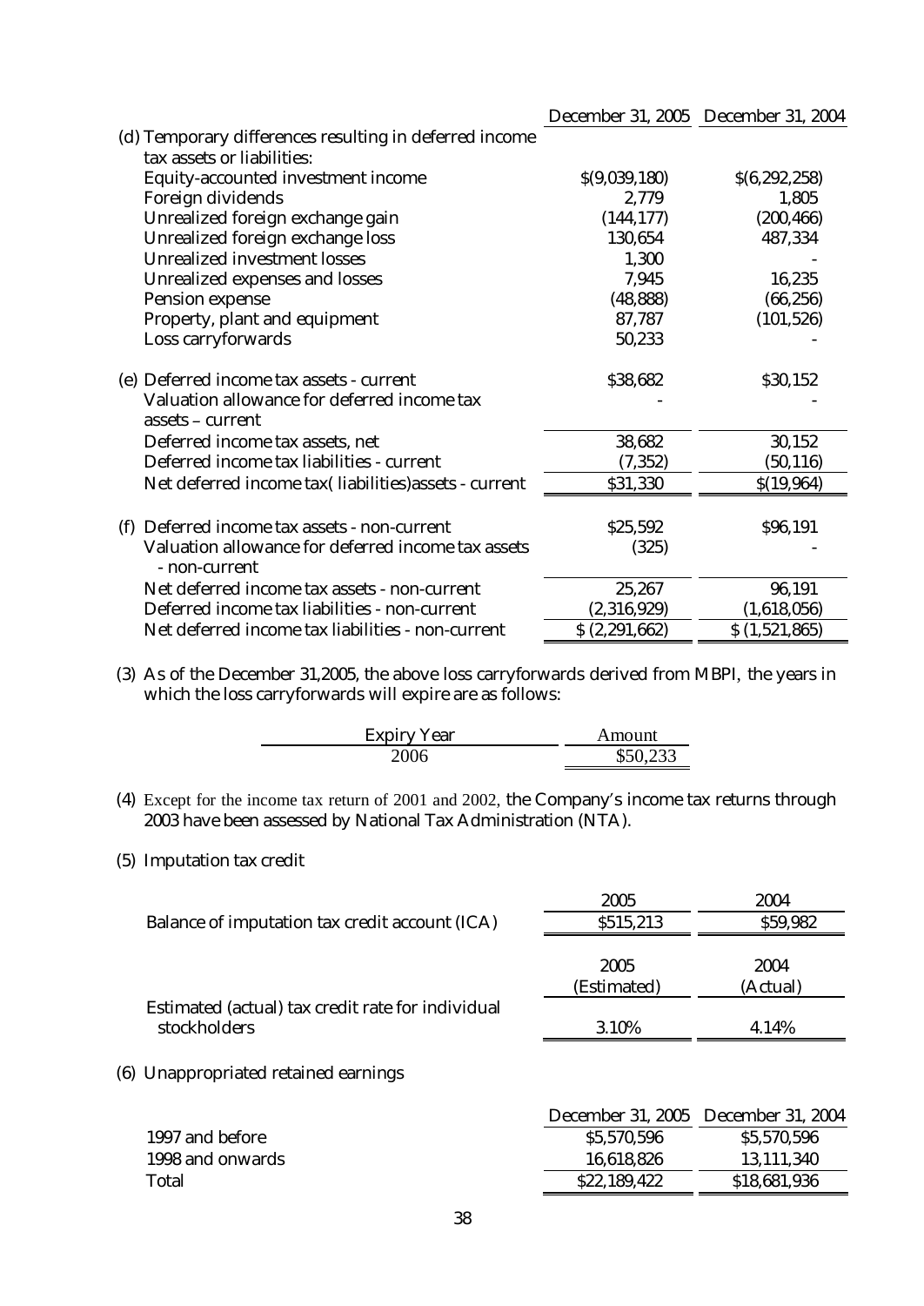| | December 31, 2005 | December 31, 2004 |
|---|---|---|
| (d) Temporary differences resulting in deferred income tax assets or liabilities: | | |
| Equity-accounted investment income | $(9,039,180) | $(6,292,258) |
| Foreign dividends | 2,779 | 1,805 |
| Unrealized foreign exchange gain | (144,177) | (200,466) |
| Unrealized foreign exchange loss | 130,654 | 487,334 |
| Unrealized investment losses | 1,300 | - |
| Unrealized expenses and losses | 7,945 | 16,235 |
| Pension expense | (48,888) | (66,256) |
| Property, plant and equipment | 87,787 | (101,526) |
| Loss carryforwards | 50,233 | - |
| (e) Deferred income tax assets - current | $38,682 | $30,152 |
| Valuation allowance for deferred income tax assets – current | - | - |
| Deferred income tax assets, net | 38,682 | 30,152 |
| Deferred income tax liabilities - current | (7,352) | (50,116) |
| Net deferred income tax( liabilities)assets - current | $31,330 | $(19,964) |
| (f) Deferred income tax assets - non-current | $25,592 | $96,191 |
| Valuation allowance for deferred income tax assets - non-current | (325) | - |
| Net deferred income tax assets - non-current | 25,267 | 96,191 |
| Deferred income tax liabilities - non-current | (2,316,929) | (1,618,056) |
| Net deferred income tax liabilities - non-current | $ (2,291,662) | $ (1,521,865) |

(3) As of the December 31,2005, the above loss carryforwards derived from MBPI, the years in which the loss carryforwards will expire are as follows:

| Expiry Year | Amount |
|---|---|
| 2006 | $50,233 |

(4) Except for the income tax return of 2001 and 2002, the Company's income tax returns through 2003 have been assessed by National Tax Administration (NTA).

(5) Imputation tax credit

| | 2005 | 2004 |
|---|---|---|
| Balance of imputation tax credit account (ICA) | $515,213 | $59,982 |

| | 2005 (Estimated) | 2004 (Actual) |
|---|---|---|
| Estimated (actual) tax credit rate for individual stockholders | 3.10% | 4.14% |

(6) Unappropriated retained earnings

| | December 31, 2005 | December 31, 2004 |
|---|---|---|
| 1997 and before | $5,570,596 | $5,570,596 |
| 1998 and onwards | 16,618,826 | 13,111,340 |
| Total | $22,189,422 | $18,681,936 |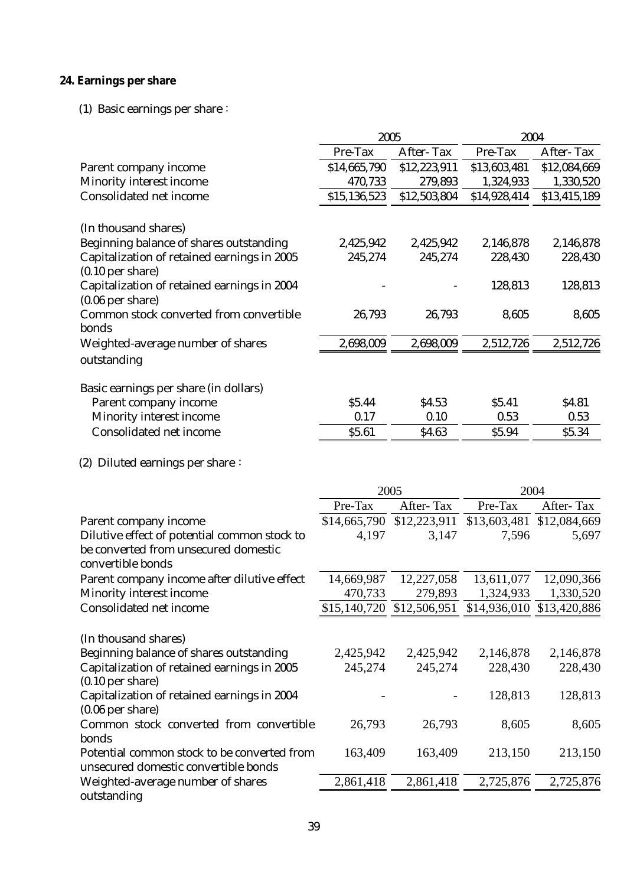## 24. Earnings per share

(1) Basic earnings per share：

| | 2005 | | 2004 | |
|---|---|---|---|---|
| | Pre-Tax | After- Tax | Pre-Tax | After- Tax |
| Parent company income | $14,665,790 | $12,223,911 | $13,603,481 | $12,084,669 |
| Minority interest income | 470,733 | 279,893 | 1,324,933 | 1,330,520 |
| Consolidated net income | $15,136,523 | $12,503,804 | $14,928,414 | $13,415,189 |
| (In thousand shares) | | | | |
| Beginning balance of shares outstanding | 2,425,942 | 2,425,942 | 2,146,878 | 2,146,878 |
| Capitalization of retained earnings in 2005 (0.10 per share) | 245,274 | 245,274 | 228,430 | 228,430 |
| Capitalization of retained earnings in 2004 (0.06 per share) | - | - | 128,813 | 128,813 |
| Common stock converted from convertible bonds | 26,793 | 26,793 | 8,605 | 8,605 |
| Weighted-average number of shares outstanding | 2,698,009 | 2,698,009 | 2,512,726 | 2,512,726 |
| Basic earnings per share (in dollars) | | | | |
| Parent company income | $5.44 | $4.53 | $5.41 | $4.81 |
| Minority interest income | 0.17 | 0.10 | 0.53 | 0.53 |
| Consolidated net income | $5.61 | $4.63 | $5.94 | $5.34 |

(2) Diluted earnings per share：

| | 2005 | | 2004 | |
|---|---|---|---|---|
| | Pre-Tax | After- Tax | Pre-Tax | After- Tax |
| Parent company income | $14,665,790 | $12,223,911 | $13,603,481 | $12,084,669 |
| Dilutive effect of potential common stock to be converted from unsecured domestic convertible bonds | 4,197 | 3,147 | 7,596 | 5,697 |
| Parent company income after dilutive effect | 14,669,987 | 12,227,058 | 13,611,077 | 12,090,366 |
| Minority interest income | 470,733 | 279,893 | 1,324,933 | 1,330,520 |
| Consolidated net income | $15,140,720 | $12,506,951 | $14,936,010 | $13,420,886 |
| (In thousand shares) | | | | |
| Beginning balance of shares outstanding | 2,425,942 | 2,425,942 | 2,146,878 | 2,146,878 |
| Capitalization of retained earnings in 2005 (0.10 per share) | 245,274 | 245,274 | 228,430 | 228,430 |
| Capitalization of retained earnings in 2004 (0.06 per share) | - | - | 128,813 | 128,813 |
| Common stock converted from convertible bonds | 26,793 | 26,793 | 8,605 | 8,605 |
| Potential common stock to be converted from unsecured domestic convertible bonds | 163,409 | 163,409 | 213,150 | 213,150 |
| Weighted-average number of shares outstanding | 2,861,418 | 2,861,418 | 2,725,876 | 2,725,876 |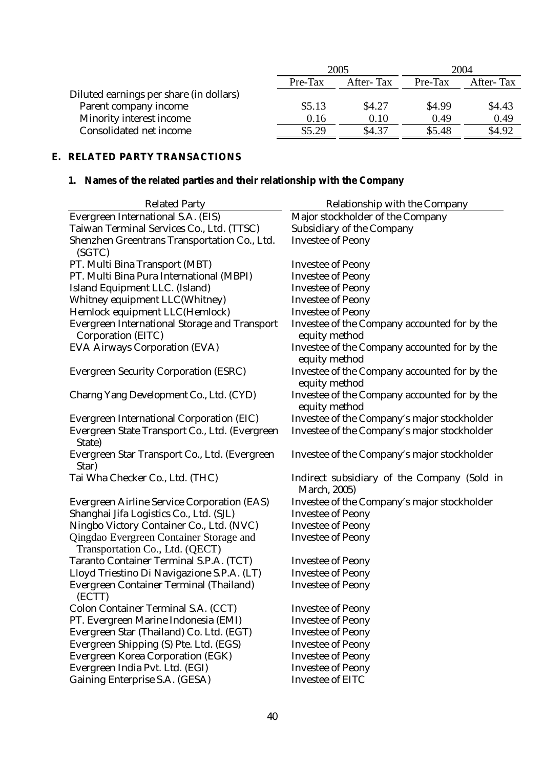| | 2005 | | 2004 | |
|---|---|---|---|---|
| | Pre-Tax | After- Tax | Pre-Tax | After- Tax |
| Diluted earnings per share (in dollars) | | | | |
| Parent company income | \$5.13 | \$4.27 | \$4.99 | \$4.43 |
| Minority interest income | 0.16 | 0.10 | 0.49 | 0.49 |
| Consolidated net income | \$5.29 | \$4.37 | \$5.48 | \$4.92 |

## E. RELATED PARTY TRANSACTIONS

### 1. Names of the related parties and their relationship with the Company

| Related Party | Relationship with the Company |
|---|---|
| Evergreen International S.A. (EIS) | Major stockholder of the Company |
| Taiwan Terminal Services Co., Ltd. (TTSC) | Subsidiary of the Company |
| Shenzhen Greentrans Transportation Co., Ltd. (SGTC) | Investee of Peony |
| PT. Multi Bina Transport (MBT) | Investee of Peony |
| PT. Multi Bina Pura International (MBPI) | Investee of Peony |
| Island Equipment LLC. (Island) | Investee of Peony |
| Whitney equipment LLC(Whitney) | Investee of Peony |
| Hemlock equipment LLC(Hemlock) | Investee of Peony |
| Evergreen International Storage and Transport Corporation (EITC) | Investee of the Company accounted for by the equity method |
| EVA Airways Corporation (EVA) | Investee of the Company accounted for by the equity method |
| Evergreen Security Corporation (ESRC) | Investee of the Company accounted for by the equity method |
| Charng Yang Development Co., Ltd. (CYD) | Investee of the Company accounted for by the equity method |
| Evergreen International Corporation (EIC) | Investee of the Company's major stockholder |
| Evergreen State Transport Co., Ltd. (Evergreen State) | Investee of the Company's major stockholder |
| Evergreen Star Transport Co., Ltd. (Evergreen Star) | Investee of the Company's major stockholder |
| Tai Wha Checker Co., Ltd. (THC) | Indirect subsidiary of the Company (Sold in March, 2005) |
| Evergreen Airline Service Corporation (EAS) | Investee of the Company's major stockholder |
| Shanghai Jifa Logistics Co., Ltd. (SJL) | Investee of Peony |
| Ningbo Victory Container Co., Ltd. (NVC) | Investee of Peony |
| Qingdao Evergreen Container Storage and Transportation Co., Ltd. (QECT) | Investee of Peony |
| Taranto Container Terminal S.P.A. (TCT) | Investee of Peony |
| Lloyd Triestino Di Navigazione S.P.A. (LT) | Investee of Peony |
| Evergreen Container Terminal (Thailand) (ECTT) | Investee of Peony |
| Colon Container Terminal S.A. (CCT) | Investee of Peony |
| PT. Evergreen Marine Indonesia (EMI) | Investee of Peony |
| Evergreen Star (Thailand) Co. Ltd. (EGT) | Investee of Peony |
| Evergreen Shipping (S) Pte. Ltd. (EGS) | Investee of Peony |
| Evergreen Korea Corporation (EGK) | Investee of Peony |
| Evergreen India Pvt. Ltd. (EGI) | Investee of Peony |
| Gaining Enterprise S.A. (GESA) | Investee of EITC |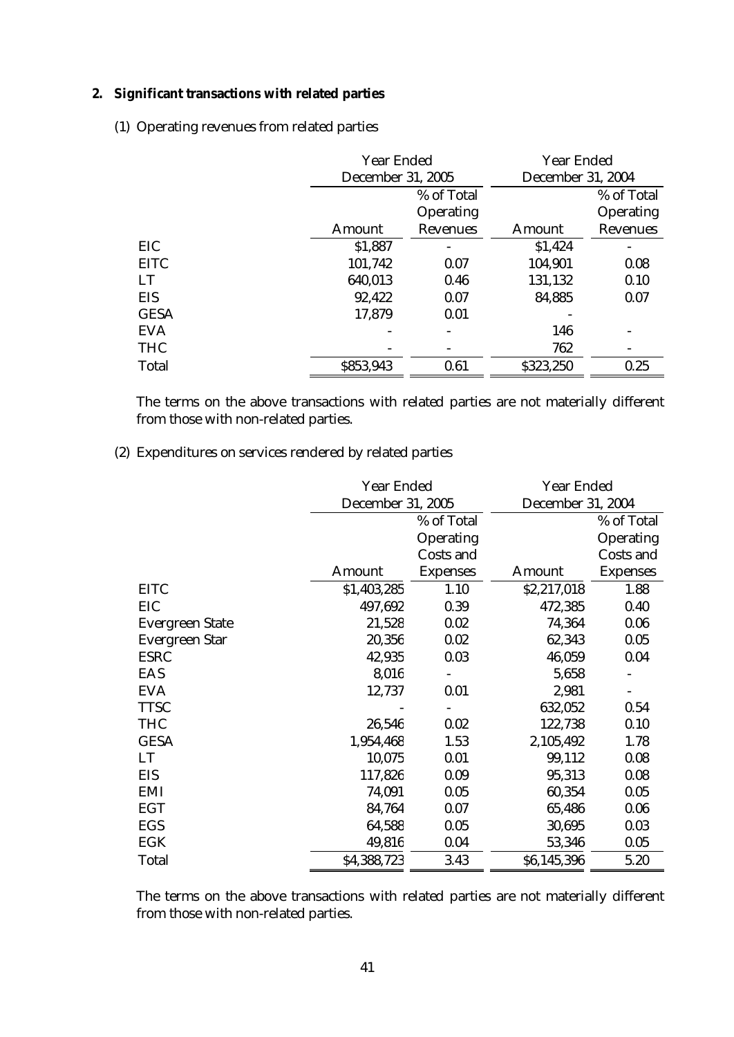## 2. Significant transactions with related parties

(1) Operating revenues from related parties

| | Year Ended December 31, 2005 | | Year Ended December 31, 2004 | |
|---|---|---|---|---|
| | Amount | % of Total Operating Revenues | Amount | % of Total Operating Revenues |
| EIC | $1,887 | - | $1,424 | - |
| EITC | 101,742 | 0.07 | 104,901 | 0.08 |
| LT | 640,013 | 0.46 | 131,132 | 0.10 |
| EIS | 92,422 | 0.07 | 84,885 | 0.07 |
| GESA | 17,879 | 0.01 | - | |
| EVA | - | - | 146 | - |
| THC | - | - | 762 | - |
| Total | $853,943 | 0.61 | $323,250 | 0.25 |

The terms on the above transactions with related parties are not materially different from those with non-related parties.

(2) Expenditures on services rendered by related parties

| | Year Ended December 31, 2005 | | Year Ended December 31, 2004 | |
|---|---|---|---|---|
| | Amount | % of Total Operating Costs and Expenses | Amount | % of Total Operating Costs and Expenses |
| EITC | $1,403,285 | 1.10 | $2,217,018 | 1.88 |
| EIC | 497,692 | 0.39 | 472,385 | 0.40 |
| Evergreen State | 21,528 | 0.02 | 74,364 | 0.06 |
| Evergreen Star | 20,356 | 0.02 | 62,343 | 0.05 |
| ESRC | 42,935 | 0.03 | 46,059 | 0.04 |
| EAS | 8,016 | - | 5,658 | - |
| EVA | 12,737 | 0.01 | 2,981 | - |
| TTSC | - | - | 632,052 | 0.54 |
| THC | 26,546 | 0.02 | 122,738 | 0.10 |
| GESA | 1,954,468 | 1.53 | 2,105,492 | 1.78 |
| LT | 10,075 | 0.01 | 99,112 | 0.08 |
| EIS | 117,826 | 0.09 | 95,313 | 0.08 |
| EMI | 74,091 | 0.05 | 60,354 | 0.05 |
| EGT | 84,764 | 0.07 | 65,486 | 0.06 |
| EGS | 64,588 | 0.05 | 30,695 | 0.03 |
| EGK | 49,816 | 0.04 | 53,346 | 0.05 |
| Total | $4,388,723 | 3.43 | $6,145,396 | 5.20 |

The terms on the above transactions with related parties are not materially different from those with non-related parties.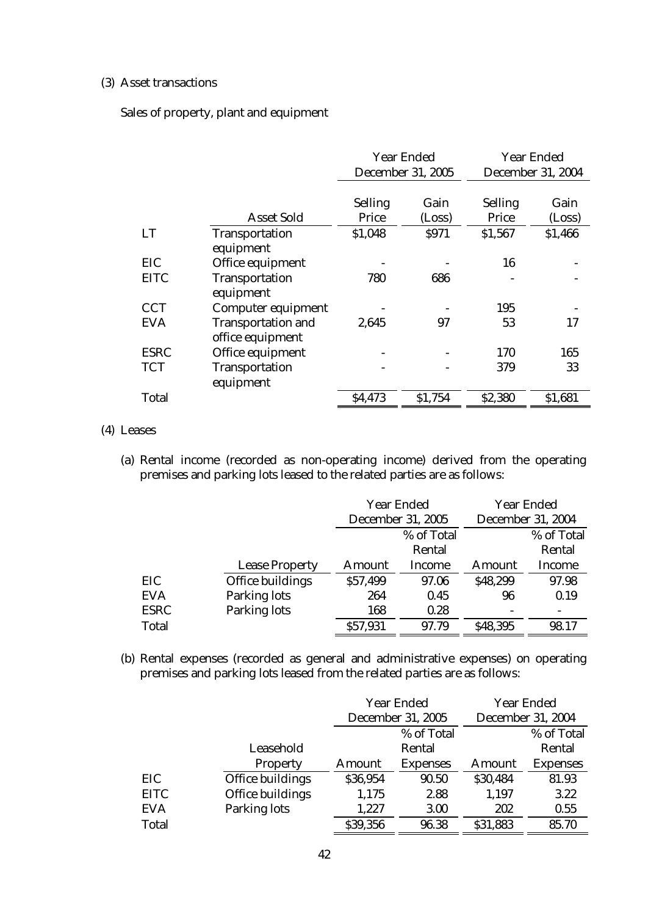(3) Asset transactions

Sales of property, plant and equipment

| | | Year Ended December 31, 2005 | | Year Ended December 31, 2004 | |
|---|---|---|---|---|---|
| | Asset Sold | Selling Price | Gain (Loss) | Selling Price | Gain (Loss) |
| LT | Transportation equipment | $1,048 | $971 | $1,567 | $1,466 |
| EIC | Office equipment | - | - | 16 | - |
| EITC | Transportation equipment | 780 | 686 | - | - |
| CCT | Computer equipment | - | - | 195 | - |
| EVA | Transportation and office equipment | 2,645 | 97 | 53 | 17 |
| ESRC | Office equipment | - | - | 170 | 165 |
| TCT | Transportation equipment | - | - | 379 | 33 |
| Total | | $4,473 | $1,754 | $2,380 | $1,681 |

(4) Leases

(a) Rental income (recorded as non-operating income) derived from the operating premises and parking lots leased to the related parties are as follows:

| | | Year Ended December 31, 2005 | | Year Ended December 31, 2004 | |
|---|---|---|---|---|---|
| | Lease Property | Amount | % of Total Rental Income | Amount | % of Total Rental Income |
| EIC | Office buildings | $57,499 | 97.06 | $48,299 | 97.98 |
| EVA | Parking lots | 264 | 0.45 | 96 | 0.19 |
| ESRC | Parking lots | 168 | 0.28 | - | - |
| Total | | $57,931 | 97.79 | $48,395 | 98.17 |

(b) Rental expenses (recorded as general and administrative expenses) on operating premises and parking lots leased from the related parties are as follows:

| | | Year Ended December 31, 2005 | | Year Ended December 31, 2004 | |
|---|---|---|---|---|---|
| | Leasehold Property | Amount | % of Total Rental Expenses | Amount | % of Total Rental Expenses |
| EIC | Office buildings | $36,954 | 90.50 | $30,484 | 81.93 |
| EITC | Office buildings | 1,175 | 2.88 | 1,197 | 3.22 |
| EVA | Parking lots | 1,227 | 3.00 | 202 | 0.55 |
| Total | | $39,356 | 96.38 | $31,883 | 85.70 |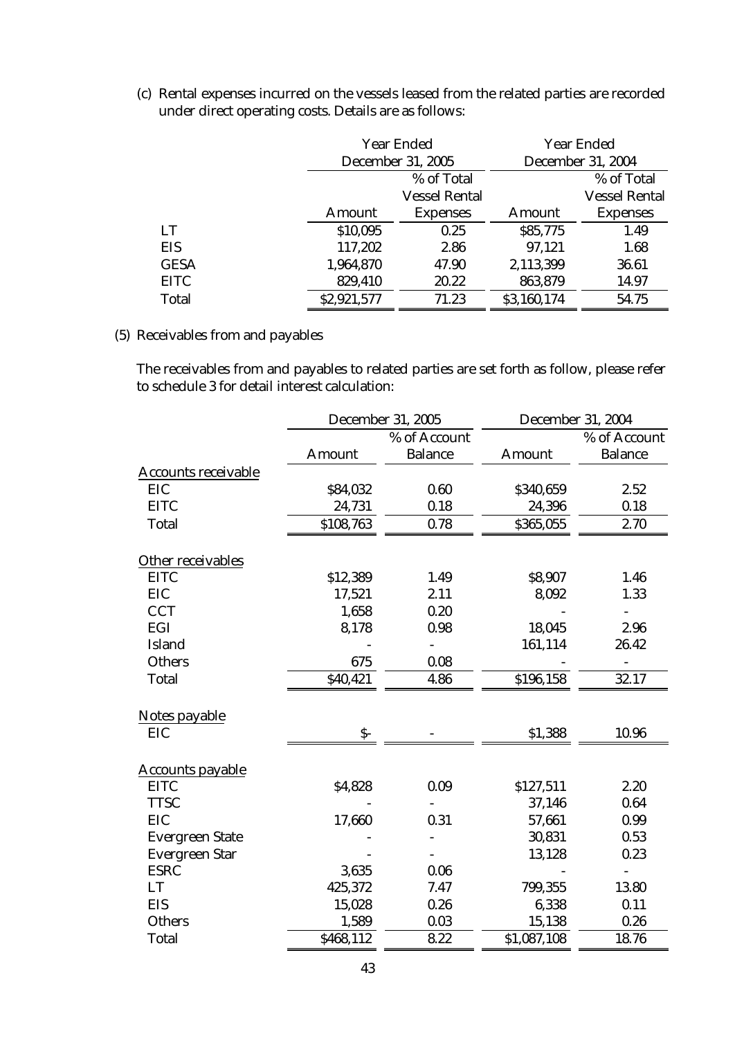(c) Rental expenses incurred on the vessels leased from the related parties are recorded under direct operating costs. Details are as follows:

| | Year Ended December 31, 2005 | | Year Ended December 31, 2004 | |
|---|---|---|---|---|
| | Amount | % of Total Vessel Rental Expenses | Amount | % of Total Vessel Rental Expenses |
| LT | $10,095 | 0.25 | $85,775 | 1.49 |
| EIS | 117,202 | 2.86 | 97,121 | 1.68 |
| GESA | 1,964,870 | 47.90 | 2,113,399 | 36.61 |
| EITC | 829,410 | 20.22 | 863,879 | 14.97 |
| Total | $2,921,577 | 71.23 | $3,160,174 | 54.75 |

(5) Receivables from and payables

The receivables from and payables to related parties are set forth as follow, please refer to schedule 3 for detail interest calculation:

| | December 31, 2005 | | December 31, 2004 | |
|---|---|---|---|---|
| | Amount | % of Account Balance | Amount | % of Account Balance |
| Accounts receivable | | | | |
| EIC | $84,032 | 0.60 | $340,659 | 2.52 |
| EITC | 24,731 | 0.18 | 24,396 | 0.18 |
| Total | $108,763 | 0.78 | $365,055 | 2.70 |
| | | | | |
| Other receivables | | | | |
| EITC | $12,389 | 1.49 | $8,907 | 1.46 |
| EIC | 17,521 | 2.11 | 8,092 | 1.33 |
| CCT | 1,658 | 0.20 | - | - |
| EGI | 8,178 | 0.98 | 18,045 | 2.96 |
| Island | - | - | 161,114 | 26.42 |
| Others | 675 | 0.08 | - | - |
| Total | $40,421 | 4.86 | $196,158 | 32.17 |
| | | | | |
| Notes payable | | | | |
| EIC | $- | - | $1,388 | 10.96 |
| | | | | |
| Accounts payable | | | | |
| EITC | $4,828 | 0.09 | $127,511 | 2.20 |
| TTSC | - | - | 37,146 | 0.64 |
| EIC | 17,660 | 0.31 | 57,661 | 0.99 |
| Evergreen State | - | - | 30,831 | 0.53 |
| Evergreen Star | - | - | 13,128 | 0.23 |
| ESRC | 3,635 | 0.06 | - | - |
| LT | 425,372 | 7.47 | 799,355 | 13.80 |
| EIS | 15,028 | 0.26 | 6,338 | 0.11 |
| Others | 1,589 | 0.03 | 15,138 | 0.26 |
| Total | $468,112 | 8.22 | $1,087,108 | 18.76 |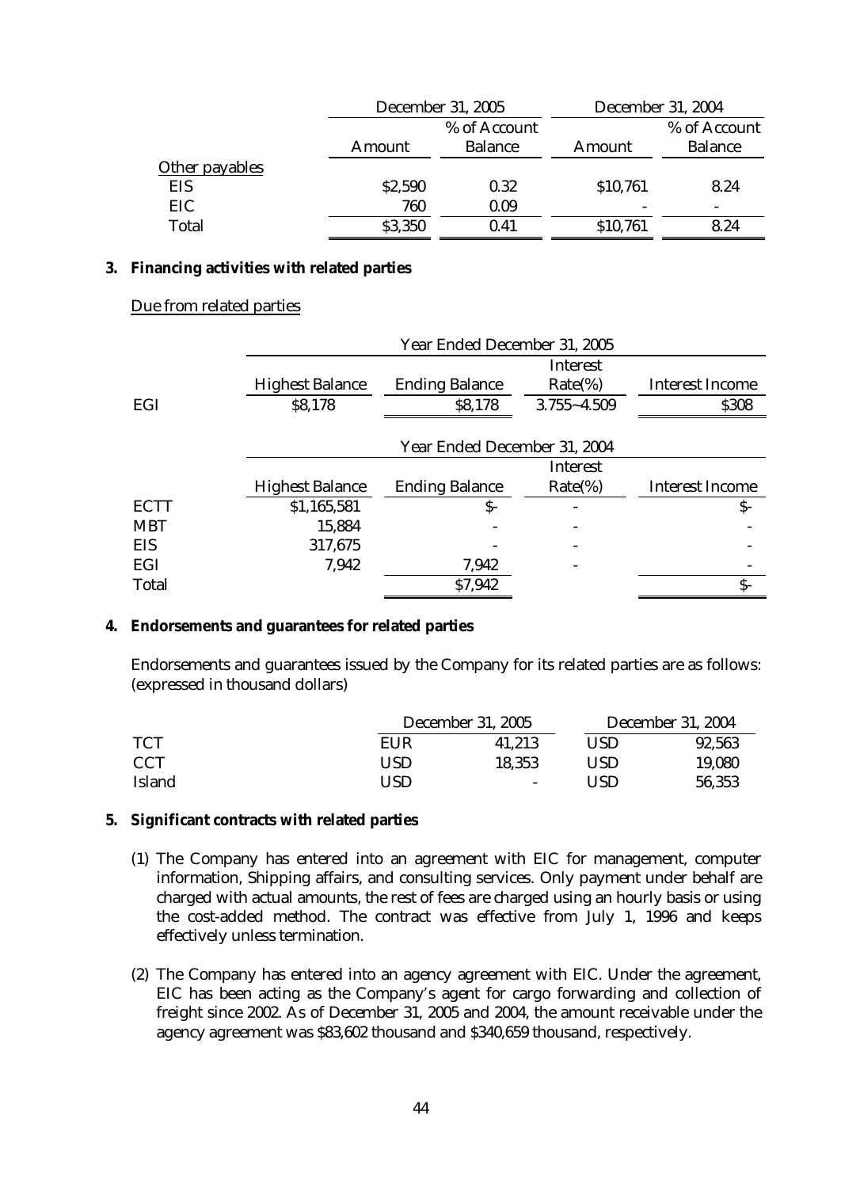| | December 31, 2005 | | December 31, 2004 | |
|---|---|---|---|---|
| | Amount | % of Account Balance | Amount | % of Account Balance |
| Other payables | | | | |
| EIS | $2,590 | 0.32 | $10,761 | 8.24 |
| EIC | 760 | 0.09 | - | - |
| Total | $3,350 | 0.41 | $10,761 | 8.24 |

**3. Financing activities with related parties**

Due from related parties

| | Year Ended December 31, 2005 | | | |
|---|---|---|---|---|
| | Highest Balance | Ending Balance | Interest Rate(%) | Interest Income |
| EGI | $8,178 | $8,178 | 3.755~4.509 | $308 |

| | Year Ended December 31, 2004 | | | |
|---|---|---|---|---|
| | Highest Balance | Ending Balance | Interest Rate(%) | Interest Income |
| ECTT | $1,165,581 | $- | - | $- |
| MBT | 15,884 | - | - | - |
| EIS | 317,675 | - | - | - |
| EGI | 7,942 | 7,942 | - | - |
| Total | | $7,942 | | $- |

**4. Endorsements and guarantees for related parties**

Endorsements and guarantees issued by the Company for its related parties are as follows: (expressed in thousand dollars)

| | December 31, 2005 | | December 31, 2004 | |
|---|---|---|---|---|
| TCT | EUR | 41,213 | USD | 92,563 |
| CCT | USD | 18,353 | USD | 19,080 |
| Island | USD | - | USD | 56,353 |

**5. Significant contracts with related parties**

(1) The Company has entered into an agreement with EIC for management, computer information, Shipping affairs, and consulting services. Only payment under behalf are charged with actual amounts, the rest of fees are charged using an hourly basis or using the cost-added method. The contract was effective from July 1, 1996 and keeps effectively unless termination.

(2) The Company has entered into an agency agreement with EIC. Under the agreement, EIC has been acting as the Company's agent for cargo forwarding and collection of freight since 2002. As of December 31, 2005 and 2004, the amount receivable under the agency agreement was $83,602 thousand and $340,659 thousand, respectively.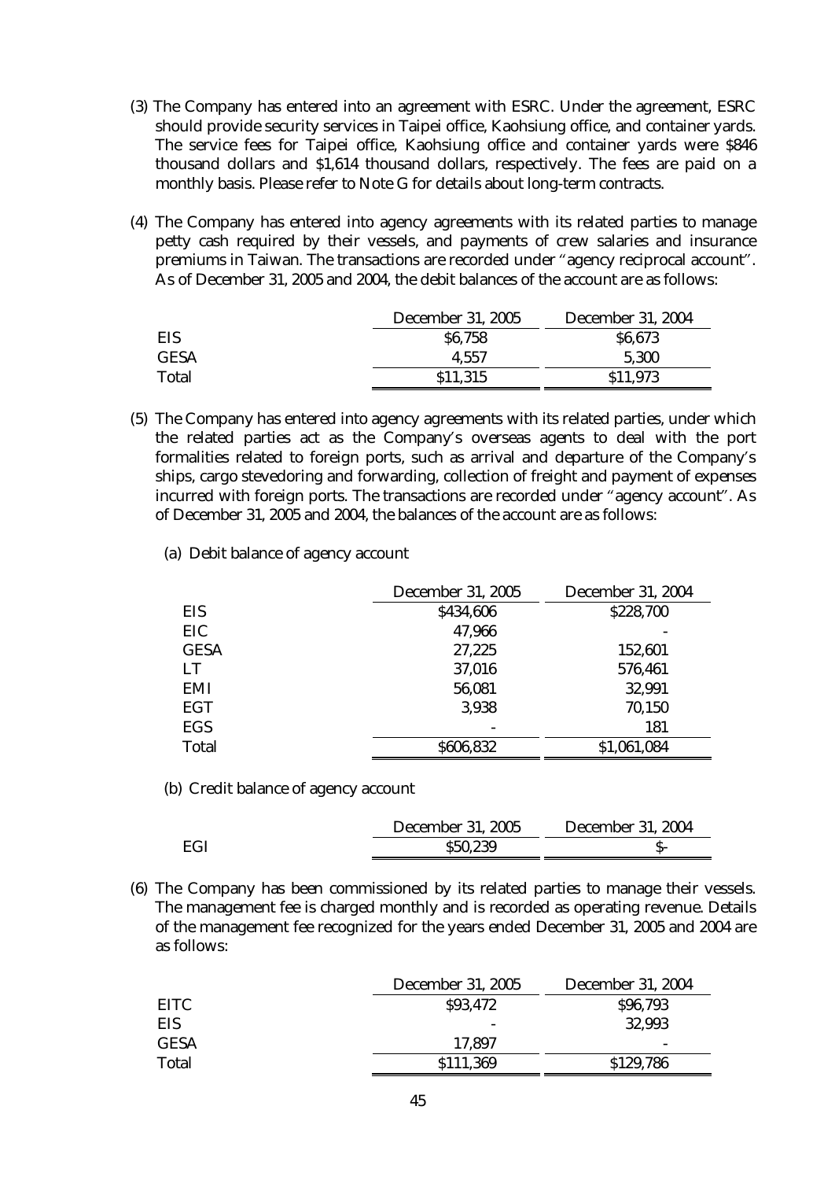(3) The Company has entered into an agreement with ESRC. Under the agreement, ESRC should provide security services in Taipei office, Kaohsiung office, and container yards. The service fees for Taipei office, Kaohsiung office and container yards were $846 thousand dollars and $1,614 thousand dollars, respectively. The fees are paid on a monthly basis. Please refer to Note G for details about long-term contracts.

(4) The Company has entered into agency agreements with its related parties to manage petty cash required by their vessels, and payments of crew salaries and insurance premiums in Taiwan. The transactions are recorded under "agency reciprocal account". As of December 31, 2005 and 2004, the debit balances of the account are as follows:

| | December 31, 2005 | December 31, 2004 |
|---|---|---|
| EIS | $6,758 | $6,673 |
| GESA | 4,557 | 5,300 |
| Total | $11,315 | $11,973 |

(5) The Company has entered into agency agreements with its related parties, under which the related parties act as the Company's overseas agents to deal with the port formalities related to foreign ports, such as arrival and departure of the Company's ships, cargo stevedoring and forwarding, collection of freight and payment of expenses incurred with foreign ports. The transactions are recorded under "agency account". As of December 31, 2005 and 2004, the balances of the account are as follows:

(a) Debit balance of agency account

| | December 31, 2005 | December 31, 2004 |
|---|---|---|
| EIS | $434,606 | $228,700 |
| EIC | 47,966 | - |
| GESA | 27,225 | 152,601 |
| LT | 37,016 | 576,461 |
| EMI | 56,081 | 32,991 |
| EGT | 3,938 | 70,150 |
| EGS | - | 181 |
| Total | $606,832 | $1,061,084 |

(b) Credit balance of agency account

| | December 31, 2005 | December 31, 2004 |
|---|---|---|
| EGI | $50,239 | $- |

(6) The Company has been commissioned by its related parties to manage their vessels. The management fee is charged monthly and is recorded as operating revenue. Details of the management fee recognized for the years ended December 31, 2005 and 2004 are as follows:

| | December 31, 2005 | December 31, 2004 |
|---|---|---|
| EITC | $93,472 | $96,793 |
| EIS | - | 32,993 |
| GESA | 17,897 | - |
| Total | $111,369 | $129,786 |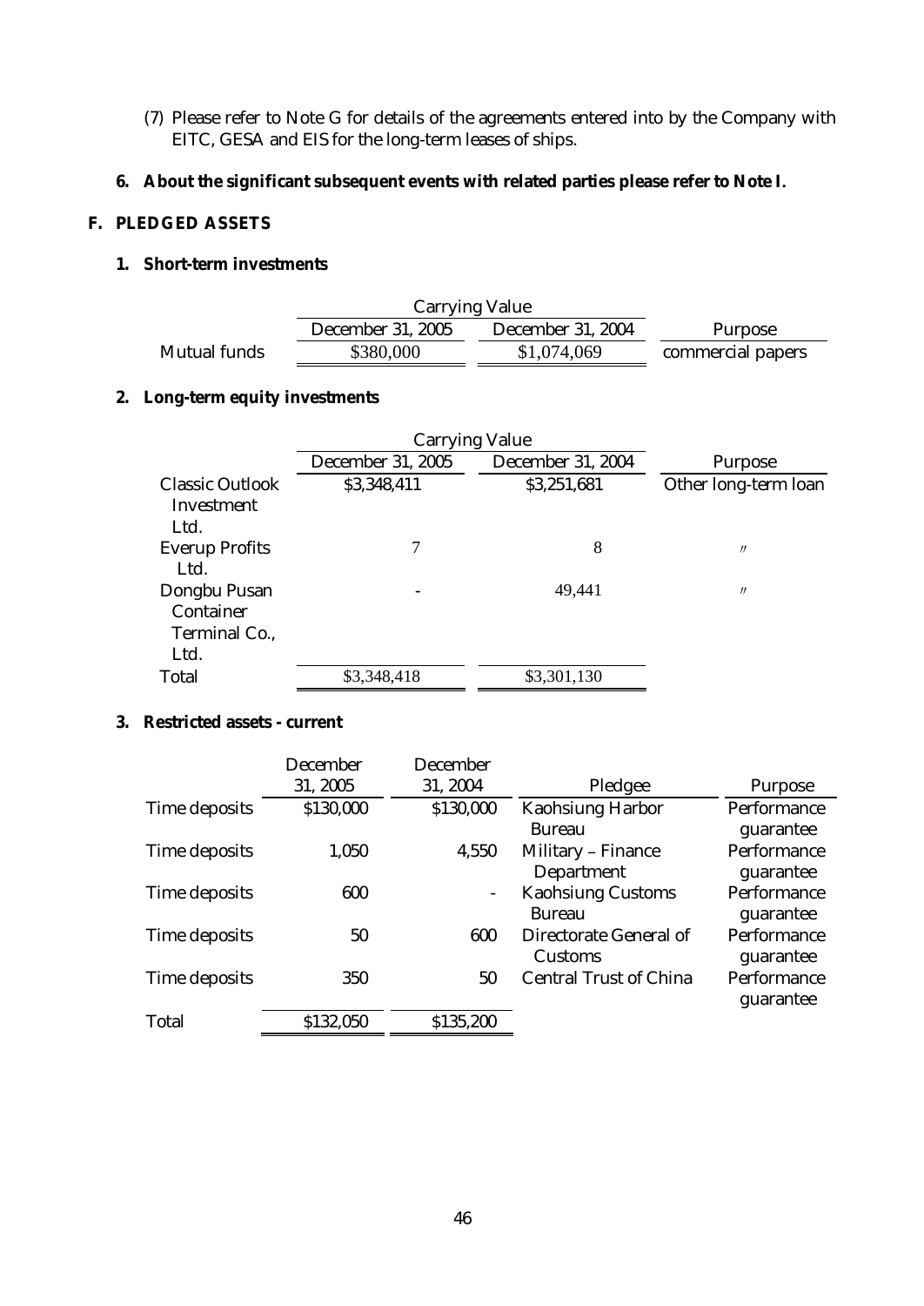(7) Please refer to Note G for details of the agreements entered into by the Company with EITC, GESA and EIS for the long-term leases of ships.

**6. About the significant subsequent events with related parties please refer to Note I.**

## F. PLEDGED ASSETS

### 1. Short-term investments

| | Carrying Value | | |
|---|---|---|---|
| | December 31, 2005 | December 31, 2004 | Purpose |
| Mutual funds | \$380,000 | \$1,074,069 | commercial papers |

### 2. Long-term equity investments

| | Carrying Value | | |
|---|---|---|---|
| | December 31, 2005 | December 31, 2004 | Purpose |
| Classic Outlook Investment Ltd. | \$3,348,411 | \$3,251,681 | Other long-term loan |
| Everup Profits Ltd. | 7 | 8 | 〃 |
| Dongbu Pusan Container Terminal Co., Ltd. | - | 49,441 | 〃 |
| Total | \$3,348,418 | \$3,301,130 | |

### 3. Restricted assets - current

| | December 31, 2005 | December 31, 2004 | Pledgee | Purpose |
|---|---|---|---|---|
| Time deposits | \$130,000 | \$130,000 | Kaohsiung Harbor Bureau | Performance guarantee |
| Time deposits | 1,050 | 4,550 | Military – Finance Department | Performance guarantee |
| Time deposits | 600 | - | Kaohsiung Customs Bureau | Performance guarantee |
| Time deposits | 50 | 600 | Directorate General of Customs | Performance guarantee |
| Time deposits | 350 | 50 | Central Trust of China | Performance guarantee |
| Total | \$132,050 | \$135,200 | | |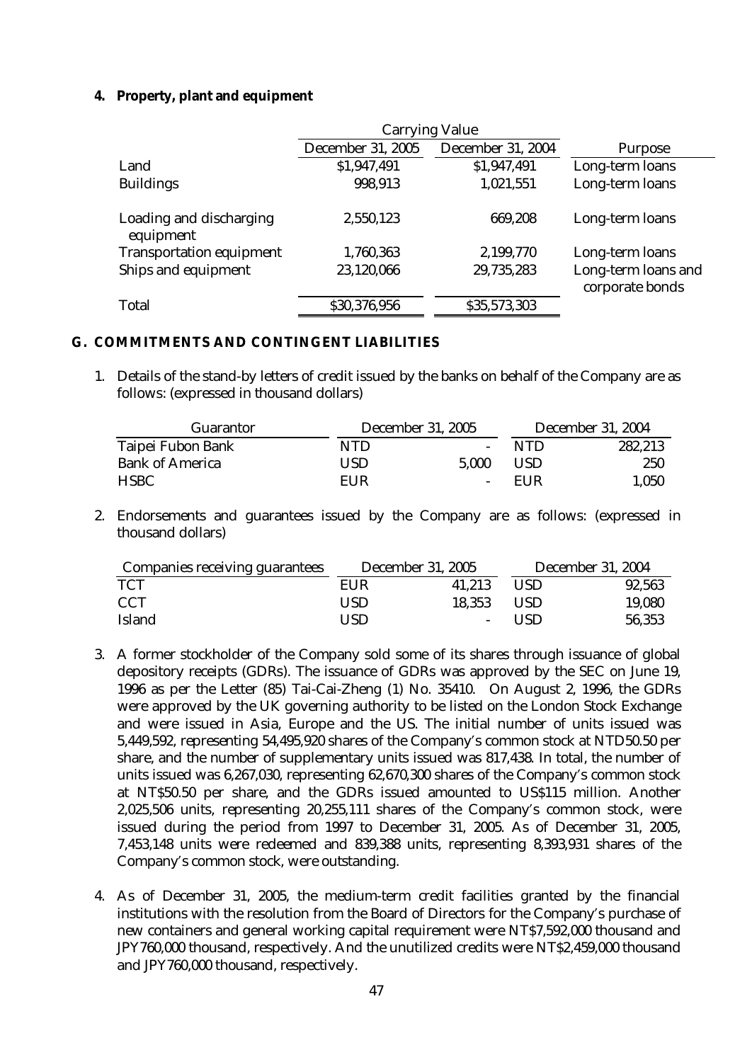**4. Property, plant and equipment**

| | Carrying Value | | |
|---|---|---|---|
| | December 31, 2005 | December 31, 2004 | Purpose |
| Land | $1,947,491 | $1,947,491 | Long-term loans |
| Buildings | 998,913 | 1,021,551 | Long-term loans |
| Loading and discharging equipment | 2,550,123 | 669,208 | Long-term loans |
| Transportation equipment | 1,760,363 | 2,199,770 | Long-term loans |
| Ships and equipment | 23,120,066 | 29,735,283 | Long-term loans and corporate bonds |
| Total | $30,376,956 | $35,573,303 | |

## G. COMMITMENTS AND CONTINGENT LIABILITIES

1. Details of the stand-by letters of credit issued by the banks on behalf of the Company are as follows: (expressed in thousand dollars)

| Guarantor | December 31, 2005 | | December 31, 2004 | |
|---|---|---|---|---|
| Taipei Fubon Bank | NTD | - | NTD | 282,213 |
| Bank of America | USD | 5,000 | USD | 250 |
| HSBC | EUR | - | EUR | 1,050 |

2. Endorsements and guarantees issued by the Company are as follows: (expressed in thousand dollars)

| Companies receiving guarantees | December 31, 2005 | | December 31, 2004 | |
|---|---|---|---|---|
| TCT | EUR | 41,213 | USD | 92,563 |
| CCT | USD | 18,353 | USD | 19,080 |
| Island | USD | - | USD | 56,353 |

3. A former stockholder of the Company sold some of its shares through issuance of global depository receipts (GDRs). The issuance of GDRs was approved by the SEC on June 19, 1996 as per the Letter (85) Tai-Cai-Zheng (1) No. 35410. On August 2, 1996, the GDRs were approved by the UK governing authority to be listed on the London Stock Exchange and were issued in Asia, Europe and the US. The initial number of units issued was 5,449,592, representing 54,495,920 shares of the Company's common stock at NTD50.50 per share, and the number of supplementary units issued was 817,438. In total, the number of units issued was 6,267,030, representing 62,670,300 shares of the Company's common stock at NT$50.50 per share, and the GDRs issued amounted to US$115 million. Another 2,025,506 units, representing 20,255,111 shares of the Company's common stock, were issued during the period from 1997 to December 31, 2005. As of December 31, 2005, 7,453,148 units were redeemed and 839,388 units, representing 8,393,931 shares of the Company's common stock, were outstanding.

4. As of December 31, 2005, the medium-term credit facilities granted by the financial institutions with the resolution from the Board of Directors for the Company's purchase of new containers and general working capital requirement were NT$7,592,000 thousand and JPY760,000 thousand, respectively. And the unutilized credits were NT$2,459,000 thousand and JPY760,000 thousand, respectively.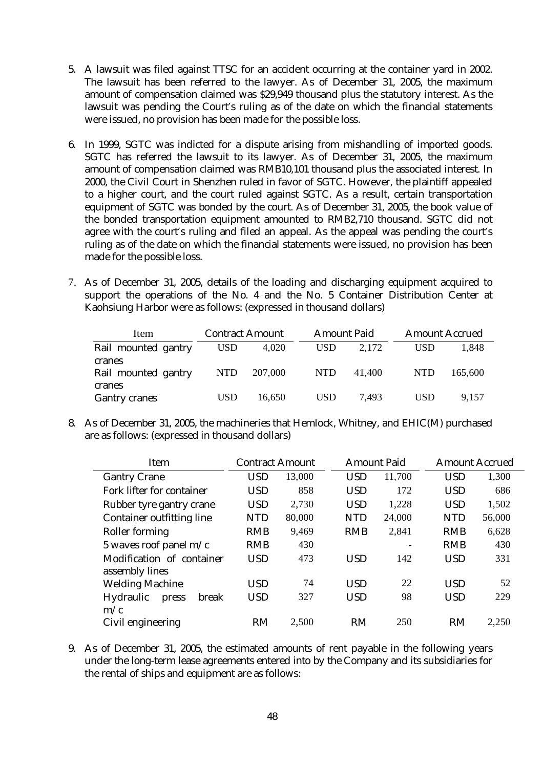5. A lawsuit was filed against TTSC for an accident occurring at the container yard in 2002. The lawsuit has been referred to the lawyer. As of December 31, 2005, the maximum amount of compensation claimed was $29,949 thousand plus the statutory interest. As the lawsuit was pending the Court's ruling as of the date on which the financial statements were issued, no provision has been made for the possible loss.

6. In 1999, SGTC was indicted for a dispute arising from mishandling of imported goods. SGTC has referred the lawsuit to its lawyer. As of December 31, 2005, the maximum amount of compensation claimed was RMB10,101 thousand plus the associated interest. In 2000, the Civil Court in Shenzhen ruled in favor of SGTC. However, the plaintiff appealed to a higher court, and the court ruled against SGTC. As a result, certain transportation equipment of SGTC was bonded by the court. As of December 31, 2005, the book value of the bonded transportation equipment amounted to RMB2,710 thousand. SGTC did not agree with the court's ruling and filed an appeal. As the appeal was pending the court's ruling as of the date on which the financial statements were issued, no provision has been made for the possible loss.

7. As of December 31, 2005, details of the loading and discharging equipment acquired to support the operations of the No. 4 and the No. 5 Container Distribution Center at Kaohsiung Harbor were as follows: (expressed in thousand dollars)

| Item | Contract Amount | | Amount Paid | | Amount Accrued | |
|---|---|---|---|---|---|---|
| Rail mounted gantry cranes | USD | 4,020 | USD | 2,172 | USD | 1,848 |
| Rail mounted gantry cranes | NTD | 207,000 | NTD | 41,400 | NTD | 165,600 |
| Gantry cranes | USD | 16,650 | USD | 7,493 | USD | 9,157 |

8. As of December 31, 2005, the machineries that Hemlock, Whitney, and EHIC(M) purchased are as follows: (expressed in thousand dollars)

| Item | Contract Amount | | Amount Paid | | Amount Accrued | |
|---|---|---|---|---|---|---|
| Gantry Crane | USD | 13,000 | USD | 11,700 | USD | 1,300 |
| Fork lifter for container | USD | 858 | USD | 172 | USD | 686 |
| Rubber tyre gantry crane | USD | 2,730 | USD | 1,228 | USD | 1,502 |
| Container outfitting line | NTD | 80,000 | NTD | 24,000 | NTD | 56,000 |
| Roller forming | RMB | 9,469 | RMB | 2,841 | RMB | 6,628 |
| 5 waves roof panel m/c | RMB | 430 | | - | RMB | 430 |
| Modification of container assembly lines | USD | 473 | USD | 142 | USD | 331 |
| Welding Machine | USD | 74 | USD | 22 | USD | 52 |
| Hydraulic press break m/c | USD | 327 | USD | 98 | USD | 229 |
| Civil engineering | RM | 2,500 | RM | 250 | RM | 2,250 |

9. As of December 31, 2005, the estimated amounts of rent payable in the following years under the long-term lease agreements entered into by the Company and its subsidiaries for the rental of ships and equipment are as follows: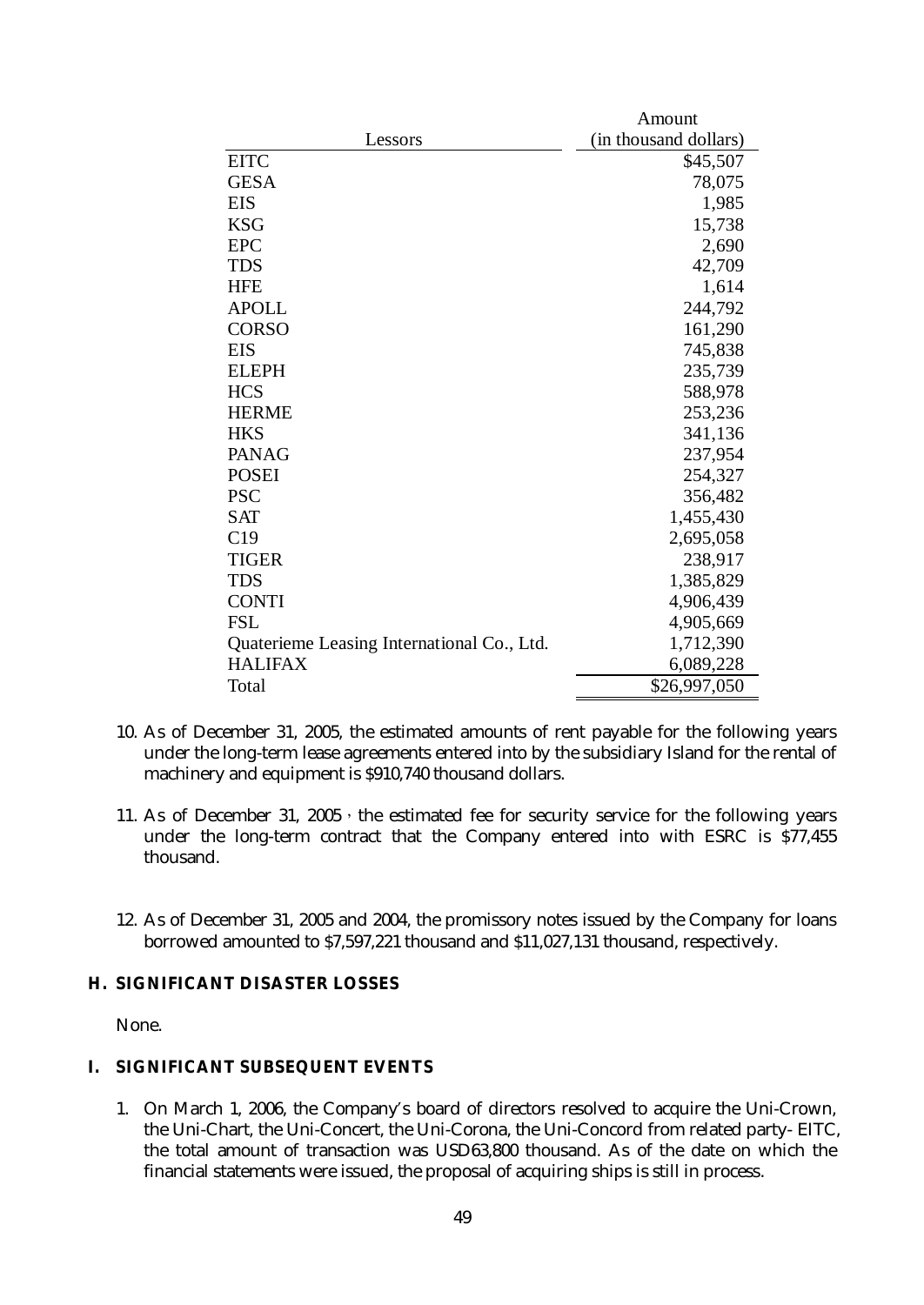| Lessors | Amount (in thousand dollars) |
|---|---|
| EITC | \$45,507 |
| GESA | 78,075 |
| EIS | 1,985 |
| KSG | 15,738 |
| EPC | 2,690 |
| TDS | 42,709 |
| HFE | 1,614 |
| APOLL | 244,792 |
| CORSO | 161,290 |
| EIS | 745,838 |
| ELEPH | 235,739 |
| HCS | 588,978 |
| HERME | 253,236 |
| HKS | 341,136 |
| PANAG | 237,954 |
| POSEI | 254,327 |
| PSC | 356,482 |
| SAT | 1,455,430 |
| C19 | 2,695,058 |
| TIGER | 238,917 |
| TDS | 1,385,829 |
| CONTI | 4,906,439 |
| FSL | 4,905,669 |
| Quaterieme Leasing International Co., Ltd. | 1,712,390 |
| HALIFAX | 6,089,228 |
| Total | \$26,997,050 |

10. As of December 31, 2005, the estimated amounts of rent payable for the following years under the long-term lease agreements entered into by the subsidiary Island for the rental of machinery and equipment is \$910,740 thousand dollars.

11. As of December 31, 2005, the estimated fee for security service for the following years under the long-term contract that the Company entered into with ESRC is \$77,455 thousand.

12. As of December 31, 2005 and 2004, the promissory notes issued by the Company for loans borrowed amounted to \$7,597,221 thousand and \$11,027,131 thousand, respectively.

## H. SIGNIFICANT DISASTER LOSSES

None.

## I. SIGNIFICANT SUBSEQUENT EVENTS

1. On March 1, 2006, the Company's board of directors resolved to acquire the Uni-Crown, the Uni-Chart, the Uni-Concert, the Uni-Corona, the Uni-Concord from related party- EITC, the total amount of transaction was USD63,800 thousand. As of the date on which the financial statements were issued, the proposal of acquiring ships is still in process.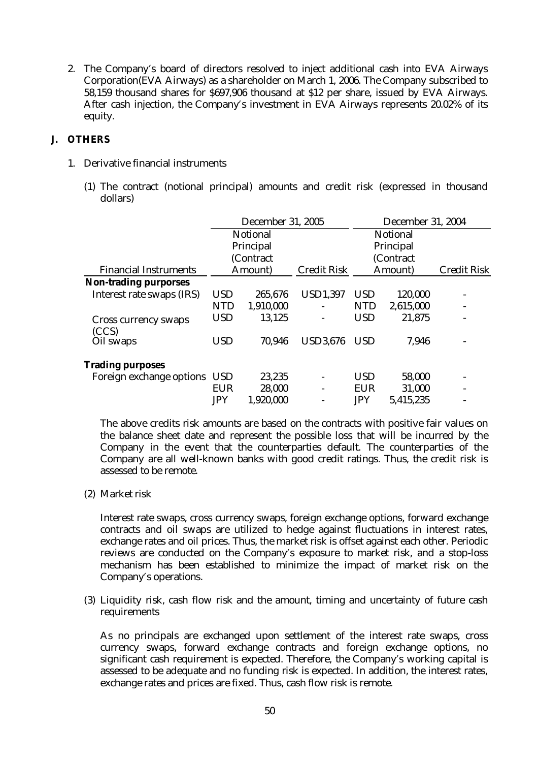2. The Company's board of directors resolved to inject additional cash into EVA Airways Corporation(EVA Airways) as a shareholder on March 1, 2006. The Company subscribed to 58,159 thousand shares for $697,906 thousand at $12 per share, issued by EVA Airways. After cash injection, the Company's investment in EVA Airways represents 20.02% of its equity.

## J. OTHERS

1. Derivative financial instruments

   (1) The contract (notional principal) amounts and credit risk (expressed in thousand dollars)

| | December 31, 2005 | | | December 31, 2004 | | |
|---|---|---|---|---|---|---|
| Financial Instruments | Notional Principal (Contract Amount) | | Credit Risk | Notional Principal (Contract Amount) | | Credit Risk |
| **Non-trading purporses** | | | | | | |
| Interest rate swaps (IRS) | USD | 265,676 | USD1,397 | USD | 120,000 | - |
| | NTD | 1,910,000 | - | NTD | 2,615,000 | - |
| Cross currency swaps (CCS) | USD | 13,125 | - | USD | 21,875 | - |
| Oil swaps | USD | 70,946 | USD3,676 | USD | 7,946 | - |
| **Trading purposes** | | | | | | |
| Foreign exchange options | USD | 23,235 | - | USD | 58,000 | - |
| | EUR | 28,000 | - | EUR | 31,000 | - |
| | JPY | 1,920,000 | - | JPY | 5,415,235 | - |

   The above credits risk amounts are based on the contracts with positive fair values on the balance sheet date and represent the possible loss that will be incurred by the Company in the event that the counterparties default. The counterparties of the Company are all well-known banks with good credit ratings. Thus, the credit risk is assessed to be remote.

   (2) Market risk

   Interest rate swaps, cross currency swaps, foreign exchange options, forward exchange contracts and oil swaps are utilized to hedge against fluctuations in interest rates, exchange rates and oil prices. Thus, the market risk is offset against each other. Periodic reviews are conducted on the Company's exposure to market risk, and a stop-loss mechanism has been established to minimize the impact of market risk on the Company's operations.

   (3) Liquidity risk, cash flow risk and the amount, timing and uncertainty of future cash requirements

   As no principals are exchanged upon settlement of the interest rate swaps, cross currency swaps, forward exchange contracts and foreign exchange options, no significant cash requirement is expected. Therefore, the Company's working capital is assessed to be adequate and no funding risk is expected. In addition, the interest rates, exchange rates and prices are fixed. Thus, cash flow risk is remote.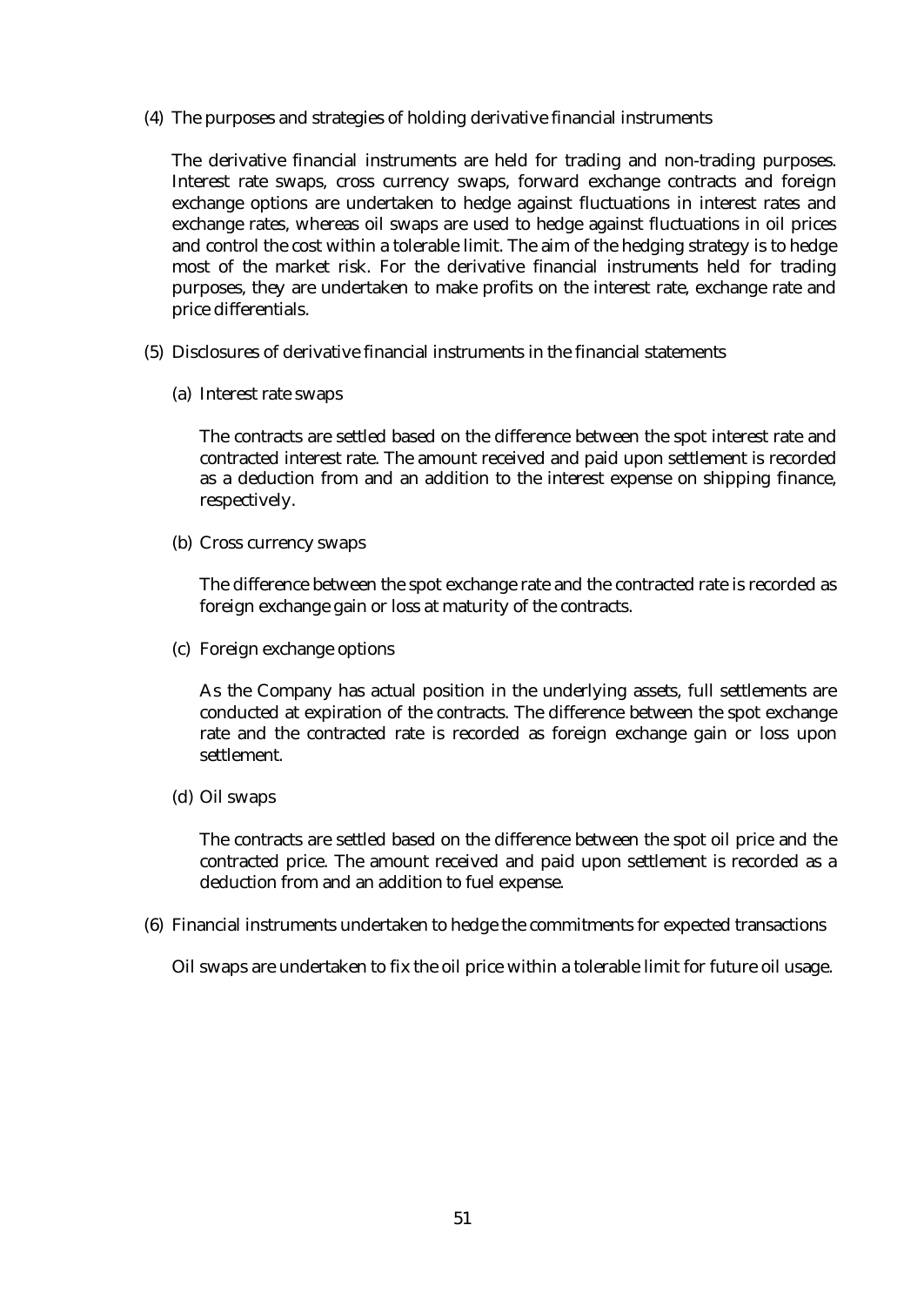(4) The purposes and strategies of holding derivative financial instruments

The derivative financial instruments are held for trading and non-trading purposes. Interest rate swaps, cross currency swaps, forward exchange contracts and foreign exchange options are undertaken to hedge against fluctuations in interest rates and exchange rates, whereas oil swaps are used to hedge against fluctuations in oil prices and control the cost within a tolerable limit. The aim of the hedging strategy is to hedge most of the market risk. For the derivative financial instruments held for trading purposes, they are undertaken to make profits on the interest rate, exchange rate and price differentials.

(5) Disclosures of derivative financial instruments in the financial statements

(a) Interest rate swaps

The contracts are settled based on the difference between the spot interest rate and contracted interest rate. The amount received and paid upon settlement is recorded as a deduction from and an addition to the interest expense on shipping finance, respectively.

(b) Cross currency swaps

The difference between the spot exchange rate and the contracted rate is recorded as foreign exchange gain or loss at maturity of the contracts.

(c) Foreign exchange options

As the Company has actual position in the underlying assets, full settlements are conducted at expiration of the contracts. The difference between the spot exchange rate and the contracted rate is recorded as foreign exchange gain or loss upon settlement.

(d) Oil swaps

The contracts are settled based on the difference between the spot oil price and the contracted price. The amount received and paid upon settlement is recorded as a deduction from and an addition to fuel expense.

(6) Financial instruments undertaken to hedge the commitments for expected transactions

Oil swaps are undertaken to fix the oil price within a tolerable limit for future oil usage.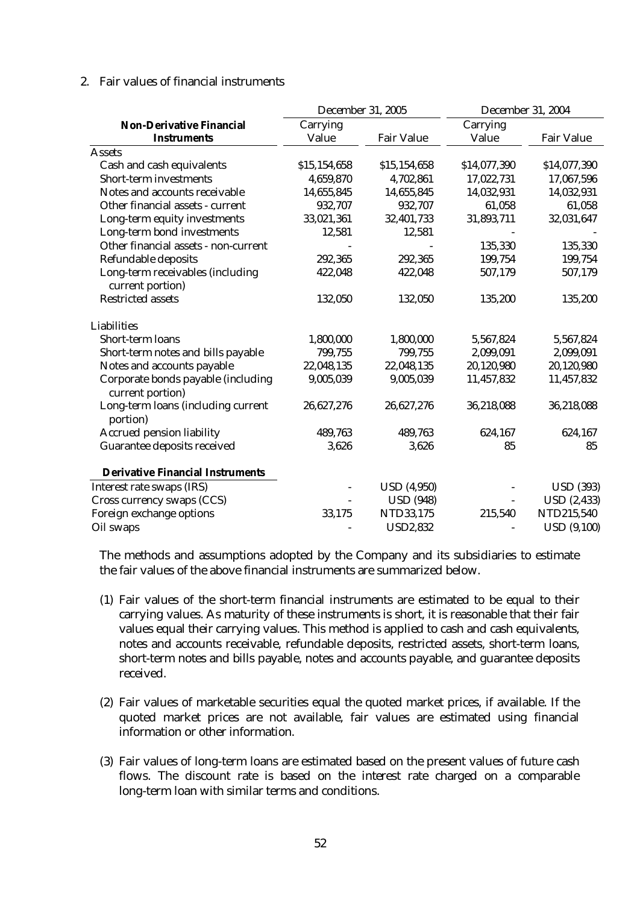2. Fair values of financial instruments

| Non-Derivative Financial Instruments | December 31, 2005 | | December 31, 2004 | |
|---|---|---|---|---|
| | Carrying Value | Fair Value | Carrying Value | Fair Value |
| Assets | | | | |
| Cash and cash equivalents | $15,154,658 | $15,154,658 | $14,077,390 | $14,077,390 |
| Short-term investments | 4,659,870 | 4,702,861 | 17,022,731 | 17,067,596 |
| Notes and accounts receivable | 14,655,845 | 14,655,845 | 14,032,931 | 14,032,931 |
| Other financial assets - current | 932,707 | 932,707 | 61,058 | 61,058 |
| Long-term equity investments | 33,021,361 | 32,401,733 | 31,893,711 | 32,031,647 |
| Long-term bond investments | 12,581 | 12,581 | - | - |
| Other financial assets - non-current | - | - | 135,330 | 135,330 |
| Refundable deposits | 292,365 | 292,365 | 199,754 | 199,754 |
| Long-term receivables (including current portion) | 422,048 | 422,048 | 507,179 | 507,179 |
| Restricted assets | 132,050 | 132,050 | 135,200 | 135,200 |
| Liabilities | | | | |
| Short-term loans | 1,800,000 | 1,800,000 | 5,567,824 | 5,567,824 |
| Short-term notes and bills payable | 799,755 | 799,755 | 2,099,091 | 2,099,091 |
| Notes and accounts payable | 22,048,135 | 22,048,135 | 20,120,980 | 20,120,980 |
| Corporate bonds payable (including current portion) | 9,005,039 | 9,005,039 | 11,457,832 | 11,457,832 |
| Long-term loans (including current portion) | 26,627,276 | 26,627,276 | 36,218,088 | 36,218,088 |
| Accrued pension liability | 489,763 | 489,763 | 624,167 | 624,167 |
| Guarantee deposits received | 3,626 | 3,626 | 85 | 85 |
| **Derivative Financial Instruments** | | | | |
| Interest rate swaps (IRS) | - | USD (4,950) | - | USD (393) |
| Cross currency swaps (CCS) | - | USD (948) | - | USD (2,433) |
| Foreign exchange options | 33,175 | NTD33,175 | 215,540 | NTD215,540 |
| Oil swaps | - | USD2,832 | - | USD (9,100) |

The methods and assumptions adopted by the Company and its subsidiaries to estimate the fair values of the above financial instruments are summarized below.

(1) Fair values of the short-term financial instruments are estimated to be equal to their carrying values. As maturity of these instruments is short, it is reasonable that their fair values equal their carrying values. This method is applied to cash and cash equivalents, notes and accounts receivable, refundable deposits, restricted assets, short-term loans, short-term notes and bills payable, notes and accounts payable, and guarantee deposits received.

(2) Fair values of marketable securities equal the quoted market prices, if available. If the quoted market prices are not available, fair values are estimated using financial information or other information.

(3) Fair values of long-term loans are estimated based on the present values of future cash flows. The discount rate is based on the interest rate charged on a comparable long-term loan with similar terms and conditions.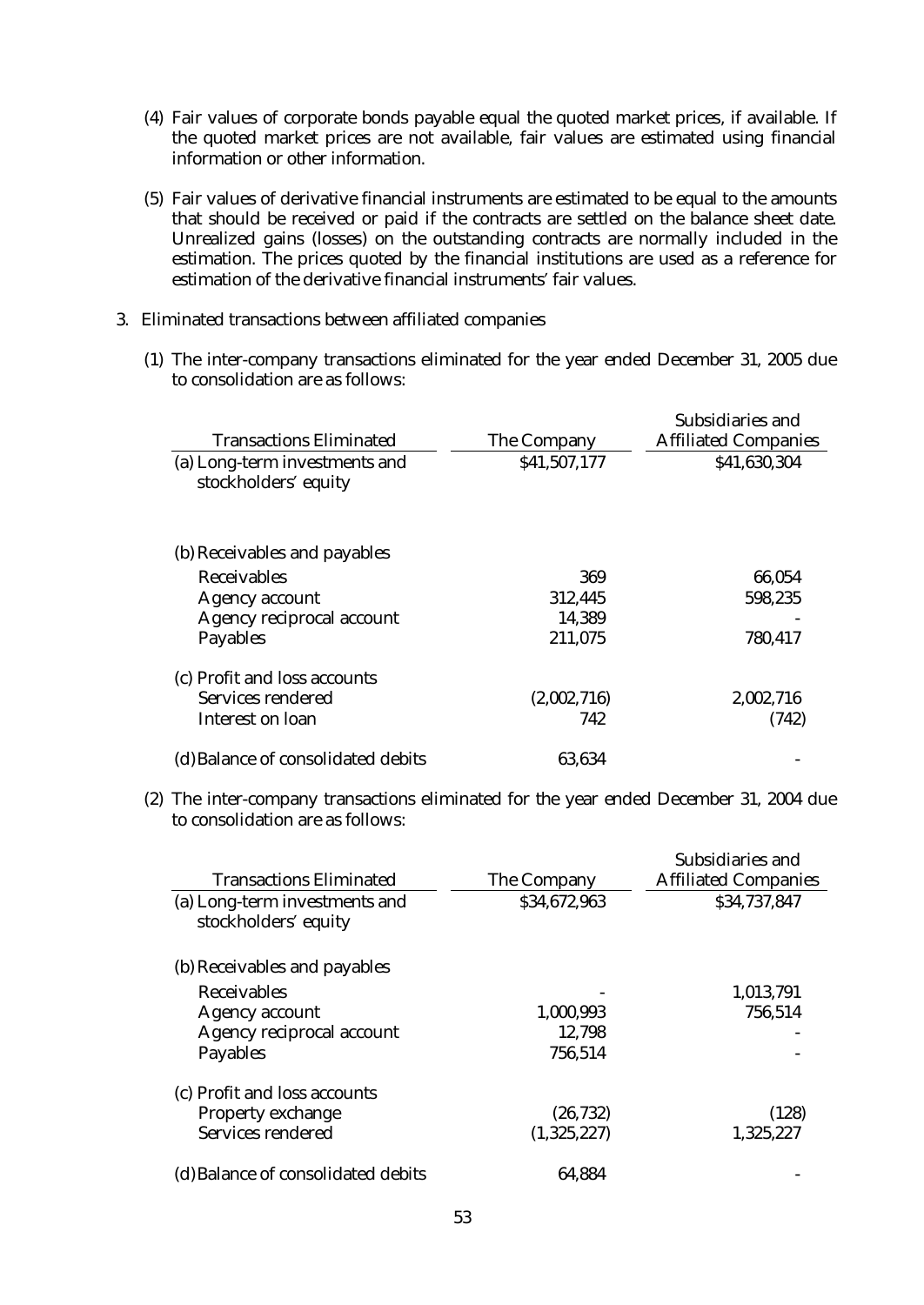(4) Fair values of corporate bonds payable equal the quoted market prices, if available. If the quoted market prices are not available, fair values are estimated using financial information or other information.

(5) Fair values of derivative financial instruments are estimated to be equal to the amounts that should be received or paid if the contracts are settled on the balance sheet date. Unrealized gains (losses) on the outstanding contracts are normally included in the estimation. The prices quoted by the financial institutions are used as a reference for estimation of the derivative financial instruments' fair values.

3. Eliminated transactions between affiliated companies

(1) The inter-company transactions eliminated for the year ended December 31, 2005 due to consolidation are as follows:

| Transactions Eliminated | The Company | Subsidiaries and Affiliated Companies |
|---|---|---|
| (a) Long-term investments and stockholders' equity | $41,507,177 | $41,630,304 |
| (b) Receivables and payables | | |
| Receivables | 369 | 66,054 |
| Agency account | 312,445 | 598,235 |
| Agency reciprocal account | 14,389 | - |
| Payables | 211,075 | 780,417 |
| (c) Profit and loss accounts | | |
| Services rendered | (2,002,716) | 2,002,716 |
| Interest on loan | 742 | (742) |
| (d) Balance of consolidated debits | 63,634 | - |

(2) The inter-company transactions eliminated for the year ended December 31, 2004 due to consolidation are as follows:

| Transactions Eliminated | The Company | Subsidiaries and Affiliated Companies |
|---|---|---|
| (a) Long-term investments and stockholders' equity | $34,672,963 | $34,737,847 |
| (b) Receivables and payables | | |
| Receivables | - | 1,013,791 |
| Agency account | 1,000,993 | 756,514 |
| Agency reciprocal account | 12,798 | - |
| Payables | 756,514 | - |
| (c) Profit and loss accounts | | |
| Property exchange | (26,732) | (128) |
| Services rendered | (1,325,227) | 1,325,227 |
| (d) Balance of consolidated debits | 64,884 | - |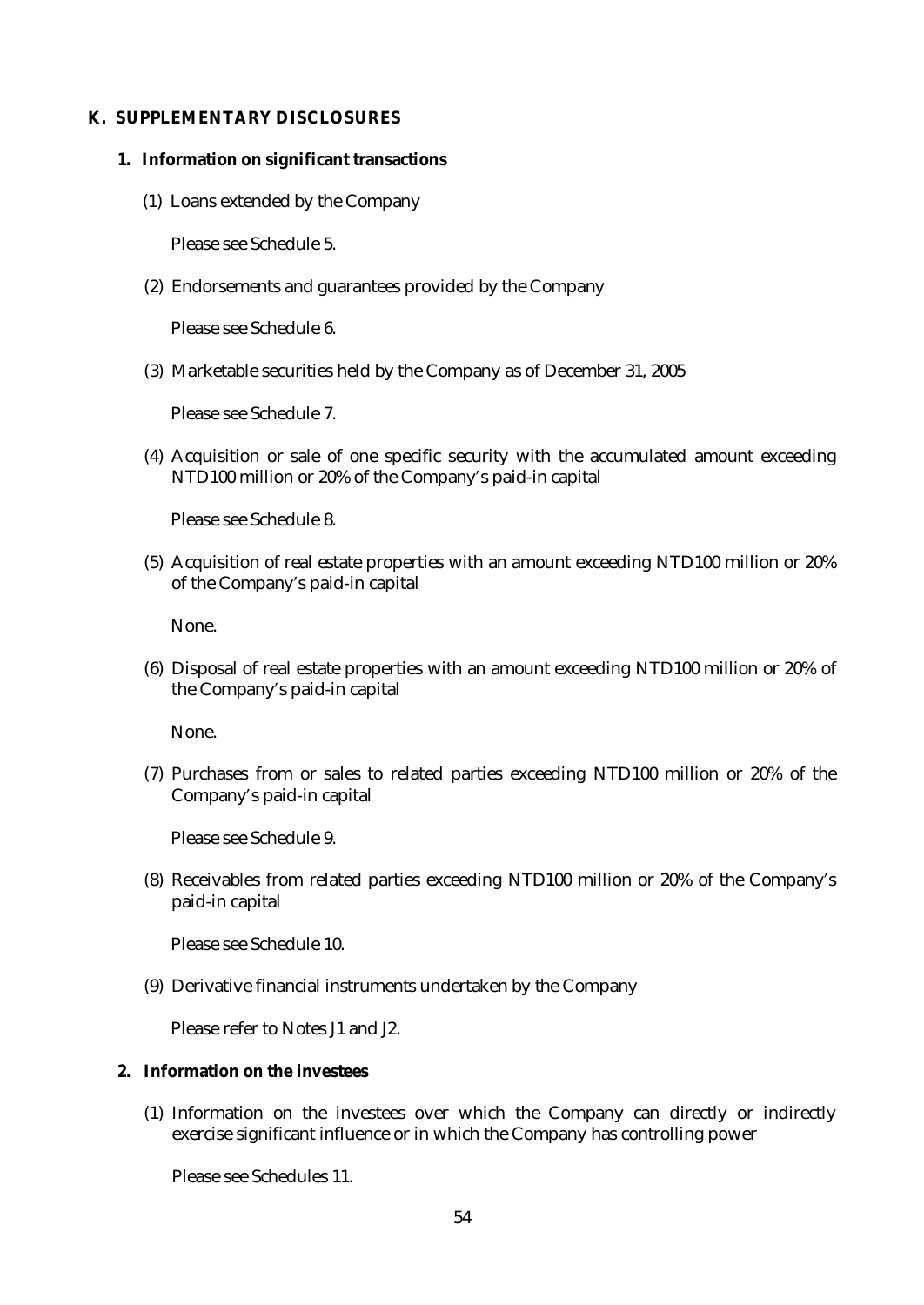## K. SUPPLEMENTARY DISCLOSURES

### 1. Information on significant transactions

(1) Loans extended by the Company

Please see Schedule 5.

(2) Endorsements and guarantees provided by the Company

Please see Schedule 6.

(3) Marketable securities held by the Company as of December 31, 2005

Please see Schedule 7.

(4) Acquisition or sale of one specific security with the accumulated amount exceeding NTD100 million or 20% of the Company's paid-in capital

Please see Schedule 8.

(5) Acquisition of real estate properties with an amount exceeding NTD100 million or 20% of the Company's paid-in capital

None.

(6) Disposal of real estate properties with an amount exceeding NTD100 million or 20% of the Company's paid-in capital

None.

(7) Purchases from or sales to related parties exceeding NTD100 million or 20% of the Company's paid-in capital

Please see Schedule 9.

(8) Receivables from related parties exceeding NTD100 million or 20% of the Company's paid-in capital

Please see Schedule 10.

(9) Derivative financial instruments undertaken by the Company

Please refer to Notes J1 and J2.

### 2. Information on the investees

(1) Information on the investees over which the Company can directly or indirectly exercise significant influence or in which the Company has controlling power

Please see Schedules 11.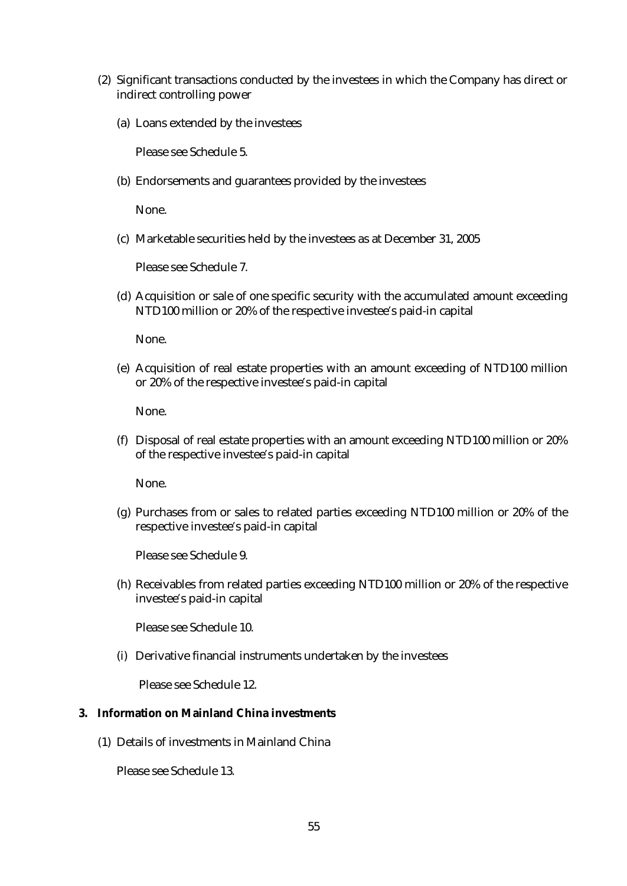(2) Significant transactions conducted by the investees in which the Company has direct or indirect controlling power

(a) Loans extended by the investees

Please see Schedule 5.

(b) Endorsements and guarantees provided by the investees

None.

(c) Marketable securities held by the investees as at December 31, 2005

Please see Schedule 7.

(d) Acquisition or sale of one specific security with the accumulated amount exceeding NTD100 million or 20% of the respective investee's paid-in capital

None.

(e) Acquisition of real estate properties with an amount exceeding of NTD100 million or 20% of the respective investee's paid-in capital

None.

(f) Disposal of real estate properties with an amount exceeding NTD100 million or 20% of the respective investee's paid-in capital

None.

(g) Purchases from or sales to related parties exceeding NTD100 million or 20% of the respective investee's paid-in capital

Please see Schedule 9.

(h) Receivables from related parties exceeding NTD100 million or 20% of the respective investee's paid-in capital

Please see Schedule 10.

(i) Derivative financial instruments undertaken by the investees

Please see Schedule 12.

**3. Information on Mainland China investments**

(1) Details of investments in Mainland China

Please see Schedule 13.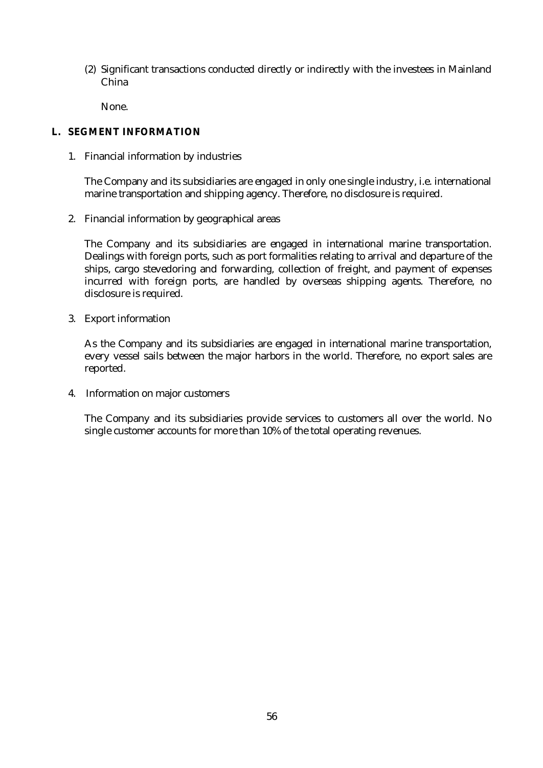(2) Significant transactions conducted directly or indirectly with the investees in Mainland China

None.

## L. SEGMENT INFORMATION

1. Financial information by industries

   The Company and its subsidiaries are engaged in only one single industry, i.e. international marine transportation and shipping agency. Therefore, no disclosure is required.

2. Financial information by geographical areas

   The Company and its subsidiaries are engaged in international marine transportation. Dealings with foreign ports, such as port formalities relating to arrival and departure of the ships, cargo stevedoring and forwarding, collection of freight, and payment of expenses incurred with foreign ports, are handled by overseas shipping agents. Therefore, no disclosure is required.

3. Export information

   As the Company and its subsidiaries are engaged in international marine transportation, every vessel sails between the major harbors in the world. Therefore, no export sales are reported.

4. Information on major customers

   The Company and its subsidiaries provide services to customers all over the world. No single customer accounts for more than 10% of the total operating revenues.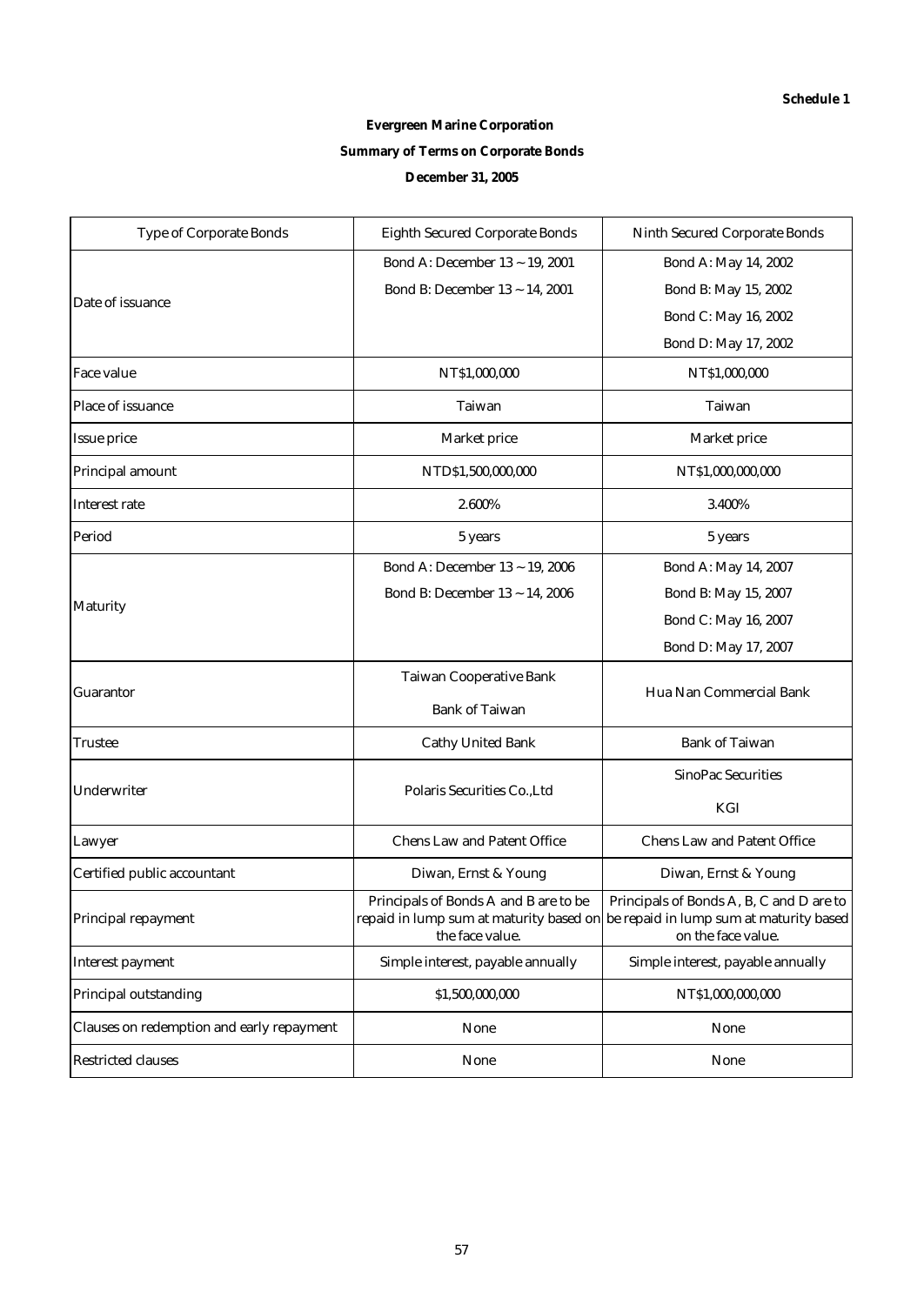**Schedule 1**

**Evergreen Marine Corporation**

**Summary of Terms on Corporate Bonds**

**December 31, 2005**

| Type of Corporate Bonds | Eighth Secured Corporate Bonds | Ninth Secured Corporate Bonds |
|---|---|---|
| Date of issuance | Bond A: December 13 ~ 19, 2001<br>Bond B: December 13 ~ 14, 2001 | Bond A: May 14, 2002<br>Bond B: May 15, 2002<br>Bond C: May 16, 2002<br>Bond D: May 17, 2002 |
| Face value | NT$1,000,000 | NT$1,000,000 |
| Place of issuance | Taiwan | Taiwan |
| Issue price | Market price | Market price |
| Principal amount | NTD$1,500,000,000 | NT$1,000,000,000 |
| Interest rate | 2.600% | 3.400% |
| Period | 5 years | 5 years |
| Maturity | Bond A: December 13 ~ 19, 2006<br>Bond B: December 13 ~ 14, 2006 | Bond A: May 14, 2007<br>Bond B: May 15, 2007<br>Bond C: May 16, 2007<br>Bond D: May 17, 2007 |
| Guarantor | Taiwan Cooperative Bank<br>Bank of Taiwan | Hua Nan Commercial Bank |
| Trustee | Cathy United Bank | Bank of Taiwan |
| Underwriter | Polaris Securities Co.,Ltd | SinoPac Securities<br>KGI |
| Lawyer | Chens Law and Patent Office | Chens Law and Patent Office |
| Certified public accountant | Diwan, Ernst & Young | Diwan, Ernst & Young |
| Principal repayment | Principals of Bonds A and B are to be repaid in lump sum at maturity based on the face value. | Principals of Bonds A, B, C and D are to be repaid in lump sum at maturity based on the face value. |
| Interest payment | Simple interest, payable annually | Simple interest, payable annually |
| Principal outstanding | $1,500,000,000 | NT$1,000,000,000 |
| Clauses on redemption and early repayment | None | None |
| Restricted clauses | None | None |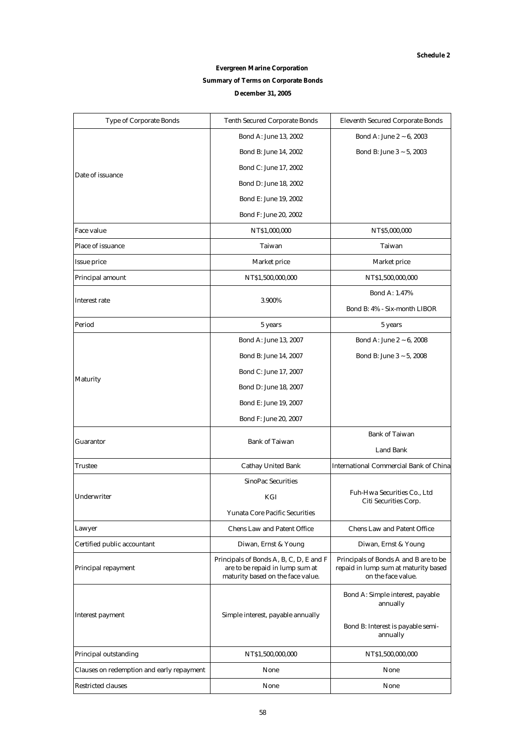**Schedule 2**

**Evergreen Marine Corporation**

**Summary of Terms on Corporate Bonds**

**December 31, 2005**

| Type of Corporate Bonds | Tenth Secured Corporate Bonds | Eleventh Secured Corporate Bonds |
|---|---|---|
| Date of issuance | Bond A: June 13, 2002<br>Bond B: June 14, 2002<br>Bond C: June 17, 2002<br>Bond D: June 18, 2002<br>Bond E: June 19, 2002<br>Bond F: June 20, 2002 | Bond A: June 2 ~ 6, 2003<br>Bond B: June 3 ~ 5, 2003 |
| Face value | NT$1,000,000 | NT$5,000,000 |
| Place of issuance | Taiwan | Taiwan |
| Issue price | Market price | Market price |
| Principal amount | NT$1,500,000,000 | NT$1,500,000,000 |
| Interest rate | 3.900% | Bond A: 1.47%<br>Bond B: 4% - Six-month LIBOR |
| Period | 5 years | 5 years |
| Maturity | Bond A: June 13, 2007<br>Bond B: June 14, 2007<br>Bond C: June 17, 2007<br>Bond D: June 18, 2007<br>Bond E: June 19, 2007<br>Bond F: June 20, 2007 | Bond A: June 2 ~ 6, 2008<br>Bond B: June 3 ~ 5, 2008 |
| Guarantor | Bank of Taiwan | Bank of Taiwan<br>Land Bank |
| Trustee | Cathay United Bank | International Commercial Bank of China |
| Underwriter | SinoPac Securities<br>KGI<br>Yunata Core Pacific Securities | Fuh-Hwa Securities Co., Ltd<br>Citi Securities Corp. |
| Lawyer | Chens Law and Patent Office | Chens Law and Patent Office |
| Certified public accountant | Diwan, Ernst & Young | Diwan, Ernst & Young |
| Principal repayment | Principals of Bonds A, B, C, D, E and F are to be repaid in lump sum at maturity based on the face value. | Principals of Bonds A and B are to be repaid in lump sum at maturity based on the face value. |
| Interest payment | Simple interest, payable annually | Bond A: Simple interest, payable annually<br>Bond B: Interest is payable semi-annually |
| Principal outstanding | NT$1,500,000,000 | NT$1,500,000,000 |
| Clauses on redemption and early repayment | None | None |
| Restricted clauses | None | None |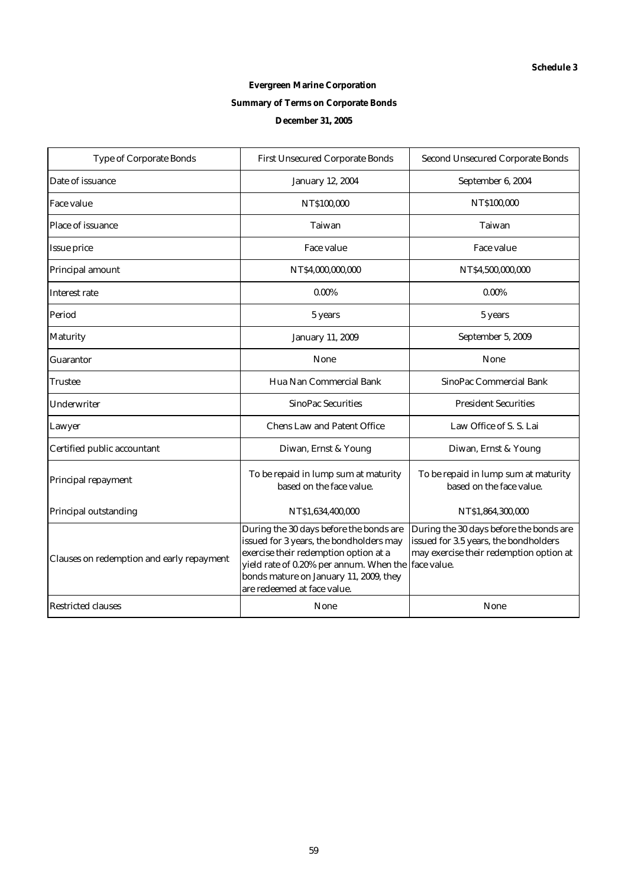**Schedule 3**

**Evergreen Marine Corporation**

**Summary of Terms on Corporate Bonds**

**December 31, 2005**

| Type of Corporate Bonds | First Unsecured Corporate Bonds | Second Unsecured Corporate Bonds |
|---|---|---|
| Date of issuance | January 12, 2004 | September 6, 2004 |
| Face value | NT$100,000 | NT$100,000 |
| Place of issuance | Taiwan | Taiwan |
| Issue price | Face value | Face value |
| Principal amount | NT$4,000,000,000 | NT$4,500,000,000 |
| Interest rate | 0.00% | 0.00% |
| Period | 5 years | 5 years |
| Maturity | January 11, 2009 | September 5, 2009 |
| Guarantor | None | None |
| Trustee | Hua Nan Commercial Bank | SinoPac Commercial Bank |
| Underwriter | SinoPac Securities | President Securities |
| Lawyer | Chens Law and Patent Office | Law Office of S. S. Lai |
| Certified public accountant | Diwan, Ernst & Young | Diwan, Ernst & Young |
| Principal repayment | To be repaid in lump sum at maturity based on the face value. | To be repaid in lump sum at maturity based on the face value. |
| Principal outstanding | NT$1,634,400,000 | NT$1,864,300,000 |
| Clauses on redemption and early repayment | During the 30 days before the bonds are issued for 3 years, the bondholders may exercise their redemption option at a yield rate of 0.20% per annum. When the bonds mature on January 11, 2009, they are redeemed at face value. | During the 30 days before the bonds are issued for 3.5 years, the bondholders may exercise their redemption option at face value. |
| Restricted clauses | None | None |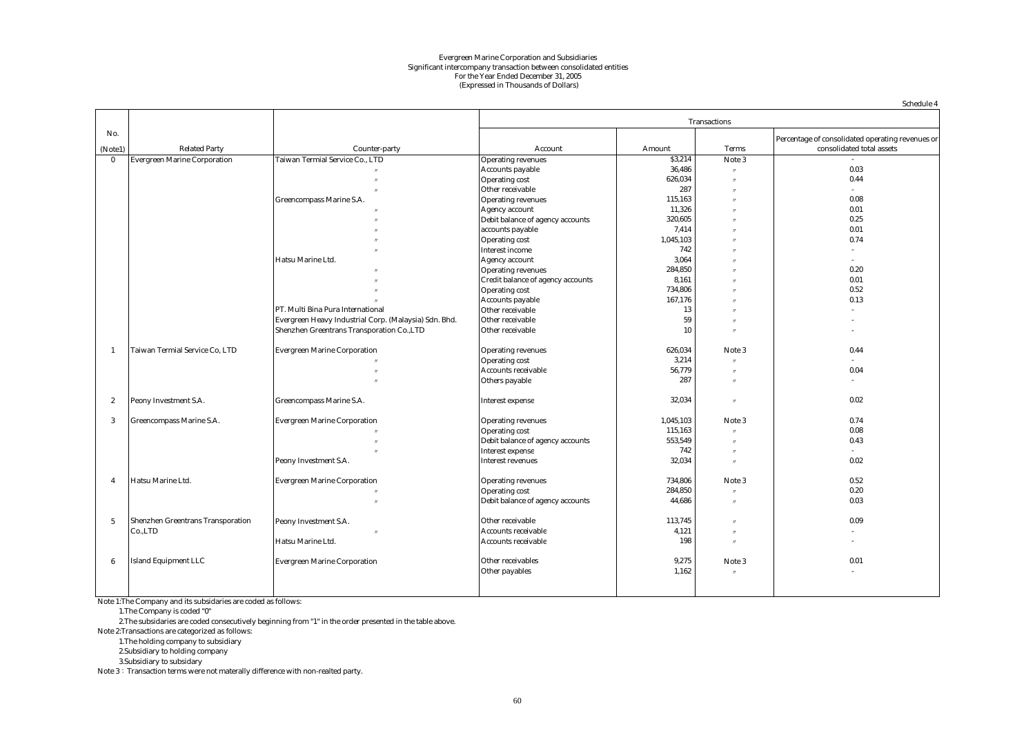Evergreen Marine Corporation and Subsidiaries
Significant intercompany transaction between consolidated entities
For the Year Ended December 31, 2005
(Expressed in Thousands of Dollars)

Schedule 4

| No. | | | Transactions | | | |
|---|---|---|---|---|---|---|
| (Note1) | Related Party | Counter-party | Account | Amount | Terms | Percentage of consolidated operating revenues or consolidated total assets |
| 0 | Evergreen Marine Corporation | Taiwan Termial Service Co., LTD | Operating revenues | $3,214 | Note 3 | - |
| | | 〃 | Accounts payable | 36,486 | 〃 | 0.03 |
| | | 〃 | Operating cost | 626,034 | 〃 | 0.44 |
| | | 〃 | Other receivable | 287 | 〃 | - |
| | | Greencompass Marine S.A. | Operating revenues | 115,163 | 〃 | 0.08 |
| | | 〃 | Agency account | 11,326 | 〃 | 0.01 |
| | | 〃 | Debit balance of agency accounts | 320,605 | 〃 | 0.25 |
| | | 〃 | accounts payable | 7,414 | 〃 | 0.01 |
| | | 〃 | Operating cost | 1,045,103 | 〃 | 0.74 |
| | | 〃 | Interest income | 742 | 〃 | - |
| | | Hatsu Marine Ltd. | Agency account | 3,064 | 〃 | - |
| | | 〃 | Operating revenues | 284,850 | 〃 | 0.20 |
| | | 〃 | Credit balance of agency accounts | 8,161 | 〃 | 0.01 |
| | | 〃 | Operating cost | 734,806 | 〃 | 0.52 |
| | | 〃 | Accounts payable | 167,176 | 〃 | 0.13 |
| | | PT. Multi Bina Pura International | Other receivable | 13 | 〃 | - |
| | | Evergreen Heavy Industrial Corp. (Malaysia) Sdn. Bhd. | Other receivable | 59 | 〃 | - |
| | | Shenzhen Greentrans Transporation Co.,LTD | Other receivable | 10 | 〃 | - |
| 1 | Taiwan Termial Service Co, LTD | Evergreen Marine Corporation | Operating revenues | 626,034 | Note 3 | 0.44 |
| | | 〃 | Operating cost | 3,214 | 〃 | - |
| | | 〃 | Accounts receivable | 56,779 | 〃 | 0.04 |
| | | 〃 | Others payable | 287 | 〃 | - |
| 2 | Peony Investment S.A. | Greencompass Marine S.A. | Interest expense | 32,034 | 〃 | 0.02 |
| 3 | Greencompass Marine S.A. | Evergreen Marine Corporation | Operating revenues | 1,045,103 | Note 3 | 0.74 |
| | | 〃 | Operating cost | 115,163 | 〃 | 0.08 |
| | | 〃 | Debit balance of agency accounts | 553,549 | 〃 | 0.43 |
| | | 〃 | Interest expense | 742 | 〃 | - |
| | | Peony Investment S.A. | Interest revenues | 32,034 | 〃 | 0.02 |
| 4 | Hatsu Marine Ltd. | Evergreen Marine Corporation | Operating revenues | 734,806 | Note 3 | 0.52 |
| | | 〃 | Operating cost | 284,850 | 〃 | 0.20 |
| | | 〃 | Debit balance of agency accounts | 44,686 | 〃 | 0.03 |
| 5 | Shenzhen Greentrans Transporation Co.,LTD | Peony Investment S.A. | Other receivable | 113,745 | 〃 | 0.09 |
| | | 〃 | Accounts receivable | 4,121 | 〃 | - |
| | | Hatsu Marine Ltd. | Accounts receivable | 198 | 〃 | - |
| 6 | Island Equipment LLC | Evergreen Marine Corporation | Other receivables | 9,275 | Note 3 | 0.01 |
| | | | Other payables | 1,162 | 〃 | - |

Note 1:The Company and its subsidaries are coded as follows:

1.The Company is coded "0"

2.The subsidiaries are coded consecutively beginning from "1" in the order presented in the table above.

Note 2:Transactions are categorized as follows:

1.The holding company to subsidiary

2.Subsidiary to holding company

3.Subsidiary to subsidary

Note 3：Transaction terms were not materally difference with non-realted party.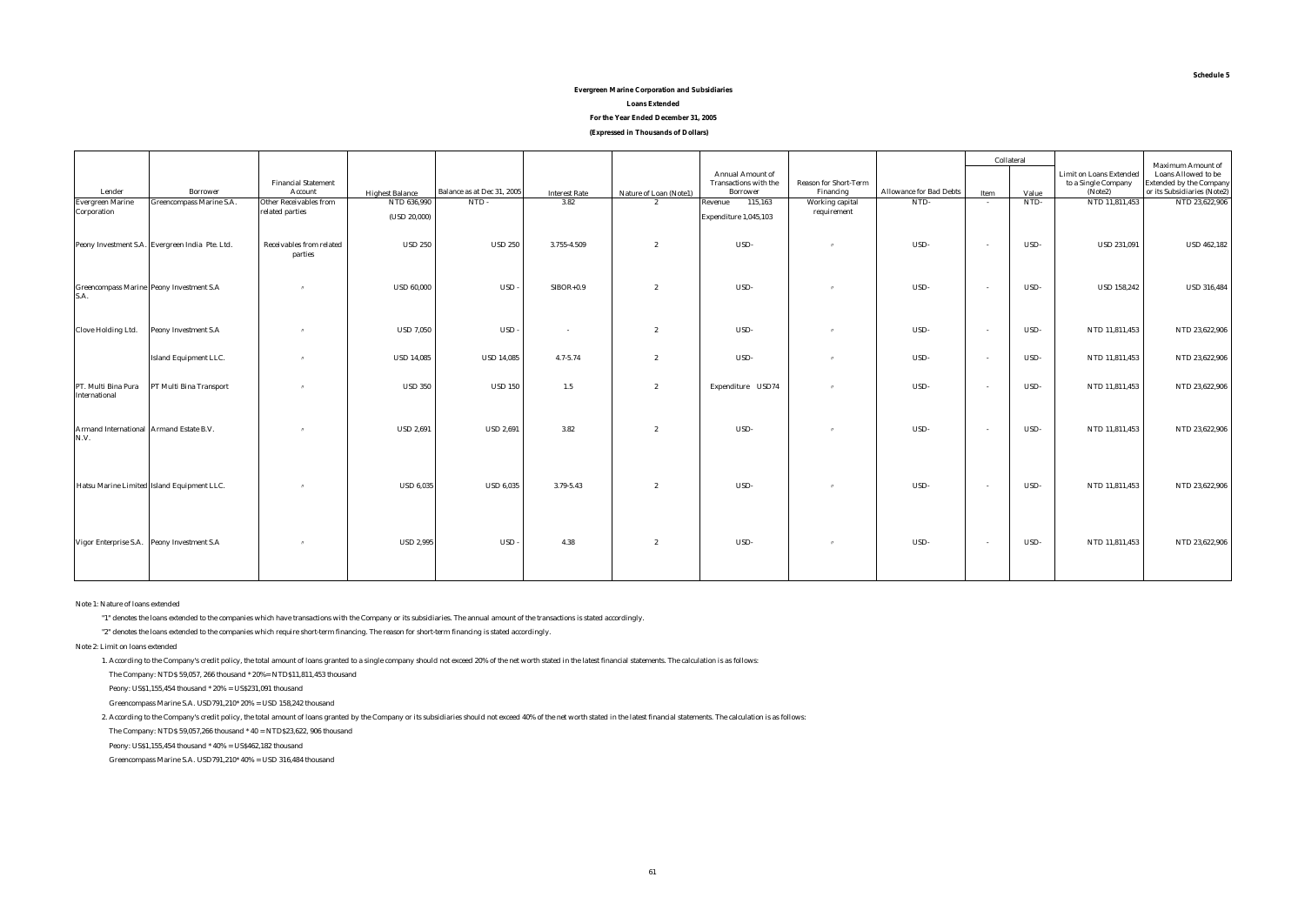Schedule 5

**Evergreen Marine Corporation and Subsidiaries**

**Loans Extended**

**For the Year Ended December 31, 2005**

**(Expressed in Thousands of Dollars)**

| Lender | Borrower | Financial Statement Account | Highest Balance | Balance as at Dec 31, 2005 | Interest Rate | Nature of Loan (Note1) | Annual Amount of Transactions with the Borrower | Reason for Short-Term Financing | Allowance for Bad Debts | Collateral | | Limit on Loans Extended to a Single Company (Note2) | Maximum Amount of Loans Allowed to be Extended by the Company or its Subsidiaries (Note2) |
|---|---|---|---|---|---|---|---|---|---|---|---|---|---|
| | | | | | | | | | | Item | Value | | |
| Evergreen Marine Corporation | Greencompass Marine S.A. | Other Receivables from related parties | NTD 636,990 (USD 20,000) | NTD - | 3.82 | 2 | Revenue 115,163 Expenditure 1,045,103 | Working capital requirement | NTD- | - | NTD- | NTD 11,811,453 | NTD 23,622,906 |
| Peony Investment S.A. | Evergreen India Pte. Ltd. | Receivables from related parties | USD 250 | USD 250 | 3.755-4.509 | 2 | USD- | 〃 | USD- | - | USD- | USD 231,091 | USD 462,182 |
| Greencompass Marine S.A. | Peony Investment S.A | 〃 | USD 60,000 | USD - | SIBOR+0.9 | 2 | USD- | 〃 | USD- | - | USD- | USD 158,242 | USD 316,484 |
| Clove Holding Ltd. | Peony Investment S.A | 〃 | USD 7,050 | USD - | - | 2 | USD- | 〃 | USD- | - | USD- | NTD 11,811,453 | NTD 23,622,906 |
| | Island Equipment LLC. | 〃 | USD 14,085 | USD 14,085 | 4.7-5.74 | 2 | USD- | 〃 | USD- | - | USD- | NTD 11,811,453 | NTD 23,622,906 |
| PT. Multi Bina Pura International | PT Multi Bina Transport | 〃 | USD 350 | USD 150 | 1.5 | 2 | Expenditure USD74 | 〃 | USD- | - | USD- | NTD 11,811,453 | NTD 23,622,906 |
| Armand International N.V. | Armand Estate B.V. | 〃 | USD 2,691 | USD 2,691 | 3.82 | 2 | USD- | 〃 | USD- | - | USD- | NTD 11,811,453 | NTD 23,622,906 |
| Hatsu Marine Limited | Island Equipment LLC. | 〃 | USD 6,035 | USD 6,035 | 3.79-5.43 | 2 | USD- | 〃 | USD- | - | USD- | NTD 11,811,453 | NTD 23,622,906 |
| Vigor Enterprise S.A. | Peony Investment S.A | 〃 | USD 2,995 | USD - | 4.38 | 2 | USD- | 〃 | USD- | - | USD- | NTD 11,811,453 | NTD 23,622,906 |

Note 1: Nature of loans extended

"1" denotes the loans extended to the companies which have transactions with the Company or its subsidiaries. The annual amount of the transactions is stated accordingly.

"2" denotes the loans extended to the companies which require short-term financing. The reason for short-term financing is stated accordingly.

Note 2: Limit on loans extended

1. According to the Company's credit policy, the total amount of loans granted to a single company should not exceed 20% of the net worth stated in the latest financial statements. The calculation is as follows:

The Company: NTD$ 59,057, 266 thousand * 20%= NTD$11,811,453 thousand

Peony: US$1,155,454 thousand * 20% = US$231,091 thousand

Greencompass Marine S.A. USD791,210* 20% = USD 158,242 thousand

2. According to the Company's credit policy, the total amount of loans granted by the Company or its subsidiaries should not exceed 40% of the net worth stated in the latest financial statements. The calculation is as follows:

The Company: NTD$ 59,057,266 thousand * 40 = NTD$23,622, 906 thousand

Peony: US$1,155,454 thousand * 40% = US$462,182 thousand

Greencompass Marine S.A. USD791,210* 40% = USD 316,484 thousand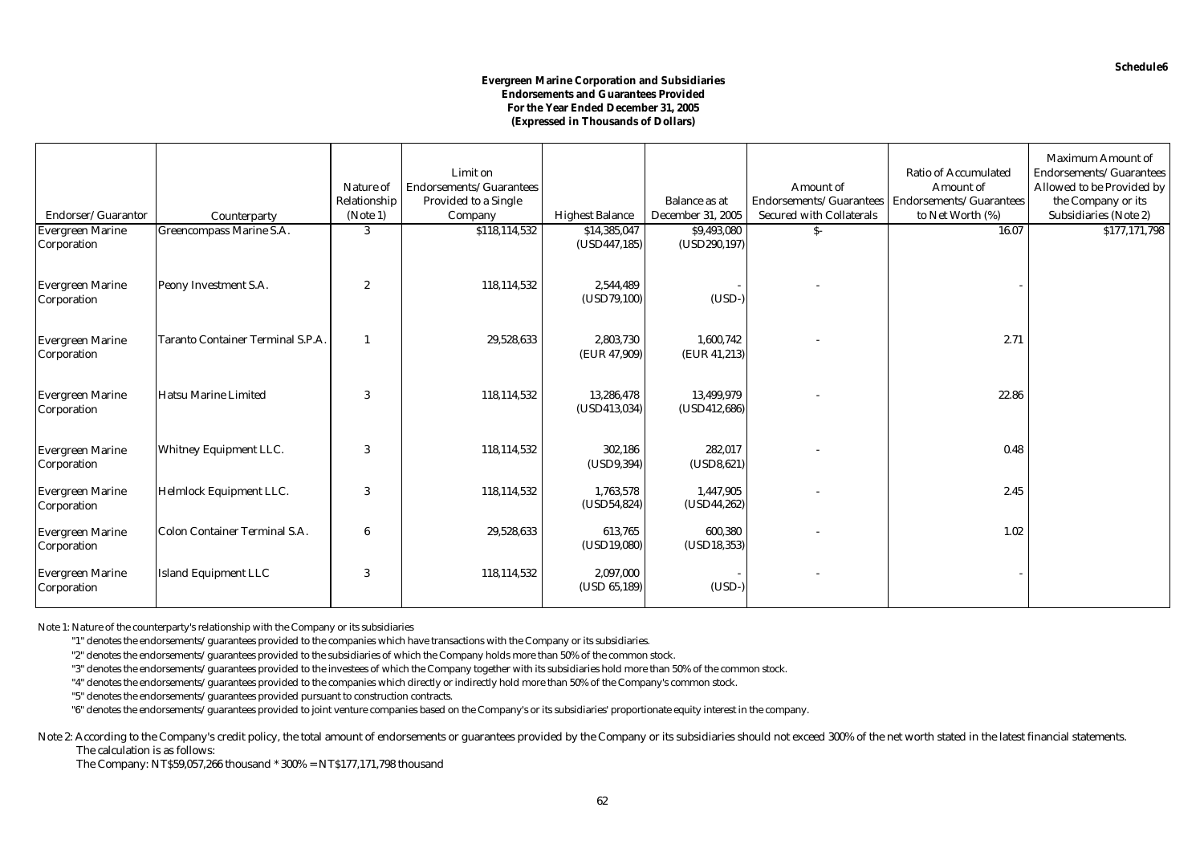Schedule6

**Evergreen Marine Corporation and Subsidiaries**
**Endorsements and Guarantees Provided**
**For the Year Ended December 31, 2005**
**(Expressed in Thousands of Dollars)**

| Endorser/Guarantor | Counterparty | Nature of Relationship (Note 1) | Limit on Endorsements/Guarantees Provided to a Single Company | Highest Balance | Balance as at December 31, 2005 | Amount of Endorsements/Guarantees Secured with Collaterals | Ratio of Accumulated Amount of Endorsements/Guarantees to Net Worth (%) | Maximum Amount of Endorsements/Guarantees Allowed to be Provided by the Company or its Subsidiaries (Note 2) |
|---|---|---|---|---|---|---|---|---|
| Evergreen Marine Corporation | Greencompass Marine S.A. | 3 | $118,114,532 | $14,385,047 (USD447,185) | $9,493,080 (USD290,197) | $- | 16.07 | $177,171,798 |
| Evergreen Marine Corporation | Peony Investment S.A. | 2 | 118,114,532 | 2,544,489 (USD79,100) | - (USD-) | - | - | |
| Evergreen Marine Corporation | Taranto Container Terminal S.P.A. | 1 | 29,528,633 | 2,803,730 (EUR 47,909) | 1,600,742 (EUR 41,213) | - | 2.71 | |
| Evergreen Marine Corporation | Hatsu Marine Limited | 3 | 118,114,532 | 13,286,478 (USD413,034) | 13,499,979 (USD412,686) | - | 22.86 | |
| Evergreen Marine Corporation | Whitney Equipment LLC. | 3 | 118,114,532 | 302,186 (USD9,394) | 282,017 (USD8,621) | - | 0.48 | |
| Evergreen Marine Corporation | Helmlock Equipment LLC. | 3 | 118,114,532 | 1,763,578 (USD54,824) | 1,447,905 (USD44,262) | - | 2.45 | |
| Evergreen Marine Corporation | Colon Container Terminal S.A. | 6 | 29,528,633 | 613,765 (USD19,080) | 600,380 (USD18,353) | - | 1.02 | |
| Evergreen Marine Corporation | Island Equipment LLC | 3 | 118,114,532 | 2,097,000 (USD 65,189) | - (USD-) | - | - | |

Note 1: Nature of the counterparty's relationship with the Company or its subsidiaries

"1" denotes the endorsements/guarantees provided to the companies which have transactions with the Company or its subsidiaries.

"2" denotes the endorsements/guarantees provided to the subsidiaries of which the Company holds more than 50% of the common stock.

"3" denotes the endorsements/guarantees provided to the investees of which the Company together with its subsidiaries hold more than 50% of the common stock.

"4" denotes the endorsements/guarantees provided to the companies which directly or indirectly hold more than 50% of the Company's common stock.

"5" denotes the endorsements/guarantees provided pursuant to construction contracts.

"6" denotes the endorsements/guarantees provided to joint venture companies based on the Company's or its subsidiaries' proportionate equity interest in the company.

Note 2: According to the Company's credit policy, the total amount of endorsements or guarantees provided by the Company or its subsidiaries should not exceed 300% of the net worth stated in the latest financial statements.
The calculation is as follows:
The Company: NT$59,057,266 thousand * 300% = NT$177,171,798 thousand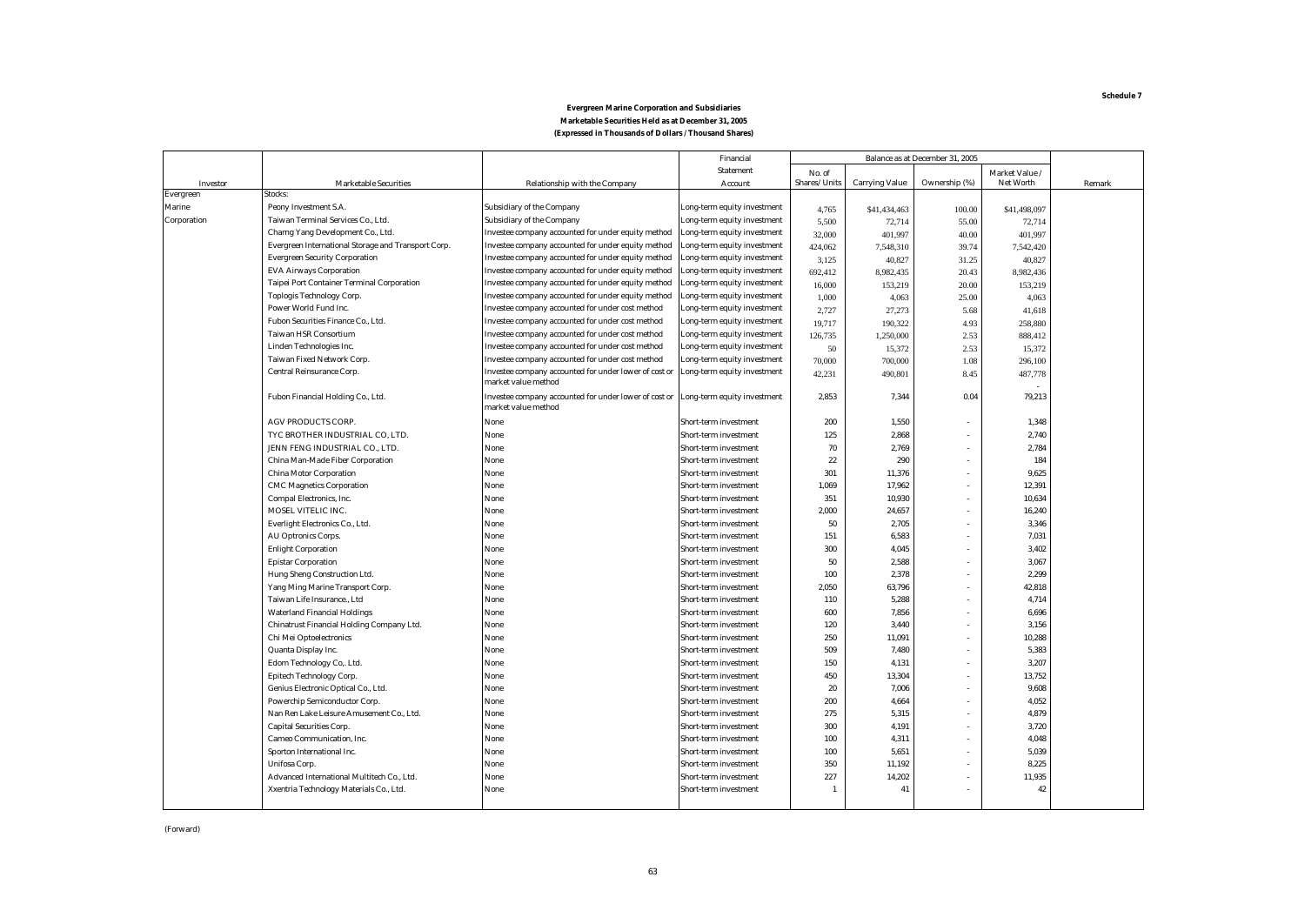**Schedule 7**

**Evergreen Marine Corporation and Subsidiaries**
**Marketable Securities Held as at December 31, 2005**
**(Expressed in Thousands of Dollars / Thousand Shares)**

| Investor | Marketable Securities | Relationship with the Company | Financial Statement Account | Balance as at December 31, 2005 | | | | Remark |
|---|---|---|---|---|---|---|---|---|
| | | | | No. of Shares/ Units | Carrying Value | Ownership (%) | Market Value / Net Worth | |
| Evergreen | Stocks: | | | | | | | |
| Marine | Peony Investment S.A. | Subsidiary of the Company | Long-term equity investment | 4,765 | $41,434,463 | 100.00 | $41,498,097 | |
| Corporation | Taiwan Terminal Services Co., Ltd. | Subsidiary of the Company | Long-term equity investment | 5,500 | 72,714 | 55.00 | 72,714 | |
| | Charng Yang Development Co., Ltd. | Investee company accounted for under equity method | Long-term equity investment | 32,000 | 401,997 | 40.00 | 401,997 | |
| | Evergreen International Storage and Transport Corp. | Investee company accounted for under equity method | Long-term equity investment | 424,062 | 7,548,310 | 39.74 | 7,542,420 | |
| | Evergreen Security Corporation | Investee company accounted for under equity method | Long-term equity investment | 3,125 | 40,827 | 31.25 | 40,827 | |
| | EVA Airways Corporation | Investee company accounted for under equity method | Long-term equity investment | 692,412 | 8,982,435 | 20.43 | 8,982,436 | |
| | Taipei Port Container Terminal Corporation | Investee company accounted for under equity method | Long-term equity investment | 16,000 | 153,219 | 20.00 | 153,219 | |
| | Toplogis Technology Corp. | Investee company accounted for under equity method | Long-term equity investment | 1,000 | 4,063 | 25.00 | 4,063 | |
| | Power World Fund Inc. | Investee company accounted for under cost method | Long-term equity investment | 2,727 | 27,273 | 5.68 | 41,618 | |
| | Fubon Securities Finance Co., Ltd. | Investee company accounted for under cost method | Long-term equity investment | 19,717 | 190,322 | 4.93 | 258,880 | |
| | Taiwan HSR Consortium | Investee company accounted for under cost method | Long-term equity investment | 126,735 | 1,250,000 | 2.53 | 888,412 | |
| | Linden Technologies Inc. | Investee company accounted for under cost method | Long-term equity investment | 50 | 15,372 | 2.53 | 15,372 | |
| | Taiwan Fixed Network Corp. | Investee company accounted for under cost method | Long-term equity investment | 70,000 | 700,000 | 1.08 | 296,100 | |
| | Central Reinsurance Corp. | Investee company accounted for under lower of cost or market value method | Long-term equity investment | 42,231 | 490,801 | 8.45 | 487,778 | |
| | Fubon Financial Holding Co., Ltd. | Investee company accounted for under lower of cost or market value method | Long-term equity investment | 2,853 | 7,344 | 0.04 | 79,213 | |
| | AGV PRODUCTS CORP. | None | Short-term investment | 200 | 1,550 | - | 1,348 | |
| | TYC BROTHER INDUSTRIAL CO, LTD. | None | Short-term investment | 125 | 2,868 | - | 2,740 | |
| | JENN FENG INDUSTRIAL CO., LTD. | None | Short-term investment | 70 | 2,769 | - | 2,784 | |
| | China Man-Made Fiber Corporation | None | Short-term investment | 22 | 290 | - | 184 | |
| | China Motor Corporation | None | Short-term investment | 301 | 11,376 | - | 9,625 | |
| | CMC Magnetics Corporation | None | Short-term investment | 1,069 | 17,962 | - | 12,391 | |
| | Compal Electronics, Inc. | None | Short-term investment | 351 | 10,930 | - | 10,634 | |
| | MOSEL VITELIC INC. | None | Short-term investment | 2,000 | 24,657 | - | 16,240 | |
| | Everlight Electronics Co., Ltd. | None | Short-term investment | 50 | 2,705 | - | 3,346 | |
| | AU Optronics Corps. | None | Short-term investment | 151 | 6,583 | - | 7,031 | |
| | Enlight Corporation | None | Short-term investment | 300 | 4,045 | - | 3,402 | |
| | Epistar Corporation | None | Short-term investment | 50 | 2,588 | - | 3,067 | |
| | Hung Sheng Construction Ltd. | None | Short-term investment | 100 | 2,378 | - | 2,299 | |
| | Yang Ming Marine Transport Corp. | None | Short-term investment | 2,050 | 63,796 | - | 42,818 | |
| | Taiwan Life Insurance., Ltd | None | Short-term investment | 110 | 5,288 | - | 4,714 | |
| | Waterland Financial Holdings | None | Short-term investment | 600 | 7,856 | - | 6,696 | |
| | Chinatrust Financial Holding Company Ltd. | None | Short-term investment | 120 | 3,440 | - | 3,156 | |
| | Chi Mei Optoelectronics | None | Short-term investment | 250 | 11,091 | - | 10,288 | |
| | Quanta Display Inc. | None | Short-term investment | 509 | 7,480 | - | 5,383 | |
| | Edom Technology Co,. Ltd. | None | Short-term investment | 150 | 4,131 | - | 3,207 | |
| | Epitech Technology Corp. | None | Short-term investment | 450 | 13,304 | - | 13,752 | |
| | Genius Electronic Optical Co., Ltd. | None | Short-term investment | 20 | 7,006 | - | 9,608 | |
| | Powerchip Semiconductor Corp. | None | Short-term investment | 200 | 4,664 | - | 4,052 | |
| | Nan Ren Lake Leisure Amusement Co., Ltd. | None | Short-term investment | 275 | 5,315 | - | 4,879 | |
| | Capital Securities Corp. | None | Short-term investment | 300 | 4,191 | - | 3,720 | |
| | Cameo Communication, Inc. | None | Short-term investment | 100 | 4,311 | - | 4,048 | |
| | Sporton International Inc. | None | Short-term investment | 100 | 5,651 | - | 5,039 | |
| | Unifosa Corp. | None | Short-term investment | 350 | 11,192 | - | 8,225 | |
| | Advanced International Multitech Co., Ltd. | None | Short-term investment | 227 | 14,202 | - | 11,935 | |
| | Xxentria Technology Materials Co., Ltd. | None | Short-term investment | 1 | 41 | - | 42 | |

(Forward)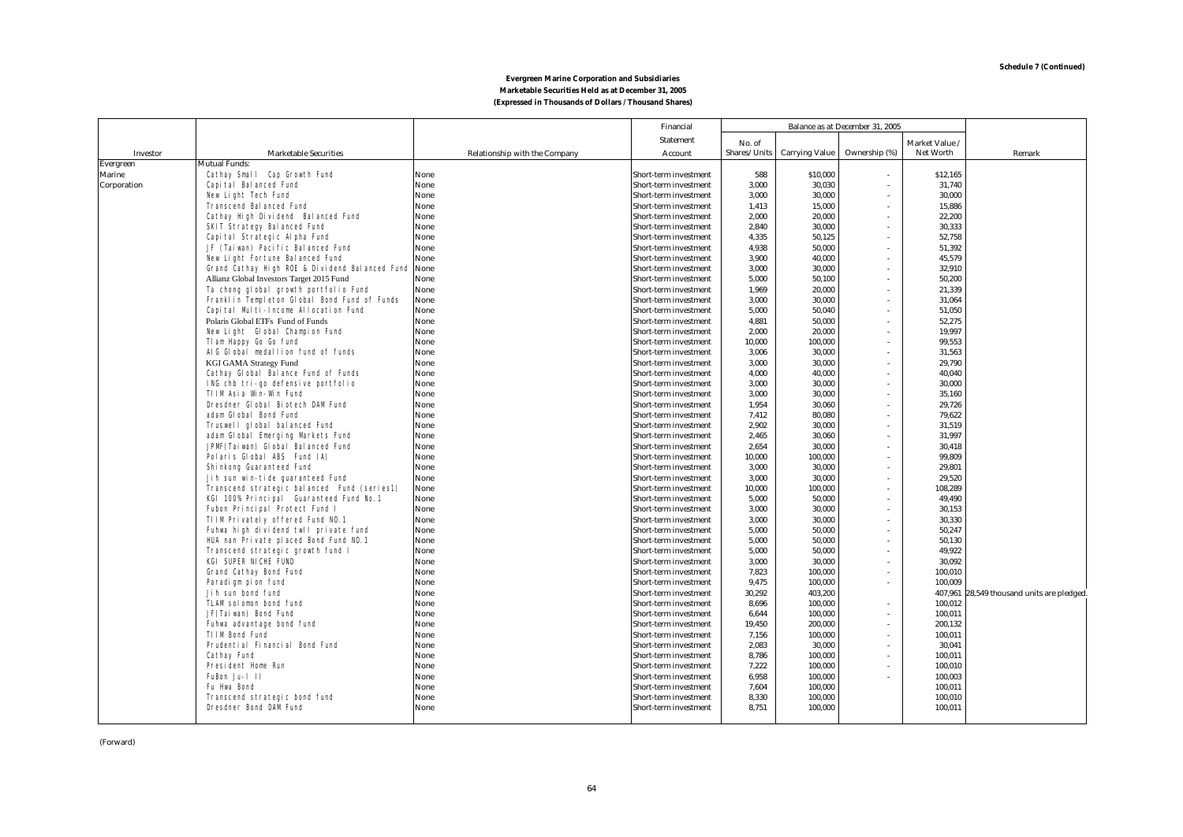**Schedule 7 (Continued)**

**Evergreen Marine Corporation and Subsidiaries**
**Marketable Securities Held as at December 31, 2005**
**(Expressed in Thousands of Dollars / Thousand Shares)**

| Investor | Marketable Securities | Relationship with the Company | Financial Statement Account | Balance as at December 31, 2005 | | | Market Value / Net Worth | Remark |
|---|---|---|---|---|---|---|---|---|
| | | | | No. of Shares/Units | Carrying Value | Ownership (%) | | |
| Evergreen Marine Corporation | Mutual Funds: | | | | | | | |
| | Cathay Small Cap Growth Fund | None | Short-term investment | 588 | $10,000 | - | $12,165 | |
| | Capital Balanced Fund | None | Short-term investment | 3,000 | 30,030 | - | 31,740 | |
| | New Light Tech Fund | None | Short-term investment | 3,000 | 30,000 | - | 30,000 | |
| | Transcend Balanced Fund | None | Short-term investment | 1,413 | 15,000 | - | 15,886 | |
| | Cathay High Dividend Balanced Fund | None | Short-term investment | 2,000 | 20,000 | - | 22,200 | |
| | SKIT Strategy Balanced Fund | None | Short-term investment | 2,840 | 30,000 | - | 30,333 | |
| | Capital Strategic Alpha Fund | None | Short-term investment | 4,335 | 50,125 | - | 52,758 | |
| | JF (Taiwan) Pacific Balanced Fund | None | Short-term investment | 4,938 | 50,000 | - | 51,392 | |
| | New Light Fortune Balanced Fund | None | Short-term investment | 3,900 | 40,000 | - | 45,579 | |
| | Grand Cathay High ROE & Dividend Balanced Fund | None | Short-term investment | 3,000 | 30,000 | - | 32,910 | |
| | Allianz Global Investors Target 2015 Fund | None | Short-term investment | 5,000 | 50,100 | - | 50,200 | |
| | Ta chong global growth portfolio Fund | None | Short-term investment | 1,969 | 20,000 | - | 21,339 | |
| | Franklin Templeton Global Bond Fund of Funds | None | Short-term investment | 3,000 | 30,000 | - | 31,064 | |
| | Capital Multi-Income Allocation Fund | None | Short-term investment | 5,000 | 50,040 | - | 51,050 | |
| | Polaris Global ETFs Fund of Funds | None | Short-term investment | 4,881 | 50,000 | - | 52,275 | |
| | New Light Global Champion Fund | None | Short-term investment | 2,000 | 20,000 | - | 19,997 | |
| | TIam Happy Go Go fund | None | Short-term investment | 10,000 | 100,000 | - | 99,553 | |
| | AIG Global medallion fund of funds | None | Short-term investment | 3,006 | 30,000 | - | 31,563 | |
| | KGI GAMA Strategy Fund | None | Short-term investment | 3,000 | 30,000 | - | 29,790 | |
| | Cathay Global Balance Fund of Funds | None | Short-term investment | 4,000 | 40,000 | - | 40,040 | |
| | ING chb tri-go defensive portfolio | None | Short-term investment | 3,000 | 30,000 | - | 30,000 | |
| | TIIM Asia Win-Win Fund | None | Short-term investment | 3,000 | 30,000 | - | 35,160 | |
| | Dresdner Global Biotech DAM Fund | None | Short-term investment | 1,954 | 30,060 | - | 29,726 | |
| | adam Global Bond Fund | None | Short-term investment | 7,412 | 80,080 | - | 79,622 | |
| | Truswell global balanced Fund | None | Short-term investment | 2,902 | 30,000 | - | 31,519 | |
| | adam Global Emerging Markets Fund | None | Short-term investment | 2,465 | 30,060 | - | 31,997 | |
| | JPMF(Taiwan) Global Balanced Fund | None | Short-term investment | 2,654 | 30,000 | - | 30,418 | |
| | Polaris Global ABS Fund (A) | None | Short-term investment | 10,000 | 100,000 | - | 99,809 | |
| | Shinkong Guaranteed Fund | None | Short-term investment | 3,000 | 30,000 | - | 29,801 | |
| | Jih sun win-tide guaranteed Fund | None | Short-term investment | 3,000 | 30,000 | - | 29,520 | |
| | Transcend strategic balanced Fund (series1) | None | Short-term investment | 10,000 | 100,000 | - | 108,289 | |
| | KGI 100% Principal Guaranteed Fund No.1 | None | Short-term investment | 5,000 | 50,000 | - | 49,490 | |
| | Fubon Principal Protect Fund I | None | Short-term investment | 3,000 | 30,000 | - | 30,153 | |
| | TIIM Privately offered Fund NO.1 | None | Short-term investment | 3,000 | 30,000 | - | 30,330 | |
| | Fuhwa high dividend twll private fund | None | Short-term investment | 5,000 | 50,000 | - | 50,247 | |
| | HUA nan Private placed Bond Fund NO.1 | None | Short-term investment | 5,000 | 50,000 | - | 50,130 | |
| | Transcend strategic growth fund I | None | Short-term investment | 5,000 | 50,000 | - | 49,922 | |
| | KGI SUPER NICHE FUND | None | Short-term investment | 3,000 | 30,000 | - | 30,092 | |
| | Grand Cathay Bond Fund | None | Short-term investment | 7,823 | 100,000 | - | 100,010 | |
| | Paradigm pion fund | None | Short-term investment | 9,475 | 100,000 | - | 100,009 | |
| | Jih sun bond fund | None | Short-term investment | 30,292 | 403,200 | | 407,961 | 28,549 thousand units are pledged. |
| | TLAM solomon bond fund | None | Short-term investment | 8,696 | 100,000 | - | 100,012 | |
| | JF(Taiwan) Bond Fund | None | Short-term investment | 6,644 | 100,000 | - | 100,011 | |
| | Fuhwa advantage bond fund | None | Short-term investment | 19,450 | 200,000 | - | 200,132 | |
| | TIIM Bond Fund | None | Short-term investment | 7,156 | 100,000 | - | 100,011 | |
| | Prudential Financial Bond Fund | None | Short-term investment | 2,083 | 30,000 | - | 30,041 | |
| | Cathay Fund | None | Short-term investment | 8,786 | 100,000 | - | 100,011 | |
| | President Home Run | None | Short-term investment | 7,222 | 100,000 | - | 100,010 | |
| | FuBon Ju-I II | None | Short-term investment | 6,958 | 100,000 | - | 100,003 | |
| | Fu Hwa Bond | None | Short-term investment | 7,604 | 100,000 | | 100,011 | |
| | Transcend strategic bond fund | None | Short-term investment | 8,330 | 100,000 | | 100,010 | |
| | Dresdner Bond DAM Fund | None | Short-term investment | 8,751 | 100,000 | | 100,011 | |

(Forward)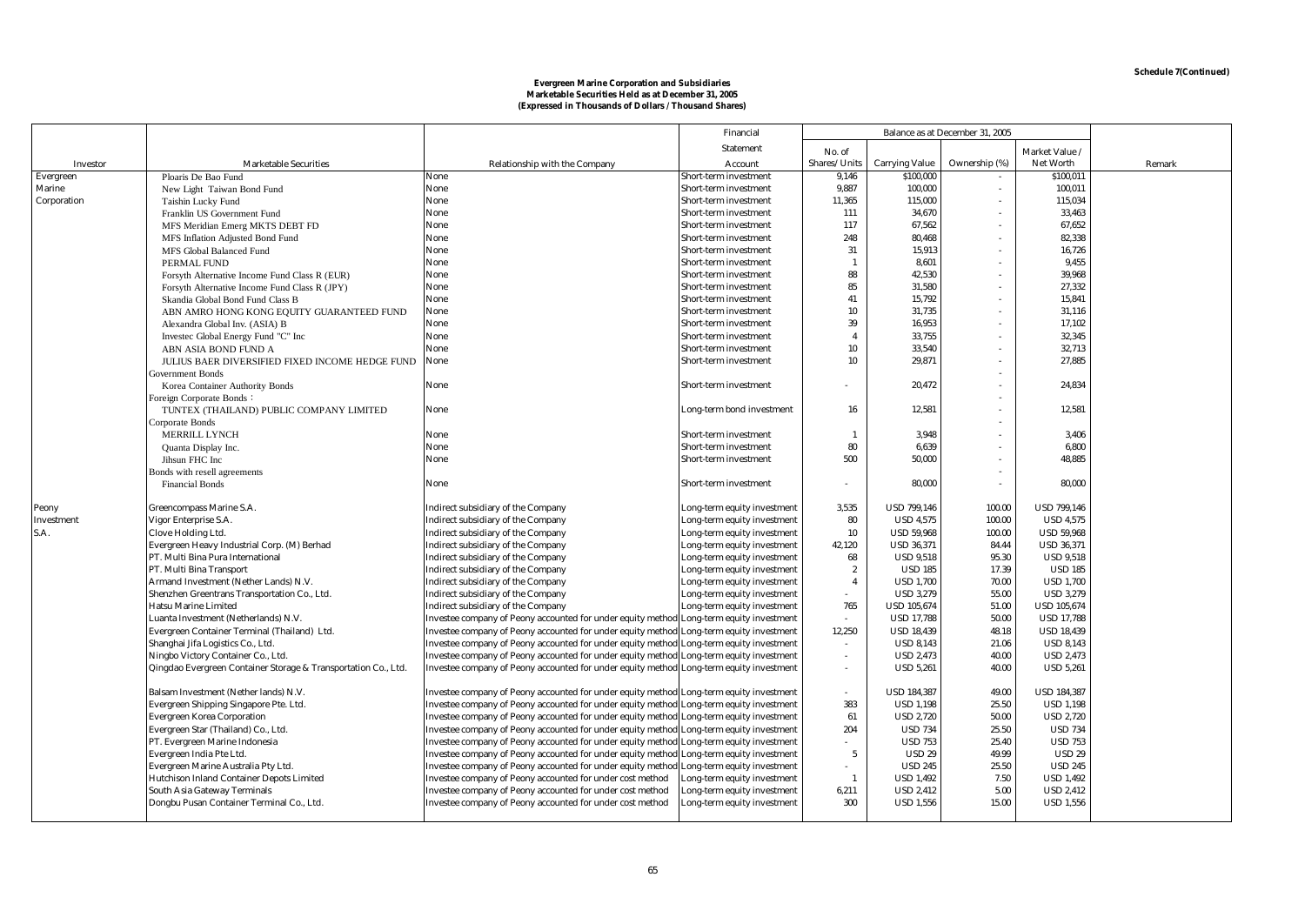**Schedule 7(Continued)**

# Evergreen Marine Corporation and Subsidiaries
## Marketable Securities Held as at December 31, 2005
### (Expressed in Thousands of Dollars / Thousand Shares)

| Investor | Marketable Securities | Relationship with the Company | Financial Statement Account | Balance as at December 31, 2005 | | | | Remark |
|---|---|---|---|---|---|---|---|---|
| | | | | No. of Shares/ Units | Carrying Value | Ownership (%) | Market Value / Net Worth | |
| Evergreen Marine Corporation | Ploaris De Bao Fund | None | Short-term investment | 9,146 | $100,000 | - | $100,011 | |
| | New Light Taiwan Bond Fund | None | Short-term investment | 9,887 | 100,000 | - | 100,011 | |
| | Taishin Lucky Fund | None | Short-term investment | 11,365 | 115,000 | - | 115,034 | |
| | Franklin US Government Fund | None | Short-term investment | 111 | 34,670 | - | 33,463 | |
| | MFS Meridian Emerg MKTS DEBT FD | None | Short-term investment | 117 | 67,562 | - | 67,652 | |
| | MFS Inflation Adjusted Bond Fund | None | Short-term investment | 248 | 80,468 | - | 82,338 | |
| | MFS Global Balanced Fund | None | Short-term investment | 31 | 15,913 | - | 16,726 | |
| | PERMAL FUND | None | Short-term investment | 1 | 8,601 | - | 9,455 | |
| | Forsyth Alternative Income Fund Class R (EUR) | None | Short-term investment | 88 | 42,530 | - | 39,968 | |
| | Forsyth Alternative Income Fund Class R (JPY) | None | Short-term investment | 85 | 31,580 | - | 27,332 | |
| | Skandia Global Bond Fund Class B | None | Short-term investment | 41 | 15,792 | - | 15,841 | |
| | ABN AMRO HONG KONG EQUITY GUARANTEED FUND | None | Short-term investment | 10 | 31,735 | - | 31,116 | |
| | Alexandra Global Inv. (ASIA) B | None | Short-term investment | 39 | 16,953 | - | 17,102 | |
| | Investec Global Energy Fund "C" Inc | None | Short-term investment | 4 | 33,755 | - | 32,345 | |
| | ABN ASIA BOND FUND A | None | Short-term investment | 10 | 33,540 | - | 32,713 | |
| | JULIUS BAER DIVERSIFIED FIXED INCOME HEDGE FUND | None | Short-term investment | 10 | 29,871 | - | 27,885 | |
| | Government Bonds | | | | | - | | |
| | Korea Container Authority Bonds | None | Short-term investment | - | 20,472 | - | 24,834 | |
| | Foreign Corporate Bonds： | | | | | - | | |
| | TUNTEX (THAILAND) PUBLIC COMPANY LIMITED | None | Long-term bond investment | 16 | 12,581 | - | 12,581 | |
| | Corporate Bonds | | | | | - | | |
| | MERRILL LYNCH | None | Short-term investment | 1 | 3,948 | - | 3,406 | |
| | Quanta Display Inc. | None | Short-term investment | 80 | 6,639 | - | 6,800 | |
| | Jihsun FHC Inc | None | Short-term investment | 500 | 50,000 | - | 48,885 | |
| | Bonds with resell agreements | | | | | - | | |
| | Financial Bonds | None | Short-term investment | - | 80,000 | - | 80,000 | |
| Peony Investment S.A. | Greencompass Marine S.A. | Indirect subsidiary of the Company | Long-term equity investment | 3,535 | USD 799,146 | 100.00 | USD 799,146 | |
| | Vigor Enterprise S.A. | Indirect subsidiary of the Company | Long-term equity investment | 80 | USD 4,575 | 100.00 | USD 4,575 | |
| | Clove Holding Ltd. | Indirect subsidiary of the Company | Long-term equity investment | 10 | USD 59,968 | 100.00 | USD 59,968 | |
| | Evergreen Heavy Industrial Corp. (M) Berhad | Indirect subsidiary of the Company | Long-term equity investment | 42,120 | USD 36,371 | 84.44 | USD 36,371 | |
| | PT. Multi Bina Pura International | Indirect subsidiary of the Company | Long-term equity investment | 68 | USD 9,518 | 95.30 | USD 9,518 | |
| | PT. Multi Bina Transport | Indirect subsidiary of the Company | Long-term equity investment | 2 | USD 185 | 17.39 | USD 185 | |
| | Armand Investment (Nether Lands) N.V. | Indirect subsidiary of the Company | Long-term equity investment | 4 | USD 1,700 | 70.00 | USD 1,700 | |
| | Shenzhen Greentrans Transportation Co., Ltd. | Indirect subsidiary of the Company | Long-term equity investment | - | USD 3,279 | 55.00 | USD 3,279 | |
| | Hatsu Marine Limited | Indirect subsidiary of the Company | Long-term equity investment | 765 | USD 105,674 | 51.00 | USD 105,674 | |
| | Luanta Investment (Netherlands) N.V. | Investee company of Peony accounted for under equity method | Long-term equity investment | - | USD 17,788 | 50.00 | USD 17,788 | |
| | Evergreen Container Terminal (Thailand) Ltd. | Investee company of Peony accounted for under equity method | Long-term equity investment | 12,250 | USD 18,439 | 48.18 | USD 18,439 | |
| | Shanghai Jifa Logistics Co., Ltd. | Investee company of Peony accounted for under equity method | Long-term equity investment | - | USD 8,143 | 21.06 | USD 8,143 | |
| | Ningbo Victory Container Co., Ltd. | Investee company of Peony accounted for under equity method | Long-term equity investment | - | USD 2,473 | 40.00 | USD 2,473 | |
| | Qingdao Evergreen Container Storage & Transportation Co., Ltd. | Investee company of Peony accounted for under equity method | Long-term equity investment | - | USD 5,261 | 40.00 | USD 5,261 | |
| | Balsam Investment (Nether lands) N.V. | Investee company of Peony accounted for under equity method | Long-term equity investment | - | USD 184,387 | 49.00 | USD 184,387 | |
| | Evergreen Shipping Singapore Pte. Ltd. | Investee company of Peony accounted for under equity method | Long-term equity investment | 383 | USD 1,198 | 25.50 | USD 1,198 | |
| | Evergreen Korea Corporation | Investee company of Peony accounted for under equity method | Long-term equity investment | 61 | USD 2,720 | 50.00 | USD 2,720 | |
| | Evergreen Star (Thailand) Co., Ltd. | Investee company of Peony accounted for under equity method | Long-term equity investment | 204 | USD 734 | 25.50 | USD 734 | |
| | PT. Evergreen Marine Indonesia | Investee company of Peony accounted for under equity method | Long-term equity investment | - | USD 753 | 25.40 | USD 753 | |
| | Evergreen India Pte Ltd. | Investee company of Peony accounted for under equity method | Long-term equity investment | 5 | USD 29 | 49.99 | USD 29 | |
| | Evergreen Marine Australia Pty Ltd. | Investee company of Peony accounted for under equity method | Long-term equity investment | - | USD 245 | 25.50 | USD 245 | |
| | Hutchison Inland Container Depots Limited | Investee company of Peony accounted for under cost method | Long-term equity investment | 1 | USD 1,492 | 7.50 | USD 1,492 | |
| | South Asia Gateway Terminals | Investee company of Peony accounted for under cost method | Long-term equity investment | 6,211 | USD 2,412 | 5.00 | USD 2,412 | |
| | Dongbu Pusan Container Terminal Co., Ltd. | Investee company of Peony accounted for under cost method | Long-term equity investment | 300 | USD 1,556 | 15.00 | USD 1,556 | |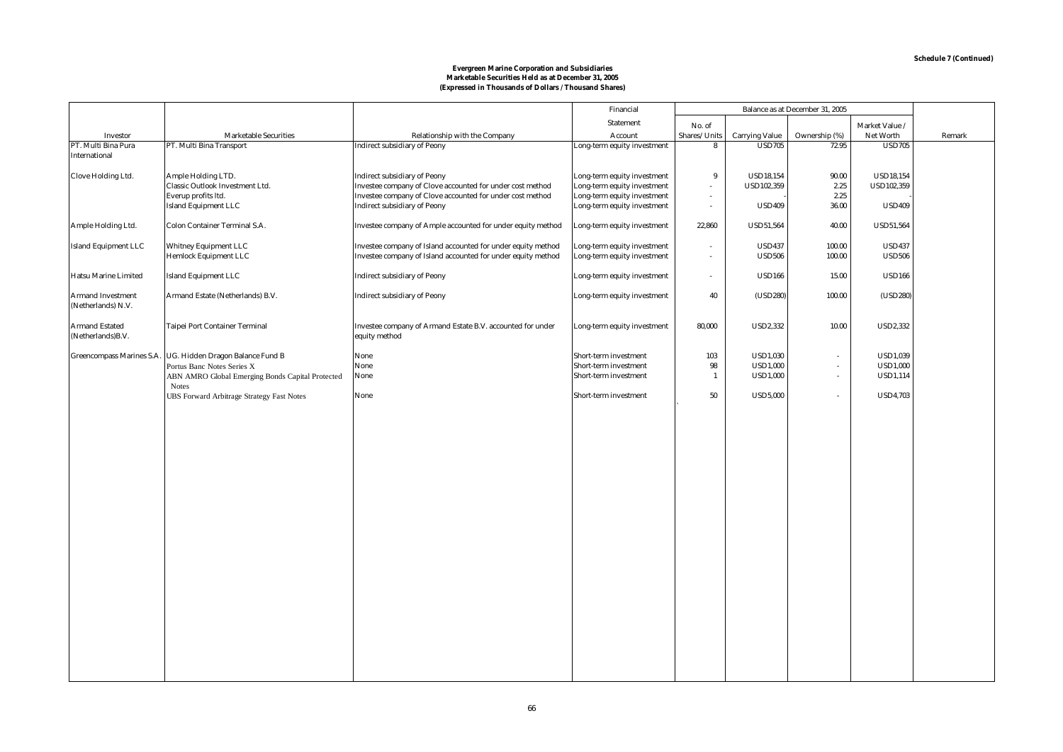Schedule 7 (Continued)

**Evergreen Marine Corporation and Subsidiaries**
**Marketable Securities Held as at December 31, 2005**
**(Expressed in Thousands of Dollars / Thousand Shares)**

| Investor | Marketable Securities | Relationship with the Company | Financial Statement Account | Balance as at December 31, 2005 | | | | Remark |
|---|---|---|---|---|---|---|---|---|
| | | | | No. of Shares/ Units | Carrying Value | Ownership (%) | Market Value / Net Worth | |
| PT. Multi Bina Pura International | PT. Multi Bina Transport | Indirect subsidiary of Peony | Long-term equity investment | 8 | USD705 | 72.95 | USD705 | |
| Clove Holding Ltd. | Ample Holding LTD. | Indirect subsidiary of Peony | Long-term equity investment | 9 | USD18,154 | 90.00 | USD18,154 | |
| | Classic Outlook Investment Ltd. | Investee company of Clove accounted for under cost method | Long-term equity investment | - | USD102,359 | 2.25 | USD102,359 | |
| | Everup profits ltd. | Investee company of Clove accounted for under cost method | Long-term equity investment | - | - | 2.25 | - | |
| | Island Equipment LLC | Indirect subsidiary of Peony | Long-term equity investment | - | USD409 | 36.00 | USD409 | |
| Ample Holding Ltd. | Colon Container Terminal S.A. | Investee company of Ample accounted for under equity method | Long-term equity investment | 22,860 | USD51,564 | 40.00 | USD51,564 | |
| Island Equipment LLC | Whitney Equipment LLC | Investee company of Island accounted for under equity method | Long-term equity investment | - | USD437 | 100.00 | USD437 | |
| | Hemlock Equipment LLC | Investee company of Island accounted for under equity method | Long-term equity investment | - | USD506 | 100.00 | USD506 | |
| Hatsu Marine Limited | Island Equipment LLC | Indirect subsidiary of Peony | Long-term equity investment | - | USD166 | 15.00 | USD166 | |
| Armand Investment (Netherlands) N.V. | Armand Estate (Netherlands) B.V. | Indirect subsidiary of Peony | Long-term equity investment | 40 | (USD280) | 100.00 | (USD280) | |
| Armand Estated (Netherlands)B.V. | Taipei Port Container Terminal | Investee company of Armand Estate B.V. accounted for under equity method | Long-term equity investment | 80,000 | USD2,332 | 10.00 | USD2,332 | |
| Greencompass Marines S.A. | UG. Hidden Dragon Balance Fund B | None | Short-term investment | 103 | USD1,030 | - | USD1,039 | |
| | Portus Banc Notes Series X | None | Short-term investment | 98 | USD1,000 | - | USD1,000 | |
| | ABN AMRO Global Emerging Bonds Capital Protected Notes | None | Short-term investment | 1 | USD1,000 | - | USD1,114 | |
| | UBS Forward Arbitrage Strategy Fast Notes | None | Short-term investment | 50 | USD5,000 | - | USD4,703 | |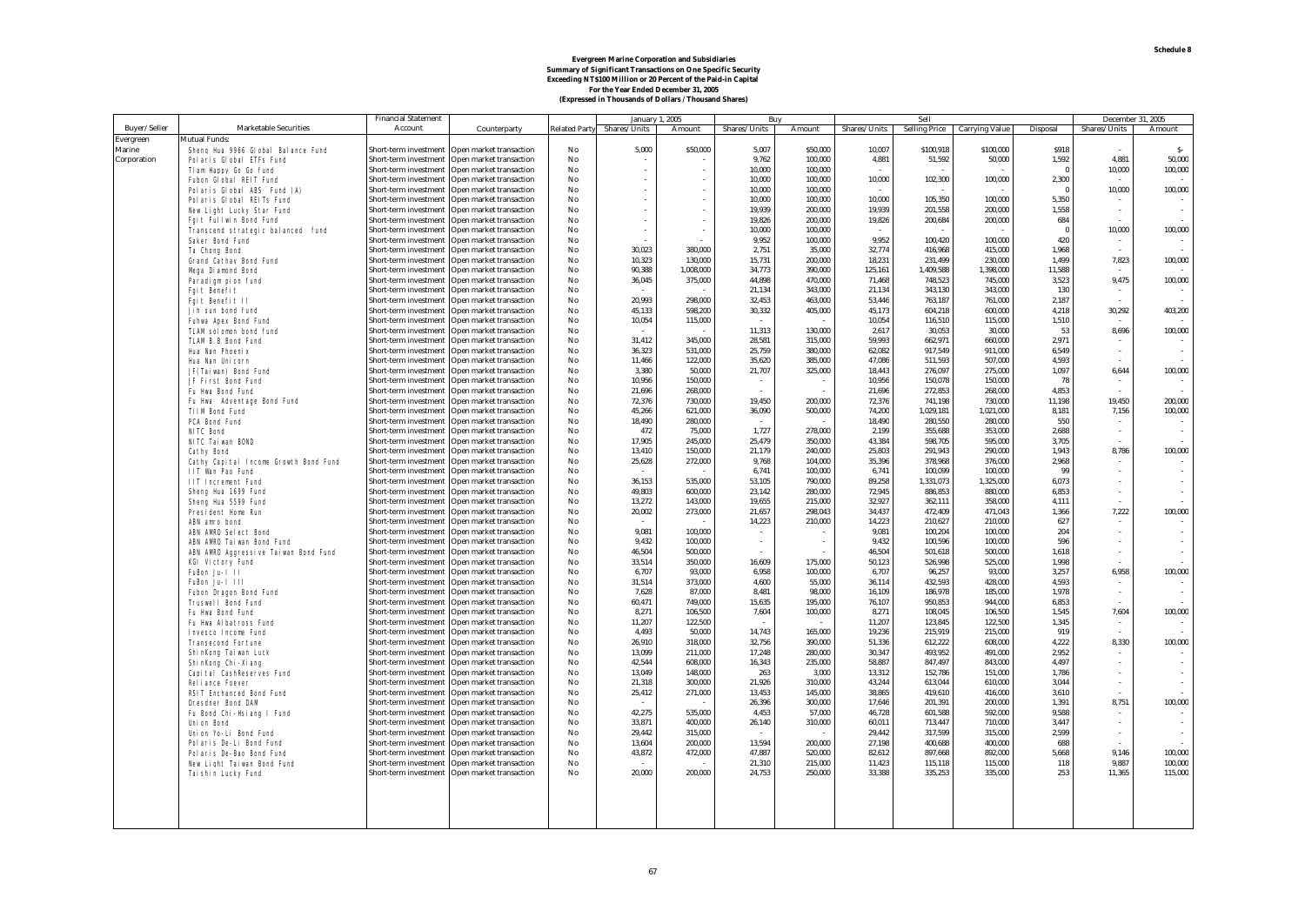**Schedule 8**

**Evergreen Marine Corporation and Subsidiaries**
**Summary of Significant Transactions on One Specific Security**
**Exceeding NT$100 Million or 20 Percent of the Paid-in Capital**
**For the Year Ended December 31, 2005**
**(Expressed in Thousands of Dollars / Thousand Shares)**

| Buyer/Seller | Marketable Securities | Financial Statement Account | Counterparty | Related Party | January 1, 2005 | | Buy | | Sell | | | | December 31, 2005 | |
|---|---|---|---|---|---|---|---|---|---|---|---|---|---|---|
| | | | | | Shares/Units | Amount | Shares/Units | Amount | Shares/Units | Selling Price | Carrying Value | Disposal | Shares/Units | Amount |
| Evergreen Marine Corporation | Mutual Funds: | | | | | | | | | | | | | |
| | Sheng Hua 9966 Global Balance Fund | Short-term investment | Open market transaction | No | 5,000 | $50,000 | 5,007 | $50,000 | 10,007 | $100,918 | $100,000 | $918 | - | $- |
| | Polaris Global ETFs Fund | Short-term investment | Open market transaction | No | - | - | 9,762 | 100,000 | 4,881 | 51,592 | 50,000 | 1,592 | 4,881 | 50,000 |
| | Tiam Happy Go Go fund | Short-term investment | Open market transaction | No | - | - | 10,000 | 100,000 | - | - | - | 0 | 10,000 | 100,000 |
| | Fubon Global REIT Fund | Short-term investment | Open market transaction | No | - | - | 10,000 | 100,000 | 10,000 | 102,300 | 100,000 | 2,300 | - | - |
| | Polaris Global ABS Fund (A) | Short-term investment | Open market transaction | No | - | - | 10,000 | 100,000 | - | - | - | 0 | 10,000 | 100,000 |
| | Polaris Global REITs Fund | Short-term investment | Open market transaction | No | - | - | 10,000 | 100,000 | 10,000 | 105,350 | 100,000 | 5,350 | - | - |
| | New Light Lucky Star Fund | Short-term investment | Open market transaction | No | - | - | 19,939 | 200,000 | 19,939 | 201,558 | 200,000 | 1,558 | - | - |
| | Fgit Fullwin Bond Fund | Short-term investment | Open market transaction | No | - | - | 19,826 | 200,000 | 19,826 | 200,684 | 200,000 | 684 | - | - |
| | Transcend strategic balanced fund | Short-term investment | Open market transaction | No | - | - | 10,000 | 100,000 | - | - | - | 0 | 10,000 | 100,000 |
| | Saker Bond Fund | Short-term investment | Open market transaction | No | - | - | 9,952 | 100,000 | 9,952 | 100,420 | 100,000 | 420 | - | - |
| | Ta Chong Bond | Short-term investment | Open market transaction | No | 30,023 | 380,000 | 2,751 | 35,000 | 32,774 | 416,968 | 415,000 | 1,968 | - | - |
| | Grand Cathay Bond Fund | Short-term investment | Open market transaction | No | 10,323 | 130,000 | 15,731 | 200,000 | 18,231 | 231,499 | 230,000 | 1,499 | 7,823 | 100,000 |
| | Mega Diamond Bond | Short-term investment | Open market transaction | No | 90,388 | 1,008,000 | 34,773 | 390,000 | 125,161 | 1,409,588 | 1,398,000 | 11,588 | - | - |
| | Paradigm pion fund | Short-term investment | Open market transaction | No | 36,045 | 375,000 | 44,898 | 470,000 | 71,468 | 748,523 | 745,000 | 3,523 | 9,475 | 100,000 |
| | Fgit Benefit | Short-term investment | Open market transaction | No | - | - | 21,134 | 343,000 | 21,134 | 343,130 | 343,000 | 130 | - | - |
| | Fgit Benefit II | Short-term investment | Open market transaction | No | 20,993 | 298,000 | 32,453 | 463,000 | 53,446 | 763,187 | 761,000 | 2,187 | - | - |
| | Jih sun bond fund | Short-term investment | Open market transaction | No | 45,133 | 598,200 | 30,332 | 405,000 | 45,173 | 604,218 | 600,000 | 4,218 | 30,292 | 403,200 |
| | Fuhwa Apex Bond Fund | Short-term investment | Open market transaction | No | 10,054 | 115,000 | - | - | 10,054 | 116,510 | 115,000 | 1,510 | - | - |
| | TLAM solomon bond fund | Short-term investment | Open market transaction | No | - | - | 11,313 | 130,000 | 2,617 | 30,053 | 30,000 | 53 | 8,696 | 100,000 |
| | TLAM B.B Bond Fund | Short-term investment | Open market transaction | No | 31,412 | 345,000 | 28,581 | 315,000 | 59,993 | 662,971 | 660,000 | 2,971 | - | - |
| | Hua Nan Phoenix | Short-term investment | Open market transaction | No | 36,323 | 531,000 | 25,759 | 380,000 | 62,082 | 917,549 | 911,000 | 6,549 | - | - |
| | Hua Nan Unicorn | Short-term investment | Open market transaction | No | 11,466 | 122,000 | 35,620 | 385,000 | 47,086 | 511,593 | 507,000 | 4,593 | - | - |
| | JF(Taiwan) Bond Fund | Short-term investment | Open market transaction | No | 3,380 | 50,000 | 21,707 | 325,000 | 18,443 | 276,097 | 275,000 | 1,097 | 6,644 | 100,000 |
| | JF First Bond Fund | Short-term investment | Open market transaction | No | 10,956 | 150,000 | - | - | 10,956 | 150,078 | 150,000 | 78 | - | - |
| | Fu Hwa Bond Fund | Short-term investment | Open market transaction | No | 21,696 | 268,000 | - | - | 21,696 | 272,853 | 268,000 | 4,853 | - | - |
| | Fu Hwa Adventage Bond Fund | Short-term investment | Open market transaction | No | 72,376 | 730,000 | 19,450 | 200,000 | 72,376 | 741,198 | 730,000 | 11,198 | 19,450 | 200,000 |
| | TIIM Bond Fund | Short-term investment | Open market transaction | No | 45,266 | 621,000 | 36,090 | 500,000 | 74,200 | 1,029,181 | 1,021,000 | 8,181 | 7,156 | 100,000 |
| | PCA Bond Fund | Short-term investment | Open market transaction | No | 18,490 | 280,000 | - | - | 18,490 | 280,550 | 280,000 | 550 | - | - |
| | NITC Bond | Short-term investment | Open market transaction | No | 472 | 75,000 | 1,727 | 278,000 | 2,199 | 355,688 | 353,000 | 2,688 | - | - |
| | NITC Taiwan BOND | Short-term investment | Open market transaction | No | 17,905 | 245,000 | 25,479 | 350,000 | 43,384 | 598,705 | 595,000 | 3,705 | - | - |
| | Cathy Bond | Short-term investment | Open market transaction | No | 13,410 | 150,000 | 21,179 | 240,000 | 25,803 | 291,943 | 290,000 | 1,943 | 8,786 | 100,000 |
| | Cathy Capital Income Growth Bond Fund | Short-term investment | Open market transaction | No | 25,628 | 272,000 | 9,768 | 104,000 | 35,396 | 378,968 | 376,000 | 2,968 | - | - |
| | IIT Wan Pao Fund | Short-term investment | Open market transaction | No | - | - | 6,741 | 100,000 | 6,741 | 100,099 | 100,000 | 99 | - | - |
| | IIT Increment Fund | Short-term investment | Open market transaction | No | 36,153 | 535,000 | 53,105 | 790,000 | 89,258 | 1,331,073 | 1,325,000 | 6,073 | - | - |
| | Sheng Hua 1699 Fund | Short-term investment | Open market transaction | No | 49,803 | 600,000 | 23,142 | 280,000 | 72,945 | 886,853 | 880,000 | 6,853 | - | - |
| | Sheng Hua 5599 Fund | Short-term investment | Open market transaction | No | 13,272 | 143,000 | 19,655 | 215,000 | 32,927 | 362,111 | 358,000 | 4,111 | - | - |
| | President Home Run | Short-term investment | Open market transaction | No | 20,002 | 273,000 | 21,657 | 298,043 | 34,437 | 472,409 | 471,043 | 1,366 | 7,222 | 100,000 |
| | ABN amro bond | Short-term investment | Open market transaction | No | - | - | 14,223 | 210,000 | 14,223 | 210,627 | 210,000 | 627 | - | - |
| | ABN AMRO Select Bond | Short-term investment | Open market transaction | No | 9,081 | 100,000 | - | - | 9,081 | 100,204 | 100,000 | 204 | - | - |
| | ABN AMRO Taiwan Bond Fund | Short-term investment | Open market transaction | No | 9,432 | 100,000 | - | - | 9,432 | 100,596 | 100,000 | 596 | - | - |
| | ABN AMRO Aggressive Taiwan Bond Fund | Short-term investment | Open market transaction | No | 46,504 | 500,000 | - | - | 46,504 | 501,618 | 500,000 | 1,618 | - | - |
| | KGI Victory Fund | Short-term investment | Open market transaction | No | 33,514 | 350,000 | 16,609 | 175,000 | 50,123 | 526,998 | 525,000 | 1,998 | - | - |
| | FuBon Ju-I II | Short-term investment | Open market transaction | No | 6,707 | 93,000 | 6,958 | 100,000 | 6,707 | 96,257 | 93,000 | 3,257 | 6,958 | 100,000 |
| | FuBon Ju-I III | Short-term investment | Open market transaction | No | 31,514 | 373,000 | 4,600 | 55,000 | 36,114 | 432,593 | 428,000 | 4,593 | - | - |
| | Fubon Dragon Bond Fund | Short-term investment | Open market transaction | No | 7,628 | 87,000 | 8,481 | 98,000 | 16,109 | 186,978 | 185,000 | 1,978 | - | - |
| | Truswell Bond Fund | Short-term investment | Open market transaction | No | 60,471 | 749,000 | 15,635 | 195,000 | 76,107 | 950,853 | 944,000 | 6,853 | - | - |
| | Fu Hwa Bond Fund | Short-term investment | Open market transaction | No | 8,271 | 106,500 | 7,604 | 100,000 | 8,271 | 108,045 | 106,500 | 1,545 | 7,604 | 100,000 |
| | Fu Hwa Albatross Fund | Short-term investment | Open market transaction | No | 11,207 | 122,500 | - | - | 11,207 | 123,845 | 122,500 | 1,345 | - | - |
| | Invesco Income Fund | Short-term investment | Open market transaction | No | 4,493 | 50,000 | 14,743 | 165,000 | 19,236 | 215,919 | 215,000 | 919 | - | - |
| | Transecond Fortune | Short-term investment | Open market transaction | No | 26,910 | 318,000 | 32,756 | 390,000 | 51,336 | 612,222 | 608,000 | 4,222 | 8,330 | 100,000 |
| | ShinKong Taiwan Luck | Short-term investment | Open market transaction | No | 13,099 | 211,000 | 17,248 | 280,000 | 30,347 | 493,952 | 491,000 | 2,952 | - | - |
| | ShinKong Chi-Xiang | Short-term investment | Open market transaction | No | 42,544 | 608,000 | 16,343 | 235,000 | 58,887 | 847,497 | 843,000 | 4,497 | - | - |
| | Capital CashReserves Fund | Short-term investment | Open market transaction | No | 13,049 | 148,000 | 263 | 3,000 | 13,312 | 152,786 | 151,000 | 1,786 | - | - |
| | Reliance Foever | Short-term investment | Open market transaction | No | 21,318 | 300,000 | 21,926 | 310,000 | 43,244 | 613,044 | 610,000 | 3,044 | - | - |
| | RSIT Enchanced Bond Fund | Short-term investment | Open market transaction | No | 25,412 | 271,000 | 13,453 | 145,000 | 38,865 | 419,610 | 416,000 | 3,610 | - | - |
| | Dresdner Bond DAM | Short-term investment | Open market transaction | No | - | - | 26,396 | 300,000 | 17,646 | 201,391 | 200,000 | 1,391 | 8,751 | 100,000 |
| | Fu Bond Chi-Hsiang I Fund | Short-term investment | Open market transaction | No | 42,275 | 535,000 | 4,453 | 57,000 | 46,728 | 601,588 | 592,000 | 9,588 | - | - |
| | Union Bond | Short-term investment | Open market transaction | No | 33,871 | 400,000 | 26,140 | 310,000 | 60,011 | 713,447 | 710,000 | 3,447 | - | - |
| | Union Yo-Li Bond Fund | Short-term investment | Open market transaction | No | 29,442 | 315,000 | - | - | 29,442 | 317,599 | 315,000 | 2,599 | - | - |
| | Polaris De-Li Bond Fund | Short-term investment | Open market transaction | No | 13,604 | 200,000 | 13,594 | 200,000 | 27,198 | 400,688 | 400,000 | 688 | - | - |
| | Polaris De-Bao Bond Fund | Short-term investment | Open market transaction | No | 43,872 | 472,000 | 47,887 | 520,000 | 82,612 | 897,668 | 892,000 | 5,668 | 9,146 | 100,000 |
| | New Light Taiwan Bond Fund | Short-term investment | Open market transaction | No | - | - | 21,310 | 215,000 | 11,423 | 115,118 | 115,000 | 118 | 9,887 | 100,000 |
| | Taishin Lucky Fund | Short-term investment | Open market transaction | No | 20,000 | 200,000 | 24,753 | 250,000 | 33,388 | 335,253 | 335,000 | 253 | 11,365 | 115,000 |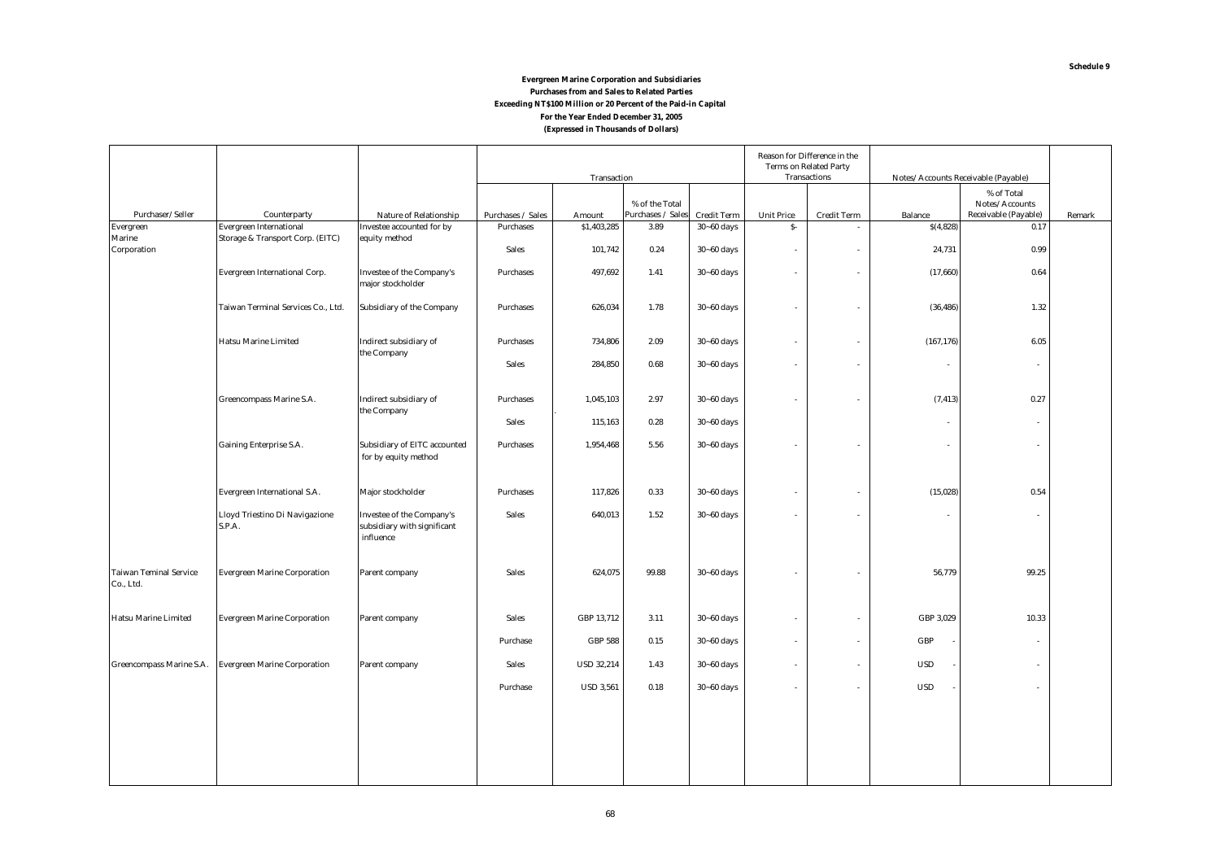**Schedule 9**

# Evergreen Marine Corporation and Subsidiaries
## Purchases from and Sales to Related Parties
## Exceeding NT$100 Million or 20 Percent of the Paid-in Capital
## For the Year Ended December 31, 2005
## (Expressed in Thousands of Dollars)

| | | | Transaction | | | | Reason for Difference in the Terms on Related Party Transactions | | Notes/Accounts Receivable (Payable) | | |
|---|---|---|---|---|---|---|---|---|---|---|---|
| Purchaser/Seller | Counterparty | Nature of Relationship | Purchases / Sales | Amount | % of the Total Purchases / Sales | Credit Term | Unit Price | Credit Term | Balance | % of Total Notes/Accounts Receivable (Payable) | Remark |
| Evergreen Marine Corporation | Evergreen International Storage & Transport Corp. (EITC) | Investee accounted for by equity method | Purchases | $1,403,285 | 3.89 | 30~60 days | $- | - | $(4,828) | 0.17 | |
| | | | Sales | 101,742 | 0.24 | 30~60 days | - | - | 24,731 | 0.99 | |
| | Evergreen International Corp. | Investee of the Company's major stockholder | Purchases | 497,692 | 1.41 | 30~60 days | - | - | (17,660) | 0.64 | |
| | Taiwan Terminal Services Co., Ltd. | Subsidiary of the Company | Purchases | 626,034 | 1.78 | 30~60 days | - | - | (36,486) | 1.32 | |
| | Hatsu Marine Limited | Indirect subsidiary of the Company | Purchases | 734,806 | 2.09 | 30~60 days | - | - | (167,176) | 6.05 | |
| | | | Sales | 284,850 | 0.68 | 30~60 days | - | - | - | - | |
| | Greencompass Marine S.A. | Indirect subsidiary of the Company | Purchases | 1,045,103 | 2.97 | 30~60 days | - | - | (7,413) | 0.27 | |
| | | | Sales | 115,163 | 0.28 | 30~60 days | | | - | - | |
| | Gaining Enterprise S.A. | Subsidiary of EITC accounted for by equity method | Purchases | 1,954,468 | 5.56 | 30~60 days | - | - | - | - | |
| | Evergreen International S.A. | Major stockholder | Purchases | 117,826 | 0.33 | 30~60 days | - | - | (15,028) | 0.54 | |
| | Lloyd Triestino Di Navigazione S.P.A. | Investee of the Company's subsidiary with significant influence | Sales | 640,013 | 1.52 | 30~60 days | - | - | - | - | |
| Taiwan Teminal Service Co., Ltd. | Evergreen Marine Corporation | Parent company | Sales | 624,075 | 99.88 | 30~60 days | - | - | 56,779 | 99.25 | |
| Hatsu Marine Limited | Evergreen Marine Corporation | Parent company | Sales | GBP 13,712 | 3.11 | 30~60 days | - | - | GBP 3,029 | 10.33 | |
| | | | Purchase | GBP 588 | 0.15 | 30~60 days | - | - | GBP - | - | |
| Greencompass Marine S.A. | Evergreen Marine Corporation | Parent company | Sales | USD 32,214 | 1.43 | 30~60 days | - | - | USD - | - | |
| | | | Purchase | USD 3,561 | 0.18 | 30~60 days | - | - | USD - | - | |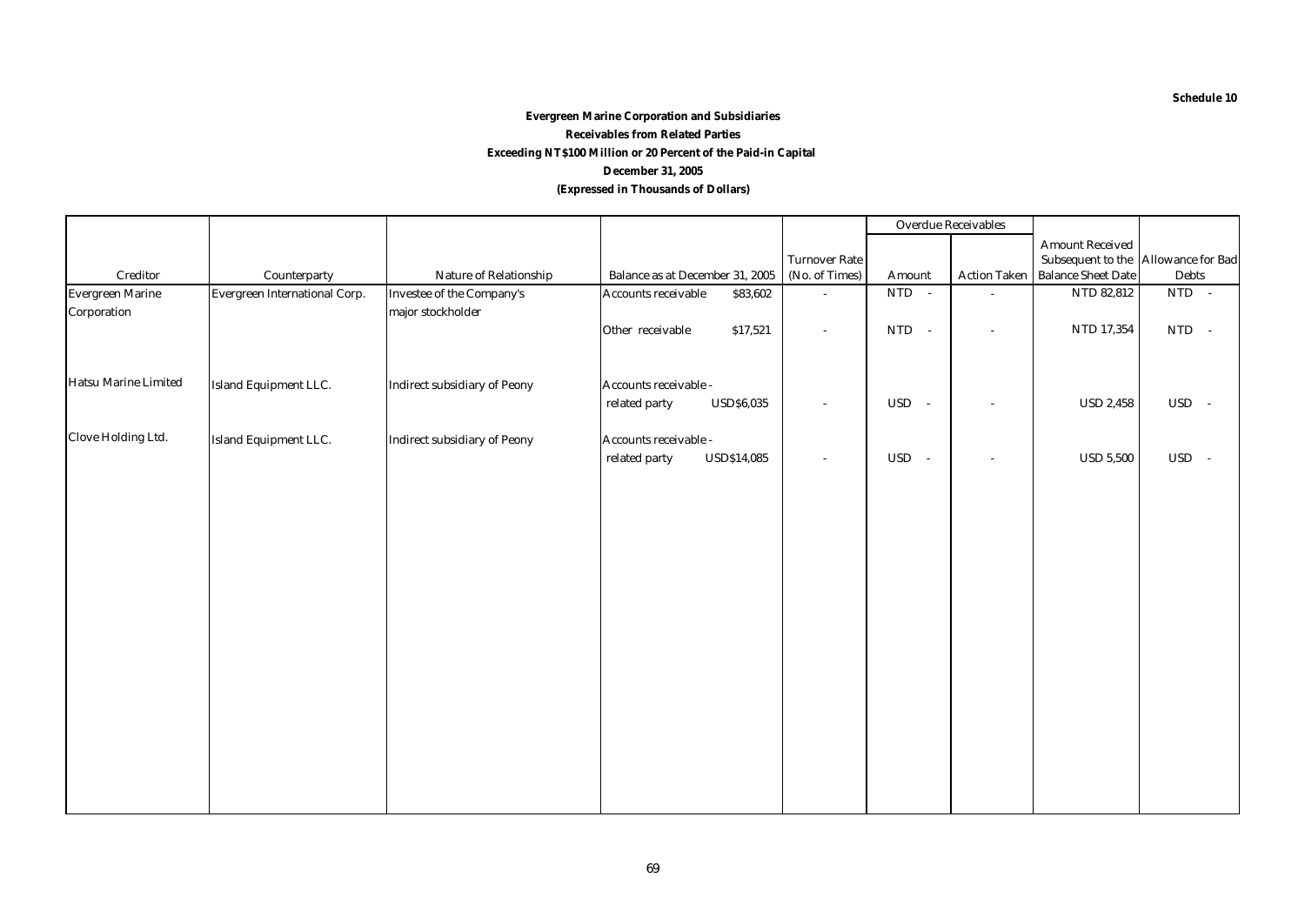Schedule 10

**Evergreen Marine Corporation and Subsidiaries**
**Receivables from Related Parties**
**Exceeding NT$100 Million or 20 Percent of the Paid-in Capital**
**December 31, 2005**
**(Expressed in Thousands of Dollars)**

| Creditor | Counterparty | Nature of Relationship | Balance as at December 31, 2005 | Turnover Rate (No. of Times) | Overdue Receivables | | Amount Received Subsequent to the Balance Sheet Date | Allowance for Bad Debts |
|---|---|---|---|---|---|---|---|---|
| | | | | | Amount | Action Taken | | |
| Evergreen Marine Corporation | Evergreen International Corp. | Investee of the Company's major stockholder | Accounts receivable $83,602 | - | NTD - | - | NTD 82,812 | NTD - |
| | | | Other receivable $17,521 | - | NTD - | - | NTD 17,354 | NTD - |
| Hatsu Marine Limited | Island Equipment LLC. | Indirect subsidiary of Peony | Accounts receivable - related party USD$6,035 | - | USD - | - | USD 2,458 | USD - |
| Clove Holding Ltd. | Island Equipment LLC. | Indirect subsidiary of Peony | Accounts receivable - related party USD$14,085 | - | USD - | - | USD 5,500 | USD - |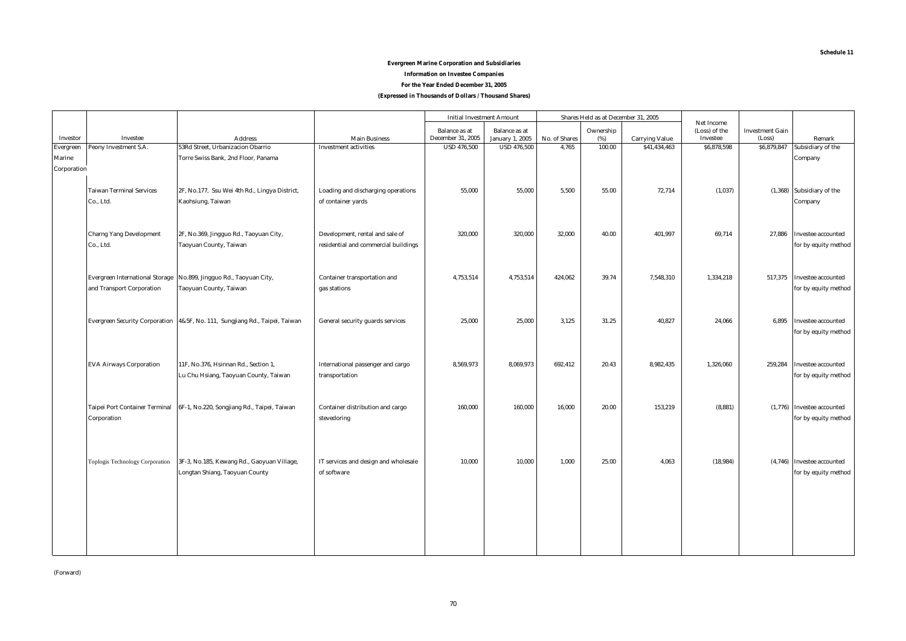Schedule 11

**Evergreen Marine Corporation and Subsidiaries**

**Information on Investee Companies**

**For the Year Ended December 31, 2005**

**(Expressed in Thousands of Dollars / Thousand Shares)**

| Investor | Investee | Address | Main Business | Initial Investment Amount | | Shares Held as at December 31, 2005 | | | Net Income (Loss) of the Investee | Investment Gain (Loss) | Remark |
|---|---|---|---|---|---|---|---|---|---|---|---|
| | | | | Balance as at December 31, 2005 | Balance as at January 1, 2005 | No. of Shares | Ownership (%) | Carrying Value | | | |
| Evergreen Marine Corporation | Peony Investment S.A. | 53Rd Street, Urbanizacion Obarrio Torre Swiss Bank, 2nd Floor, Panama | Investment activities | USD 476,500 | USD 476,500 | 4,765 | 100.00 | $41,434,463 | $6,878,598 | $6,879,847 | Subsidiary of the Company |
| | Taiwan Terminal Services Co., Ltd. | 2F, No.177, Ssu Wei 4th Rd., Lingya District, Kaohsiung, Taiwan | Loading and discharging operations of container yards | 55,000 | 55,000 | 5,500 | 55.00 | 72,714 | (1,037) | (1,368) | Subsidiary of the Company |
| | Charng Yang Development Co., Ltd. | 2F, No.369, Jingguo Rd., Taoyuan City, Taoyuan County, Taiwan | Development, rental and sale of residential and commercial buildings | 320,000 | 320,000 | 32,000 | 40.00 | 401,997 | 69,714 | 27,886 | Investee accounted for by equity method |
| | Evergreen International Storage and Transport Corporation | No.899, Jingguo Rd., Taoyuan City, Taoyuan County, Taiwan | Container transportation and gas stations | 4,753,514 | 4,753,514 | 424,062 | 39.74 | 7,548,310 | 1,334,218 | 517,375 | Investee accounted for by equity method |
| | Evergreen Security Corporation | 4&5F, No. 111, Sungjiang Rd., Taipei, Taiwan | General security guards services | 25,000 | 25,000 | 3,125 | 31.25 | 40,827 | 24,066 | 6,895 | Investee accounted for by equity method |
| | EVA Airways Corporation | 11F, No.376, Hsinnan Rd., Section 1, Lu Chu Hsiang, Taoyuan County, Taiwan | International passenger and cargo transportation | 8,569,973 | 8,069,973 | 692,412 | 20.43 | 8,982,435 | 1,326,060 | 259,284 | Investee accounted for by equity method |
| | Taipei Port Container Terminal Corporation | 6F-1, No.220, Songjiang Rd., Taipei, Taiwan | Container distribution and cargo stevedoring | 160,000 | 160,000 | 16,000 | 20.00 | 153,219 | (8,881) | (1,776) | Investee accounted for by equity method |
| | Toplogis Technology Corporation | 3F-3, No.185, Kewang Rd., Gaoyuan Village, Longtan Shiang, Taoyuan County | IT services and design and wholesale of software | 10,000 | 10,000 | 1,000 | 25.00 | 4,063 | (18,984) | (4,746) | Investee accounted for by equity method |

(Forward)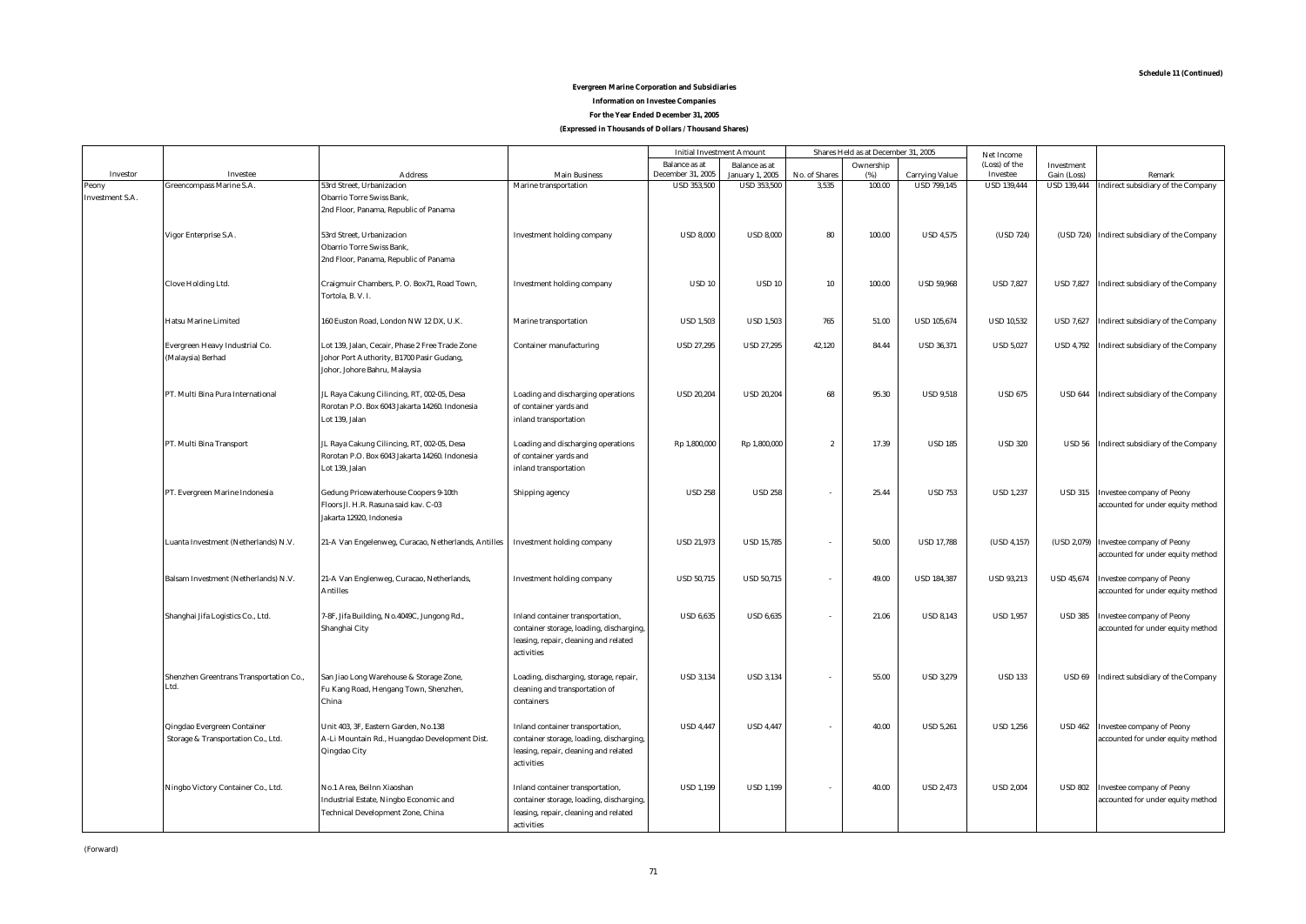**Schedule 11 (Continued)**

**Evergreen Marine Corporation and Subsidiaries**

**Information on Investee Companies**

**For the Year Ended December 31, 2005**

**(Expressed in Thousands of Dollars / Thousand Shares)**

| Investor | Investee | Address | Main Business | Initial Investment Amount | | Shares Held as at December 31, 2005 | | | Net Income (Loss) of the Investee | Investment Gain (Loss) | Remark |
|---|---|---|---|---|---|---|---|---|---|---|---|
| | | | | Balance as at December 31, 2005 | Balance as at January 1, 2005 | No. of Shares | Ownership (%) | Carrying Value | | | |
| Peony Investment S.A. | Greencompass Marine S.A. | 53rd Street, Urbanizacion Obarrio Torre Swiss Bank, 2nd Floor, Panama, Republic of Panama | Marine transportation | USD 353,500 | USD 353,500 | 3,535 | 100.00 | USD 799,145 | USD 139,444 | USD 139,444 | Indirect subsidiary of the Company |
| | Vigor Enterprise S.A. | 53rd Street, Urbanizacion Obarrio Torre Swiss Bank, 2nd Floor, Panama, Republic of Panama | Investment holding company | USD 8,000 | USD 8,000 | 80 | 100.00 | USD 4,575 | (USD 724) | (USD 724) | Indirect subsidiary of the Company |
| | Clove Holding Ltd. | Craigmuir Chambers, P. O. Box71, Road Town, Tortola, B. V. I. | Investment holding company | USD 10 | USD 10 | 10 | 100.00 | USD 59,968 | USD 7,827 | USD 7,827 | Indirect subsidiary of the Company |
| | Hatsu Marine Limited | 160 Euston Road, London NW 12 DX, U.K. | Marine transportation | USD 1,503 | USD 1,503 | 765 | 51.00 | USD 105,674 | USD 10,532 | USD 7,627 | Indirect subsidiary of the Company |
| | Evergreen Heavy Industrial Co. (Malaysia) Berhad | Lot 139, Jalan, Cecair, Phase 2 Free Trade Zone Johor Port Authority, B1700 Pasir Gudang, Johor, Johore Bahru, Malaysia | Container manufacturing | USD 27,295 | USD 27,295 | 42,120 | 84.44 | USD 36,371 | USD 5,027 | USD 4,792 | Indirect subsidiary of the Company |
| | PT. Multi Bina Pura International | JL Raya Cakung Cilincing, RT, 002-05, Desa Rorotan P.O. Box 6043 Jakarta 14260. Indonesia Lot 139, Jalan | Loading and discharging operations of container yards and inland transportation | USD 20,204 | USD 20,204 | 68 | 95.30 | USD 9,518 | USD 675 | USD 644 | Indirect subsidiary of the Company |
| | PT. Multi Bina Transport | JL Raya Cakung Cilincing, RT, 002-05, Desa Rorotan P.O. Box 6043 Jakarta 14260. Indonesia Lot 139, Jalan | Loading and discharging operations of container yards and inland transportation | Rp 1,800,000 | Rp 1,800,000 | 2 | 17.39 | USD 185 | USD 320 | USD 56 | Indirect subsidiary of the Company |
| | PT. Evergreen Marine Indonesia | Gedung Pricewaterhouse Coopers 9-10th Floors Jl. H.R. Rasuna said kav. C-03 Jakarta 12920, Indonesia | Shipping agency | USD 258 | USD 258 | - | 25.44 | USD 753 | USD 1,237 | USD 315 | Investee company of Peony accounted for under equity method |
| | Luanta Investment (Netherlands) N.V. | 21-A Van Engelenweg, Curacao, Netherlands, Antilles | Investment holding company | USD 21,973 | USD 15,785 | - | 50.00 | USD 17,788 | (USD 4,157) | (USD 2,079) | Investee company of Peony accounted for under equity method |
| | Balsam Investment (Netherlands) N.V. | 21-A Van Englenweg, Curacao, Netherlands, Antilles | Investment holding company | USD 50,715 | USD 50,715 | - | 49.00 | USD 184,387 | USD 93,213 | USD 45,674 | Investee company of Peony accounted for under equity method |
| | Shanghai Jifa Logistics Co., Ltd. | 7-8F, Jifa Building, No.4049C, Jungong Rd., Shanghai City | Inland container transportation, container storage, loading, discharging, leasing, repair, cleaning and related activities | USD 6,635 | USD 6,635 | - | 21.06 | USD 8,143 | USD 1,957 | USD 385 | Investee company of Peony accounted for under equity method |
| | Shenzhen Greentrans Transportation Co., Ltd. | San Jiao Long Warehouse & Storage Zone, Fu Kang Road, Hengang Town, Shenzhen, China | Loading, discharging, storage, repair, cleaning and transportation of containers | USD 3,134 | USD 3,134 | - | 55.00 | USD 3,279 | USD 133 | USD 69 | Indirect subsidiary of the Company |
| | Qingdao Evergreen Container Storage & Transportation Co., Ltd. | Unit 403, 3F, Eastern Garden, No.138 A-Li Mountain Rd., Huangdao Development Dist. Qingdao City | Inland container transportation, container storage, loading, discharging, leasing, repair, cleaning and related activities | USD 4,447 | USD 4,447 | - | 40.00 | USD 5,261 | USD 1,256 | USD 462 | Investee company of Peony accounted for under equity method |
| | Ningbo Victory Container Co., Ltd. | No.1 Area, Beilnn Xiaoshan Industrial Estate, Ningbo Economic and Technical Development Zone, China | Inland container transportation, container storage, loading, discharging, leasing, repair, cleaning and related activities | USD 1,199 | USD 1,199 | - | 40.00 | USD 2,473 | USD 2,004 | USD 802 | Investee company of Peony accounted for under equity method |

(Forward)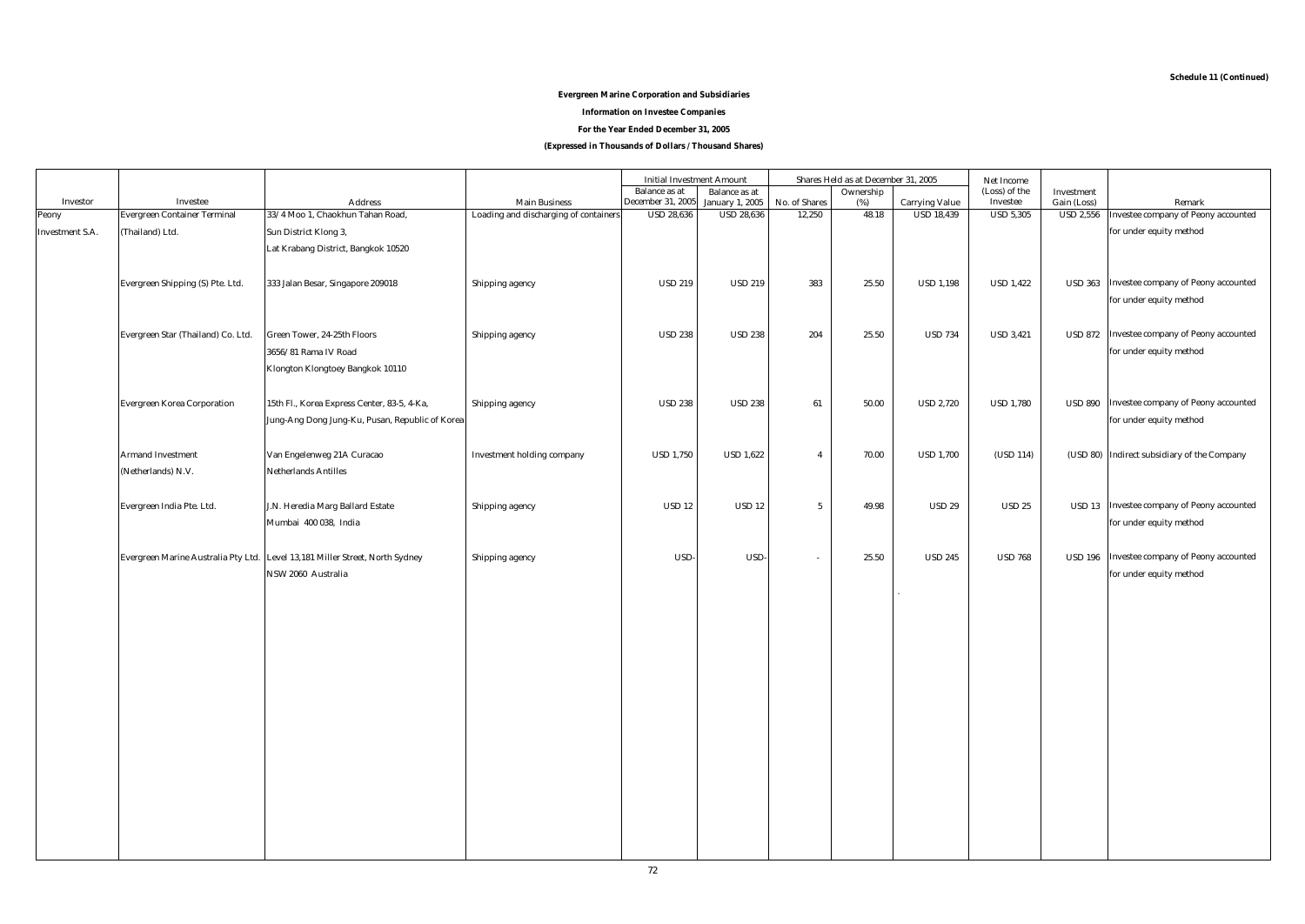**Schedule 11 (Continued)**

**Evergreen Marine Corporation and Subsidiaries**

**Information on Investee Companies**

**For the Year Ended December 31, 2005**

**(Expressed in Thousands of Dollars / Thousand Shares)**

| Investor | Investee | Address | Main Business | Initial Investment Amount | | Shares Held as at December 31, 2005 | | | Net Income (Loss) of the Investee | Investment Gain (Loss) | Remark |
|---|---|---|---|---|---|---|---|---|---|---|---|
| | | | | Balance as at December 31, 2005 | Balance as at January 1, 2005 | No. of Shares | Ownership (%) | Carrying Value | | | |
| Peony Investment S.A. | Evergreen Container Terminal (Thailand) Ltd. | 33/4 Moo 1, Chaokhun Tahan Road, Sun District Klong 3, Lat Krabang District, Bangkok 10520 | Loading and discharging of containers | USD 28,636 | USD 28,636 | 12,250 | 48.18 | USD 18,439 | USD 5,305 | USD 2,556 | Investee company of Peony accounted for under equity method |
| | Evergreen Shipping (S) Pte. Ltd. | 333 Jalan Besar, Singapore 209018 | Shipping agency | USD 219 | USD 219 | 383 | 25.50 | USD 1,198 | USD 1,422 | USD 363 | Investee company of Peony accounted for under equity method |
| | Evergreen Star (Thailand) Co. Ltd. | Green Tower, 24-25th Floors 3656/81 Rama IV Road Klongton Klongtoey Bangkok 10110 | Shipping agency | USD 238 | USD 238 | 204 | 25.50 | USD 734 | USD 3,421 | USD 872 | Investee company of Peony accounted for under equity method |
| | Evergreen Korea Corporation | 15th Fl., Korea Express Center, 83-5, 4-Ka, Jung-Ang Dong Jung-Ku, Pusan, Republic of Korea | Shipping agency | USD 238 | USD 238 | 61 | 50.00 | USD 2,720 | USD 1,780 | USD 890 | Investee company of Peony accounted for under equity method |
| | Armand Investment (Netherlands) N.V. | Van Engelenweg 21A Curacao Netherlands Antilles | Investment holding company | USD 1,750 | USD 1,622 | 4 | 70.00 | USD 1,700 | (USD 114) | (USD 80) | Indirect subsidiary of the Company |
| | Evergreen India Pte. Ltd. | J.N. Heredia Marg Ballard Estate Mumbai 400 038, India | Shipping agency | USD 12 | USD 12 | 5 | 49.98 | USD 29 | USD 25 | USD 13 | Investee company of Peony accounted for under equity method |
| | Evergreen Marine Australia Pty Ltd. | Level 13,181 Miller Street, North Sydney NSW 2060 Australia | Shipping agency | USD- | USD- | - | 25.50 | USD 245 | USD 768 | USD 196 | Investee company of Peony accounted for under equity method |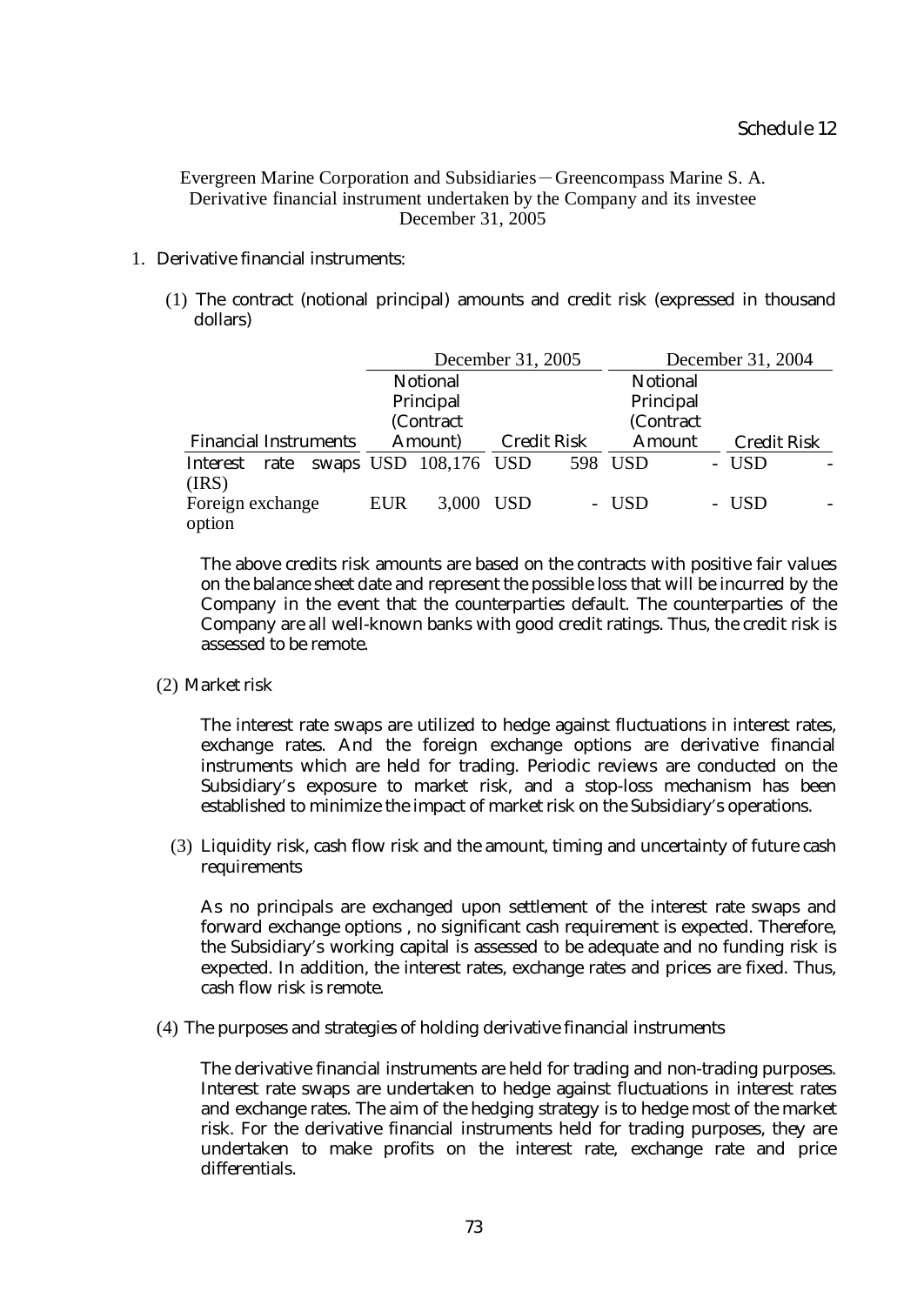Schedule 12

Evergreen Marine Corporation and Subsidiaries－Greencompass Marine S. A.
Derivative financial instrument undertaken by the Company and its investee
December 31, 2005

1. Derivative financial instruments:

(1) The contract (notional principal) amounts and credit risk (expressed in thousand dollars)

| | December 31, 2005 | | December 31, 2004 | |
|---|---|---|---|---|
| Financial Instruments | Notional Principal (Contract Amount) | Credit Risk | Notional Principal (Contract Amount | Credit Risk |
| Interest rate swaps (IRS) | USD 108,176 | USD 598 | USD - | USD - |
| Foreign exchange option | EUR 3,000 | USD - | USD - | USD - |

The above credits risk amounts are based on the contracts with positive fair values on the balance sheet date and represent the possible loss that will be incurred by the Company in the event that the counterparties default. The counterparties of the Company are all well-known banks with good credit ratings. Thus, the credit risk is assessed to be remote.

(2) Market risk

The interest rate swaps are utilized to hedge against fluctuations in interest rates, exchange rates. And the foreign exchange options are derivative financial instruments which are held for trading. Periodic reviews are conducted on the Subsidiary's exposure to market risk, and a stop-loss mechanism has been established to minimize the impact of market risk on the Subsidiary's operations.

(3) Liquidity risk, cash flow risk and the amount, timing and uncertainty of future cash requirements

As no principals are exchanged upon settlement of the interest rate swaps and forward exchange options , no significant cash requirement is expected. Therefore, the Subsidiary's working capital is assessed to be adequate and no funding risk is expected. In addition, the interest rates, exchange rates and prices are fixed. Thus, cash flow risk is remote.

(4) The purposes and strategies of holding derivative financial instruments

The derivative financial instruments are held for trading and non-trading purposes. Interest rate swaps are undertaken to hedge against fluctuations in interest rates and exchange rates. The aim of the hedging strategy is to hedge most of the market risk. For the derivative financial instruments held for trading purposes, they are undertaken to make profits on the interest rate, exchange rate and price differentials.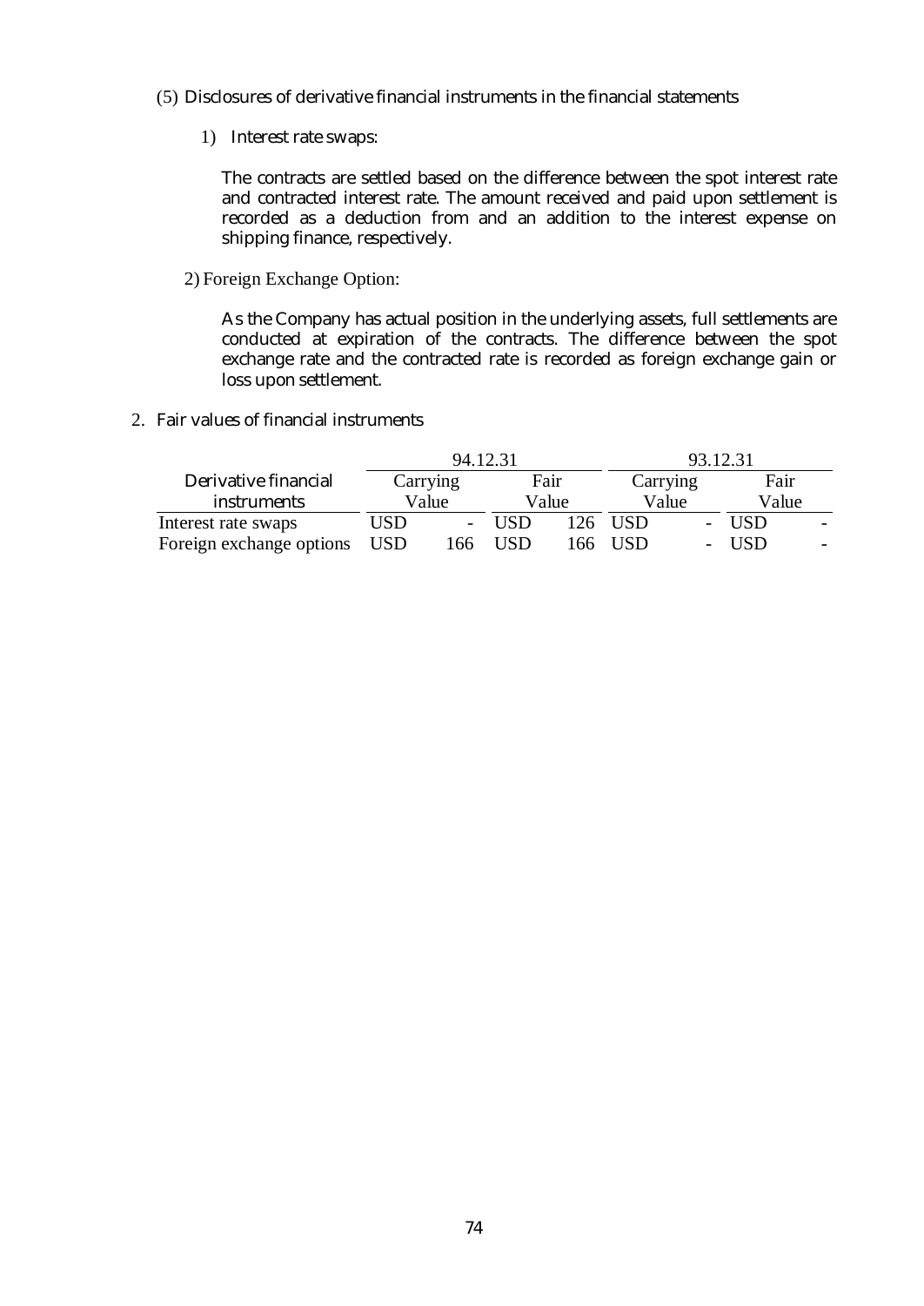(5) Disclosures of derivative financial instruments in the financial statements

1) Interest rate swaps:

The contracts are settled based on the difference between the spot interest rate and contracted interest rate. The amount received and paid upon settlement is recorded as a deduction from and an addition to the interest expense on shipping finance, respectively.

2) Foreign Exchange Option:

As the Company has actual position in the underlying assets, full settlements are conducted at expiration of the contracts. The difference between the spot exchange rate and the contracted rate is recorded as foreign exchange gain or loss upon settlement.

2. Fair values of financial instruments

| Derivative financial instruments | 94.12.31 | | | | 93.12.31 | | | |
|---|---|---|---|---|---|---|---|---|
| | Carrying Value | | Fair Value | | Carrying Value | | Fair Value | |
| Interest rate swaps | USD | - | USD | 126 | USD | - | USD | - |
| Foreign exchange options | USD | 166 | USD | 166 | USD | - | USD | - |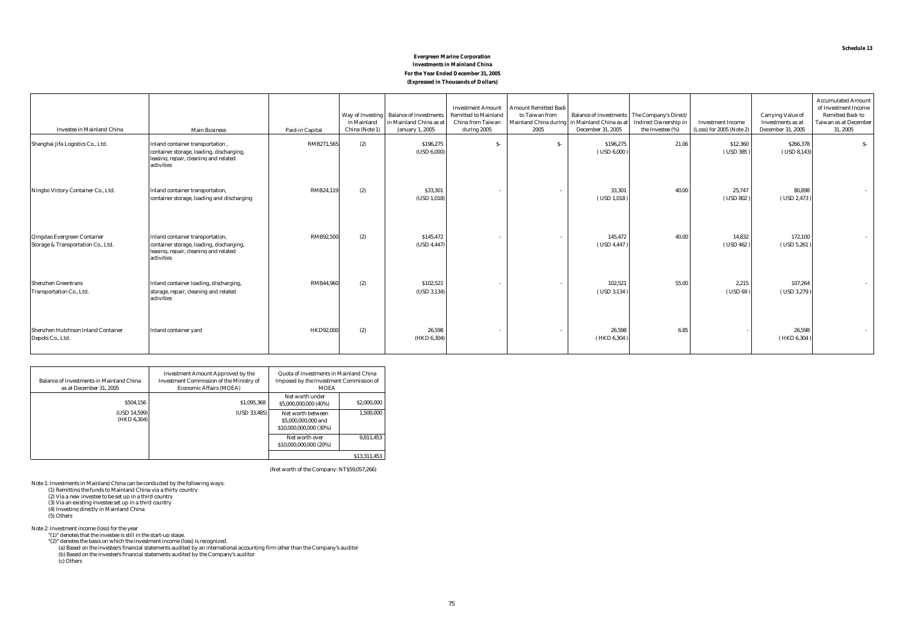Schedule 13

**Evergreen Marine Corporation**
**Investments in Mainland China**
**For the Year Ended December 31, 2005**
**(Expressed in Thousands of Dollars)**

| Investee in Mainland China | Main Business | Paid-in Capital | Way of Investing in Mainland China (Note 1) | Balance of Investments in Mainland China as at January 1, 2005 | Investment Amount Remitted to Mainland China from Taiwan during 2005 | Amount Remitted Back to Taiwan from Mainland China during 2005 | Balance of Investments in Mainland China as at December 31, 2005 | The Company's Direct/ Indirect Ownership in the Investee (%) | Investment Income (Loss) for 2005 (Note 2) | Carrying Value of Investments as at December 31, 2005 | Accumulated Amount of Investment Income Remitted Back to Taiwan as at December 31, 2005 |
|---|---|---|---|---|---|---|---|---|---|---|---|
| Shanghai Jifa Logistics Co., Ltd. | Inland container transportation, container storage, loading, discharging, leasing, repair, cleaning and related activities | RMB271,565 | (2) | $196,275 (USD 6,000) | $- | $- | $196,275 ( USD 6,000 ) | 21.06 | $12,360 ( USD 385 ) | $266,378 ( USD 8,143) | $- |
| Ningbo Victory Container Co., Ltd. | Inland container transportation, container storage, loading and discharging | RMB24,119 | (2) | $33,301 (USD 1,018) | - | - | 33,301 ( USD 1,018 ) | 40.00 | 25,747 ( USD 802 ) | 80,898 ( USD 2,473 ) | - |
| Qingdao Evergreen Container Storage & Transportation Co., Ltd. | Inland container transportation, container storage, loading, discharging, leasing, repair, cleaning and related activities | RMB92,500 | (2) | $145,472 (USD 4,447) | - | - | 145,472 ( USD 4,447 ) | 40.00 | 14,832 ( USD 462 ) | 172,100 ( USD 5,261 ) | - |
| Shenzhen Greentrans Transportation Co., Ltd. | Inland container loading, discharging, storage, repair, cleaning and related activities | RMB44,960 | (2) | $102,521 (USD 3,134) | - | - | 102,521 ( USD 3,134 ) | 55.00 | 2,215 ( USD 69 ) | 107,264 ( USD 3,279 ) | - |
| Shenzhen Hutchison Inland Container Depots Co., Ltd. | Inland container yard | HKD92,000 | (2) | 26,598 (HKD 6,304) | - | - | 26,598 ( HKD 6,304 ) | 6.85 | - | 26,598 ( HKD 6,304 ) | - |

| Balance of Investments in Mainland China as at December 31, 2005 | Investment Amount Approved by the Investment Commission of the Ministry of Economic Affairs (MOEA) | Quota of Investments in Mainland China Imposed by the Investment Commission of MOEA | |
|---|---|---|---|
| $504,156 | $1,095,368 | Net worth under $5,000,000,000 (40%) | $2,000,000 |
| (USD 14,599) (HKD 6,304) | (USD 33,485) | Net worth between $5,000,000,000 and $10,000,000,000 (30%) | 1,500,000 |
| | | Net worth over $10,000,000,000 (20%) | 9,811,453 |
| | | | $13,311,453 |

(Net worth of the Company: NT$59,057,266)

Note 1: Investments in Mainland China can be conducted by the following ways:
(1) Remitting the funds to Mainland China via a thirty country
(2) Via a new investee to be set up in a third country
(3) Via an existing investee set up in a third country
(4) Investing directly in Mainland China
(5) Others

Note 2: Investment income (loss) for the year
"(1)" denotes that the investee is still in the start-up stage.
"(2)" denotes the basis on which the investment income (loss) is recognized.
(a) Based on the investee's financial statements audited by an international accounting firm other than the Company's auditor
(b) Based on the investee's financial statements audited by the Company's auditor
(c) Others